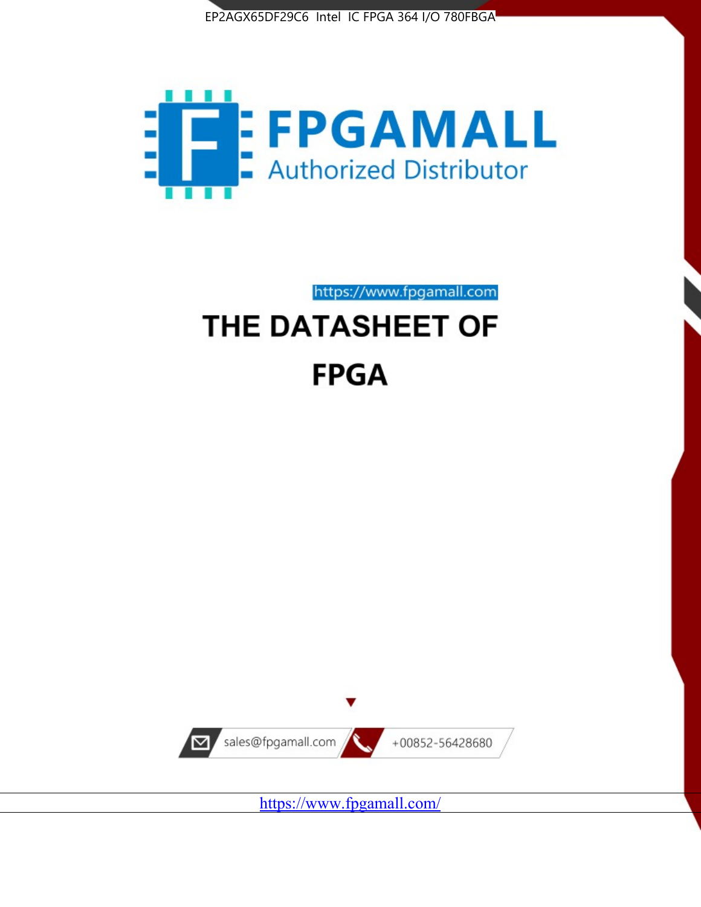EP2AGX65DF29C6 Intel IC FPGA 364 I/O 780FBGA

FPGAMALL

Authorized Distributor

https://www.fpgamall.com

# THE DATASHEET OF

# FPGA

sales@fpgamall.com

+00852-56428680

https://www.fpgamall.com/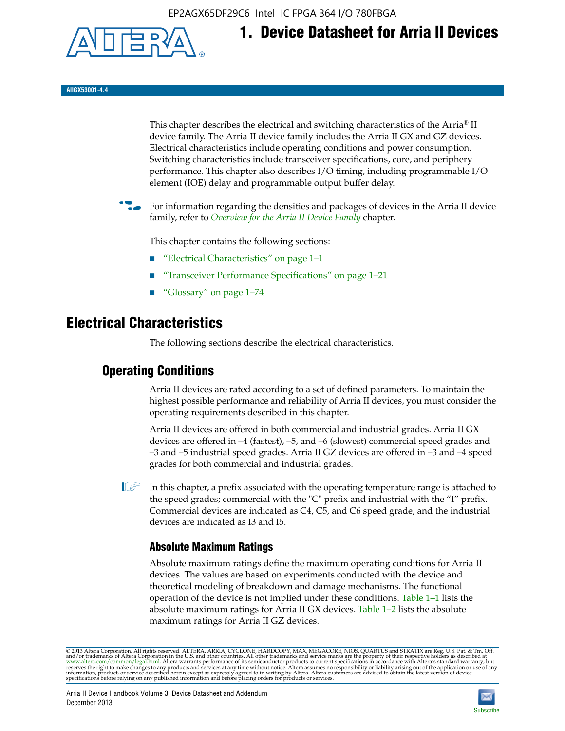# 1. Device Datasheet for Arria II Devices

AIIGX53001-4.4

This chapter describes the electrical and switching characteristics of the Arria® II device family. The Arria II device family includes the Arria II GX and GZ devices. Electrical characteristics include operating conditions and power consumption. Switching characteristics include transceiver specifications, core, and periphery performance. This chapter also describes I/O timing, including programmable I/O element (IOE) delay and programmable output buffer delay.

For information regarding the densities and packages of devices in the Arria II device family, refer to *Overview for the Arria II Device Family* chapter.

This chapter contains the following sections:

- "Electrical Characteristics" on page 1–1
- "Transceiver Performance Specifications" on page 1–21
- "Glossary" on page 1–74

## Electrical Characteristics

The following sections describe the electrical characteristics.

### Operating Conditions

Arria II devices are rated according to a set of defined parameters. To maintain the highest possible performance and reliability of Arria II devices, you must consider the operating requirements described in this chapter.

Arria II devices are offered in both commercial and industrial grades. Arria II GX devices are offered in –4 (fastest), –5, and –6 (slowest) commercial speed grades and –3 and –5 industrial speed grades. Arria II GZ devices are offered in –3 and –4 speed grades for both commercial and industrial grades.

In this chapter, a prefix associated with the operating temperature range is attached to the speed grades; commercial with the "C" prefix and industrial with the "I" prefix. Commercial devices are indicated as C4, C5, and C6 speed grade, and the industrial devices are indicated as I3 and I5.

#### Absolute Maximum Ratings

Absolute maximum ratings define the maximum operating conditions for Arria II devices. The values are based on experiments conducted with the device and theoretical modeling of breakdown and damage mechanisms. The functional operation of the device is not implied under these conditions. Table 1–1 lists the absolute maximum ratings for Arria II GX devices. Table 1–2 lists the absolute maximum ratings for Arria II GZ devices.

© 2013 Altera Corporation. All rights reserved. ALTERA, ARRIA, CYCLONE, HARDCOPY, MAX, MEGACORE, NIOS, QUARTUS and STRATIX are Reg. U.S. Pat. & Tm. Off. and/or trademarks of Altera Corporation in the U.S. and other countries. All other trademarks and service marks are the property of their respective holders as described at www.altera.com/common/legal.html. Altera warrants performance of its semiconductor products to current specifications in accordance with Altera's standard warranty, but reserves the right to make changes to any products and services at any time without notice. Altera assumes no responsibility or liability arising out of the application or use of any information, product, or service described herein except as expressly agreed to in writing by Altera. Altera customers are advised to obtain the latest version of device specifications before relying on any published information and before placing orders for products or services.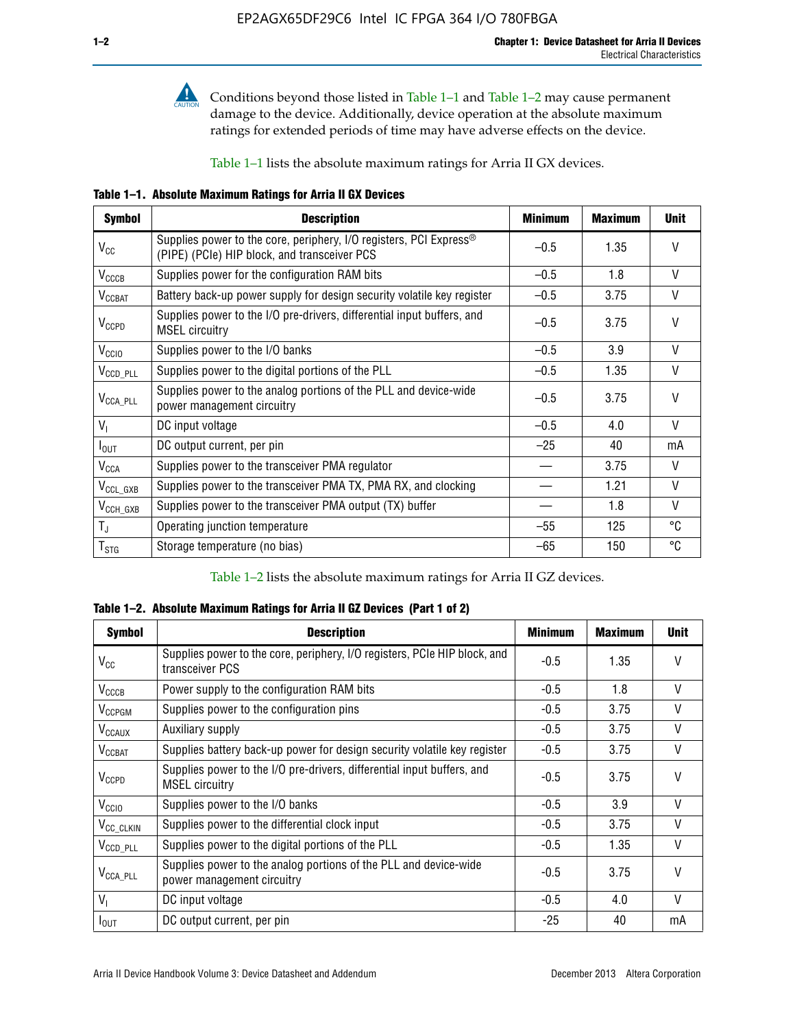Conditions beyond those listed in Table 1–1 and Table 1–2 may cause permanent damage to the device. Additionally, device operation at the absolute maximum ratings for extended periods of time may have adverse effects on the device.

Table 1–1 lists the absolute maximum ratings for Arria II GX devices.

**Table 1–1. Absolute Maximum Ratings for Arria II GX Devices**

| Symbol | Description | Minimum | Maximum | Unit |
|---|---|---|---|---|
| $V_{CC}$ | Supplies power to the core, periphery, I/O registers, PCI Express® (PIPE) (PCIe) HIP block, and transceiver PCS | –0.5 | 1.35 | V |
| $V_{CCCB}$ | Supplies power for the configuration RAM bits | –0.5 | 1.8 | V |
| $V_{CCBAT}$ | Battery back-up power supply for design security volatile key register | –0.5 | 3.75 | V |
| $V_{CCPD}$ | Supplies power to the I/O pre-drivers, differential input buffers, and MSEL circuitry | –0.5 | 3.75 | V |
| $V_{CCIO}$ | Supplies power to the I/O banks | –0.5 | 3.9 | V |
| $V_{CCD\_PLL}$ | Supplies power to the digital portions of the PLL | –0.5 | 1.35 | V |
| $V_{CCA\_PLL}$ | Supplies power to the analog portions of the PLL and device-wide power management circuitry | –0.5 | 3.75 | V |
| $V_I$ | DC input voltage | –0.5 | 4.0 | V |
| $I_{OUT}$ | DC output current, per pin | –25 | 40 | mA |
| $V_{CCA}$ | Supplies power to the transceiver PMA regulator | — | 3.75 | V |
| $V_{CCL\_GXB}$ | Supplies power to the transceiver PMA TX, PMA RX, and clocking | — | 1.21 | V |
| $V_{CCH\_GXB}$ | Supplies power to the transceiver PMA output (TX) buffer | — | 1.8 | V |
| $T_J$ | Operating junction temperature | –55 | 125 | °C |
| $T_{STG}$ | Storage temperature (no bias) | –65 | 150 | °C |

Table 1–2 lists the absolute maximum ratings for Arria II GZ devices.

**Table 1–2. Absolute Maximum Ratings for Arria II GZ Devices (Part 1 of 2)**

| Symbol | Description | Minimum | Maximum | Unit |
|---|---|---|---|---|
| $V_{CC}$ | Supplies power to the core, periphery, I/O registers, PCIe HIP block, and transceiver PCS | -0.5 | 1.35 | V |
| $V_{CCCB}$ | Power supply to the configuration RAM bits | -0.5 | 1.8 | V |
| $V_{CCPGM}$ | Supplies power to the configuration pins | -0.5 | 3.75 | V |
| $V_{CCAUX}$ | Auxiliary supply | -0.5 | 3.75 | V |
| $V_{CCBAT}$ | Supplies battery back-up power for design security volatile key register | -0.5 | 3.75 | V |
| $V_{CCPD}$ | Supplies power to the I/O pre-drivers, differential input buffers, and MSEL circuitry | -0.5 | 3.75 | V |
| $V_{CCIO}$ | Supplies power to the I/O banks | -0.5 | 3.9 | V |
| $V_{CC\_CLKIN}$ | Supplies power to the differential clock input | -0.5 | 3.75 | V |
| $V_{CCD\_PLL}$ | Supplies power to the digital portions of the PLL | -0.5 | 1.35 | V |
| $V_{CCA\_PLL}$ | Supplies power to the analog portions of the PLL and device-wide power management circuitry | -0.5 | 3.75 | V |
| $V_I$ | DC input voltage | -0.5 | 4.0 | V |
| $I_{OUT}$ | DC output current, per pin | -25 | 40 | mA |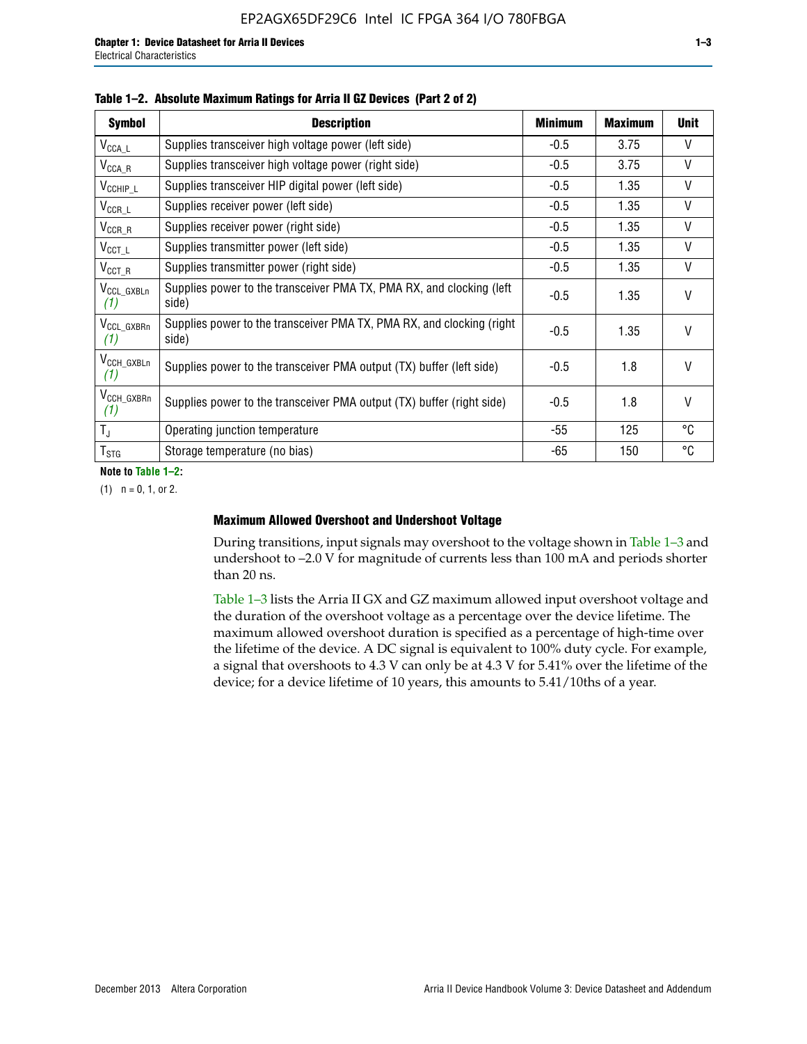**Table 1–2. Absolute Maximum Ratings for Arria II GZ Devices (Part 2 of 2)**

| Symbol | Description | Minimum | Maximum | Unit |
|---|---|---|---|---|
| $V_{CCA\_L}$ | Supplies transceiver high voltage power (left side) | -0.5 | 3.75 | V |
| $V_{CCA\_R}$ | Supplies transceiver high voltage power (right side) | -0.5 | 3.75 | V |
| $V_{CCHIP\_L}$ | Supplies transceiver HIP digital power (left side) | -0.5 | 1.35 | V |
| $V_{CCR\_L}$ | Supplies receiver power (left side) | -0.5 | 1.35 | V |
| $V_{CCR\_R}$ | Supplies receiver power (right side) | -0.5 | 1.35 | V |
| $V_{CCT\_L}$ | Supplies transmitter power (left side) | -0.5 | 1.35 | V |
| $V_{CCT\_R}$ | Supplies transmitter power (right side) | -0.5 | 1.35 | V |
| $V_{CCL\_GXBLn}$ *(1)* | Supplies power to the transceiver PMA TX, PMA RX, and clocking (left side) | -0.5 | 1.35 | V |
| $V_{CCL\_GXBRn}$ *(1)* | Supplies power to the transceiver PMA TX, PMA RX, and clocking (right side) | -0.5 | 1.35 | V |
| $V_{CCH\_GXBLn}$ *(1)* | Supplies power to the transceiver PMA output (TX) buffer (left side) | -0.5 | 1.8 | V |
| $V_{CCH\_GXBRn}$ *(1)* | Supplies power to the transceiver PMA output (TX) buffer (right side) | -0.5 | 1.8 | V |
| $T_J$ | Operating junction temperature | -55 | 125 | °C |
| $T_{STG}$ | Storage temperature (no bias) | -65 | 150 | °C |

**Note to Table 1–2:**

(1) n = 0, 1, or 2.

### Maximum Allowed Overshoot and Undershoot Voltage

During transitions, input signals may overshoot to the voltage shown in Table 1–3 and undershoot to –2.0 V for magnitude of currents less than 100 mA and periods shorter than 20 ns.

Table 1–3 lists the Arria II GX and GZ maximum allowed input overshoot voltage and the duration of the overshoot voltage as a percentage over the device lifetime. The maximum allowed overshoot duration is specified as a percentage of high-time over the lifetime of the device. A DC signal is equivalent to 100% duty cycle. For example, a signal that overshoots to 4.3 V can only be at 4.3 V for 5.41% over the lifetime of the device; for a device lifetime of 10 years, this amounts to 5.41/10ths of a year.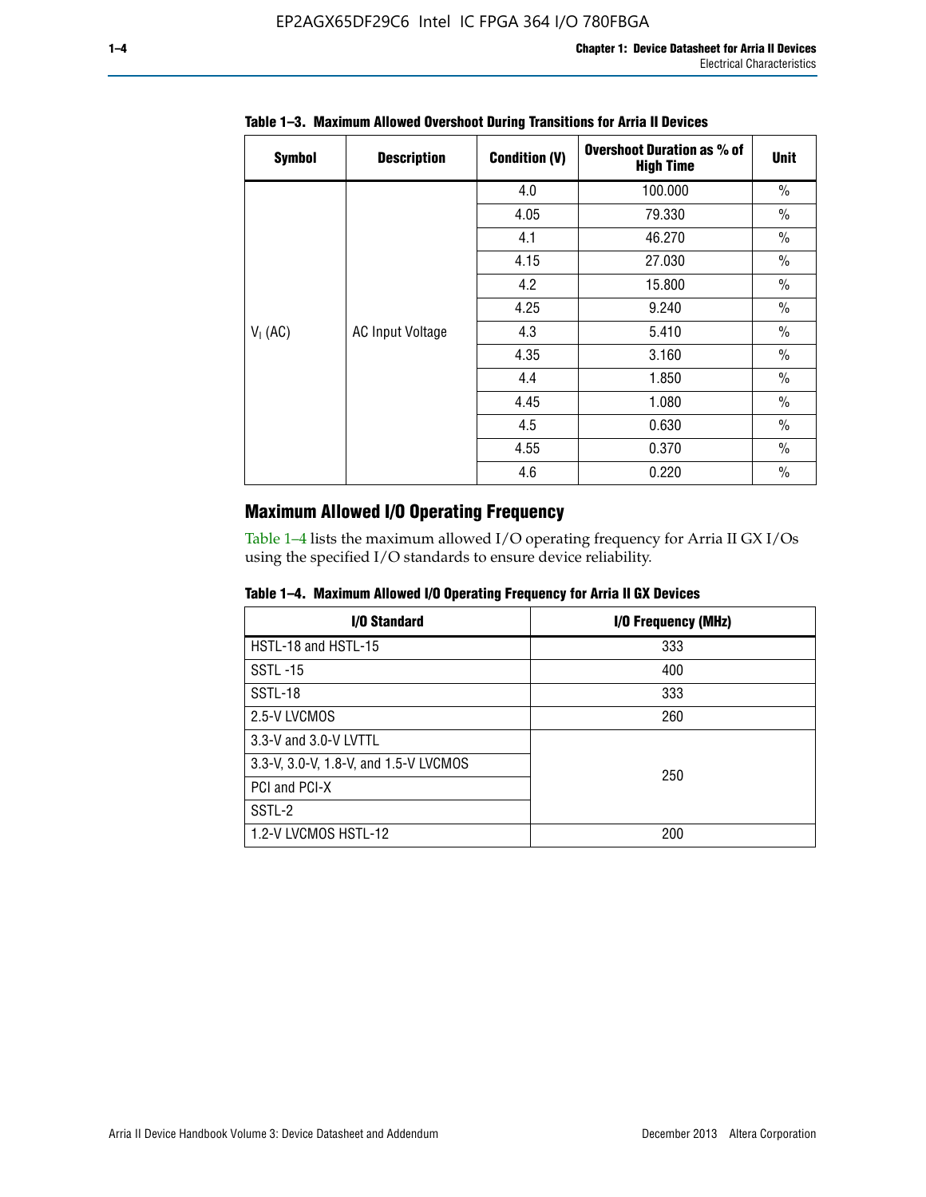**Table 1–3. Maximum Allowed Overshoot During Transitions for Arria II Devices**

| Symbol | Description | Condition (V) | Overshoot Duration as % of High Time | Unit |
|---|---|---|---|---|
| $V_I$ (AC) | AC Input Voltage | 4.0 | 100.000 | % |
| | | 4.05 | 79.330 | % |
| | | 4.1 | 46.270 | % |
| | | 4.15 | 27.030 | % |
| | | 4.2 | 15.800 | % |
| | | 4.25 | 9.240 | % |
| | | 4.3 | 5.410 | % |
| | | 4.35 | 3.160 | % |
| | | 4.4 | 1.850 | % |
| | | 4.45 | 1.080 | % |
| | | 4.5 | 0.630 | % |
| | | 4.55 | 0.370 | % |
| | | 4.6 | 0.220 | % |

## Maximum Allowed I/O Operating Frequency

Table 1–4 lists the maximum allowed I/O operating frequency for Arria II GX I/Os using the specified I/O standards to ensure device reliability.

**Table 1–4. Maximum Allowed I/O Operating Frequency for Arria II GX Devices**

| I/O Standard | I/O Frequency (MHz) |
|---|---|
| HSTL-18 and HSTL-15 | 333 |
| SSTL -15 | 400 |
| SSTL-18 | 333 |
| 2.5-V LVCMOS | 260 |
| 3.3-V and 3.0-V LVTTL | 250 |
| 3.3-V, 3.0-V, 1.8-V, and 1.5-V LVCMOS | |
| PCI and PCI-X | |
| SSTL-2 | |
| 1.2-V LVCMOS HSTL-12 | 200 |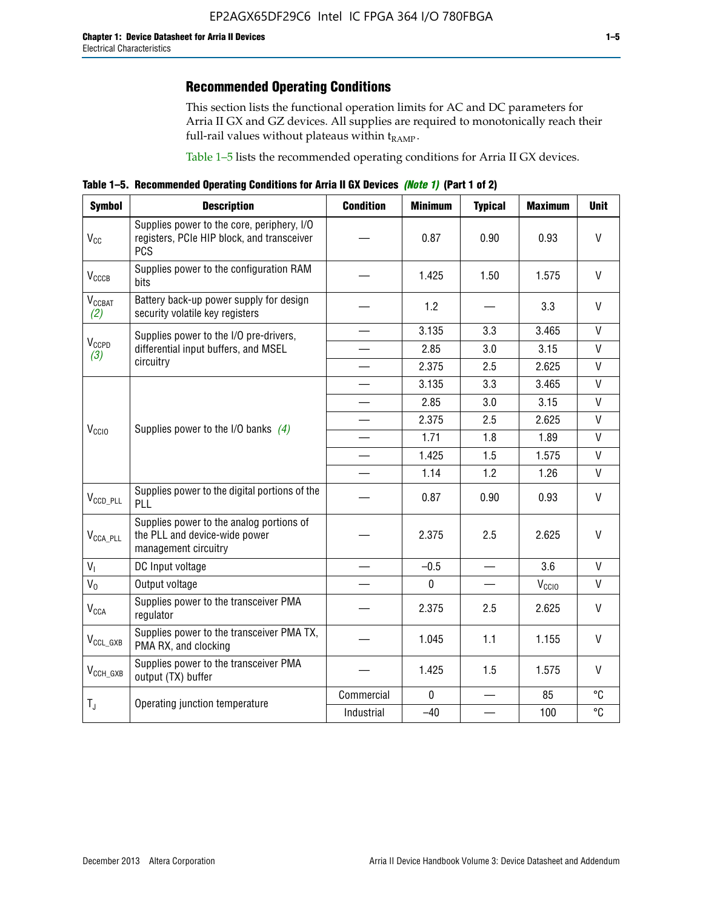## Recommended Operating Conditions

This section lists the functional operation limits for AC and DC parameters for Arria II GX and GZ devices. All supplies are required to monotonically reach their full-rail values without plateaus within $t_{RAMP}$.

Table 1–5 lists the recommended operating conditions for Arria II GX devices.

**Table 1–5. Recommended Operating Conditions for Arria II GX Devices *(Note 1)* (Part 1 of 2)**

| Symbol | Description | Condition | Minimum | Typical | Maximum | Unit |
|---|---|---|---|---|---|---|
| $V_{CC}$ | Supplies power to the core, periphery, I/O registers, PCIe HIP block, and transceiver PCS | — | 0.87 | 0.90 | 0.93 | V |
| $V_{CCCB}$ | Supplies power to the configuration RAM bits | — | 1.425 | 1.50 | 1.575 | V |
| $V_{CCBAT}$ *(2)* | Battery back-up power supply for design security volatile key registers | — | 1.2 | — | 3.3 | V |
| $V_{CCPD}$ *(3)* | Supplies power to the I/O pre-drivers, differential input buffers, and MSEL circuitry | — | 3.135 | 3.3 | 3.465 | V |
| | | — | 2.85 | 3.0 | 3.15 | V |
| | | — | 2.375 | 2.5 | 2.625 | V |
| $V_{CCIO}$ | Supplies power to the I/O banks *(4)* | — | 3.135 | 3.3 | 3.465 | V |
| | | — | 2.85 | 3.0 | 3.15 | V |
| | | — | 2.375 | 2.5 | 2.625 | V |
| | | — | 1.71 | 1.8 | 1.89 | V |
| | | — | 1.425 | 1.5 | 1.575 | V |
| | | — | 1.14 | 1.2 | 1.26 | V |
| $V_{CCD\_PLL}$ | Supplies power to the digital portions of the PLL | — | 0.87 | 0.90 | 0.93 | V |
| $V_{CCA\_PLL}$ | Supplies power to the analog portions of the PLL and device-wide power management circuitry | — | 2.375 | 2.5 | 2.625 | V |
| $V_I$ | DC Input voltage | — | –0.5 | — | 3.6 | V |
| $V_O$ | Output voltage | — | 0 | — | $V_{CCIO}$ | V |
| $V_{CCA}$ | Supplies power to the transceiver PMA regulator | — | 2.375 | 2.5 | 2.625 | V |
| $V_{CCL\_GXB}$ | Supplies power to the transceiver PMA TX, PMA RX, and clocking | — | 1.045 | 1.1 | 1.155 | V |
| $V_{CCH\_GXB}$ | Supplies power to the transceiver PMA output (TX) buffer | — | 1.425 | 1.5 | 1.575 | V |
| $T_J$ | Operating junction temperature | Commercial | 0 | — | 85 | °C |
| | | Industrial | –40 | — | 100 | °C |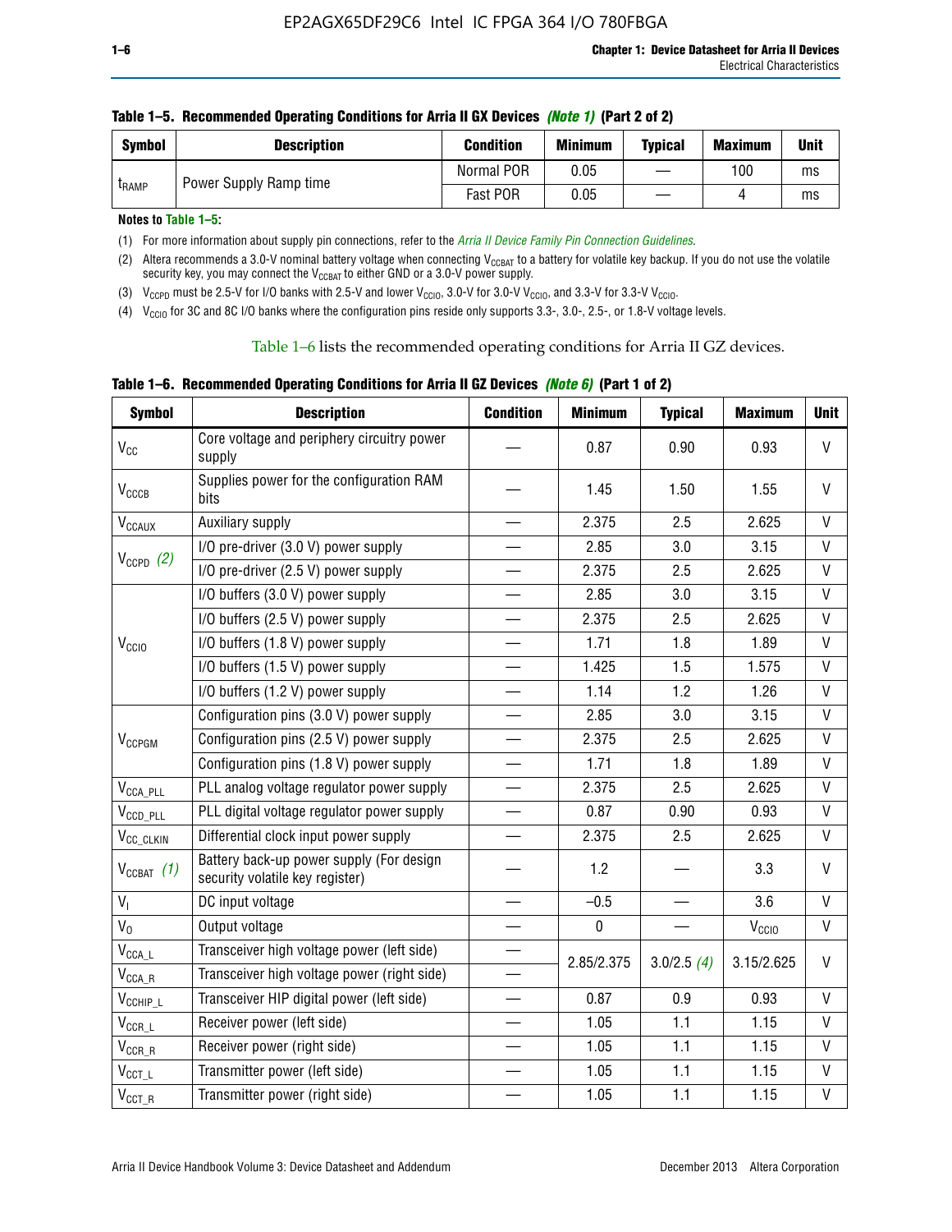**Table 1–5. Recommended Operating Conditions for Arria II GX Devices *(Note 1)* (Part 2 of 2)**

| Symbol | Description | Condition | Minimum | Typical | Maximum | Unit |
|---|---|---|---|---|---|---|
| $t_{RAMP}$ | Power Supply Ramp time | Normal POR | 0.05 | — | 100 | ms |
| | | Fast POR | 0.05 | — | 4 | ms |

**Notes to Table 1–5:**

(1) For more information about supply pin connections, refer to the *Arria II Device Family Pin Connection Guidelines*.

(2) Altera recommends a 3.0-V nominal battery voltage when connecting $V_{CCBAT}$ to a battery for volatile key backup. If you do not use the volatile security key, you may connect the $V_{CCBAT}$ to either GND or a 3.0-V power supply.

(3) $V_{CCPD}$ must be 2.5-V for I/O banks with 2.5-V and lower $V_{CCIO}$, 3.0-V for 3.0-V $V_{CCIO}$, and 3.3-V for 3.3-V $V_{CCIO}$.

(4) $V_{CCIO}$ for 3C and 8C I/O banks where the configuration pins reside only supports 3.3-, 3.0-, 2.5-, or 1.8-V voltage levels.

Table 1–6 lists the recommended operating conditions for Arria II GZ devices.

**Table 1–6. Recommended Operating Conditions for Arria II GZ Devices *(Note 6)* (Part 1 of 2)**

| Symbol | Description | Condition | Minimum | Typical | Maximum | Unit |
|---|---|---|---|---|---|---|
| $V_{CC}$ | Core voltage and periphery circuitry power supply | — | 0.87 | 0.90 | 0.93 | V |
| $V_{CCCB}$ | Supplies power for the configuration RAM bits | — | 1.45 | 1.50 | 1.55 | V |
| $V_{CCAUX}$ | Auxiliary supply | — | 2.375 | 2.5 | 2.625 | V |
| $V_{CCPD}$ *(2)* | I/O pre-driver (3.0 V) power supply | — | 2.85 | 3.0 | 3.15 | V |
| | I/O pre-driver (2.5 V) power supply | — | 2.375 | 2.5 | 2.625 | V |
| $V_{CCIO}$ | I/O buffers (3.0 V) power supply | — | 2.85 | 3.0 | 3.15 | V |
| | I/O buffers (2.5 V) power supply | — | 2.375 | 2.5 | 2.625 | V |
| | I/O buffers (1.8 V) power supply | — | 1.71 | 1.8 | 1.89 | V |
| | I/O buffers (1.5 V) power supply | — | 1.425 | 1.5 | 1.575 | V |
| | I/O buffers (1.2 V) power supply | — | 1.14 | 1.2 | 1.26 | V |
| $V_{CCPGM}$ | Configuration pins (3.0 V) power supply | — | 2.85 | 3.0 | 3.15 | V |
| | Configuration pins (2.5 V) power supply | — | 2.375 | 2.5 | 2.625 | V |
| | Configuration pins (1.8 V) power supply | — | 1.71 | 1.8 | 1.89 | V |
| $V_{CCA\_PLL}$ | PLL analog voltage regulator power supply | — | 2.375 | 2.5 | 2.625 | V |
| $V_{CCD\_PLL}$ | PLL digital voltage regulator power supply | — | 0.87 | 0.90 | 0.93 | V |
| $V_{CC\_CLKIN}$ | Differential clock input power supply | — | 2.375 | 2.5 | 2.625 | V |
| $V_{CCBAT}$ *(1)* | Battery back-up power supply (For design security volatile key register) | — | 1.2 | — | 3.3 | V |
| $V_I$ | DC input voltage | — | –0.5 | — | 3.6 | V |
| $V_O$ | Output voltage | — | 0 | — | $V_{CCIO}$ | V |
| $V_{CCA\_L}$ | Transceiver high voltage power (left side) | — | 2.85/2.375 | 3.0/2.5 *(4)* | 3.15/2.625 | V |
| $V_{CCA\_R}$ | Transceiver high voltage power (right side) | — | | | | |
| $V_{CCHIP\_L}$ | Transceiver HIP digital power (left side) | — | 0.87 | 0.9 | 0.93 | V |
| $V_{CCR\_L}$ | Receiver power (left side) | — | 1.05 | 1.1 | 1.15 | V |
| $V_{CCR\_R}$ | Receiver power (right side) | — | 1.05 | 1.1 | 1.15 | V |
| $V_{CCT\_L}$ | Transmitter power (left side) | — | 1.05 | 1.1 | 1.15 | V |
| $V_{CCT\_R}$ | Transmitter power (right side) | — | 1.05 | 1.1 | 1.15 | V |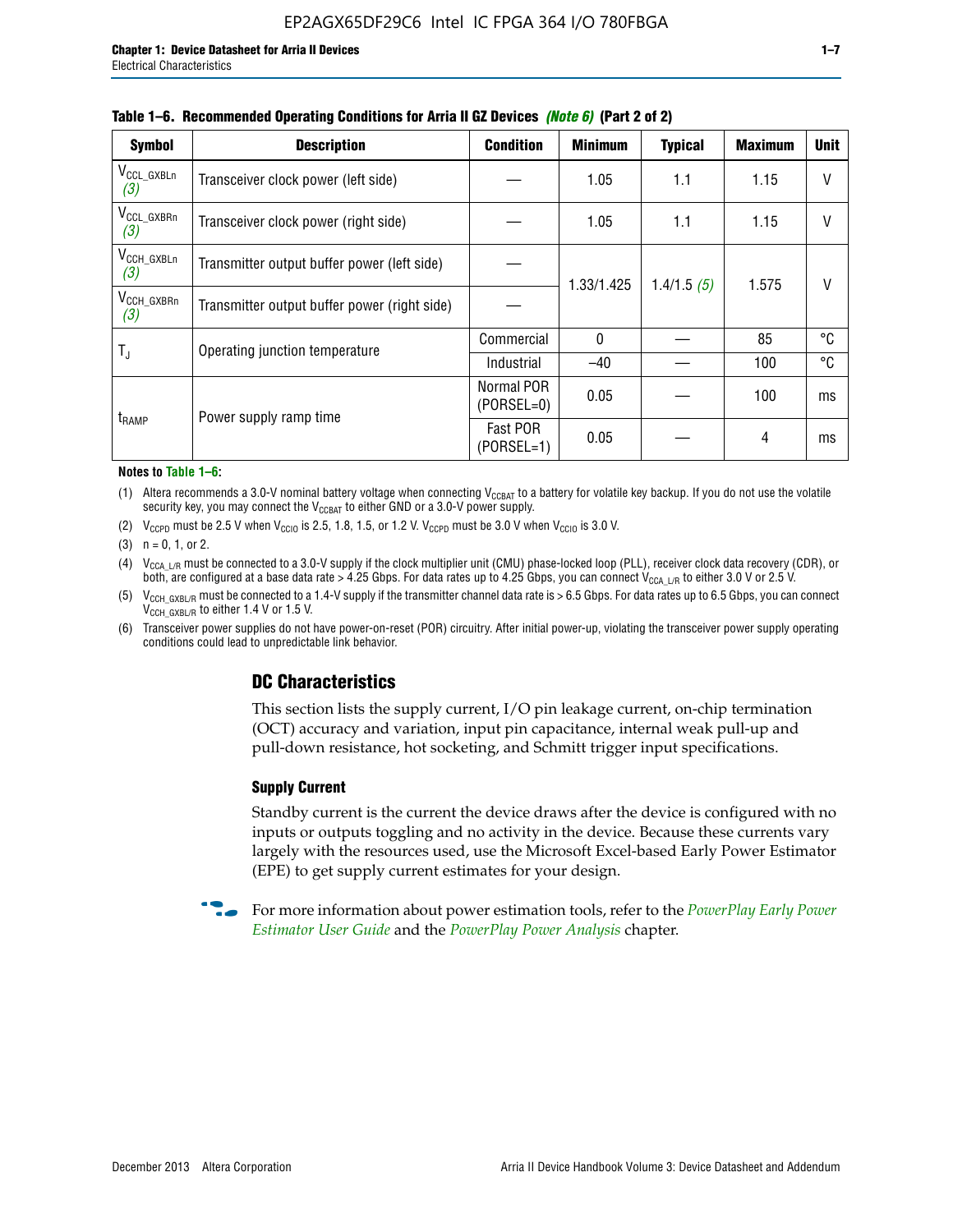**Table 1–6. Recommended Operating Conditions for Arria II GZ Devices *(Note 6)* (Part 2 of 2)**

| Symbol | Description | Condition | Minimum | Typical | Maximum | Unit |
|---|---|---|---|---|---|---|
| $V_{CCL\_GXBLn}$ *(3)* | Transceiver clock power (left side) | — | 1.05 | 1.1 | 1.15 | V |
| $V_{CCL\_GXBRn}$ *(3)* | Transceiver clock power (right side) | — | 1.05 | 1.1 | 1.15 | V |
| $V_{CCH\_GXBLn}$ *(3)* | Transmitter output buffer power (left side) | — | 1.33/1.425 | 1.4/1.5 *(5)* | 1.575 | V |
| $V_{CCH\_GXBRn}$ *(3)* | Transmitter output buffer power (right side) | — | | | | |
| $T_J$ | Operating junction temperature | Commercial | 0 | — | 85 | °C |
| | | Industrial | –40 | — | 100 | °C |
| $t_{RAMP}$ | Power supply ramp time | Normal POR (PORSEL=0) | 0.05 | — | 100 | ms |
| | | Fast POR (PORSEL=1) | 0.05 | — | 4 | ms |

**Notes to Table 1–6:**

(1) Altera recommends a 3.0-V nominal battery voltage when connecting $V_{CCBAT}$ to a battery for volatile key backup. If you do not use the volatile security key, you may connect the $V_{CCBAT}$ to either GND or a 3.0-V power supply.

(2) $V_{CCPD}$ must be 2.5 V when $V_{CCIO}$ is 2.5, 1.8, 1.5, or 1.2 V. $V_{CCPD}$ must be 3.0 V when $V_{CCIO}$ is 3.0 V.

(3) n = 0, 1, or 2.

(4) $V_{CCA\_L/R}$ must be connected to a 3.0-V supply if the clock multiplier unit (CMU) phase-locked loop (PLL), receiver clock data recovery (CDR), or both, are configured at a base data rate > 4.25 Gbps. For data rates up to 4.25 Gbps, you can connect $V_{CCA\_L/R}$ to either 3.0 V or 2.5 V.

(5) $V_{CCH\_GXBL/R}$ must be connected to a 1.4-V supply if the transmitter channel data rate is > 6.5 Gbps. For data rates up to 6.5 Gbps, you can connect $V_{CCH\_GXBL/R}$ to either 1.4 V or 1.5 V.

(6) Transceiver power supplies do not have power-on-reset (POR) circuitry. After initial power-up, violating the transceiver power supply operating conditions could lead to unpredictable link behavior.

## DC Characteristics

This section lists the supply current, I/O pin leakage current, on-chip termination (OCT) accuracy and variation, input pin capacitance, internal weak pull-up and pull-down resistance, hot socketing, and Schmitt trigger input specifications.

### Supply Current

Standby current is the current the device draws after the device is configured with no inputs or outputs toggling and no activity in the device. Because these currents vary largely with the resources used, use the Microsoft Excel-based Early Power Estimator (EPE) to get supply current estimates for your design.

For more information about power estimation tools, refer to the *PowerPlay Early Power Estimator User Guide* and the *PowerPlay Power Analysis* chapter.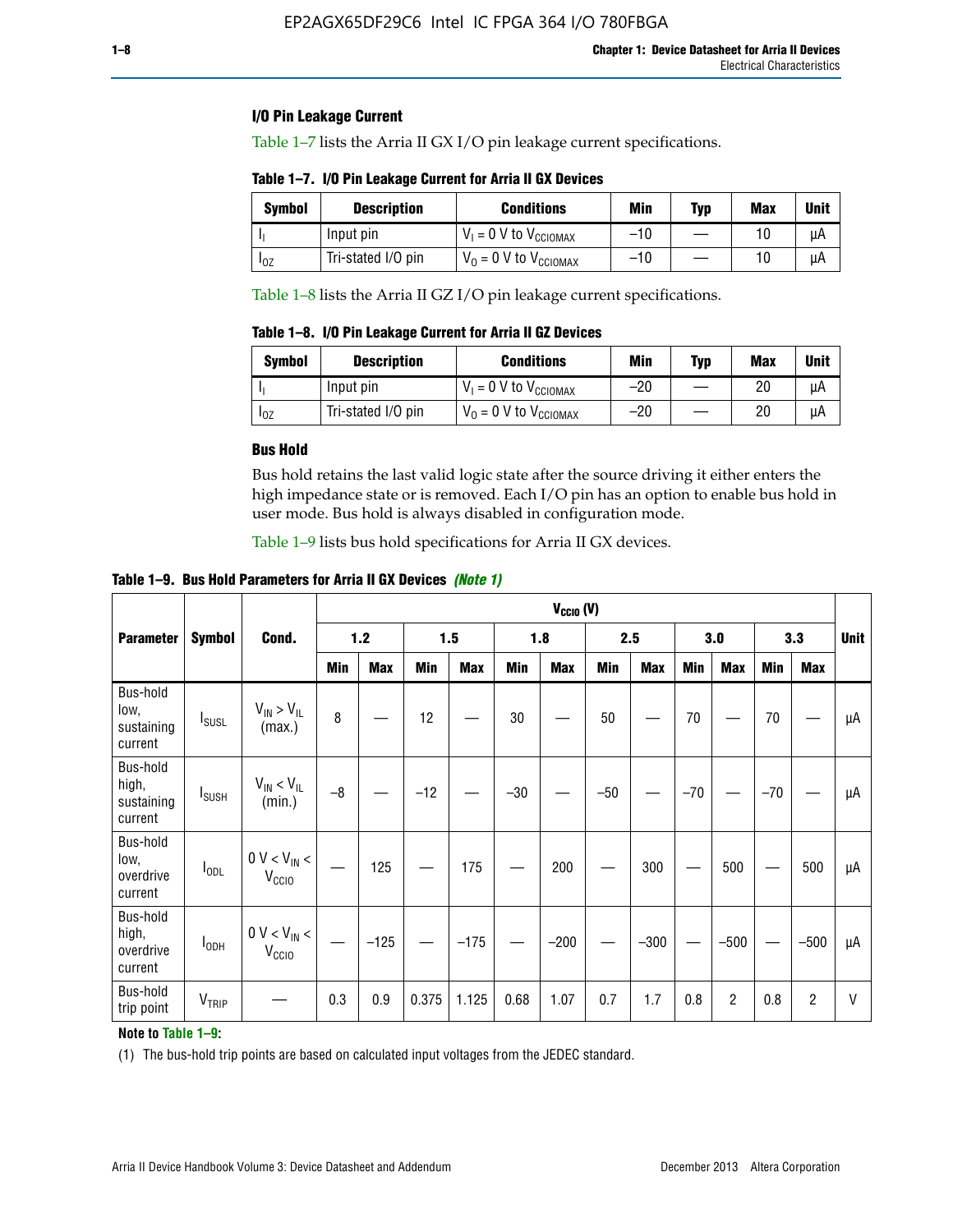### I/O Pin Leakage Current

Table 1–7 lists the Arria II GX I/O pin leakage current specifications.

**Table 1–7. I/O Pin Leakage Current for Arria II GX Devices**

| Symbol | Description | Conditions | Min | Typ | Max | Unit |
|---|---|---|---|---|---|---|
| $I_I$ | Input pin | $V_I$ = 0 V to $V_{CCIOMAX}$ | –10 | — | 10 | µA |
| $I_{OZ}$ | Tri-stated I/O pin | $V_O$ = 0 V to $V_{CCIOMAX}$ | –10 | — | 10 | µA |

Table 1–8 lists the Arria II GZ I/O pin leakage current specifications.

**Table 1–8. I/O Pin Leakage Current for Arria II GZ Devices**

| Symbol | Description | Conditions | Min | Typ | Max | Unit |
|---|---|---|---|---|---|---|
| $I_I$ | Input pin | $V_I$ = 0 V to $V_{CCIOMAX}$ | –20 | — | 20 | µA |
| $I_{OZ}$ | Tri-stated I/O pin | $V_O$ = 0 V to $V_{CCIOMAX}$ | –20 | — | 20 | µA |

### Bus Hold

Bus hold retains the last valid logic state after the source driving it either enters the high impedance state or is removed. Each I/O pin has an option to enable bus hold in user mode. Bus hold is always disabled in configuration mode.

Table 1–9 lists bus hold specifications for Arria II GX devices.

**Table 1–9. Bus Hold Parameters for Arria II GX Devices *(Note 1)***

| Parameter | Symbol | Cond. | $V_{CCIO}$ (V) | | | | | | | | | | | | Unit |
|---|---|---|---|---|---|---|---|---|---|---|---|---|---|---|---|
| | | | 1.2 | | 1.5 | | 1.8 | | 2.5 | | 3.0 | | 3.3 | | |
| | | | Min | Max | Min | Max | Min | Max | Min | Max | Min | Max | Min | Max | |
| Bus-hold low, sustaining current | $I_{SUSL}$ | $V_{IN} > V_{IL}$ (max.) | 8 | — | 12 | — | 30 | — | 50 | — | 70 | — | 70 | — | µA |
| Bus-hold high, sustaining current | $I_{SUSH}$ | $V_{IN} < V_{IL}$ (min.) | –8 | — | –12 | — | –30 | — | –50 | — | –70 | — | –70 | — | µA |
| Bus-hold low, overdrive current | $I_{ODL}$ | 0 V < $V_{IN}$ < $V_{CCIO}$ | — | 125 | — | 175 | — | 200 | — | 300 | — | 500 | — | 500 | µA |
| Bus-hold high, overdrive current | $I_{ODH}$ | 0 V < $V_{IN}$ < $V_{CCIO}$ | — | –125 | — | –175 | — | –200 | — | –300 | — | –500 | — | –500 | µA |
| Bus-hold trip point | $V_{TRIP}$ | — | 0.3 | 0.9 | 0.375 | 1.125 | 0.68 | 1.07 | 0.7 | 1.7 | 0.8 | 2 | 0.8 | 2 | V |

**Note to Table 1–9:**

(1) The bus-hold trip points are based on calculated input voltages from the JEDEC standard.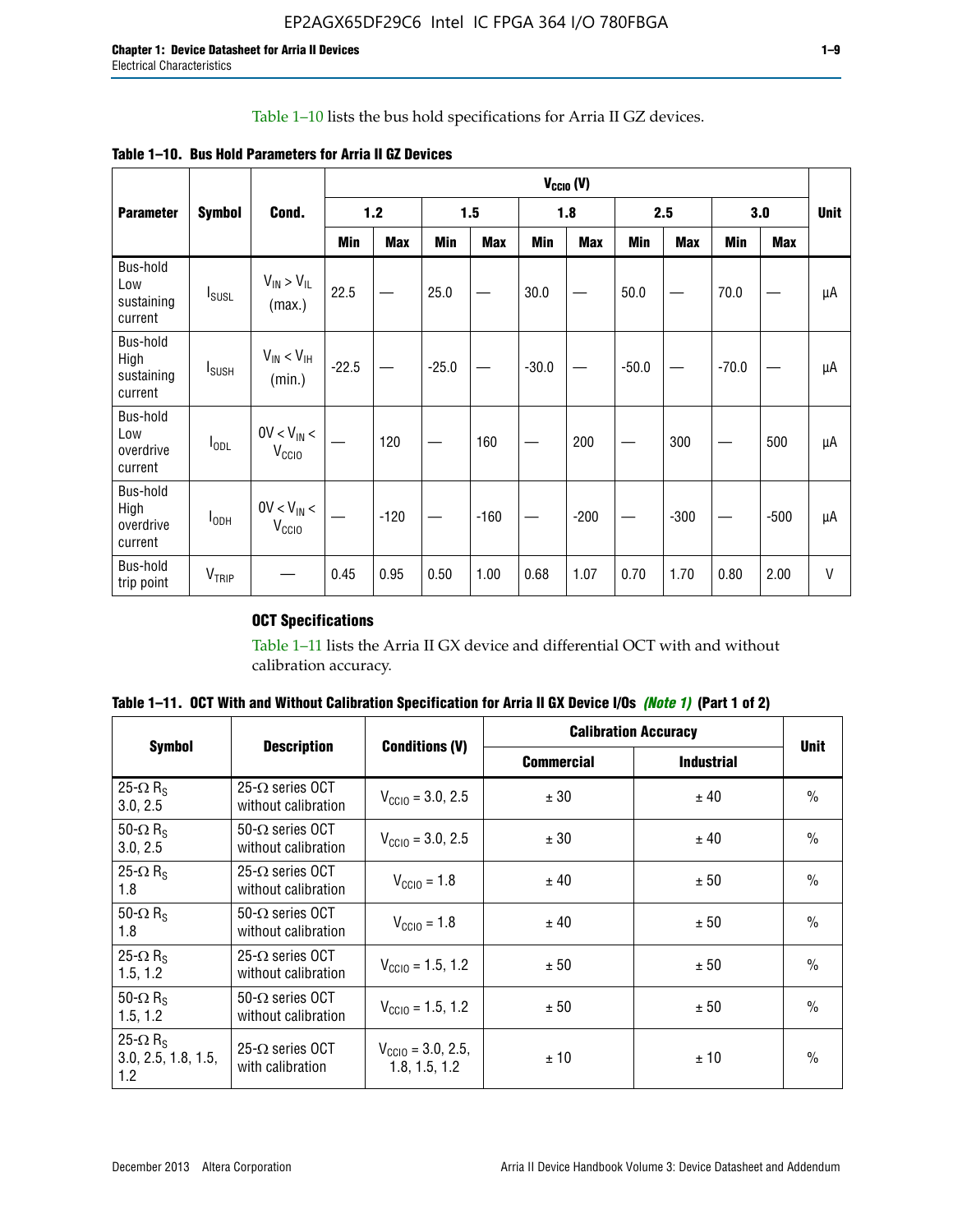Table 1–10 lists the bus hold specifications for Arria II GZ devices.

**Table 1–10. Bus Hold Parameters for Arria II GZ Devices**

| Parameter | Symbol | Cond. | $V_{CCIO}$ (V) | | | | | | | | | | Unit |
|---|---|---|---|---|---|---|---|---|---|---|---|---|---|
| | | | 1.2 | | 1.5 | | 1.8 | | 2.5 | | 3.0 | | |
| | | | Min | Max | Min | Max | Min | Max | Min | Max | Min | Max | |
| Bus-hold Low sustaining current | $I_{SUSL}$ | $V_{IN} > V_{IL}$ (max.) | 22.5 | — | 25.0 | — | 30.0 | — | 50.0 | — | 70.0 | — | µA |
| Bus-hold High sustaining current | $I_{SUSH}$ | $V_{IN} < V_{IH}$ (min.) | -22.5 | — | -25.0 | — | -30.0 | — | -50.0 | — | -70.0 | — | µA |
| Bus-hold Low overdrive current | $I_{ODL}$ | $0V < V_{IN} < V_{CCIO}$ | — | 120 | — | 160 | — | 200 | — | 300 | — | 500 | µA |
| Bus-hold High overdrive current | $I_{ODH}$ | $0V < V_{IN} < V_{CCIO}$ | — | -120 | — | -160 | — | -200 | — | -300 | — | -500 | µA |
| Bus-hold trip point | $V_{TRIP}$ | — | 0.45 | 0.95 | 0.50 | 1.00 | 0.68 | 1.07 | 0.70 | 1.70 | 0.80 | 2.00 | V |

### OCT Specifications

Table 1–11 lists the Arria II GX device and differential OCT with and without calibration accuracy.

**Table 1–11. OCT With and Without Calibration Specification for Arria II GX Device I/Os *(Note 1)* (Part 1 of 2)**

| Symbol | Description | Conditions (V) | Calibration Accuracy | | Unit |
|---|---|---|---|---|---|
| | | | Commercial | Industrial | |
| 25-Ω $R_S$ 3.0, 2.5 | 25-Ω series OCT without calibration | $V_{CCIO}$ = 3.0, 2.5 | ± 30 | ± 40 | % |
| 50-Ω $R_S$ 3.0, 2.5 | 50-Ω series OCT without calibration | $V_{CCIO}$ = 3.0, 2.5 | ± 30 | ± 40 | % |
| 25-Ω $R_S$ 1.8 | 25-Ω series OCT without calibration | $V_{CCIO}$ = 1.8 | ± 40 | ± 50 | % |
| 50-Ω $R_S$ 1.8 | 50-Ω series OCT without calibration | $V_{CCIO}$ = 1.8 | ± 40 | ± 50 | % |
| 25-Ω $R_S$ 1.5, 1.2 | 25-Ω series OCT without calibration | $V_{CCIO}$ = 1.5, 1.2 | ± 50 | ± 50 | % |
| 50-Ω $R_S$ 1.5, 1.2 | 50-Ω series OCT without calibration | $V_{CCIO}$ = 1.5, 1.2 | ± 50 | ± 50 | % |
| 25-Ω $R_S$ 3.0, 2.5, 1.8, 1.5, 1.2 | 25-Ω series OCT with calibration | $V_{CCIO}$ = 3.0, 2.5, 1.8, 1.5, 1.2 | ± 10 | ± 10 | % |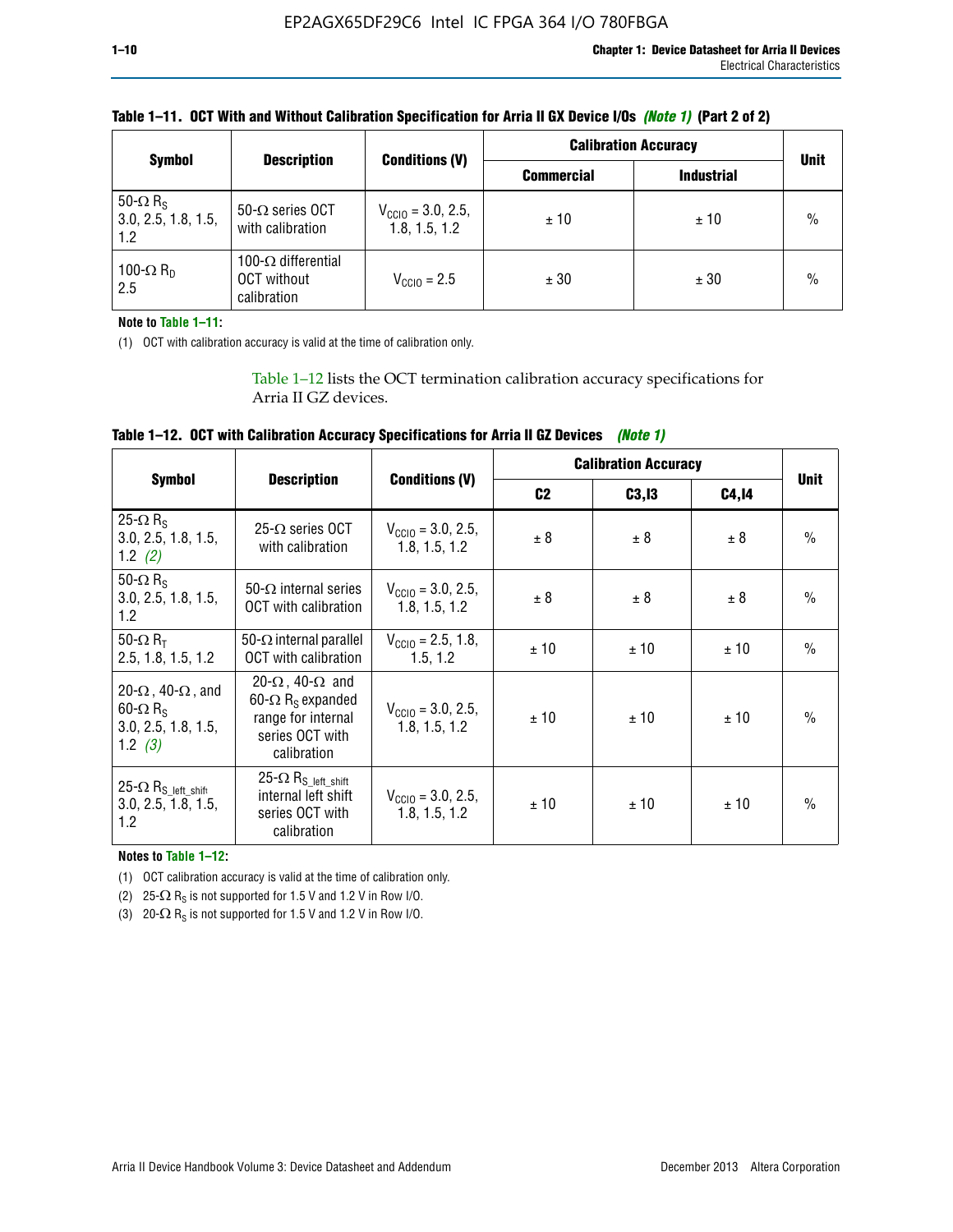**Table 1–11. OCT With and Without Calibration Specification for Arria II GX Device I/Os** *(Note 1)* **(Part 2 of 2)**

| Symbol | Description | Conditions (V) | Calibration Accuracy | | Unit |
|---|---|---|---|---|---|
| | | | Commercial | Industrial | |
| 50-Ω $R_S$ 3.0, 2.5, 1.8, 1.5, 1.2 | 50-Ω series OCT with calibration | $V_{CCIO}$ = 3.0, 2.5, 1.8, 1.5, 1.2 | ± 10 | ± 10 | % |
| 100-Ω $R_D$ 2.5 | 100-Ω differential OCT without calibration | $V_{CCIO}$ = 2.5 | ± 30 | ± 30 | % |

**Note to Table 1–11:**

(1) OCT with calibration accuracy is valid at the time of calibration only.

Table 1–12 lists the OCT termination calibration accuracy specifications for Arria II GZ devices.

**Table 1–12. OCT with Calibration Accuracy Specifications for Arria II GZ Devices** *(Note 1)*

| Symbol | Description | Conditions (V) | Calibration Accuracy | | | Unit |
|---|---|---|---|---|---|---|
| | | | C2 | C3,I3 | C4,I4 | |
| 25-Ω $R_S$ 3.0, 2.5, 1.8, 1.5, 1.2 *(2)* | 25-Ω series OCT with calibration | $V_{CCIO}$ = 3.0, 2.5, 1.8, 1.5, 1.2 | ± 8 | ± 8 | ± 8 | % |
| 50-Ω $R_S$ 3.0, 2.5, 1.8, 1.5, 1.2 | 50-Ω internal series OCT with calibration | $V_{CCIO}$ = 3.0, 2.5, 1.8, 1.5, 1.2 | ± 8 | ± 8 | ± 8 | % |
| 50-Ω $R_T$ 2.5, 1.8, 1.5, 1.2 | 50-Ω internal parallel OCT with calibration | $V_{CCIO}$ = 2.5, 1.8, 1.5, 1.2 | ± 10 | ± 10 | ± 10 | % |
| 20-Ω, 40-Ω, and 60-Ω $R_S$ 3.0, 2.5, 1.8, 1.5, 1.2 *(3)* | 20-Ω, 40-Ω and 60-Ω $R_S$ expanded range for internal series OCT with calibration | $V_{CCIO}$ = 3.0, 2.5, 1.8, 1.5, 1.2 | ± 10 | ± 10 | ± 10 | % |
| 25-Ω $R_{S\_left\_shift}$ 3.0, 2.5, 1.8, 1.5, 1.2 | 25-Ω $R_{S\_left\_shift}$ internal left shift series OCT with calibration | $V_{CCIO}$ = 3.0, 2.5, 1.8, 1.5, 1.2 | ± 10 | ± 10 | ± 10 | % |

**Notes to Table 1–12:**

(1) OCT calibration accuracy is valid at the time of calibration only.

(2) 25-Ω $R_S$ is not supported for 1.5 V and 1.2 V in Row I/O.

(3) 20-Ω $R_S$ is not supported for 1.5 V and 1.2 V in Row I/O.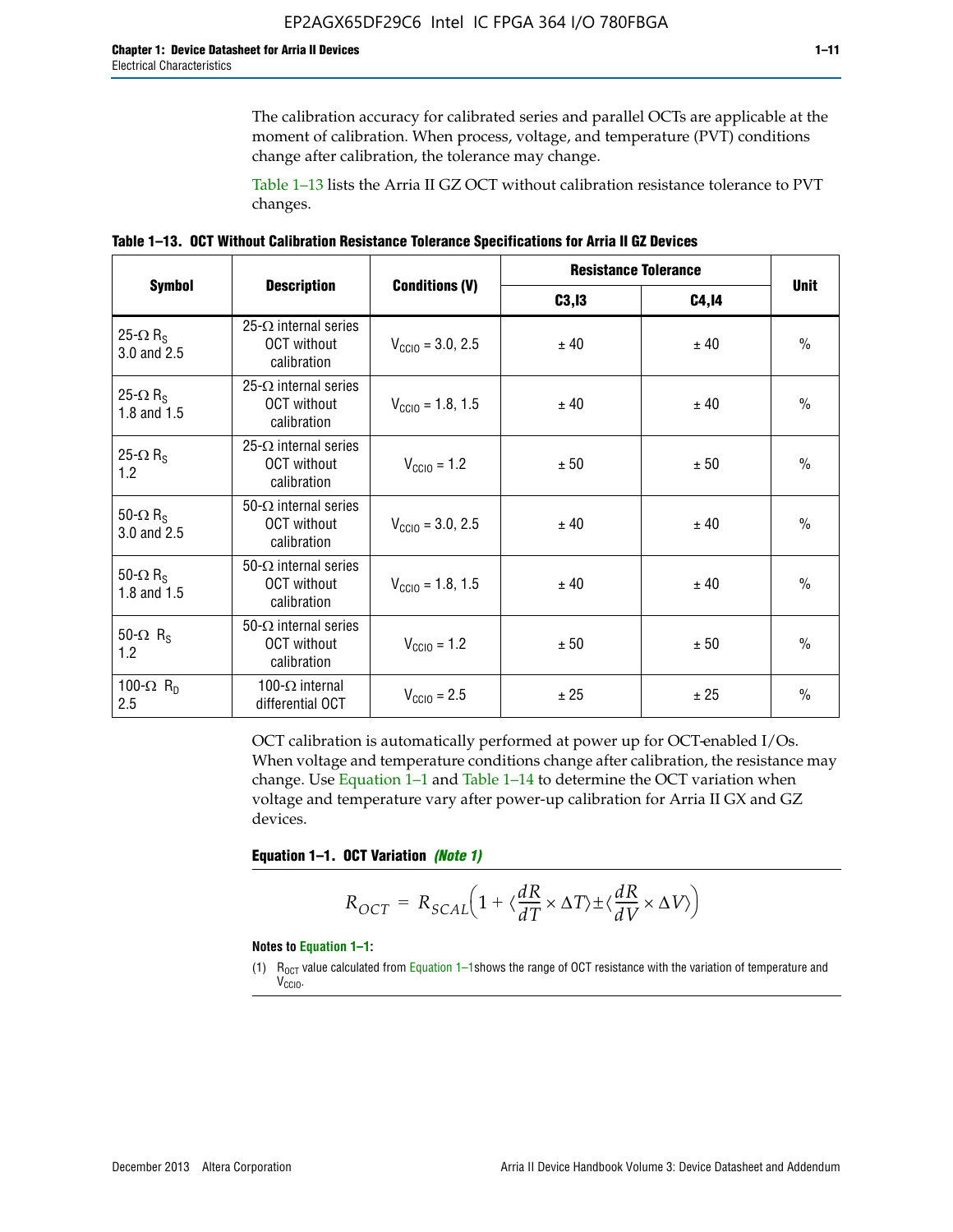The calibration accuracy for calibrated series and parallel OCTs are applicable at the moment of calibration. When process, voltage, and temperature (PVT) conditions change after calibration, the tolerance may change.

Table 1–13 lists the Arria II GZ OCT without calibration resistance tolerance to PVT changes.

**Table 1–13. OCT Without Calibration Resistance Tolerance Specifications for Arria II GZ Devices**

| Symbol | Description | Conditions (V) | Resistance Tolerance | | Unit |
|---|---|---|---|---|---|
| | | | C3,I3 | C4,I4 | |
| 25-Ω $R_S$ 3.0 and 2.5 | 25-Ω internal series OCT without calibration | $V_{CCIO}$ = 3.0, 2.5 | ± 40 | ± 40 | % |
| 25-Ω $R_S$ 1.8 and 1.5 | 25-Ω internal series OCT without calibration | $V_{CCIO}$ = 1.8, 1.5 | ± 40 | ± 40 | % |
| 25-Ω $R_S$ 1.2 | 25-Ω internal series OCT without calibration | $V_{CCIO}$ = 1.2 | ± 50 | ± 50 | % |
| 50-Ω $R_S$ 3.0 and 2.5 | 50-Ω internal series OCT without calibration | $V_{CCIO}$ = 3.0, 2.5 | ± 40 | ± 40 | % |
| 50-Ω $R_S$ 1.8 and 1.5 | 50-Ω internal series OCT without calibration | $V_{CCIO}$ = 1.8, 1.5 | ± 40 | ± 40 | % |
| 50-Ω $R_S$ 1.2 | 50-Ω internal series OCT without calibration | $V_{CCIO}$ = 1.2 | ± 50 | ± 50 | % |
| 100-Ω $R_D$ 2.5 | 100-Ω internal differential OCT | $V_{CCIO}$ = 2.5 | ± 25 | ± 25 | % |

OCT calibration is automatically performed at power up for OCT-enabled I/Os. When voltage and temperature conditions change after calibration, the resistance may change. Use Equation 1–1 and Table 1–14 to determine the OCT variation when voltage and temperature vary after power-up calibration for Arria II GX and GZ devices.

**Equation 1–1. OCT Variation** ***(Note 1)***

$$R_{OCT} = R_{SCAL}\left(1 + \langle \frac{dR}{dT} \times \Delta T \rangle \pm \langle \frac{dR}{dV} \times \Delta V \rangle\right)$$

**Notes to Equation 1–1:**

(1) $R_{OCT}$ value calculated from Equation 1–1shows the range of OCT resistance with the variation of temperature and $V_{CCIO}$.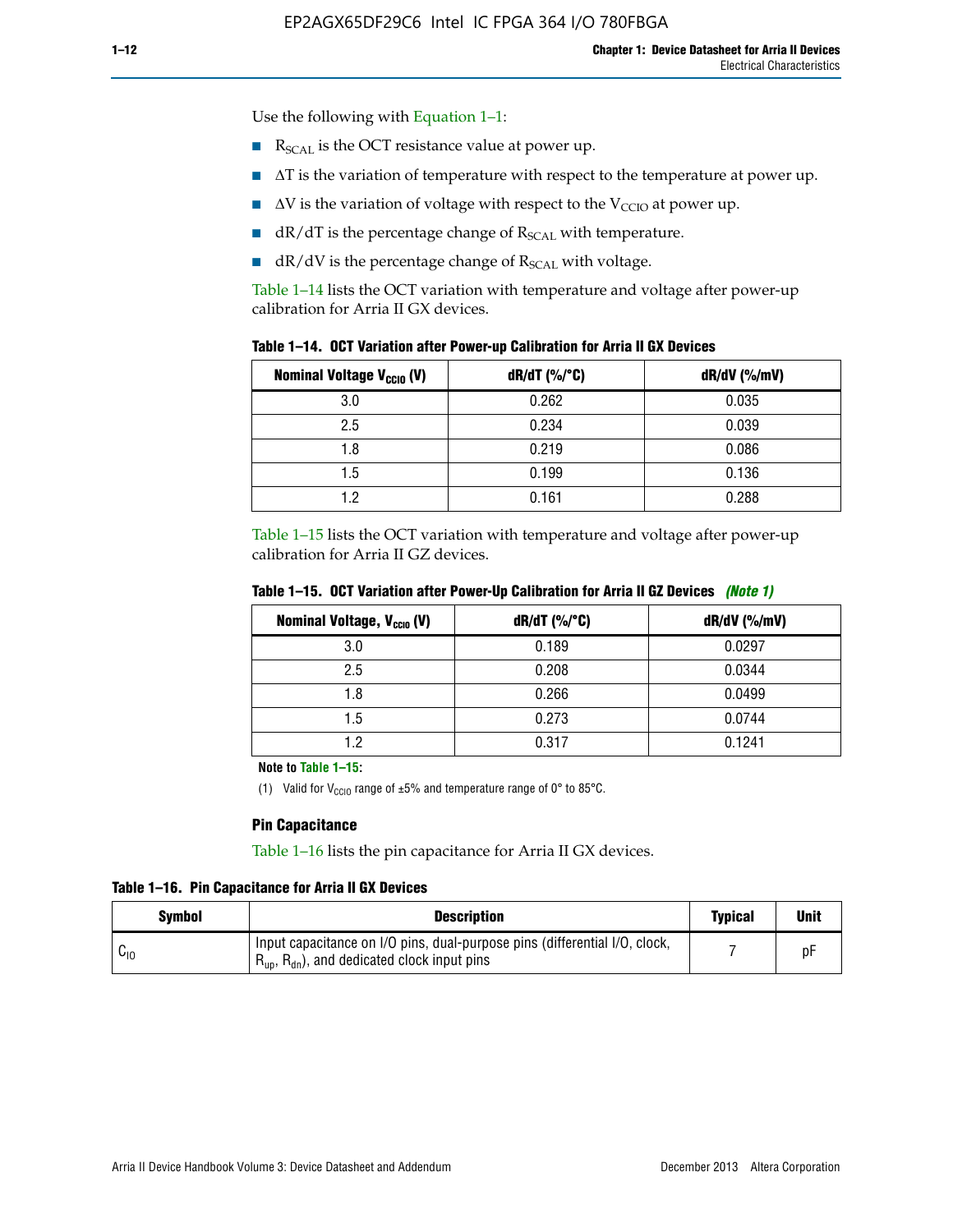Use the following with Equation 1–1:

- $R_{SCAL}$ is the OCT resistance value at power up.
- $\Delta T$ is the variation of temperature with respect to the temperature at power up.
- $\Delta V$ is the variation of voltage with respect to the $V_{CCIO}$ at power up.
- dR/dT is the percentage change of $R_{SCAL}$ with temperature.
- dR/dV is the percentage change of $R_{SCAL}$ with voltage.

Table 1–14 lists the OCT variation with temperature and voltage after power-up calibration for Arria II GX devices.

**Table 1–14. OCT Variation after Power-up Calibration for Arria II GX Devices**

| Nominal Voltage $V_{CCIO}$ (V) | dR/dT (%/°C) | dR/dV (%/mV) |
|---|---|---|
| 3.0 | 0.262 | 0.035 |
| 2.5 | 0.234 | 0.039 |
| 1.8 | 0.219 | 0.086 |
| 1.5 | 0.199 | 0.136 |
| 1.2 | 0.161 | 0.288 |

Table 1–15 lists the OCT variation with temperature and voltage after power-up calibration for Arria II GZ devices.

**Table 1–15. OCT Variation after Power-Up Calibration for Arria II GZ Devices** *(Note 1)*

| Nominal Voltage, $V_{CCIO}$ (V) | dR/dT (%/°C) | dR/dV (%/mV) |
|---|---|---|
| 3.0 | 0.189 | 0.0297 |
| 2.5 | 0.208 | 0.0344 |
| 1.8 | 0.266 | 0.0499 |
| 1.5 | 0.273 | 0.0744 |
| 1.2 | 0.317 | 0.1241 |

**Note to Table 1–15:**

(1) Valid for $V_{CCIO}$ range of ±5% and temperature range of 0° to 85°C.

### Pin Capacitance

Table 1–16 lists the pin capacitance for Arria II GX devices.

**Table 1–16. Pin Capacitance for Arria II GX Devices**

| Symbol | Description | Typical | Unit |
|---|---|---|---|
| $C_{IO}$ | Input capacitance on I/O pins, dual-purpose pins (differential I/O, clock, $R_{up}$, $R_{dn}$), and dedicated clock input pins | 7 | pF |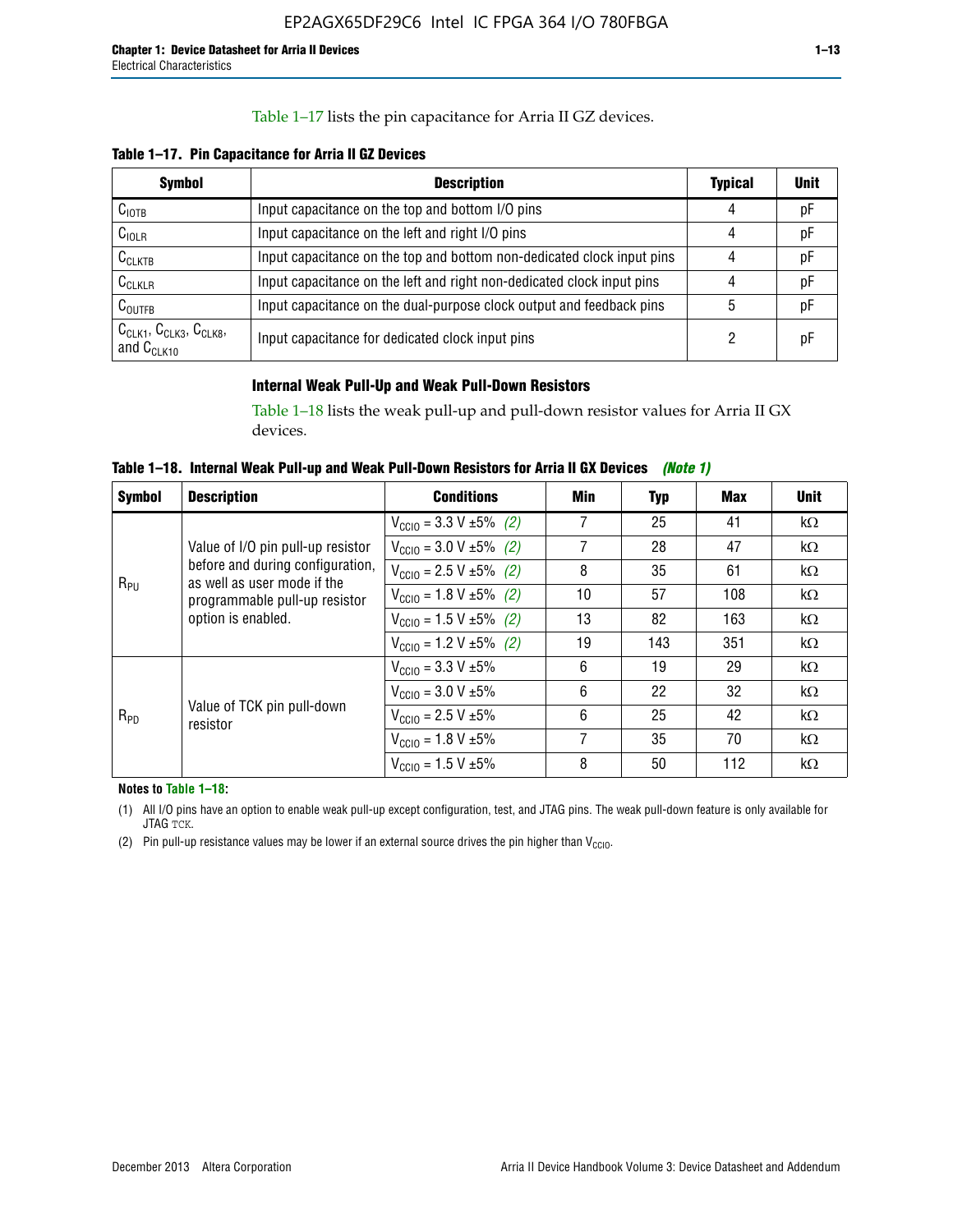Table 1–17 lists the pin capacitance for Arria II GZ devices.

**Table 1–17. Pin Capacitance for Arria II GZ Devices**

| Symbol | Description | Typical | Unit |
|---|---|---|---|
| $C_{IOTB}$ | Input capacitance on the top and bottom I/O pins | 4 | pF |
| $C_{IOLR}$ | Input capacitance on the left and right I/O pins | 4 | pF |
| $C_{CLKTB}$ | Input capacitance on the top and bottom non-dedicated clock input pins | 4 | pF |
| $C_{CLKLR}$ | Input capacitance on the left and right non-dedicated clock input pins | 4 | pF |
| $C_{OUTFB}$ | Input capacitance on the dual-purpose clock output and feedback pins | 5 | pF |
| $C_{CLK1}$, $C_{CLK3}$, $C_{CLK8}$, and $C_{CLK10}$ | Input capacitance for dedicated clock input pins | 2 | pF |

### Internal Weak Pull-Up and Weak Pull-Down Resistors

Table 1–18 lists the weak pull-up and pull-down resistor values for Arria II GX devices.

**Table 1–18. Internal Weak Pull-up and Weak Pull-Down Resistors for Arria II GX Devices** *(Note 1)*

| Symbol | Description | Conditions | Min | Typ | Max | Unit |
|---|---|---|---|---|---|---|
| $R_{PU}$ | Value of I/O pin pull-up resistor before and during configuration, as well as user mode if the programmable pull-up resistor option is enabled. | $V_{CCIO}$ = 3.3 V ±5% *(2)* | 7 | 25 | 41 | kΩ |
| | | $V_{CCIO}$ = 3.0 V ±5% *(2)* | 7 | 28 | 47 | kΩ |
| | | $V_{CCIO}$ = 2.5 V ±5% *(2)* | 8 | 35 | 61 | kΩ |
| | | $V_{CCIO}$ = 1.8 V ±5% *(2)* | 10 | 57 | 108 | kΩ |
| | | $V_{CCIO}$ = 1.5 V ±5% *(2)* | 13 | 82 | 163 | kΩ |
| | | $V_{CCIO}$ = 1.2 V ±5% *(2)* | 19 | 143 | 351 | kΩ |
| $R_{PD}$ | Value of TCK pin pull-down resistor | $V_{CCIO}$ = 3.3 V ±5% | 6 | 19 | 29 | kΩ |
| | | $V_{CCIO}$ = 3.0 V ±5% | 6 | 22 | 32 | kΩ |
| | | $V_{CCIO}$ = 2.5 V ±5% | 6 | 25 | 42 | kΩ |
| | | $V_{CCIO}$ = 1.8 V ±5% | 7 | 35 | 70 | kΩ |
| | | $V_{CCIO}$ = 1.5 V ±5% | 8 | 50 | 112 | kΩ |

**Notes to Table 1–18:**

(1) All I/O pins have an option to enable weak pull-up except configuration, test, and JTAG pins. The weak pull-down feature is only available for JTAG TCK.

(2) Pin pull-up resistance values may be lower if an external source drives the pin higher than $V_{CCIO}$.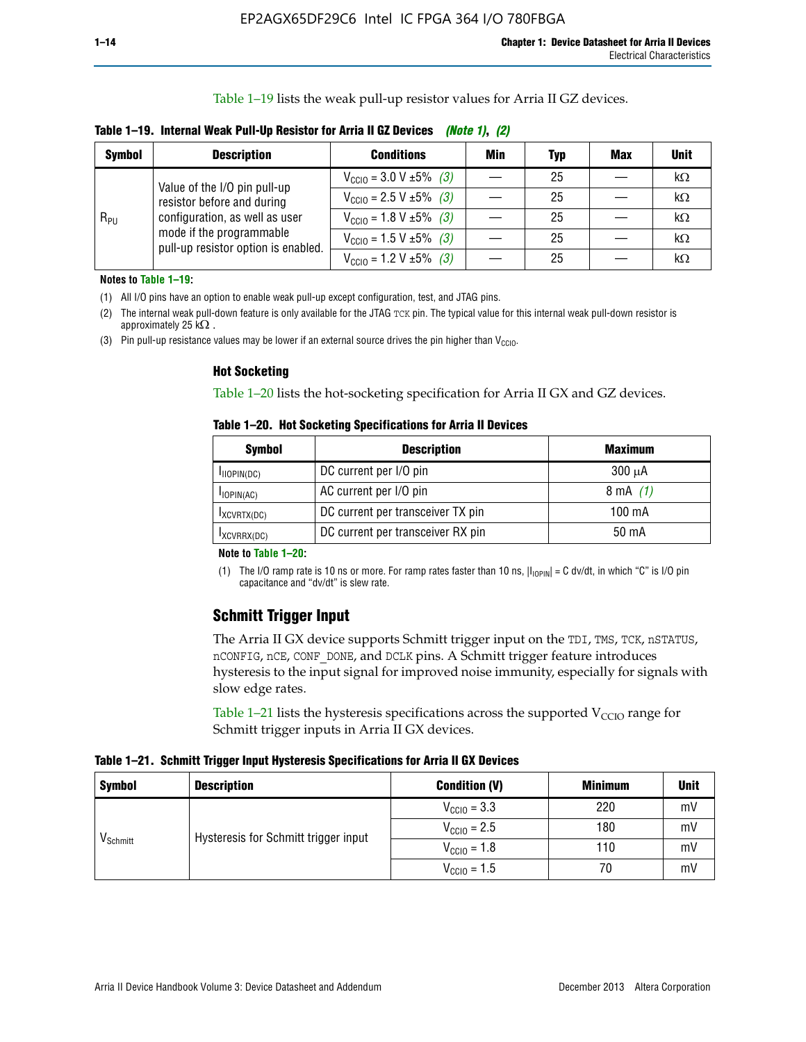Table 1–19 lists the weak pull-up resistor values for Arria II GZ devices.

**Table 1–19. Internal Weak Pull-Up Resistor for Arria II GZ Devices** *(Note 1)*, *(2)*

| Symbol | Description | Conditions | Min | Typ | Max | Unit |
|---|---|---|---|---|---|---|
| $R_{PU}$ | Value of the I/O pin pull-up resistor before and during configuration, as well as user mode if the programmable pull-up resistor option is enabled. | $V_{CCIO}$ = 3.0 V ±5% *(3)* | — | 25 | — | kΩ |
| | | $V_{CCIO}$ = 2.5 V ±5% *(3)* | — | 25 | — | kΩ |
| | | $V_{CCIO}$ = 1.8 V ±5% *(3)* | — | 25 | — | kΩ |
| | | $V_{CCIO}$ = 1.5 V ±5% *(3)* | — | 25 | — | kΩ |
| | | $V_{CCIO}$ = 1.2 V ±5% *(3)* | — | 25 | — | kΩ |

**Notes to Table 1–19:**

(1) All I/O pins have an option to enable weak pull-up except configuration, test, and JTAG pins.

(2) The internal weak pull-down feature is only available for the JTAG TCK pin. The typical value for this internal weak pull-down resistor is approximately 25 kΩ .

(3) Pin pull-up resistance values may be lower if an external source drives the pin higher than $V_{CCIO}$.

### Hot Socketing

Table 1–20 lists the hot-socketing specification for Arria II GX and GZ devices.

**Table 1–20. Hot Socketing Specifications for Arria II Devices**

| Symbol | Description | Maximum |
|---|---|---|
| $I_{IIOPIN(DC)}$ | DC current per I/O pin | 300 μA |
| $I_{IOPIN(AC)}$ | AC current per I/O pin | 8 mA *(1)* |
| $I_{XCVRTX(DC)}$ | DC current per transceiver TX pin | 100 mA |
| $I_{XCVRRX(DC)}$ | DC current per transceiver RX pin | 50 mA |

**Note to Table 1–20:**

(1) The I/O ramp rate is 10 ns or more. For ramp rates faster than 10 ns, $|I_{IOPIN}|$ = C dv/dt, in which "C" is I/O pin capacitance and "dv/dt" is slew rate.

## Schmitt Trigger Input

The Arria II GX device supports Schmitt trigger input on the TDI, TMS, TCK, nSTATUS, nCONFIG, nCE, CONF_DONE, and DCLK pins. A Schmitt trigger feature introduces hysteresis to the input signal for improved noise immunity, especially for signals with slow edge rates.

Table 1–21 lists the hysteresis specifications across the supported $V_{CCIO}$ range for Schmitt trigger inputs in Arria II GX devices.

**Table 1–21. Schmitt Trigger Input Hysteresis Specifications for Arria II GX Devices**

| Symbol | Description | Condition (V) | Minimum | Unit |
|---|---|---|---|---|
| $V_{Schmitt}$ | Hysteresis for Schmitt trigger input | $V_{CCIO}$ = 3.3 | 220 | mV |
| | | $V_{CCIO}$ = 2.5 | 180 | mV |
| | | $V_{CCIO}$ = 1.8 | 110 | mV |
| | | $V_{CCIO}$ = 1.5 | 70 | mV |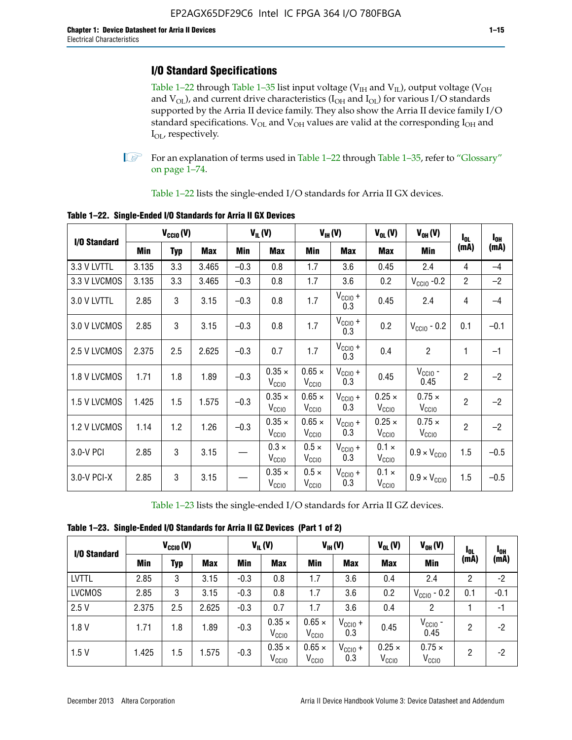## I/O Standard Specifications

Table 1–22 through Table 1–35 list input voltage ($V_{IH}$ and $V_{IL}$), output voltage ($V_{OH}$ and $V_{OL}$), and current drive characteristics ($I_{OH}$ and $I_{OL}$) for various I/O standards supported by the Arria II device family. They also show the Arria II device family I/O standard specifications. $V_{OL}$ and $V_{OH}$ values are valid at the corresponding $I_{OH}$ and $I_{OL}$, respectively.

For an explanation of terms used in Table 1–22 through Table 1–35, refer to "Glossary" on page 1–74.

Table 1–22 lists the single-ended I/O standards for Arria II GX devices.

**Table 1–22. Single-Ended I/O Standards for Arria II GX Devices**

| I/O Standard | $V_{CCIO}$ (V) | | | $V_{IL}$ (V) | | $V_{IH}$ (V) | | $V_{OL}$ (V) | $V_{OH}$ (V) | $I_{OL}$ (mA) | $I_{OH}$ (mA) |
|---|---|---|---|---|---|---|---|---|---|---|---|
| | Min | Typ | Max | Min | Max | Min | Max | Max | Min | | |
| 3.3 V LVTTL | 3.135 | 3.3 | 3.465 | –0.3 | 0.8 | 1.7 | 3.6 | 0.45 | 2.4 | 4 | –4 |
| 3.3 V LVCMOS | 3.135 | 3.3 | 3.465 | –0.3 | 0.8 | 1.7 | 3.6 | 0.2 | $V_{CCIO}$ -0.2 | 2 | –2 |
| 3.0 V LVTTL | 2.85 | 3 | 3.15 | –0.3 | 0.8 | 1.7 | $V_{CCIO}$ + 0.3 | 0.45 | 2.4 | 4 | –4 |
| 3.0 V LVCMOS | 2.85 | 3 | 3.15 | –0.3 | 0.8 | 1.7 | $V_{CCIO}$ + 0.3 | 0.2 | $V_{CCIO}$ - 0.2 | 0.1 | –0.1 |
| 2.5 V LVCMOS | 2.375 | 2.5 | 2.625 | –0.3 | 0.7 | 1.7 | $V_{CCIO}$ + 0.3 | 0.4 | 2 | 1 | –1 |
| 1.8 V LVCMOS | 1.71 | 1.8 | 1.89 | –0.3 | 0.35 × $V_{CCIO}$ | 0.65 × $V_{CCIO}$ | $V_{CCIO}$ + 0.3 | 0.45 | $V_{CCIO}$ - 0.45 | 2 | –2 |
| 1.5 V LVCMOS | 1.425 | 1.5 | 1.575 | –0.3 | 0.35 × $V_{CCIO}$ | 0.65 × $V_{CCIO}$ | $V_{CCIO}$ + 0.3 | 0.25 × $V_{CCIO}$ | 0.75 × $V_{CCIO}$ | 2 | –2 |
| 1.2 V LVCMOS | 1.14 | 1.2 | 1.26 | –0.3 | 0.35 × $V_{CCIO}$ | 0.65 × $V_{CCIO}$ | $V_{CCIO}$ + 0.3 | 0.25 × $V_{CCIO}$ | 0.75 × $V_{CCIO}$ | 2 | –2 |
| 3.0-V PCI | 2.85 | 3 | 3.15 | — | 0.3 × $V_{CCIO}$ | 0.5 × $V_{CCIO}$ | $V_{CCIO}$ + 0.3 | 0.1 × $V_{CCIO}$ | 0.9 × $V_{CCIO}$ | 1.5 | –0.5 |
| 3.0-V PCI-X | 2.85 | 3 | 3.15 | — | 0.35 × $V_{CCIO}$ | 0.5 × $V_{CCIO}$ | $V_{CCIO}$ + 0.3 | 0.1 × $V_{CCIO}$ | 0.9 × $V_{CCIO}$ | 1.5 | –0.5 |

Table 1–23 lists the single-ended I/O standards for Arria II GZ devices.

**Table 1–23. Single-Ended I/O Standards for Arria II GZ Devices (Part 1 of 2)**

| I/O Standard | $V_{CCIO}$ (V) | | | $V_{IL}$ (V) | | $V_{IH}$ (V) | | $V_{OL}$ (V) | $V_{OH}$ (V) | $I_{OL}$ (mA) | $I_{OH}$ (mA) |
|---|---|---|---|---|---|---|---|---|---|---|---|
| | Min | Typ | Max | Min | Max | Min | Max | Max | Min | | |
| LVTTL | 2.85 | 3 | 3.15 | -0.3 | 0.8 | 1.7 | 3.6 | 0.4 | 2.4 | 2 | -2 |
| LVCMOS | 2.85 | 3 | 3.15 | -0.3 | 0.8 | 1.7 | 3.6 | 0.2 | $V_{CCIO}$ - 0.2 | 0.1 | -0.1 |
| 2.5 V | 2.375 | 2.5 | 2.625 | -0.3 | 0.7 | 1.7 | 3.6 | 0.4 | 2 | 1 | -1 |
| 1.8 V | 1.71 | 1.8 | 1.89 | -0.3 | 0.35 × $V_{CCIO}$ | 0.65 × $V_{CCIO}$ | $V_{CCIO}$ + 0.3 | 0.45 | $V_{CCIO}$ - 0.45 | 2 | -2 |
| 1.5 V | 1.425 | 1.5 | 1.575 | -0.3 | 0.35 × $V_{CCIO}$ | 0.65 × $V_{CCIO}$ | $V_{CCIO}$ + 0.3 | 0.25 × $V_{CCIO}$ | 0.75 × $V_{CCIO}$ | 2 | -2 |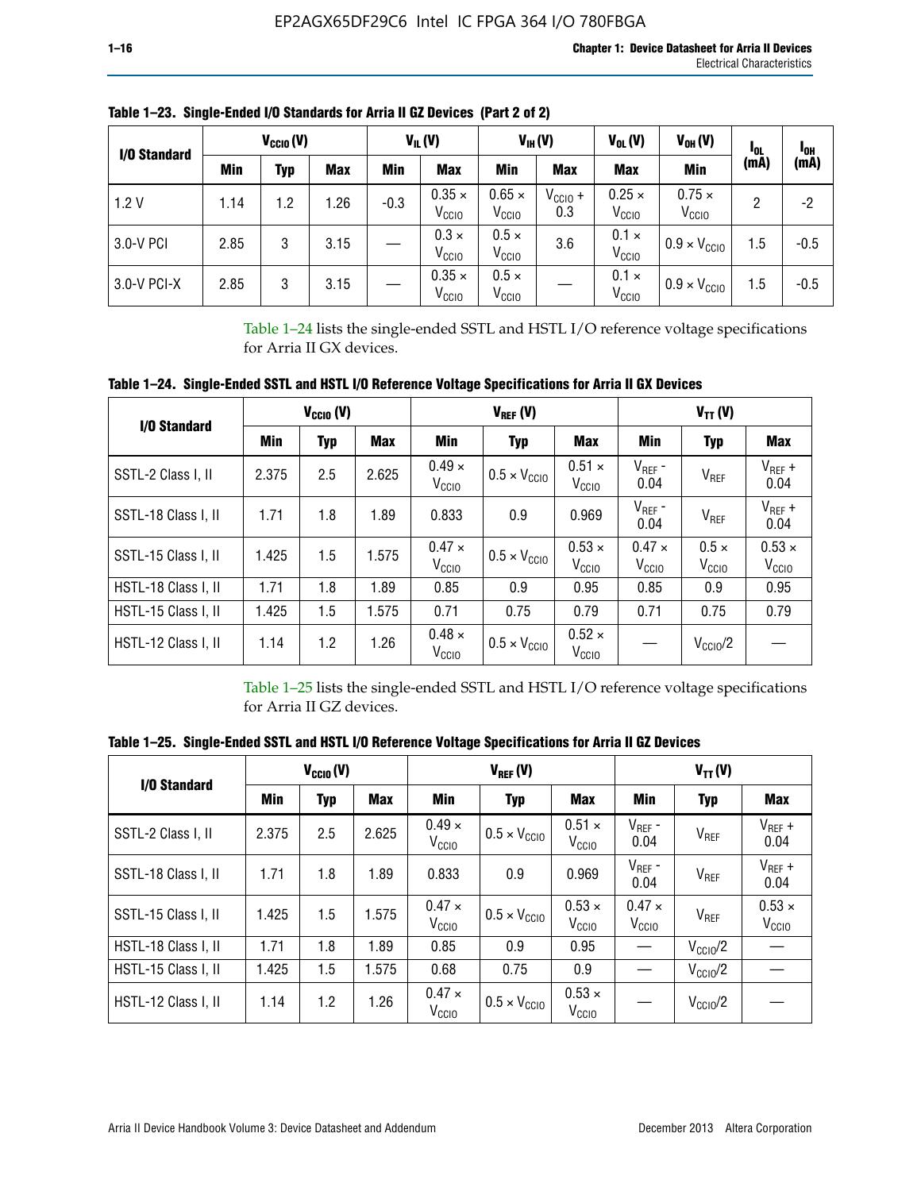**Table 1–23. Single-Ended I/O Standards for Arria II GZ Devices (Part 2 of 2)**

| I/O Standard | $V_{CCIO}$ (V) | | | $V_{IL}$ (V) | | $V_{IH}$ (V) | | $V_{OL}$ (V) | $V_{OH}$ (V) | $I_{OL}$ (mA) | $I_{OH}$ (mA) |
|---|---|---|---|---|---|---|---|---|---|---|---|
| | Min | Typ | Max | Min | Max | Min | Max | Max | Min | | |
| 1.2 V | 1.14 | 1.2 | 1.26 | -0.3 | $0.35 \times V_{CCIO}$ | $0.65 \times V_{CCIO}$ | $V_{CCIO} + 0.3$ | $0.25 \times V_{CCIO}$ | $0.75 \times V_{CCIO}$ | 2 | -2 |
| 3.0-V PCI | 2.85 | 3 | 3.15 | — | $0.3 \times V_{CCIO}$ | $0.5 \times V_{CCIO}$ | 3.6 | $0.1 \times V_{CCIO}$ | $0.9 \times V_{CCIO}$ | 1.5 | -0.5 |
| 3.0-V PCI-X | 2.85 | 3 | 3.15 | — | $0.35 \times V_{CCIO}$ | $0.5 \times V_{CCIO}$ | — | $0.1 \times V_{CCIO}$ | $0.9 \times V_{CCIO}$ | 1.5 | -0.5 |

Table 1–24 lists the single-ended SSTL and HSTL I/O reference voltage specifications for Arria II GX devices.

**Table 1–24. Single-Ended SSTL and HSTL I/O Reference Voltage Specifications for Arria II GX Devices**

| I/O Standard | $V_{CCIO}$ (V) | | | $V_{REF}$ (V) | | | $V_{TT}$ (V) | | |
|---|---|---|---|---|---|---|---|---|---|
| | Min | Typ | Max | Min | Typ | Max | Min | Typ | Max |
| SSTL-2 Class I, II | 2.375 | 2.5 | 2.625 | $0.49 \times V_{CCIO}$ | $0.5 \times V_{CCIO}$ | $0.51 \times V_{CCIO}$ | $V_{REF}$ - 0.04 | $V_{REF}$ | $V_{REF}$ + 0.04 |
| SSTL-18 Class I, II | 1.71 | 1.8 | 1.89 | 0.833 | 0.9 | 0.969 | $V_{REF}$ - 0.04 | $V_{REF}$ | $V_{REF}$ + 0.04 |
| SSTL-15 Class I, II | 1.425 | 1.5 | 1.575 | $0.47 \times V_{CCIO}$ | $0.5 \times V_{CCIO}$ | $0.53 \times V_{CCIO}$ | $0.47 \times V_{CCIO}$ | $0.5 \times V_{CCIO}$ | $0.53 \times V_{CCIO}$ |
| HSTL-18 Class I, II | 1.71 | 1.8 | 1.89 | 0.85 | 0.9 | 0.95 | 0.85 | 0.9 | 0.95 |
| HSTL-15 Class I, II | 1.425 | 1.5 | 1.575 | 0.71 | 0.75 | 0.79 | 0.71 | 0.75 | 0.79 |
| HSTL-12 Class I, II | 1.14 | 1.2 | 1.26 | $0.48 \times V_{CCIO}$ | $0.5 \times V_{CCIO}$ | $0.52 \times V_{CCIO}$ | — | $V_{CCIO}/2$ | — |

Table 1–25 lists the single-ended SSTL and HSTL I/O reference voltage specifications for Arria II GZ devices.

**Table 1–25. Single-Ended SSTL and HSTL I/O Reference Voltage Specifications for Arria II GZ Devices**

| I/O Standard | $V_{CCIO}$ (V) | | | $V_{REF}$ (V) | | | $V_{TT}$ (V) | | |
|---|---|---|---|---|---|---|---|---|---|
| | Min | Typ | Max | Min | Typ | Max | Min | Typ | Max |
| SSTL-2 Class I, II | 2.375 | 2.5 | 2.625 | $0.49 \times V_{CCIO}$ | $0.5 \times V_{CCIO}$ | $0.51 \times V_{CCIO}$ | $V_{REF}$ - 0.04 | $V_{REF}$ | $V_{REF}$ + 0.04 |
| SSTL-18 Class I, II | 1.71 | 1.8 | 1.89 | 0.833 | 0.9 | 0.969 | $V_{REF}$ - 0.04 | $V_{REF}$ | $V_{REF}$ + 0.04 |
| SSTL-15 Class I, II | 1.425 | 1.5 | 1.575 | $0.47 \times V_{CCIO}$ | $0.5 \times V_{CCIO}$ | $0.53 \times V_{CCIO}$ | $0.47 \times V_{CCIO}$ | $V_{REF}$ | $0.53 \times V_{CCIO}$ |
| HSTL-18 Class I, II | 1.71 | 1.8 | 1.89 | 0.85 | 0.9 | 0.95 | — | $V_{CCIO}/2$ | — |
| HSTL-15 Class I, II | 1.425 | 1.5 | 1.575 | 0.68 | 0.75 | 0.9 | — | $V_{CCIO}/2$ | — |
| HSTL-12 Class I, II | 1.14 | 1.2 | 1.26 | $0.47 \times V_{CCIO}$ | $0.5 \times V_{CCIO}$ | $0.53 \times V_{CCIO}$ | — | $V_{CCIO}/2$ | — |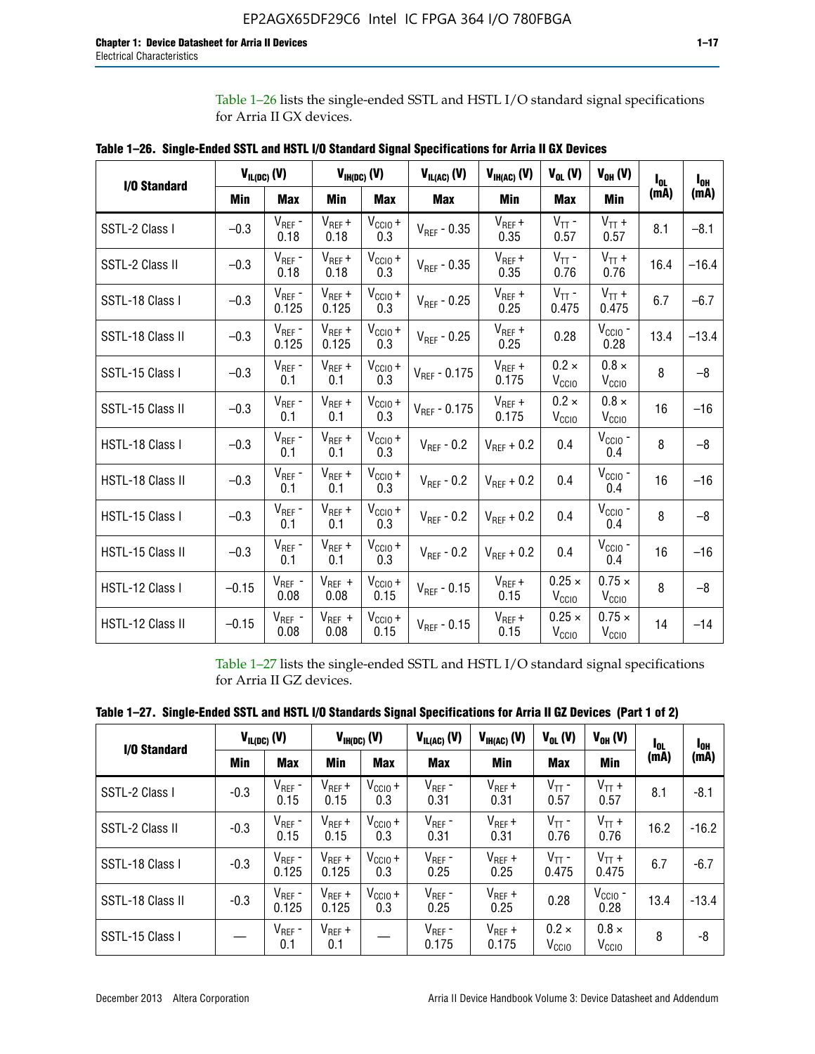Table 1–26 lists the single-ended SSTL and HSTL I/O standard signal specifications for Arria II GX devices.

**Table 1–26. Single-Ended SSTL and HSTL I/O Standard Signal Specifications for Arria II GX Devices**

| I/O Standard | $V_{IL(DC)}$ (V) | | $V_{IH(DC)}$ (V) | | $V_{IL(AC)}$ (V) | $V_{IH(AC)}$ (V) | $V_{OL}$ (V) | $V_{OH}$ (V) | $I_{OL}$ (mA) | $I_{OH}$ (mA) |
|---|---|---|---|---|---|---|---|---|---|---|
| | Min | Max | Min | Max | Max | Min | Max | Min | | |
| SSTL-2 Class I | –0.3 | $V_{REF}$ - 0.18 | $V_{REF}$ + 0.18 | $V_{CCIO}$ + 0.3 | $V_{REF}$ - 0.35 | $V_{REF}$ + 0.35 | $V_{TT}$ - 0.57 | $V_{TT}$ + 0.57 | 8.1 | –8.1 |
| SSTL-2 Class II | –0.3 | $V_{REF}$ - 0.18 | $V_{REF}$ + 0.18 | $V_{CCIO}$ + 0.3 | $V_{REF}$ - 0.35 | $V_{REF}$ + 0.35 | $V_{TT}$ - 0.76 | $V_{TT}$ + 0.76 | 16.4 | –16.4 |
| SSTL-18 Class I | –0.3 | $V_{REF}$ - 0.125 | $V_{REF}$ + 0.125 | $V_{CCIO}$ + 0.3 | $V_{REF}$ - 0.25 | $V_{REF}$ + 0.25 | $V_{TT}$ - 0.475 | $V_{TT}$ + 0.475 | 6.7 | –6.7 |
| SSTL-18 Class II | –0.3 | $V_{REF}$ - 0.125 | $V_{REF}$ + 0.125 | $V_{CCIO}$ + 0.3 | $V_{REF}$ - 0.25 | $V_{REF}$ + 0.25 | 0.28 | $V_{CCIO}$ - 0.28 | 13.4 | –13.4 |
| SSTL-15 Class I | –0.3 | $V_{REF}$ - 0.1 | $V_{REF}$ + 0.1 | $V_{CCIO}$ + 0.3 | $V_{REF}$ - 0.175 | $V_{REF}$ + 0.175 | 0.2 × $V_{CCIO}$ | 0.8 × $V_{CCIO}$ | 8 | –8 |
| SSTL-15 Class II | –0.3 | $V_{REF}$ - 0.1 | $V_{REF}$ + 0.1 | $V_{CCIO}$ + 0.3 | $V_{REF}$ - 0.175 | $V_{REF}$ + 0.175 | 0.2 × $V_{CCIO}$ | 0.8 × $V_{CCIO}$ | 16 | –16 |
| HSTL-18 Class I | –0.3 | $V_{REF}$ - 0.1 | $V_{REF}$ + 0.1 | $V_{CCIO}$ + 0.3 | $V_{REF}$ - 0.2 | $V_{REF}$ + 0.2 | 0.4 | $V_{CCIO}$ - 0.4 | 8 | –8 |
| HSTL-18 Class II | –0.3 | $V_{REF}$ - 0.1 | $V_{REF}$ + 0.1 | $V_{CCIO}$ + 0.3 | $V_{REF}$ - 0.2 | $V_{REF}$ + 0.2 | 0.4 | $V_{CCIO}$ - 0.4 | 16 | –16 |
| HSTL-15 Class I | –0.3 | $V_{REF}$ - 0.1 | $V_{REF}$ + 0.1 | $V_{CCIO}$ + 0.3 | $V_{REF}$ - 0.2 | $V_{REF}$ + 0.2 | 0.4 | $V_{CCIO}$ - 0.4 | 8 | –8 |
| HSTL-15 Class II | –0.3 | $V_{REF}$ - 0.1 | $V_{REF}$ + 0.1 | $V_{CCIO}$ + 0.3 | $V_{REF}$ - 0.2 | $V_{REF}$ + 0.2 | 0.4 | $V_{CCIO}$ - 0.4 | 16 | –16 |
| HSTL-12 Class I | –0.15 | $V_{REF}$ - 0.08 | $V_{REF}$ + 0.08 | $V_{CCIO}$ + 0.15 | $V_{REF}$ - 0.15 | $V_{REF}$ + 0.15 | 0.25 × $V_{CCIO}$ | 0.75 × $V_{CCIO}$ | 8 | –8 |
| HSTL-12 Class II | –0.15 | $V_{REF}$ - 0.08 | $V_{REF}$ + 0.08 | $V_{CCIO}$ + 0.15 | $V_{REF}$ - 0.15 | $V_{REF}$ + 0.15 | 0.25 × $V_{CCIO}$ | 0.75 × $V_{CCIO}$ | 14 | –14 |

Table 1–27 lists the single-ended SSTL and HSTL I/O standard signal specifications for Arria II GZ devices.

**Table 1–27. Single-Ended SSTL and HSTL I/O Standards Signal Specifications for Arria II GZ Devices (Part 1 of 2)**

| I/O Standard | $V_{IL(DC)}$ (V) | | $V_{IH(DC)}$ (V) | | $V_{IL(AC)}$ (V) | $V_{IH(AC)}$ (V) | $V_{OL}$ (V) | $V_{OH}$ (V) | $I_{OL}$ (mA) | $I_{OH}$ (mA) |
|---|---|---|---|---|---|---|---|---|---|---|
| | Min | Max | Min | Max | Max | Min | Max | Min | | |
| SSTL-2 Class I | -0.3 | $V_{REF}$ - 0.15 | $V_{REF}$ + 0.15 | $V_{CCIO}$ + 0.3 | $V_{REF}$ - 0.31 | $V_{REF}$ + 0.31 | $V_{TT}$ - 0.57 | $V_{TT}$ + 0.57 | 8.1 | -8.1 |
| SSTL-2 Class II | -0.3 | $V_{REF}$ - 0.15 | $V_{REF}$ + 0.15 | $V_{CCIO}$ + 0.3 | $V_{REF}$ - 0.31 | $V_{REF}$ + 0.31 | $V_{TT}$ - 0.76 | $V_{TT}$ + 0.76 | 16.2 | -16.2 |
| SSTL-18 Class I | -0.3 | $V_{REF}$ - 0.125 | $V_{REF}$ + 0.125 | $V_{CCIO}$ + 0.3 | $V_{REF}$ - 0.25 | $V_{REF}$ + 0.25 | $V_{TT}$ - 0.475 | $V_{TT}$ + 0.475 | 6.7 | -6.7 |
| SSTL-18 Class II | -0.3 | $V_{REF}$ - 0.125 | $V_{REF}$ + 0.125 | $V_{CCIO}$ + 0.3 | $V_{REF}$ - 0.25 | $V_{REF}$ + 0.25 | 0.28 | $V_{CCIO}$ - 0.28 | 13.4 | -13.4 |
| SSTL-15 Class I | — | $V_{REF}$ - 0.1 | $V_{REF}$ + 0.1 | — | $V_{REF}$ - 0.175 | $V_{REF}$ + 0.175 | 0.2 × $V_{CCIO}$ | 0.8 × $V_{CCIO}$ | 8 | -8 |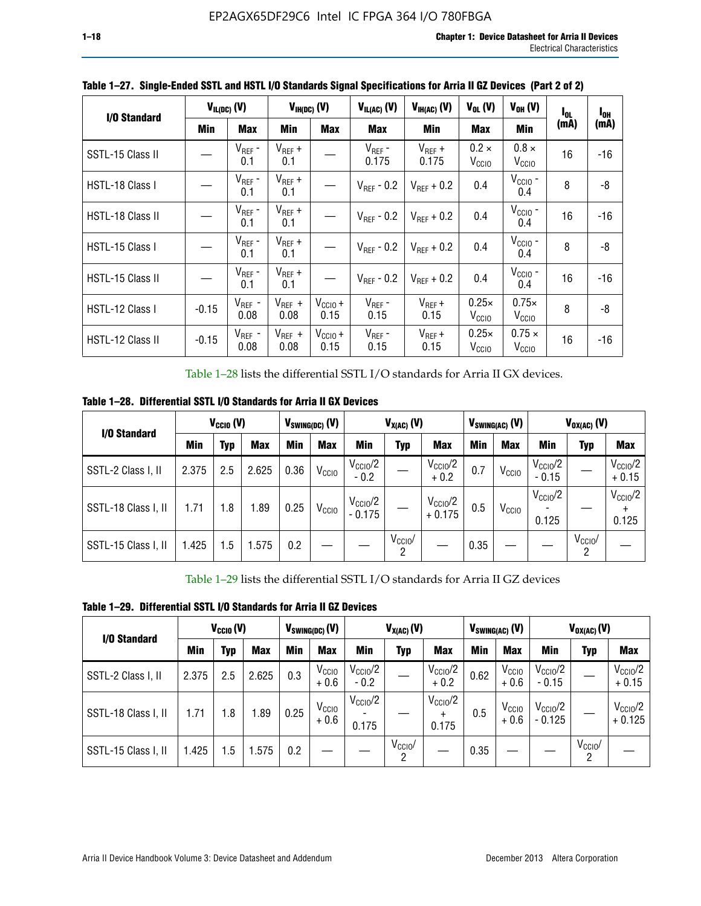**Table 1–27. Single-Ended SSTL and HSTL I/O Standards Signal Specifications for Arria II GZ Devices (Part 2 of 2)**

| I/O Standard | $V_{IL(DC)}$ (V) | | $V_{IH(DC)}$ (V) | | $V_{IL(AC)}$ (V) | $V_{IH(AC)}$ (V) | $V_{OL}$ (V) | $V_{OH}$ (V) | $I_{OL}$ (mA) | $I_{OH}$ (mA) |
|---|---|---|---|---|---|---|---|---|---|---|
| | Min | Max | Min | Max | Max | Min | Max | Min | | |
| SSTL-15 Class II | — | $V_{REF}$ - 0.1 | $V_{REF}$ + 0.1 | — | $V_{REF}$ - 0.175 | $V_{REF}$ + 0.175 | 0.2 × $V_{CCIO}$ | 0.8 × $V_{CCIO}$ | 16 | -16 |
| HSTL-18 Class I | — | $V_{REF}$ - 0.1 | $V_{REF}$ + 0.1 | — | $V_{REF}$ - 0.2 | $V_{REF}$ + 0.2 | 0.4 | $V_{CCIO}$ - 0.4 | 8 | -8 |
| HSTL-18 Class II | — | $V_{REF}$ - 0.1 | $V_{REF}$ + 0.1 | — | $V_{REF}$ - 0.2 | $V_{REF}$ + 0.2 | 0.4 | $V_{CCIO}$ - 0.4 | 16 | -16 |
| HSTL-15 Class I | — | $V_{REF}$ - 0.1 | $V_{REF}$ + 0.1 | — | $V_{REF}$ - 0.2 | $V_{REF}$ + 0.2 | 0.4 | $V_{CCIO}$ - 0.4 | 8 | -8 |
| HSTL-15 Class II | — | $V_{REF}$ - 0.1 | $V_{REF}$ + 0.1 | — | $V_{REF}$ - 0.2 | $V_{REF}$ + 0.2 | 0.4 | $V_{CCIO}$ - 0.4 | 16 | -16 |
| HSTL-12 Class I | -0.15 | $V_{REF}$ - 0.08 | $V_{REF}$ + 0.08 | $V_{CCIO}$ + 0.15 | $V_{REF}$ - 0.15 | $V_{REF}$ + 0.15 | 0.25× $V_{CCIO}$ | 0.75× $V_{CCIO}$ | 8 | -8 |
| HSTL-12 Class II | -0.15 | $V_{REF}$ - 0.08 | $V_{REF}$ + 0.08 | $V_{CCIO}$ + 0.15 | $V_{REF}$ - 0.15 | $V_{REF}$ + 0.15 | 0.25× $V_{CCIO}$ | 0.75 × $V_{CCIO}$ | 16 | -16 |

Table 1–28 lists the differential SSTL I/O standards for Arria II GX devices.

**Table 1–28. Differential SSTL I/O Standards for Arria II GX Devices**

| I/O Standard | $V_{CCIO}$ (V) | | | $V_{SWING(DC)}$ (V) | | $V_{X(AC)}$ (V) | | | $V_{SWING(AC)}$ (V) | | $V_{OX(AC)}$ (V) | | |
|---|---|---|---|---|---|---|---|---|---|---|---|---|---|
| | Min | Typ | Max | Min | Max | Min | Typ | Max | Min | Max | Min | Typ | Max |
| SSTL-2 Class I, II | 2.375 | 2.5 | 2.625 | 0.36 | $V_{CCIO}$ | $V_{CCIO}/2$ - 0.2 | — | $V_{CCIO}/2$ + 0.2 | 0.7 | $V_{CCIO}$ | $V_{CCIO}/2$ - 0.15 | — | $V_{CCIO}/2$ + 0.15 |
| SSTL-18 Class I, II | 1.71 | 1.8 | 1.89 | 0.25 | $V_{CCIO}$ | $V_{CCIO}/2$ - 0.175 | — | $V_{CCIO}/2$ + 0.175 | 0.5 | $V_{CCIO}$ | $V_{CCIO}/2$ - 0.125 | — | $V_{CCIO}/2$ + 0.125 |
| SSTL-15 Class I, II | 1.425 | 1.5 | 1.575 | 0.2 | — | — | $V_{CCIO}/2$ | — | 0.35 | — | — | $V_{CCIO}/2$ | — |

Table 1–29 lists the differential SSTL I/O standards for Arria II GZ devices

**Table 1–29. Differential SSTL I/O Standards for Arria II GZ Devices**

| I/O Standard | $V_{CCIO}$ (V) | | | $V_{SWING(DC)}$ (V) | | $V_{X(AC)}$ (V) | | | $V_{SWING(AC)}$ (V) | | $V_{OX(AC)}$ (V) | | |
|---|---|---|---|---|---|---|---|---|---|---|---|---|---|
| | Min | Typ | Max | Min | Max | Min | Typ | Max | Min | Max | Min | Typ | Max |
| SSTL-2 Class I, II | 2.375 | 2.5 | 2.625 | 0.3 | $V_{CCIO}$ + 0.6 | $V_{CCIO}/2$ - 0.2 | — | $V_{CCIO}/2$ + 0.2 | 0.62 | $V_{CCIO}$ + 0.6 | $V_{CCIO}/2$ - 0.15 | — | $V_{CCIO}/2$ + 0.15 |
| SSTL-18 Class I, II | 1.71 | 1.8 | 1.89 | 0.25 | $V_{CCIO}$ + 0.6 | $V_{CCIO}/2$ - 0.175 | — | $V_{CCIO}/2$ + 0.175 | 0.5 | $V_{CCIO}$ + 0.6 | $V_{CCIO}/2$ - 0.125 | — | $V_{CCIO}/2$ + 0.125 |
| SSTL-15 Class I, II | 1.425 | 1.5 | 1.575 | 0.2 | — | — | $V_{CCIO}/2$ | — | 0.35 | — | — | $V_{CCIO}/2$ | — |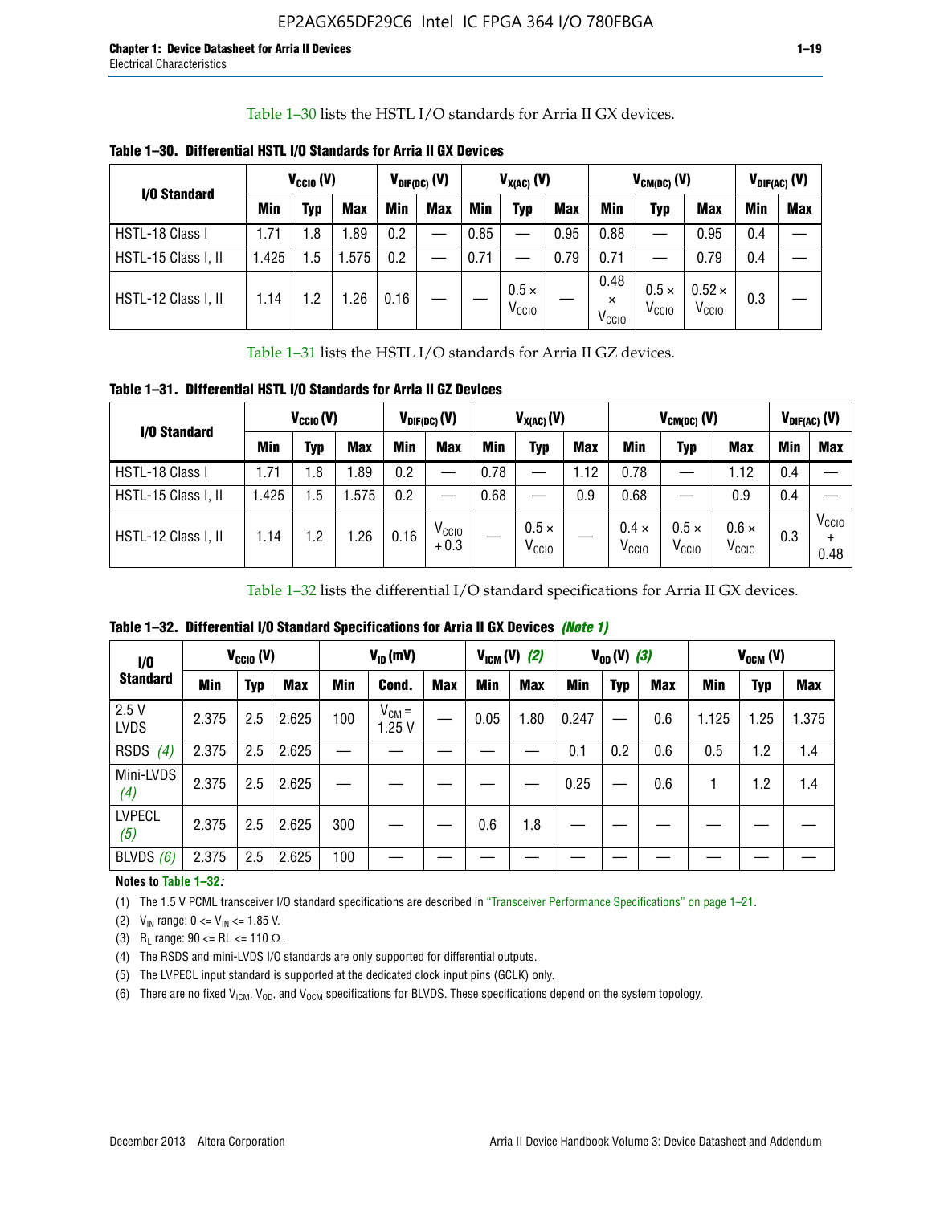Table 1–30 lists the HSTL I/O standards for Arria II GX devices.

**Table 1–30. Differential HSTL I/O Standards for Arria II GX Devices**

| I/O Standard | $V_{CCIO}$ (V) | | | $V_{DIF(DC)}$ (V) | | $V_{X(AC)}$ (V) | | | $V_{CM(DC)}$ (V) | | | $V_{DIF(AC)}$ (V) | |
|---|---|---|---|---|---|---|---|---|---|---|---|---|---|
| | Min | Typ | Max | Min | Max | Min | Typ | Max | Min | Typ | Max | Min | Max |
| HSTL-18 Class I | 1.71 | 1.8 | 1.89 | 0.2 | — | 0.85 | — | 0.95 | 0.88 | — | 0.95 | 0.4 | — |
| HSTL-15 Class I, II | 1.425 | 1.5 | 1.575 | 0.2 | — | 0.71 | — | 0.79 | 0.71 | — | 0.79 | 0.4 | — |
| HSTL-12 Class I, II | 1.14 | 1.2 | 1.26 | 0.16 | — | — | $0.5 \times V_{CCIO}$ | — | $0.48 \times V_{CCIO}$ | $0.5 \times V_{CCIO}$ | $0.52 \times V_{CCIO}$ | 0.3 | — |

Table 1–31 lists the HSTL I/O standards for Arria II GZ devices.

**Table 1–31. Differential HSTL I/O Standards for Arria II GZ Devices**

| I/O Standard | $V_{CCIO}$ (V) | | | $V_{DIF(DC)}$ (V) | | $V_{X(AC)}$ (V) | | | $V_{CM(DC)}$ (V) | | | $V_{DIF(AC)}$ (V) | |
|---|---|---|---|---|---|---|---|---|---|---|---|---|---|
| | Min | Typ | Max | Min | Max | Min | Typ | Max | Min | Typ | Max | Min | Max |
| HSTL-18 Class I | 1.71 | 1.8 | 1.89 | 0.2 | — | 0.78 | — | 1.12 | 0.78 | — | 1.12 | 0.4 | — |
| HSTL-15 Class I, II | 1.425 | 1.5 | 1.575 | 0.2 | — | 0.68 | — | 0.9 | 0.68 | — | 0.9 | 0.4 | — |
| HSTL-12 Class I, II | 1.14 | 1.2 | 1.26 | 0.16 | $V_{CCIO} + 0.3$ | — | $0.5 \times V_{CCIO}$ | — | $0.4 \times V_{CCIO}$ | $0.5 \times V_{CCIO}$ | $0.6 \times V_{CCIO}$ | 0.3 | $V_{CCIO} + 0.48$ |

Table 1–32 lists the differential I/O standard specifications for Arria II GX devices.

**Table 1–32. Differential I/O Standard Specifications for Arria II GX Devices** *(Note 1)*

| I/O Standard | $V_{CCIO}$ (V) | | | $V_{ID}$ (mV) | | | $V_{ICM}$ (V) *(2)* | | $V_{OD}$ (V) *(3)* | | | $V_{OCM}$ (V) | | |
|---|---|---|---|---|---|---|---|---|---|---|---|---|---|---|
| | Min | Typ | Max | Min | Cond. | Max | Min | Max | Min | Typ | Max | Min | Typ | Max |
| 2.5 V LVDS | 2.375 | 2.5 | 2.625 | 100 | $V_{CM} = 1.25$ V | — | 0.05 | 1.80 | 0.247 | — | 0.6 | 1.125 | 1.25 | 1.375 |
| RSDS *(4)* | 2.375 | 2.5 | 2.625 | — | — | — | — | — | 0.1 | 0.2 | 0.6 | 0.5 | 1.2 | 1.4 |
| Mini-LVDS *(4)* | 2.375 | 2.5 | 2.625 | — | — | — | — | — | 0.25 | — | 0.6 | 1 | 1.2 | 1.4 |
| LVPECL *(5)* | 2.375 | 2.5 | 2.625 | 300 | — | — | 0.6 | 1.8 | — | — | — | — | — | — |
| BLVDS *(6)* | 2.375 | 2.5 | 2.625 | 100 | — | — | — | — | — | — | — | — | — | — |

**Notes to Table 1–32:**

(1) The 1.5 V PCML transceiver I/O standard specifications are described in "Transceiver Performance Specifications" on page 1–21.

(2) $V_{IN}$ range: $0 <= V_{IN} <= 1.85$ V.

(3) $R_L$ range: $90 <= RL <= 110\ \Omega$.

(4) The RSDS and mini-LVDS I/O standards are only supported for differential outputs.

(5) The LVPECL input standard is supported at the dedicated clock input pins (GCLK) only.

(6) There are no fixed $V_{ICM}$, $V_{OD}$, and $V_{OCM}$ specifications for BLVDS. These specifications depend on the system topology.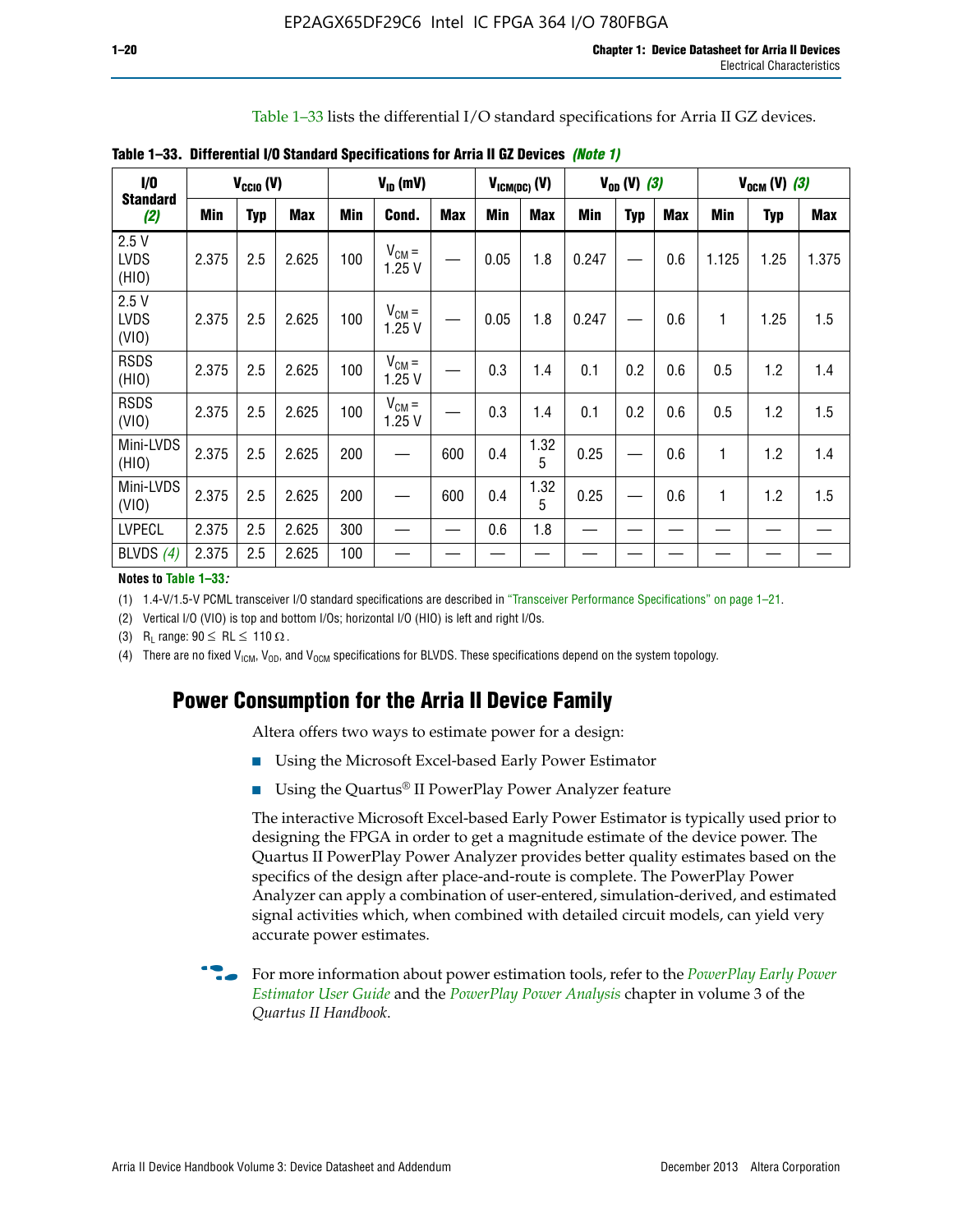Table 1–33 lists the differential I/O standard specifications for Arria II GZ devices.

**Table 1–33. Differential I/O Standard Specifications for Arria II GZ Devices** *(Note 1)*

| I/O Standard *(2)* | $V_{CCIO}$ (V) | | | $V_{ID}$ (mV) | | | $V_{ICM(DC)}$ (V) | | $V_{OD}$ (V) *(3)* | | | $V_{OCM}$ (V) *(3)* | | |
|---|---|---|---|---|---|---|---|---|---|---|---|---|---|---|
| | Min | Typ | Max | Min | Cond. | Max | Min | Max | Min | Typ | Max | Min | Typ | Max |
| 2.5 V LVDS (HIO) | 2.375 | 2.5 | 2.625 | 100 | $V_{CM}$ = 1.25 V | — | 0.05 | 1.8 | 0.247 | — | 0.6 | 1.125 | 1.25 | 1.375 |
| 2.5 V LVDS (VIO) | 2.375 | 2.5 | 2.625 | 100 | $V_{CM}$ = 1.25 V | — | 0.05 | 1.8 | 0.247 | — | 0.6 | 1 | 1.25 | 1.5 |
| RSDS (HIO) | 2.375 | 2.5 | 2.625 | 100 | $V_{CM}$ = 1.25 V | — | 0.3 | 1.4 | 0.1 | 0.2 | 0.6 | 0.5 | 1.2 | 1.4 |
| RSDS (VIO) | 2.375 | 2.5 | 2.625 | 100 | $V_{CM}$ = 1.25 V | — | 0.3 | 1.4 | 0.1 | 0.2 | 0.6 | 0.5 | 1.2 | 1.5 |
| Mini-LVDS (HIO) | 2.375 | 2.5 | 2.625 | 200 | — | 600 | 0.4 | 1.325 | 0.25 | — | 0.6 | 1 | 1.2 | 1.4 |
| Mini-LVDS (VIO) | 2.375 | 2.5 | 2.625 | 200 | — | 600 | 0.4 | 1.325 | 0.25 | — | 0.6 | 1 | 1.2 | 1.5 |
| LVPECL | 2.375 | 2.5 | 2.625 | 300 | — | — | 0.6 | 1.8 | — | — | — | — | — | — |
| BLVDS *(4)* | 2.375 | 2.5 | 2.625 | 100 | — | — | — | — | — | — | — | — | — | — |

**Notes to Table 1–33:**

(1) 1.4-V/1.5-V PCML transceiver I/O standard specifications are described in "Transceiver Performance Specifications" on page 1–21.

(2) Vertical I/O (VIO) is top and bottom I/Os; horizontal I/O (HIO) is left and right I/Os.

(3) $R_L$ range: $90 \leq RL \leq 110\ \Omega$.

(4) There are no fixed $V_{ICM}$, $V_{OD}$, and $V_{OCM}$ specifications for BLVDS. These specifications depend on the system topology.

## Power Consumption for the Arria II Device Family

Altera offers two ways to estimate power for a design:

- Using the Microsoft Excel-based Early Power Estimator
- Using the Quartus® II PowerPlay Power Analyzer feature

The interactive Microsoft Excel-based Early Power Estimator is typically used prior to designing the FPGA in order to get a magnitude estimate of the device power. The Quartus II PowerPlay Power Analyzer provides better quality estimates based on the specifics of the design after place-and-route is complete. The PowerPlay Power Analyzer can apply a combination of user-entered, simulation-derived, and estimated signal activities which, when combined with detailed circuit models, can yield very accurate power estimates.

For more information about power estimation tools, refer to the *PowerPlay Early Power Estimator User Guide* and the *PowerPlay Power Analysis* chapter in volume 3 of the *Quartus II Handbook*.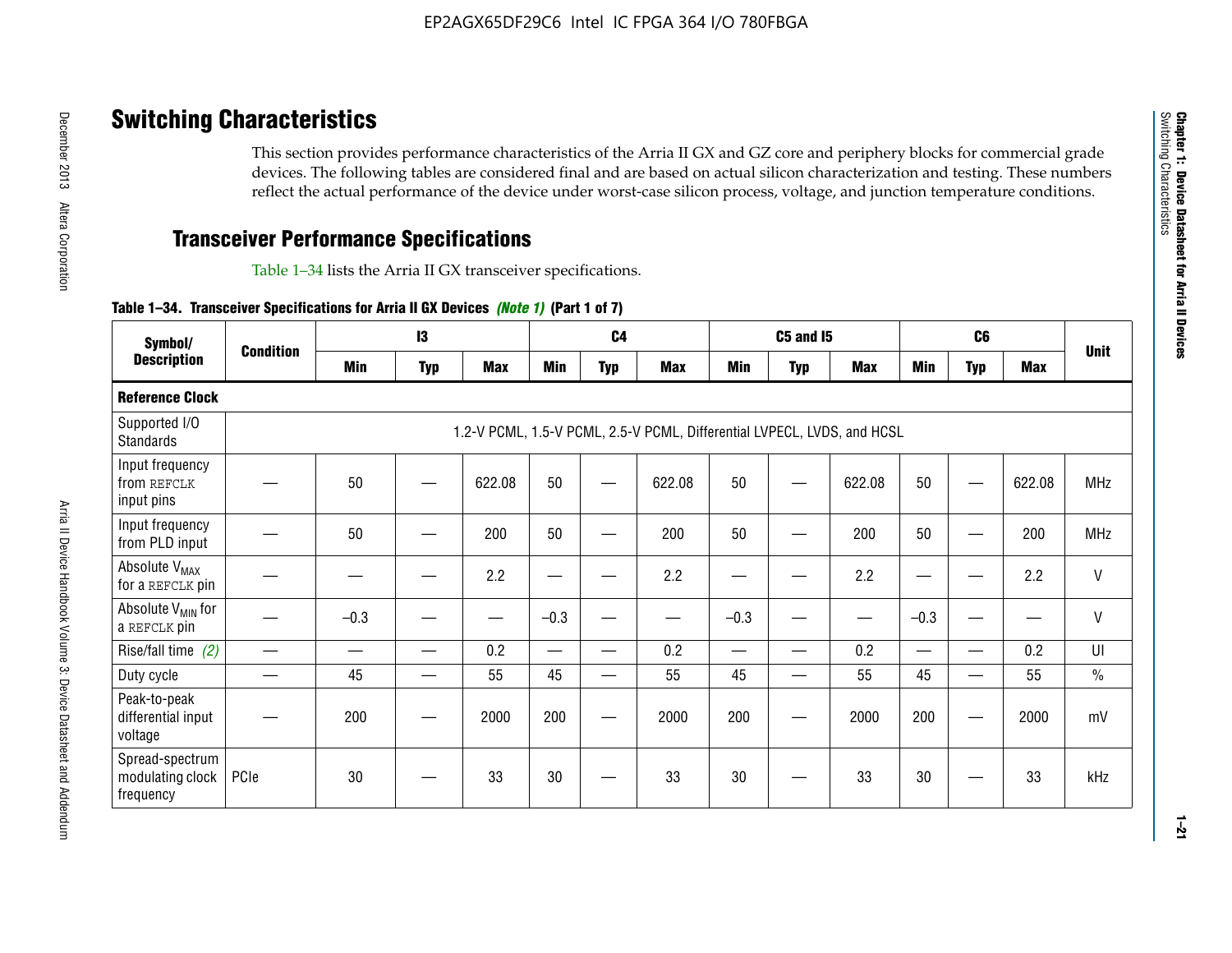# Switching Characteristics

This section provides performance characteristics of the Arria II GX and GZ core and periphery blocks for commercial grade devices. The following tables are considered final and are based on actual silicon characterization and testing. These numbers reflect the actual performance of the device under worst-case silicon process, voltage, and junction temperature conditions.

## Transceiver Performance Specifications

Table 1–34 lists the Arria II GX transceiver specifications.

**Table 1–34. Transceiver Specifications for Arria II GX Devices** ***(Note 1)*** **(Part 1 of 7)**

| Symbol/ Description | Condition | I3 | | | C4 | | | C5 and I5 | | | C6 | | | Unit |
|---|---|---|---|---|---|---|---|---|---|---|---|---|---|---|
| | | Min | Typ | Max | Min | Typ | Max | Min | Typ | Max | Min | Typ | Max | |
| **Reference Clock** | | | | | | | | | | | | | | |
| Supported I/O Standards | 1.2-V PCML, 1.5-V PCML, 2.5-V PCML, Differential LVPECL, LVDS, and HCSL | | | | | | | | | | | | | |
| Input frequency from REFCLK input pins | — | 50 | — | 622.08 | 50 | — | 622.08 | 50 | — | 622.08 | 50 | — | 622.08 | MHz |
| Input frequency from PLD input | — | 50 | — | 200 | 50 | — | 200 | 50 | — | 200 | 50 | — | 200 | MHz |
| Absolute $V_{MAX}$ for a REFCLK pin | — | — | — | 2.2 | — | — | 2.2 | — | — | 2.2 | — | — | 2.2 | V |
| Absolute $V_{MIN}$ for a REFCLK pin | — | –0.3 | — | — | –0.3 | — | — | –0.3 | — | — | –0.3 | — | — | V |
| Rise/fall time *(2)* | — | — | — | 0.2 | — | — | 0.2 | — | — | 0.2 | — | — | 0.2 | UI |
| Duty cycle | — | 45 | — | 55 | 45 | — | 55 | 45 | — | 55 | 45 | — | 55 | % |
| Peak-to-peak differential input voltage | — | 200 | — | 2000 | 200 | — | 2000 | 200 | — | 2000 | 200 | — | 2000 | mV |
| Spread-spectrum modulating clock frequency | PCIe | 30 | — | 33 | 30 | — | 33 | 30 | — | 33 | 30 | — | 33 | kHz |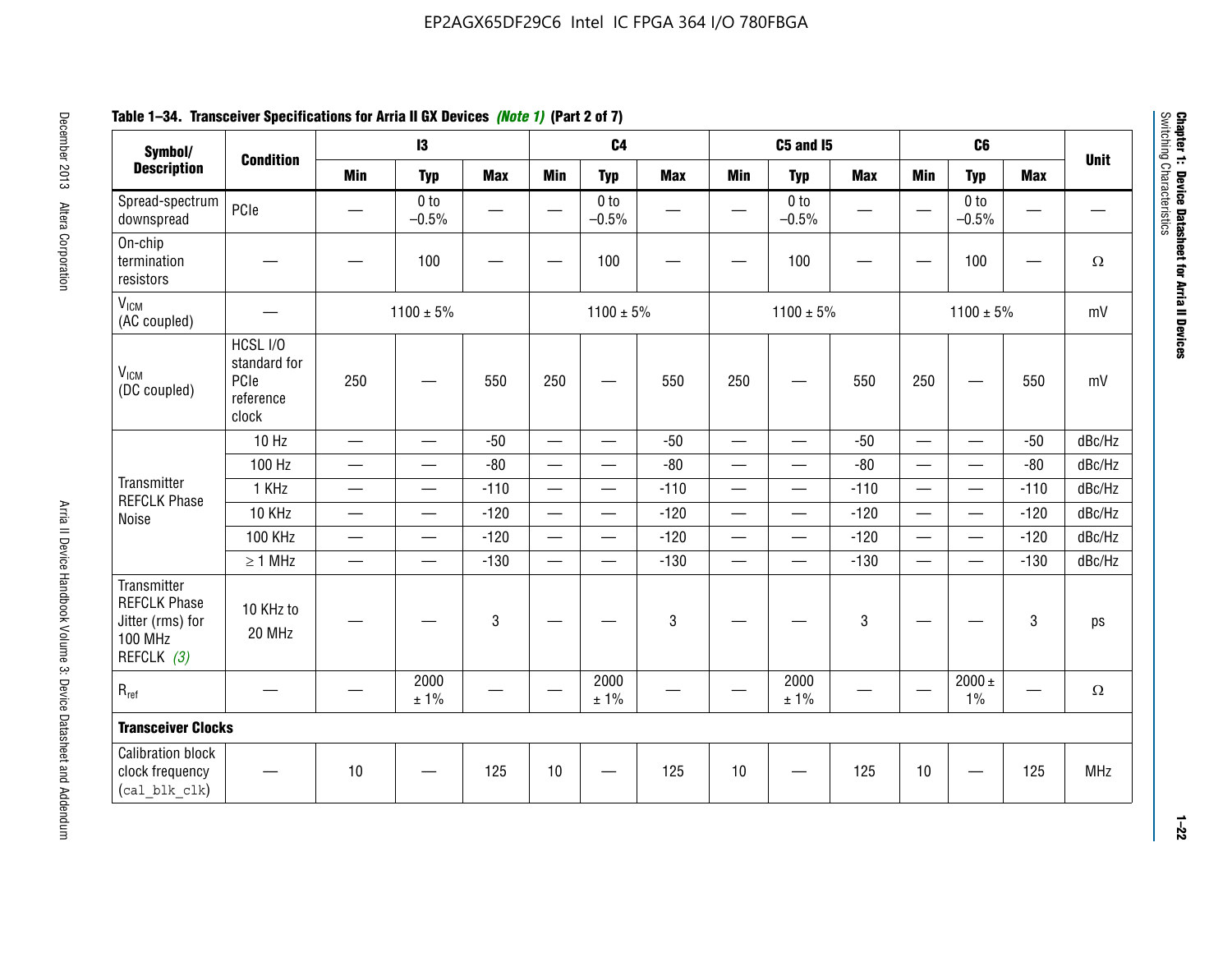**Table 1–34. Transceiver Specifications for Arria II GX Devices *(Note 1)* (Part 2 of 7)**

| Symbol/ Description | Condition | I3 | | | C4 | | | C5 and I5 | | | C6 | | | Unit |
|---|---|---|---|---|---|---|---|---|---|---|---|---|---|---|
| | | Min | Typ | Max | Min | Typ | Max | Min | Typ | Max | Min | Typ | Max | |
| Spread-spectrum downspread | PCIe | — | 0 to −0.5% | — | — | 0 to −0.5% | — | — | 0 to −0.5% | — | — | 0 to −0.5% | — | — |
| On-chip termination resistors | — | — | 100 | — | — | 100 | — | — | 100 | — | — | 100 | — | Ω |
| $V_{ICM}$ (AC coupled) | — | 1100 ± 5% | | | 1100 ± 5% | | | 1100 ± 5% | | | 1100 ± 5% | | | mV |
| $V_{ICM}$ (DC coupled) | HCSL I/O standard for PCIe reference clock | 250 | — | 550 | 250 | — | 550 | 250 | — | 550 | 250 | — | 550 | mV |
| Transmitter REFCLK Phase Noise | 10 Hz | — | — | -50 | — | — | -50 | — | — | -50 | — | — | -50 | dBc/Hz |
| | 100 Hz | — | — | -80 | — | — | -80 | — | — | -80 | — | — | -80 | dBc/Hz |
| | 1 KHz | — | — | -110 | — | — | -110 | — | — | -110 | — | — | -110 | dBc/Hz |
| | 10 KHz | — | — | -120 | — | — | -120 | — | — | -120 | — | — | -120 | dBc/Hz |
| | 100 KHz | — | — | -120 | — | — | -120 | — | — | -120 | — | — | -120 | dBc/Hz |
| | ≥ 1 MHz | — | — | -130 | — | — | -130 | — | — | -130 | — | — | -130 | dBc/Hz |
| Transmitter REFCLK Phase Jitter (rms) for 100 MHz REFCLK *(3)* | 10 KHz to 20 MHz | — | — | 3 | — | — | 3 | — | — | 3 | — | — | 3 | ps |
| $R_{ref}$ | — | — | 2000 ± 1% | — | — | 2000 ± 1% | — | — | 2000 ± 1% | — | — | 2000 ± 1% | — | Ω |
| **Transceiver Clocks** | | | | | | | | | | | | | | |
| Calibration block clock frequency (`cal_blk_clk`) | — | 10 | — | 125 | 10 | — | 125 | 10 | — | 125 | 10 | — | 125 | MHz |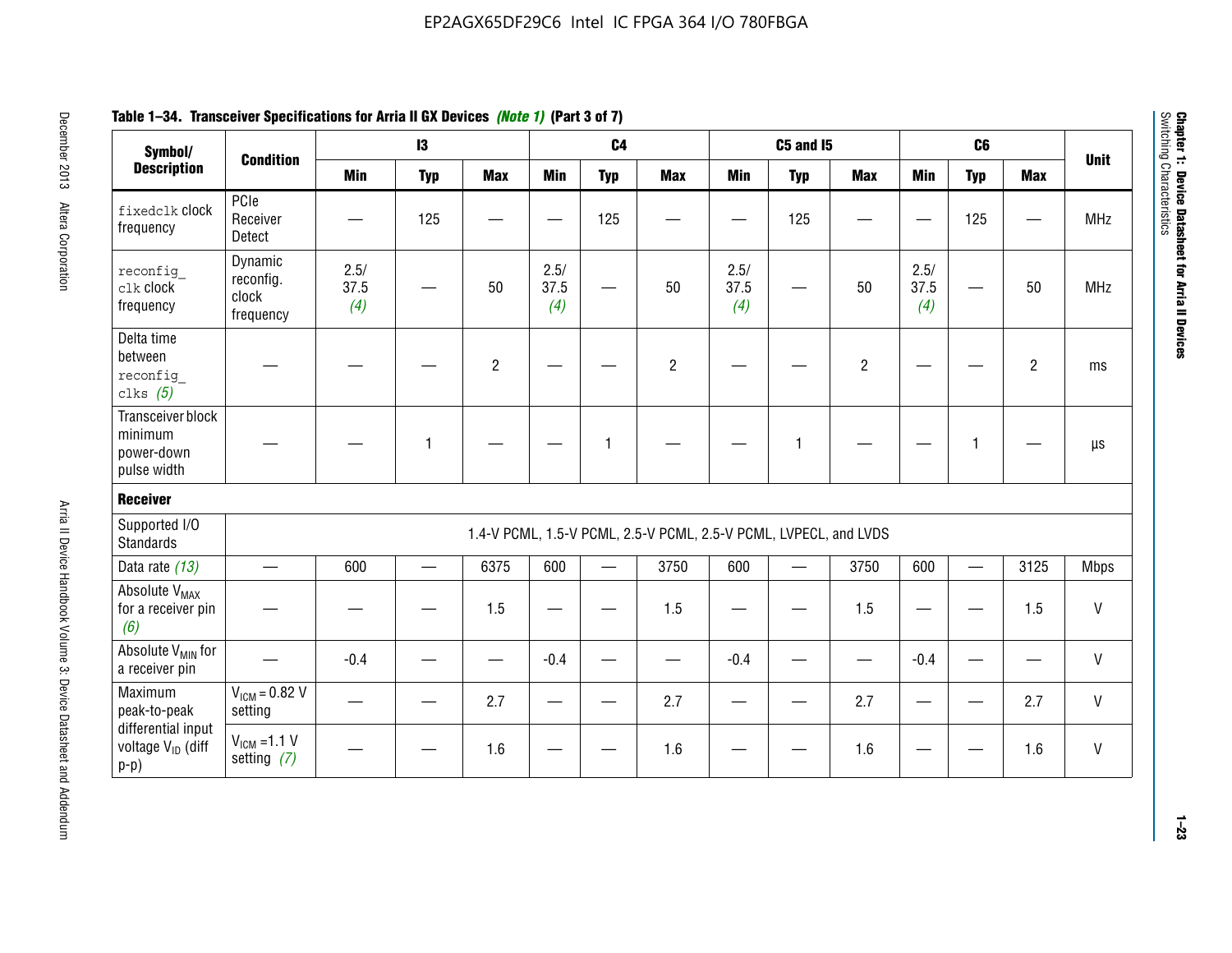**Table 1–34. Transceiver Specifications for Arria II GX Devices *(Note 1)* (Part 3 of 7)**

| Symbol/ Description | Condition | I3 | | | C4 | | | C5 and I5 | | | C6 | | | Unit |
|---|---|---|---|---|---|---|---|---|---|---|---|---|---|---|
| | | Min | Typ | Max | Min | Typ | Max | Min | Typ | Max | Min | Typ | Max | |
| `fixedclk` clock frequency | PCIe Receiver Detect | — | 125 | — | — | 125 | — | — | 125 | — | — | 125 | — | MHz |
| `reconfig_clk` clock frequency | Dynamic reconfig. clock frequency | 2.5/ 37.5 *(4)* | — | 50 | 2.5/ 37.5 *(4)* | — | 50 | 2.5/ 37.5 *(4)* | — | 50 | 2.5/ 37.5 *(4)* | — | 50 | MHz |
| Delta time between `reconfig_clks` *(5)* | — | — | — | 2 | — | — | 2 | — | — | 2 | — | — | 2 | ms |
| Transceiver block minimum power-down pulse width | — | — | 1 | — | — | 1 | — | — | 1 | — | — | 1 | — | µs |
| **Receiver** | | | | | | | | | | | | | | |
| Supported I/O Standards | 1.4-V PCML, 1.5-V PCML, 2.5-V PCML, 2.5-V PCML, LVPECL, and LVDS | | | | | | | | | | | | | |
| Data rate *(13)* | — | 600 | — | 6375 | 600 | — | 3750 | 600 | — | 3750 | 600 | — | 3125 | Mbps |
| Absolute $V_{MAX}$ for a receiver pin *(6)* | — | — | — | 1.5 | — | — | 1.5 | — | — | 1.5 | — | — | 1.5 | V |
| Absolute $V_{MIN}$ for a receiver pin | — | -0.4 | — | — | -0.4 | — | — | -0.4 | — | — | -0.4 | — | — | V |
| Maximum peak-to-peak differential input voltage $V_{ID}$ (diff p-p) | $V_{ICM}$ = 0.82 V setting | — | — | 2.7 | — | — | 2.7 | — | — | 2.7 | — | — | 2.7 | V |
| | $V_{ICM}$ =1.1 V setting *(7)* | — | — | 1.6 | — | — | 1.6 | — | — | 1.6 | — | — | 1.6 | V |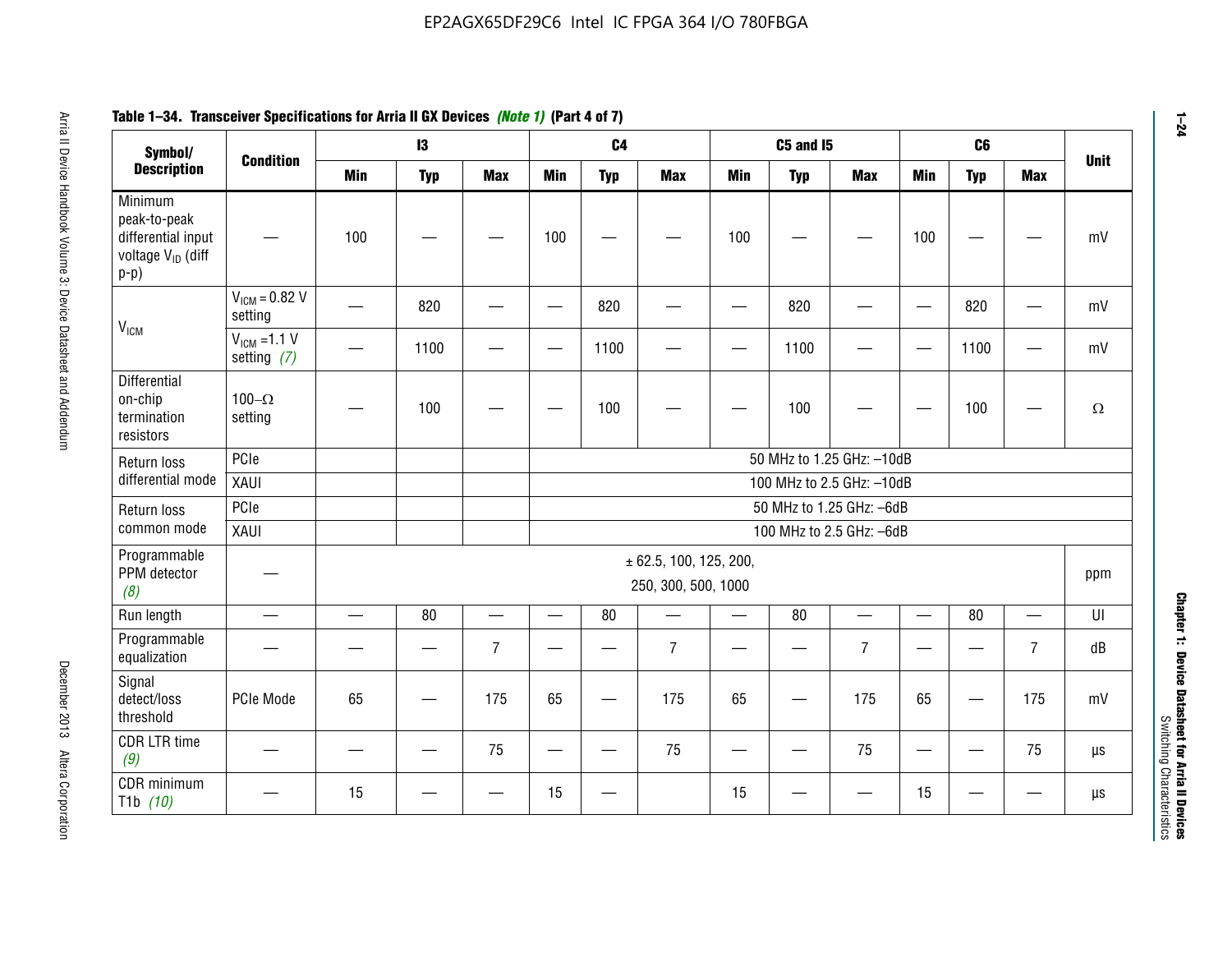**Table 1–34. Transceiver Specifications for Arria II GX Devices *(Note 1)* (Part 4 of 7)**

| Symbol/ Description | Condition | I3 | | | C4 | | | C5 and I5 | | | C6 | | | Unit |
|---|---|---|---|---|---|---|---|---|---|---|---|---|---|---|
| | | Min | Typ | Max | Min | Typ | Max | Min | Typ | Max | Min | Typ | Max | |
| Minimum peak-to-peak differential input voltage $V_{ID}$ (diff p-p) | — | 100 | — | — | 100 | — | — | 100 | — | — | 100 | — | — | mV |
| $V_{ICM}$ | $V_{ICM}$ = 0.82 V setting | — | 820 | — | — | 820 | — | — | 820 | — | — | 820 | — | mV |
| | $V_{ICM}$ =1.1 V setting *(7)* | — | 1100 | — | — | 1100 | — | — | 1100 | — | — | 1100 | — | mV |
| Differential on-chip termination resistors | 100–Ω setting | — | 100 | — | — | 100 | — | — | 100 | — | — | 100 | — | Ω |
| Return loss differential mode | PCIe | | | | 50 MHz to 1.25 GHz: –10dB | | | | | | | | | |
| | XAUI | | | | 100 MHz to 2.5 GHz: –10dB | | | | | | | | | |
| Return loss common mode | PCIe | | | | 50 MHz to 1.25 GHz: –6dB | | | | | | | | | |
| | XAUI | | | | 100 MHz to 2.5 GHz: –6dB | | | | | | | | | |
| Programmable PPM detector *(8)* | — | ± 62.5, 100, 125, 200, 250, 300, 500, 1000 | | | | | | | | | | | | ppm |
| Run length | — | — | 80 | — | — | 80 | — | — | 80 | — | — | 80 | — | UI |
| Programmable equalization | — | — | — | 7 | — | — | 7 | — | — | 7 | — | — | 7 | dB |
| Signal detect/loss threshold | PCIe Mode | 65 | — | 175 | 65 | — | 175 | 65 | — | 175 | 65 | — | 175 | mV |
| CDR LTR time *(9)* | — | — | — | 75 | — | — | 75 | — | — | 75 | — | — | 75 | µs |
| CDR minimum T1b *(10)* | — | 15 | — | — | 15 | — | | 15 | — | — | 15 | — | — | µs |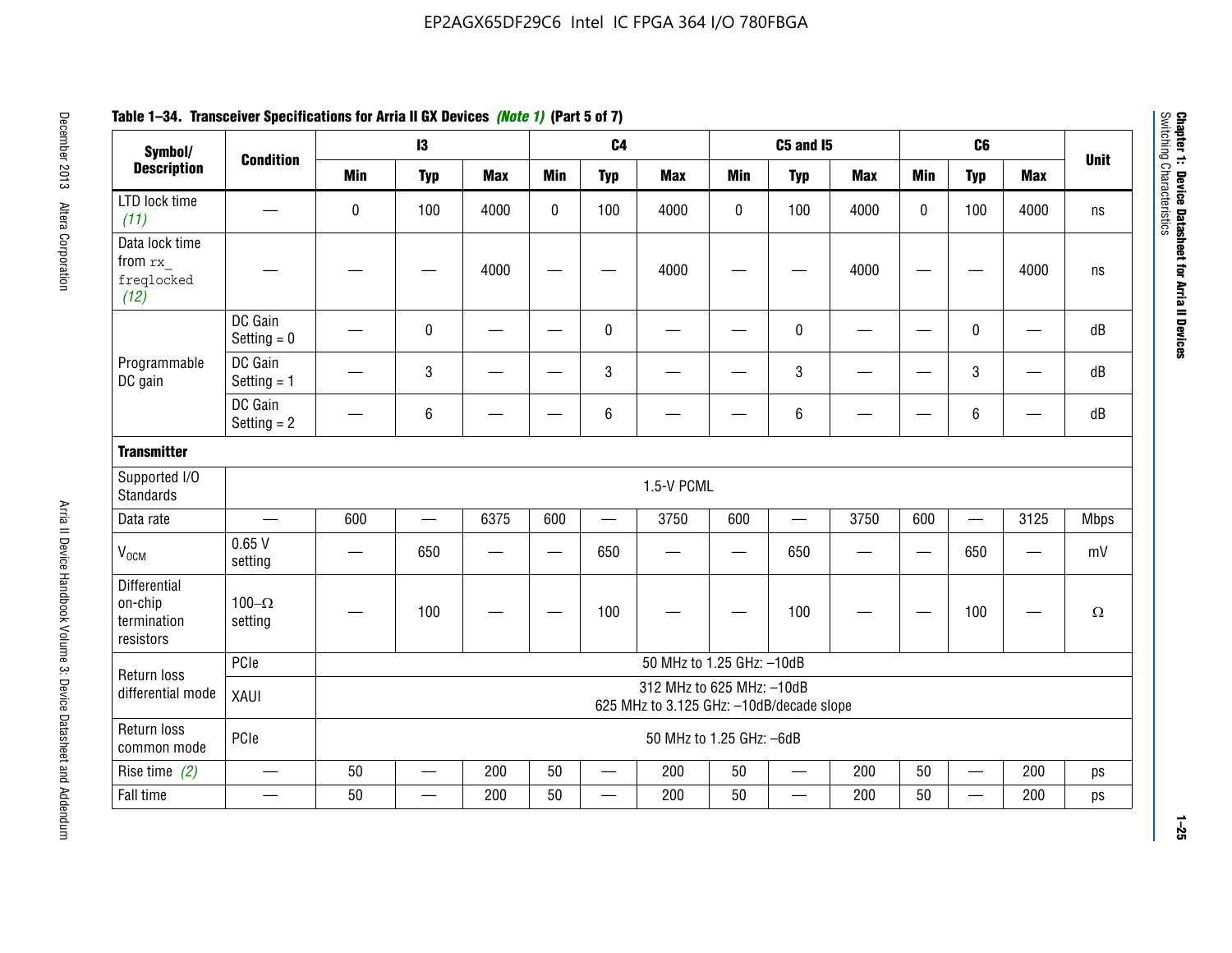**Table 1–34. Transceiver Specifications for Arria II GX Devices *(Note 1)* (Part 5 of 7)**

| Symbol/ Description | Condition | I3 | | | C4 | | | C5 and I5 | | | C6 | | | Unit |
|---|---|---|---|---|---|---|---|---|---|---|---|---|---|---|
| | | Min | Typ | Max | Min | Typ | Max | Min | Typ | Max | Min | Typ | Max | |
| LTD lock time *(11)* | — | 0 | 100 | 4000 | 0 | 100 | 4000 | 0 | 100 | 4000 | 0 | 100 | 4000 | ns |
| Data lock time from `rx_freqlocked` *(12)* | — | — | — | 4000 | — | — | 4000 | — | — | 4000 | — | — | 4000 | ns |
| Programmable DC gain | DC Gain Setting = 0 | — | 0 | — | — | 0 | — | — | 0 | — | — | 0 | — | dB |
| | DC Gain Setting = 1 | — | 3 | — | — | 3 | — | — | 3 | — | — | 3 | — | dB |
| | DC Gain Setting = 2 | — | 6 | — | — | 6 | — | — | 6 | — | — | 6 | — | dB |
| **Transmitter** | | | | | | | | | | | | | | |
| Supported I/O Standards | 1.5-V PCML | | | | | | | | | | | | | |
| Data rate | — | 600 | — | 6375 | 600 | — | 3750 | 600 | — | 3750 | 600 | — | 3125 | Mbps |
| $V_{OCM}$ | 0.65 V setting | — | 650 | — | — | 650 | — | — | 650 | — | — | 650 | — | mV |
| Differential on-chip termination resistors | 100–Ω setting | — | 100 | — | — | 100 | — | — | 100 | — | — | 100 | — | Ω |
| Return loss differential mode | PCIe | 50 MHz to 1.25 GHz: –10dB | | | | | | | | | | | | |
| | XAUI | 312 MHz to 625 MHz: –10dB<br>625 MHz to 3.125 GHz: –10dB/decade slope | | | | | | | | | | | | |
| Return loss common mode | PCIe | 50 MHz to 1.25 GHz: –6dB | | | | | | | | | | | | |
| Rise time *(2)* | — | 50 | — | 200 | 50 | — | 200 | 50 | — | 200 | 50 | — | 200 | ps |
| Fall time | — | 50 | — | 200 | 50 | — | 200 | 50 | — | 200 | 50 | — | 200 | ps |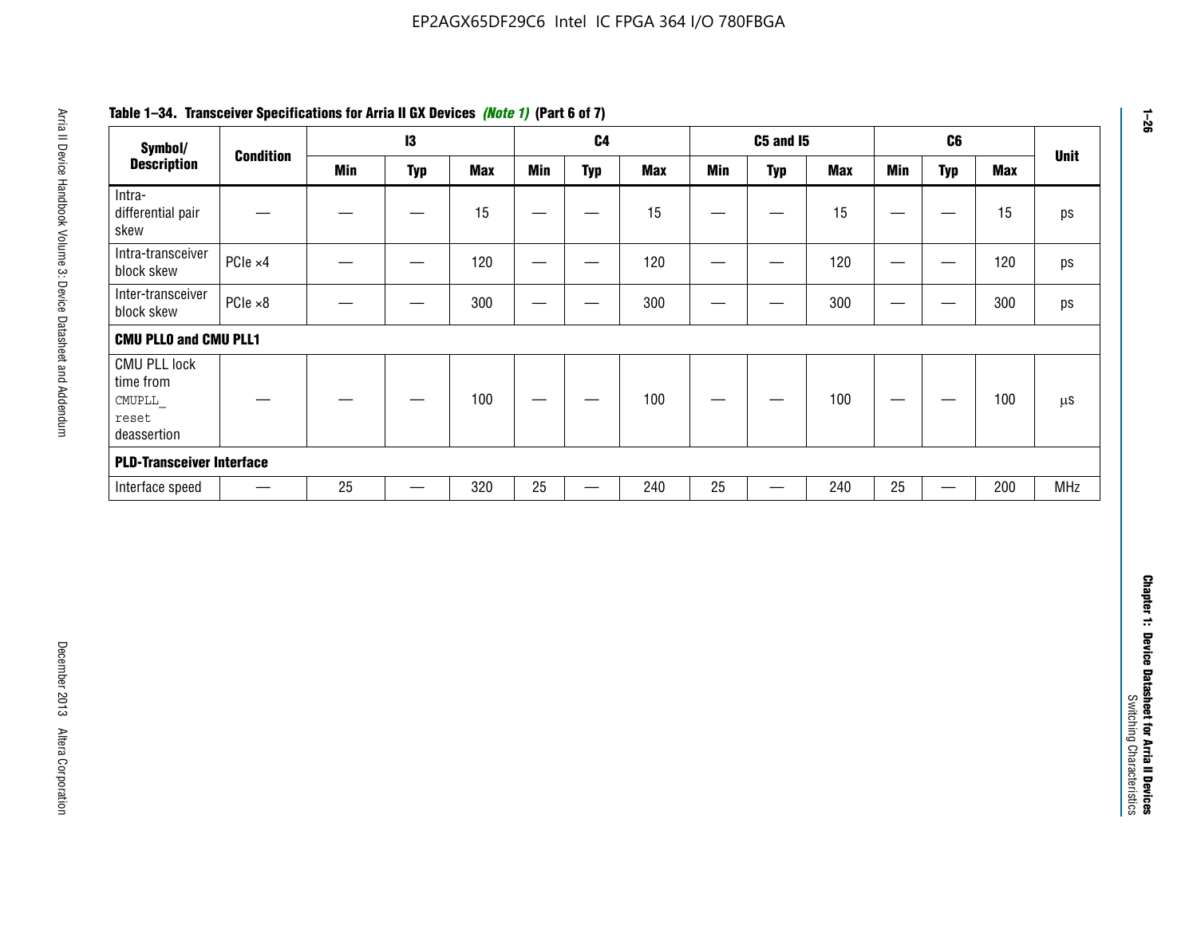**Table 1–34. Transceiver Specifications for Arria II GX Devices *(Note 1)* (Part 6 of 7)**

| Symbol/ Description | Condition | I3 | | | C4 | | | C5 and I5 | | | C6 | | | Unit |
|---|---|---|---|---|---|---|---|---|---|---|---|---|---|---|
| | | Min | Typ | Max | Min | Typ | Max | Min | Typ | Max | Min | Typ | Max | |
| Intra-differential pair skew | — | — | — | 15 | — | — | 15 | — | — | 15 | — | — | 15 | ps |
| Intra-transceiver block skew | PCIe ×4 | — | — | 120 | — | — | 120 | — | — | 120 | — | — | 120 | ps |
| Inter-transceiver block skew | PCIe ×8 | — | — | 300 | — | — | 300 | — | — | 300 | — | — | 300 | ps |
| **CMU PLL0 and CMU PLL1** | | | | | | | | | | | | | | |
| CMU PLL lock time from `CMUPLL_reset` deassertion | — | — | — | 100 | — | — | 100 | — | — | 100 | — | — | 100 | µs |
| **PLD-Transceiver Interface** | | | | | | | | | | | | | | |
| Interface speed | — | 25 | — | 320 | 25 | — | 240 | 25 | — | 240 | 25 | — | 200 | MHz |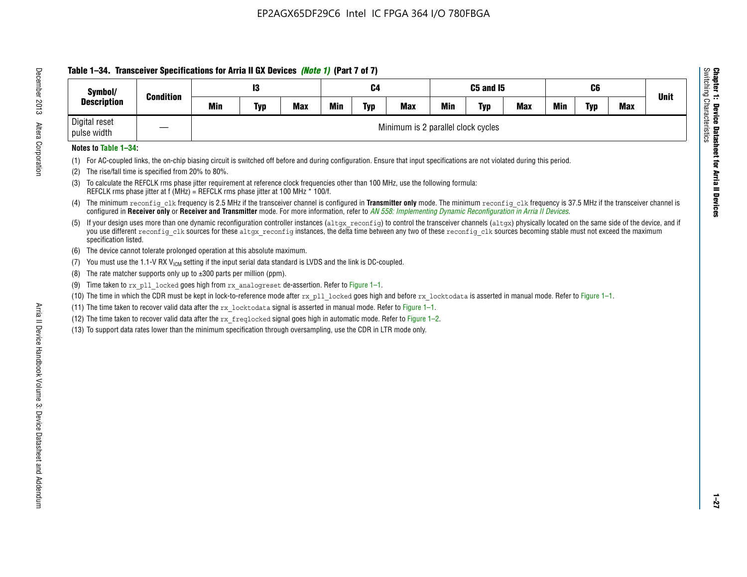**Table 1–34. Transceiver Specifications for Arria II GX Devices *(Note 1)* (Part 7 of 7)**

| Symbol/ Description | Condition | I3 | | | C4 | | | C5 and I5 | | | C6 | | | Unit |
|---|---|---|---|---|---|---|---|---|---|---|---|---|---|---|
| | | Min | Typ | Max | Min | Typ | Max | Min | Typ | Max | Min | Typ | Max | |
| Digital reset pulse width | — | Minimum is 2 parallel clock cycles | | | | | | | | | | | | |

**Notes to Table 1–34:**

(1) For AC-coupled links, the on-chip biasing circuit is switched off before and during configuration. Ensure that input specifications are not violated during this period.

(2) The rise/fall time is specified from 20% to 80%.

(3) To calculate the REFCLK rms phase jitter requirement at reference clock frequencies other than 100 MHz, use the following formula:
REFCLK rms phase jitter at f (MHz) = REFCLK rms phase jitter at 100 MHz * 100/f.

(4) The minimum `reconfig_clk` frequency is 2.5 MHz if the transceiver channel is configured in **Transmitter only** mode. The minimum `reconfig_clk` frequency is 37.5 MHz if the transceiver channel is configured in **Receiver only** or **Receiver and Transmitter** mode. For more information, refer to *AN 558: Implementing Dynamic Reconfiguration in Arria II Devices*.

(5) If your design uses more than one dynamic reconfiguration controller instances (`altgx_reconfig`) to control the transceiver channels (`altgx`) physically located on the same side of the device, and if you use different `reconfig_clk` sources for these `altgx_reconfig` instances, the delta time between any two of these `reconfig_clk` sources becoming stable must not exceed the maximum specification listed.

(6) The device cannot tolerate prolonged operation at this absolute maximum.

(7) You must use the 1.1-V RX $V_{ICM}$ setting if the input serial data standard is LVDS and the link is DC-coupled.

(8) The rate matcher supports only up to ±300 parts per million (ppm).

(9) Time taken to `rx_pll_locked` goes high from `rx_analogreset` de-assertion. Refer to Figure 1–1.

(10) The time in which the CDR must be kept in lock-to-reference mode after `rx_pll_locked` goes high and before `rx_locktodata` is asserted in manual mode. Refer to Figure 1–1.

(11) The time taken to recover valid data after the `rx_locktodata` signal is asserted in manual mode. Refer to Figure 1–1.

(12) The time taken to recover valid data after the `rx_freqlocked` signal goes high in automatic mode. Refer to Figure 1–2.

(13) To support data rates lower than the minimum specification through oversampling, use the CDR in LTR mode only.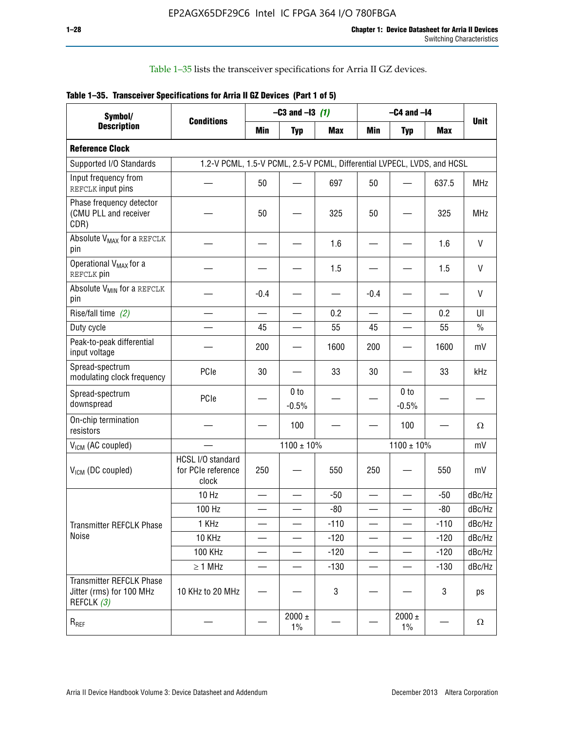Table 1–35 lists the transceiver specifications for Arria II GZ devices.

**Table 1–35. Transceiver Specifications for Arria II GZ Devices (Part 1 of 5)**

| Symbol/ Description | Conditions | –C3 and –I3 *(1)* | | | –C4 and –I4 | | | Unit |
|---|---|---|---|---|---|---|---|---|
| | | Min | Typ | Max | Min | Typ | Max | |
| **Reference Clock** | | | | | | | | |
| Supported I/O Standards | 1.2-V PCML, 1.5-V PCML, 2.5-V PCML, Differential LVPECL, LVDS, and HCSL | | | | | | | |
| Input frequency from REFCLK input pins | — | 50 | — | 697 | 50 | — | 637.5 | MHz |
| Phase frequency detector (CMU PLL and receiver CDR) | — | 50 | — | 325 | 50 | — | 325 | MHz |
| Absolute $V_{MAX}$ for a REFCLK pin | — | — | — | 1.6 | — | — | 1.6 | V |
| Operational $V_{MAX}$ for a REFCLK pin | — | — | — | 1.5 | — | — | 1.5 | V |
| Absolute $V_{MIN}$ for a REFCLK pin | — | -0.4 | — | — | -0.4 | — | — | V |
| Rise/fall time *(2)* | — | — | — | 0.2 | — | — | 0.2 | UI |
| Duty cycle | — | 45 | — | 55 | 45 | — | 55 | % |
| Peak-to-peak differential input voltage | — | 200 | — | 1600 | 200 | — | 1600 | mV |
| Spread-spectrum modulating clock frequency | PCIe | 30 | — | 33 | 30 | — | 33 | kHz |
| Spread-spectrum downspread | PCIe | — | 0 to -0.5% | — | — | 0 to -0.5% | — | — |
| On-chip termination resistors | — | — | 100 | — | — | 100 | — | Ω |
| $V_{ICM}$ (AC coupled) | — | 1100 ± 10% | | | 1100 ± 10% | | | mV |
| $V_{ICM}$ (DC coupled) | HCSL I/O standard for PCIe reference clock | 250 | — | 550 | 250 | — | 550 | mV |
| Transmitter REFCLK Phase Noise | 10 Hz | — | — | -50 | — | — | -50 | dBc/Hz |
| | 100 Hz | — | — | -80 | — | — | -80 | dBc/Hz |
| | 1 KHz | — | — | -110 | — | — | -110 | dBc/Hz |
| | 10 KHz | — | — | -120 | — | — | -120 | dBc/Hz |
| | 100 KHz | — | — | -120 | — | — | -120 | dBc/Hz |
| | ≥ 1 MHz | — | — | -130 | — | — | -130 | dBc/Hz |
| Transmitter REFCLK Phase Jitter (rms) for 100 MHz REFCLK *(3)* | 10 KHz to 20 MHz | — | — | 3 | — | — | 3 | ps |
| $R_{REF}$ | — | — | 2000 ± 1% | — | — | 2000 ± 1% | — | Ω |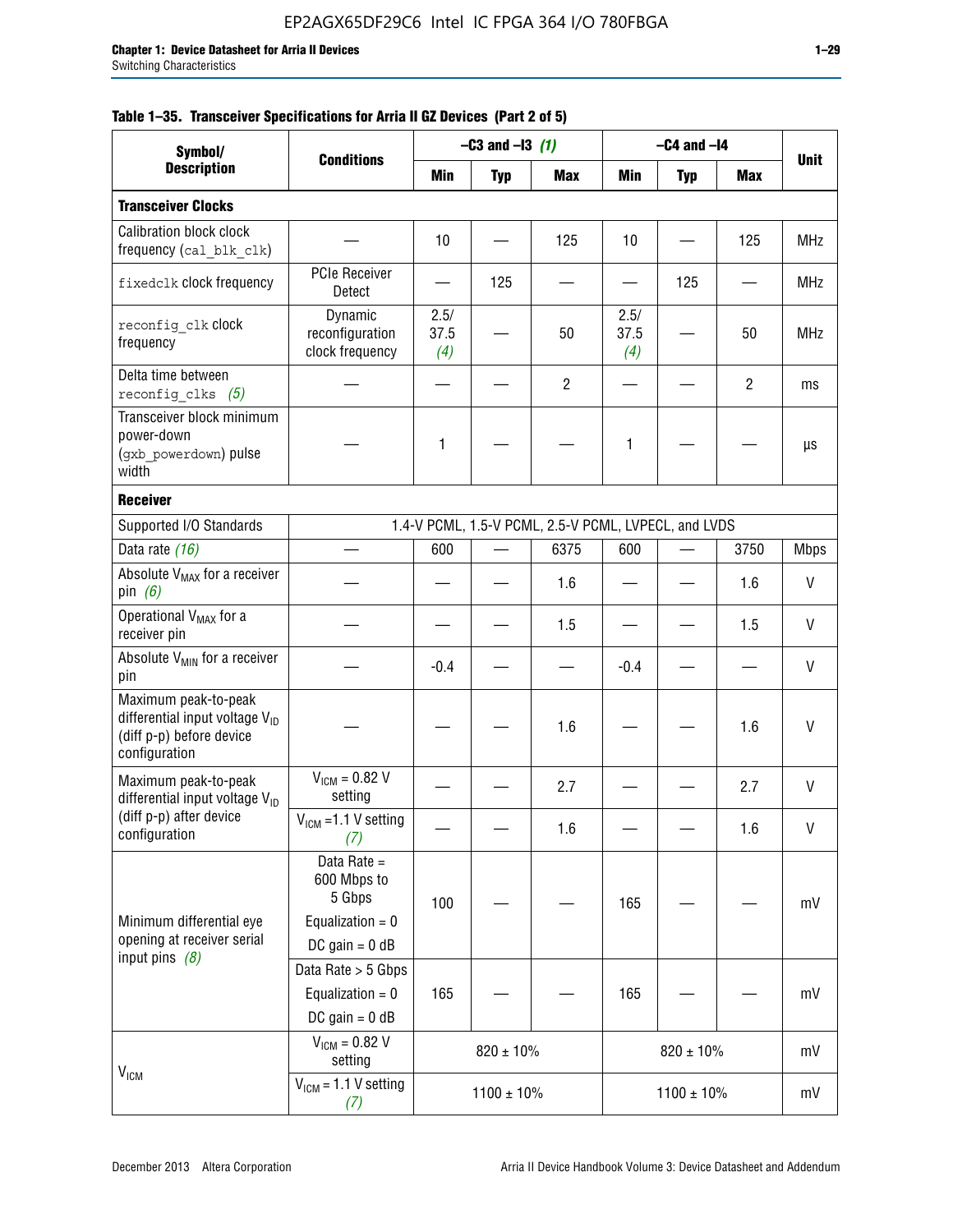**Table 1–35. Transceiver Specifications for Arria II GZ Devices (Part 2 of 5)**

| Symbol/ Description | Conditions | –C3 and –I3 *(1)* | | | –C4 and –I4 | | | Unit |
|---|---|---|---|---|---|---|---|---|
| | | Min | Typ | Max | Min | Typ | Max | |
| **Transceiver Clocks** | | | | | | | | |
| Calibration block clock frequency (`cal_blk_clk`) | — | 10 | — | 125 | 10 | — | 125 | MHz |
| `fixedclk` clock frequency | PCIe Receiver Detect | — | 125 | — | — | 125 | — | MHz |
| `reconfig_clk` clock frequency | Dynamic reconfiguration clock frequency | 2.5/ 37.5 *(4)* | — | 50 | 2.5/ 37.5 *(4)* | — | 50 | MHz |
| Delta time between `reconfig_clks` *(5)* | — | — | — | 2 | — | — | 2 | ms |
| Transceiver block minimum power-down (`gxb_powerdown`) pulse width | — | 1 | — | — | 1 | — | — | µs |
| **Receiver** | | | | | | | | |
| Supported I/O Standards | 1.4-V PCML, 1.5-V PCML, 2.5-V PCML, LVPECL, and LVDS | | | | | | | |
| Data rate *(16)* | — | 600 | — | 6375 | 600 | — | 3750 | Mbps |
| Absolute $V_{MAX}$ for a receiver pin *(6)* | — | — | — | 1.6 | — | — | 1.6 | V |
| Operational $V_{MAX}$ for a receiver pin | — | — | — | 1.5 | — | — | 1.5 | V |
| Absolute $V_{MIN}$ for a receiver pin | — | -0.4 | — | — | -0.4 | — | — | V |
| Maximum peak-to-peak differential input voltage $V_{ID}$ (diff p-p) before device configuration | — | — | — | 1.6 | — | — | 1.6 | V |
| Maximum peak-to-peak differential input voltage $V_{ID}$ (diff p-p) after device configuration | $V_{ICM}$ = 0.82 V setting | — | — | 2.7 | — | — | 2.7 | V |
| | $V_{ICM}$ =1.1 V setting *(7)* | — | — | 1.6 | — | — | 1.6 | V |
| Minimum differential eye opening at receiver serial input pins *(8)* | Data Rate = 600 Mbps to 5 Gbps; Equalization = 0; DC gain = 0 dB | 100 | — | — | 165 | — | — | mV |
| | Data Rate > 5 Gbps; Equalization = 0; DC gain = 0 dB | 165 | — | — | 165 | — | — | mV |
| $V_{ICM}$ | $V_{ICM}$ = 0.82 V setting | 820 ± 10% | | | 820 ± 10% | | | mV |
| | $V_{ICM}$ = 1.1 V setting *(7)* | 1100 ± 10% | | | 1100 ± 10% | | | mV |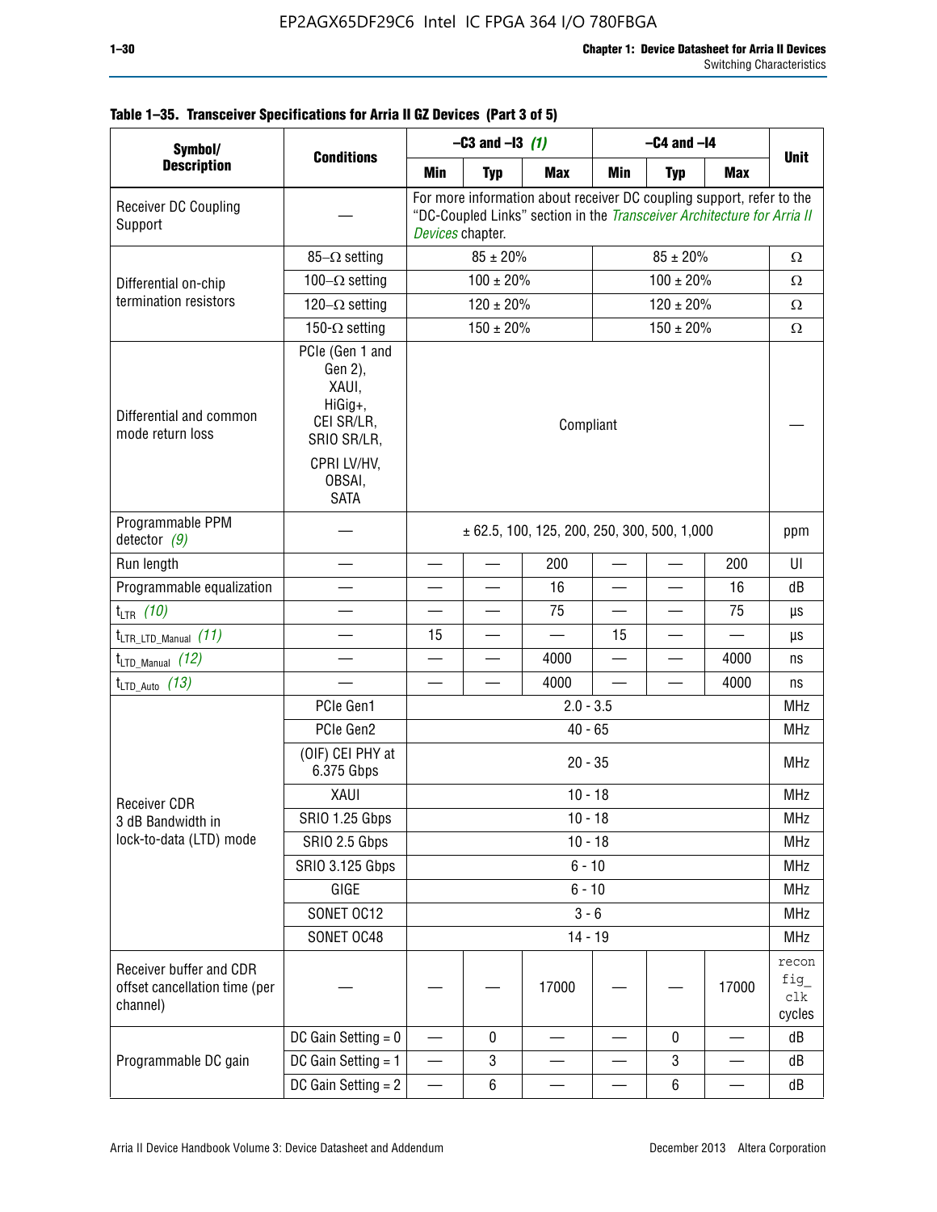**Table 1–35. Transceiver Specifications for Arria II GZ Devices (Part 3 of 5)**

| Symbol/ Description | Conditions | –C3 and –I3 *(1)* | | | –C4 and –I4 | | | Unit |
|---|---|---|---|---|---|---|---|---|
| | | Min | Typ | Max | Min | Typ | Max | |
| Receiver DC Coupling Support | — | For more information about receiver DC coupling support, refer to the "DC-Coupled Links" section in the *Transceiver Architecture for Arria II Devices* chapter. | | | | | | |
| Differential on-chip termination resistors | 85–Ω setting | 85 ± 20% | | | 85 ± 20% | | | Ω |
| | 100–Ω setting | 100 ± 20% | | | 100 ± 20% | | | Ω |
| | 120–Ω setting | 120 ± 20% | | | 120 ± 20% | | | Ω |
| | 150-Ω setting | 150 ± 20% | | | 150 ± 20% | | | Ω |
| Differential and common mode return loss | PCIe (Gen 1 and Gen 2), XAUI, HiGig+, CEI SR/LR, SRIO SR/LR, CPRI LV/HV, OBSAI, SATA | Compliant | | | | | | — |
| Programmable PPM detector *(9)* | — | ± 62.5, 100, 125, 200, 250, 300, 500, 1,000 | | | | | | ppm |
| Run length | — | — | — | 200 | — | — | 200 | UI |
| Programmable equalization | — | — | — | 16 | — | — | 16 | dB |
| $t_{LTR}$ *(10)* | — | — | — | 75 | — | — | 75 | µs |
| $t_{LTR\_LTD\_Manual}$ *(11)* | — | 15 | — | — | 15 | — | — | µs |
| $t_{LTD\_Manual}$ *(12)* | — | — | — | 4000 | — | — | 4000 | ns |
| $t_{LTD\_Auto}$ *(13)* | — | — | — | 4000 | — | — | 4000 | ns |
| Receiver CDR 3 dB Bandwidth in lock-to-data (LTD) mode | PCIe Gen1 | 2.0 - 3.5 | | | | | | MHz |
| | PCIe Gen2 | 40 - 65 | | | | | | MHz |
| | (OIF) CEI PHY at 6.375 Gbps | 20 - 35 | | | | | | MHz |
| | XAUI | 10 - 18 | | | | | | MHz |
| | SRIO 1.25 Gbps | 10 - 18 | | | | | | MHz |
| | SRIO 2.5 Gbps | 10 - 18 | | | | | | MHz |
| | SRIO 3.125 Gbps | 6 - 10 | | | | | | MHz |
| | GIGE | 6 - 10 | | | | | | MHz |
| | SONET OC12 | 3 - 6 | | | | | | MHz |
| | SONET OC48 | 14 - 19 | | | | | | MHz |
| Receiver buffer and CDR offset cancellation time (per channel) | — | — | — | 17000 | — | — | 17000 | `reconfig_clk` cycles |
| Programmable DC gain | DC Gain Setting = 0 | — | 0 | — | — | 0 | — | dB |
| | DC Gain Setting = 1 | — | 3 | — | — | 3 | — | dB |
| | DC Gain Setting = 2 | — | 6 | — | — | 6 | — | dB |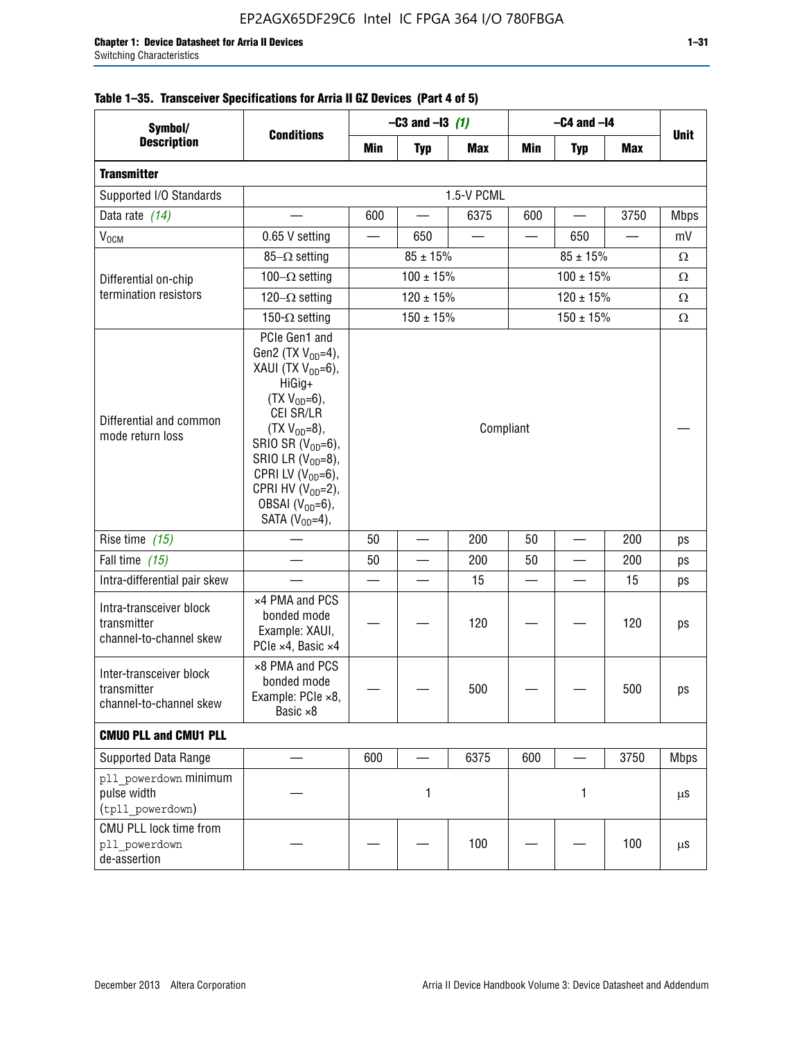**Table 1–35. Transceiver Specifications for Arria II GZ Devices (Part 4 of 5)**

| Symbol/ Description | Conditions | –C3 and –I3 *(1)* | | | –C4 and –I4 | | | Unit |
|---|---|---|---|---|---|---|---|---|
| | | Min | Typ | Max | Min | Typ | Max | |
| **Transmitter** | | | | | | | | |
| Supported I/O Standards | 1.5-V PCML | | | | | | | |
| Data rate *(14)* | — | 600 | — | 6375 | 600 | — | 3750 | Mbps |
| $V_{OCM}$ | 0.65 V setting | — | 650 | — | — | 650 | — | mV |
| Differential on-chip termination resistors | 85–Ω setting | 85 ± 15% | | | 85 ± 15% | | | Ω |
| | 100–Ω setting | 100 ± 15% | | | 100 ± 15% | | | Ω |
| | 120–Ω setting | 120 ± 15% | | | 120 ± 15% | | | Ω |
| | 150-Ω setting | 150 ± 15% | | | 150 ± 15% | | | Ω |
| Differential and common mode return loss | PCIe Gen1 and Gen2 (TX $V_{OD}$=4), XAUI (TX $V_{OD}$=6), HiGig+ (TX $V_{OD}$=6), CEI SR/LR (TX $V_{OD}$=8), SRIO SR ($V_{OD}$=6), SRIO LR ($V_{OD}$=8), CPRI LV ($V_{OD}$=6), CPRI HV ($V_{OD}$=2), OBSAI ($V_{OD}$=6), SATA ($V_{OD}$=4), | Compliant | | | | | | — |
| Rise time *(15)* | — | 50 | — | 200 | 50 | — | 200 | ps |
| Fall time *(15)* | — | 50 | — | 200 | 50 | — | 200 | ps |
| Intra-differential pair skew | — | — | — | 15 | — | — | 15 | ps |
| Intra-transceiver block transmitter channel-to-channel skew | ×4 PMA and PCS bonded mode Example: XAUI, PCIe ×4, Basic ×4 | — | — | 120 | — | — | 120 | ps |
| Inter-transceiver block transmitter channel-to-channel skew | ×8 PMA and PCS bonded mode Example: PCIe ×8, Basic ×8 | — | — | 500 | — | — | 500 | ps |
| **CMU0 PLL and CMU1 PLL** | | | | | | | | |
| Supported Data Range | — | 600 | — | 6375 | 600 | — | 3750 | Mbps |
| `pll_powerdown` minimum pulse width (`tpll_powerdown`) | — | 1 | | | 1 | | | µs |
| CMU PLL lock time from `pll_powerdown` de-assertion | — | — | — | 100 | — | — | 100 | µs |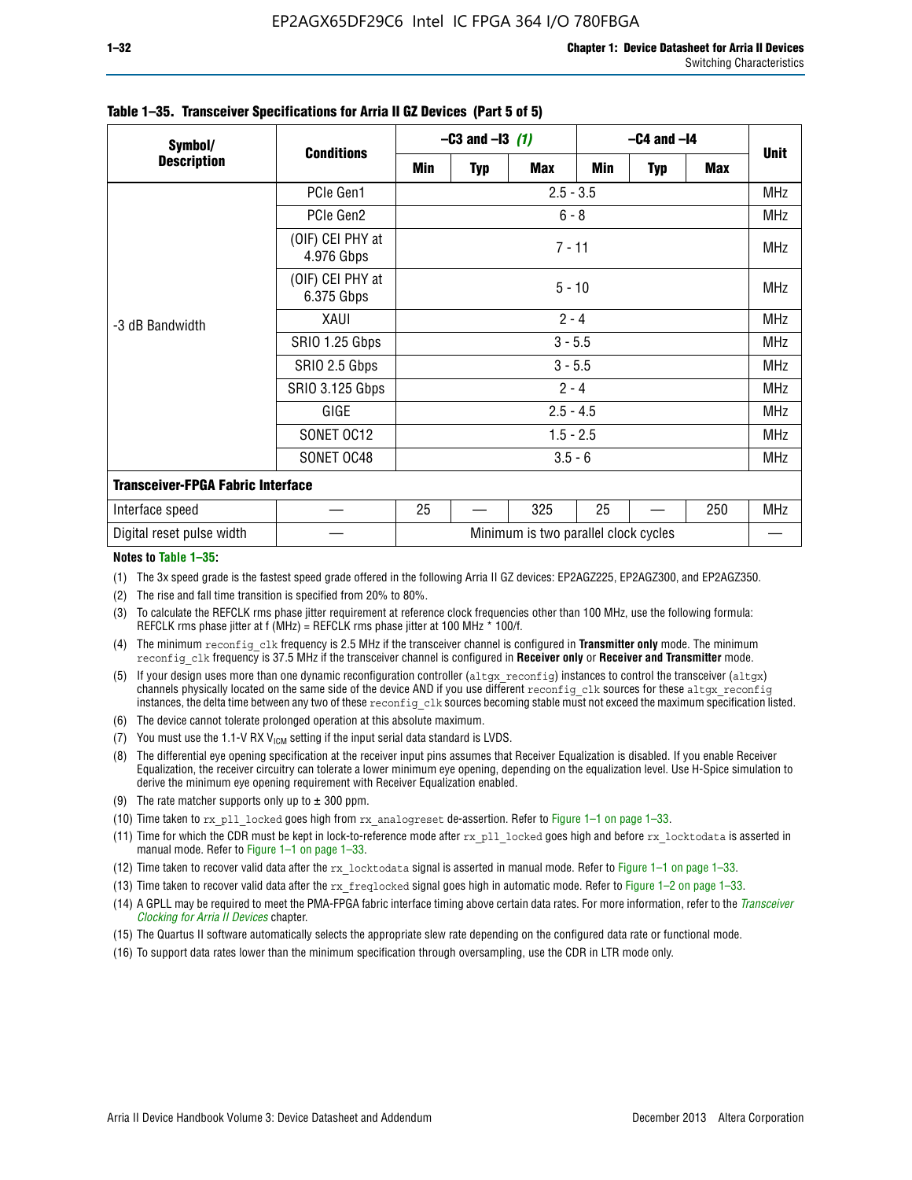**Table 1–35. Transceiver Specifications for Arria II GZ Devices (Part 5 of 5)**

| Symbol/ Description | Conditions | –C3 and –I3 (1) | | | –C4 and –I4 | | | Unit |
|---|---|---|---|---|---|---|---|---|
| | | Min | Typ | Max | Min | Typ | Max | |
| -3 dB Bandwidth | PCIe Gen1 | 2.5 - 3.5 | | | | | | MHz |
| | PCIe Gen2 | 6 - 8 | | | | | | MHz |
| | (OIF) CEI PHY at 4.976 Gbps | 7 - 11 | | | | | | MHz |
| | (OIF) CEI PHY at 6.375 Gbps | 5 - 10 | | | | | | MHz |
| | XAUI | 2 - 4 | | | | | | MHz |
| | SRIO 1.25 Gbps | 3 - 5.5 | | | | | | MHz |
| | SRIO 2.5 Gbps | 3 - 5.5 | | | | | | MHz |
| | SRIO 3.125 Gbps | 2 - 4 | | | | | | MHz |
| | GIGE | 2.5 - 4.5 | | | | | | MHz |
| | SONET OC12 | 1.5 - 2.5 | | | | | | MHz |
| | SONET OC48 | 3.5 - 6 | | | | | | MHz |
| **Transceiver-FPGA Fabric Interface** | | | | | | | | |
| Interface speed | — | 25 | — | 325 | 25 | — | 250 | MHz |
| Digital reset pulse width | — | Minimum is two parallel clock cycles | | | | | | — |

**Notes to Table 1–35:**

(1) The 3x speed grade is the fastest speed grade offered in the following Arria II GZ devices: EP2AGZ225, EP2AGZ300, and EP2AGZ350.

(2) The rise and fall time transition is specified from 20% to 80%.

(3) To calculate the REFCLK rms phase jitter requirement at reference clock frequencies other than 100 MHz, use the following formula: REFCLK rms phase jitter at f (MHz) = REFCLK rms phase jitter at 100 MHz * 100/f.

(4) The minimum reconfig_clk frequency is 2.5 MHz if the transceiver channel is configured in **Transmitter only** mode. The minimum reconfig_clk frequency is 37.5 MHz if the transceiver channel is configured in **Receiver only** or **Receiver and Transmitter** mode.

(5) If your design uses more than one dynamic reconfiguration controller (altgx_reconfig) instances to control the transceiver (altgx) channels physically located on the same side of the device AND if you use different reconfig_clk sources for these altgx_reconfig instances, the delta time between any two of these reconfig_clk sources becoming stable must not exceed the maximum specification listed.

(6) The device cannot tolerate prolonged operation at this absolute maximum.

(7) You must use the 1.1-V RX $V_{ICM}$ setting if the input serial data standard is LVDS.

(8) The differential eye opening specification at the receiver input pins assumes that Receiver Equalization is disabled. If you enable Receiver Equalization, the receiver circuitry can tolerate a lower minimum eye opening, depending on the equalization level. Use H-Spice simulation to derive the minimum eye opening requirement with Receiver Equalization enabled.

(9) The rate matcher supports only up to ± 300 ppm.

(10) Time taken to rx_pll_locked goes high from rx_analogreset de-assertion. Refer to Figure 1–1 on page 1–33.

(11) Time for which the CDR must be kept in lock-to-reference mode after rx_pll_locked goes high and before rx_locktodata is asserted in manual mode. Refer to Figure 1–1 on page 1–33.

(12) Time taken to recover valid data after the rx_locktodata signal is asserted in manual mode. Refer to Figure 1–1 on page 1–33.

(13) Time taken to recover valid data after the rx_freqlocked signal goes high in automatic mode. Refer to Figure 1–2 on page 1–33.

(14) A GPLL may be required to meet the PMA-FPGA fabric interface timing above certain data rates. For more information, refer to the *Transceiver Clocking for Arria II Devices* chapter.

(15) The Quartus II software automatically selects the appropriate slew rate depending on the configured data rate or functional mode.

(16) To support data rates lower than the minimum specification through oversampling, use the CDR in LTR mode only.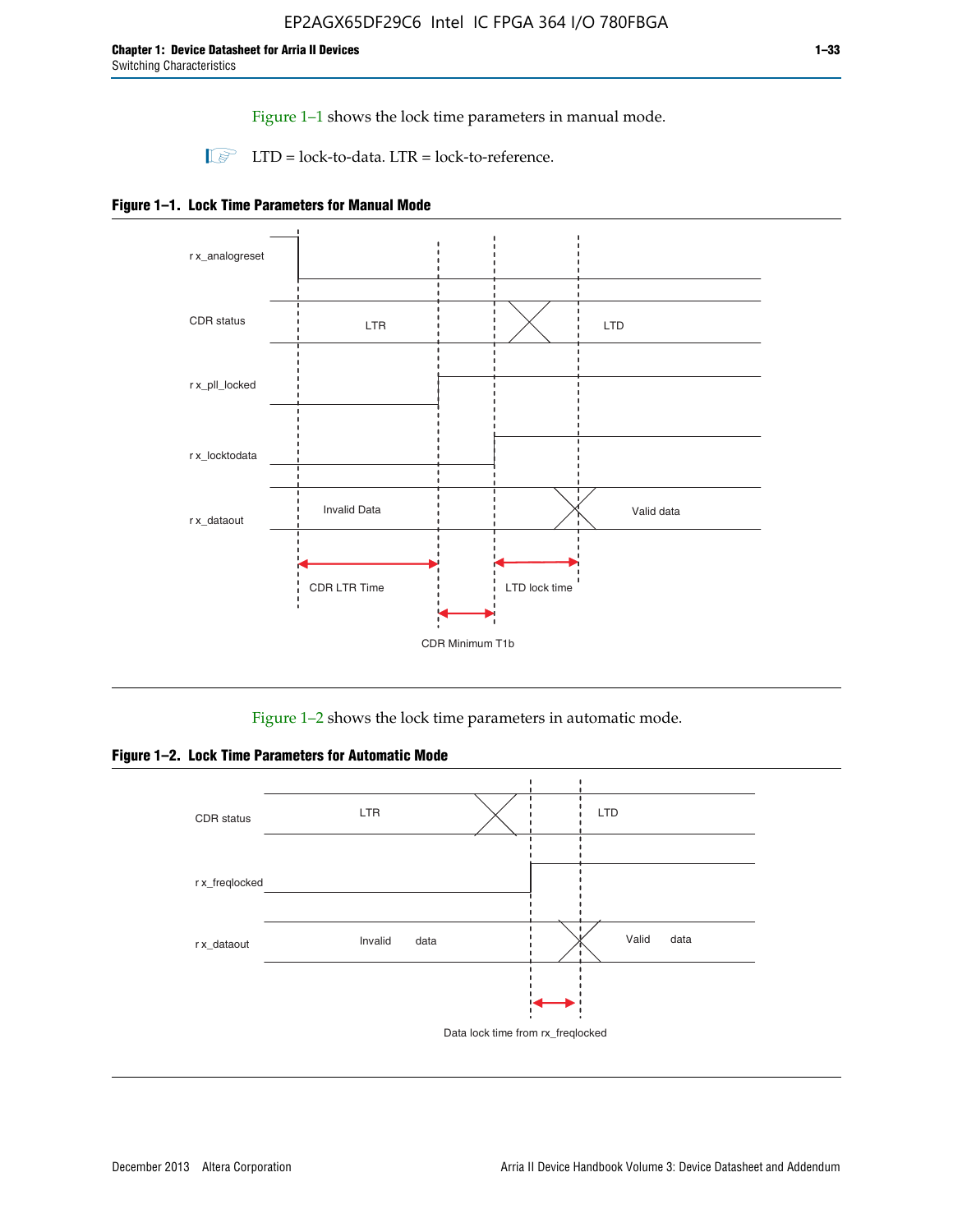Figure 1–1 shows the lock time parameters in manual mode.

LTD = lock-to-data. LTR = lock-to-reference.

**Figure 1–1. Lock Time Parameters for Manual Mode**

Figure 1–2 shows the lock time parameters in automatic mode.

**Figure 1–2. Lock Time Parameters for Automatic Mode**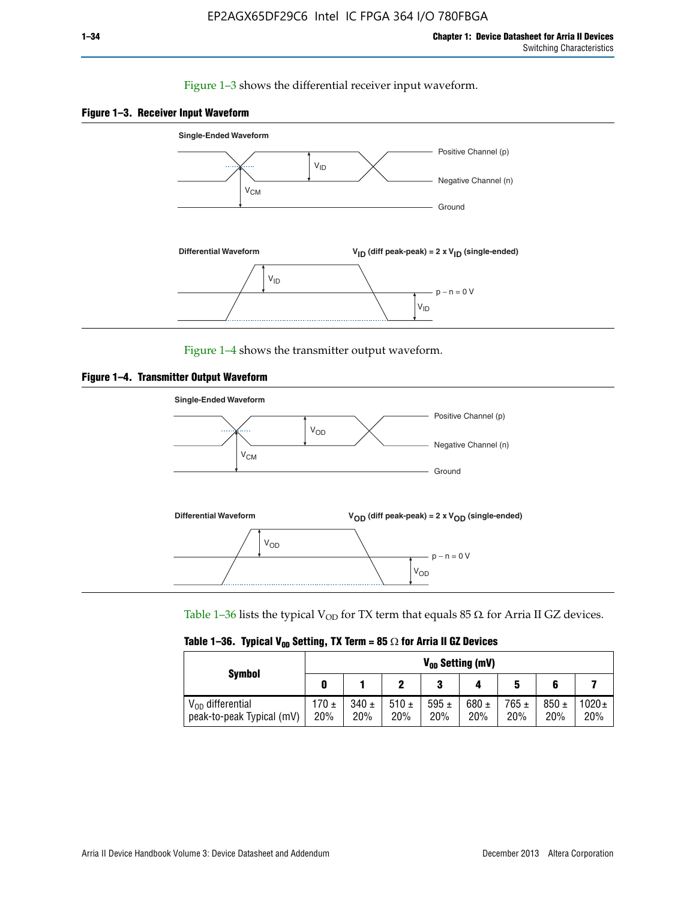Figure 1–3 shows the differential receiver input waveform.

**Figure 1–3. Receiver Input Waveform**

Single-Ended Waveform

Positive Channel (p)

Negative Channel (n)

Ground

$V_{ID}$

$V_{CM}$

Differential Waveform

$V_{ID}$ (diff peak-peak) = 2 x $V_{ID}$ (single-ended)

$V_{ID}$

p − n = 0 V

$V_{ID}$

Figure 1–4 shows the transmitter output waveform.

**Figure 1–4. Transmitter Output Waveform**

Single-Ended Waveform

Positive Channel (p)

Negative Channel (n)

Ground

$V_{OD}$

$V_{CM}$

Differential Waveform

$V_{OD}$ (diff peak-peak) = 2 x $V_{OD}$ (single-ended)

$V_{OD}$

p − n = 0 V

$V_{OD}$

Table 1–36 lists the typical $V_{OD}$ for TX term that equals 85 Ω for Arria II GZ devices.

**Table 1–36. Typical $V_{OD}$ Setting, TX Term = 85 Ω for Arria II GZ Devices**

| Symbol | $V_{OD}$ Setting (mV) | | | | | | | |
|---|---|---|---|---|---|---|---|---|
| | 0 | 1 | 2 | 3 | 4 | 5 | 6 | 7 |
| $V_{OD}$ differential peak-to-peak Typical (mV) | 170 ± 20% | 340 ± 20% | 510 ± 20% | 595 ± 20% | 680 ± 20% | 765 ± 20% | 850 ± 20% | 1020 ± 20% |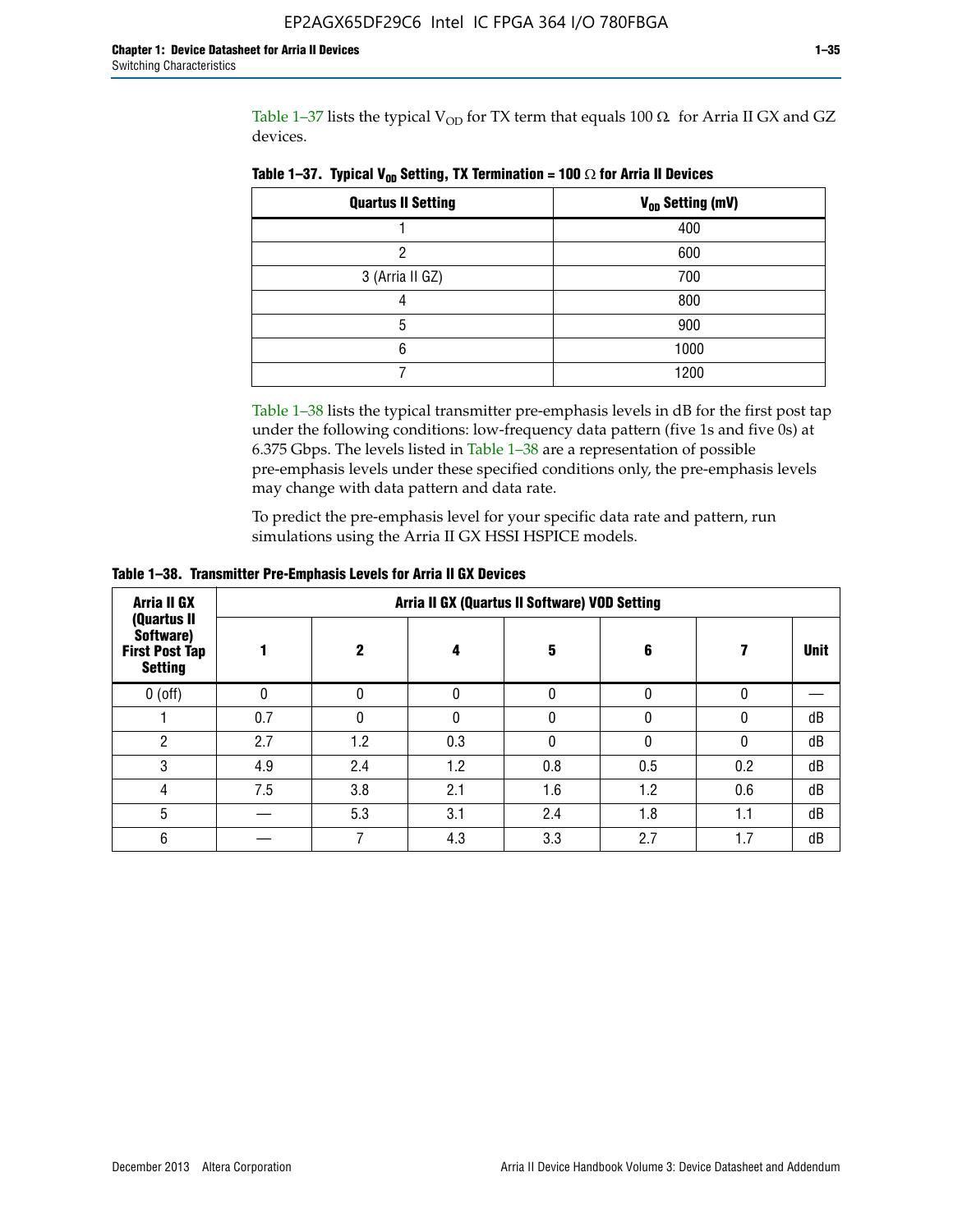Table 1–37 lists the typical $V_{OD}$ for TX term that equals 100 Ω for Arria II GX and GZ devices.

**Table 1–37. Typical $V_{OD}$ Setting, TX Termination = 100 Ω for Arria II Devices**

| Quartus II Setting | $V_{OD}$ Setting (mV) |
|---|---|
| 1 | 400 |
| 2 | 600 |
| 3 (Arria II GZ) | 700 |
| 4 | 800 |
| 5 | 900 |
| 6 | 1000 |
| 7 | 1200 |

Table 1–38 lists the typical transmitter pre-emphasis levels in dB for the first post tap under the following conditions: low-frequency data pattern (five 1s and five 0s) at 6.375 Gbps. The levels listed in Table 1–38 are a representation of possible pre-emphasis levels under these specified conditions only, the pre-emphasis levels may change with data pattern and data rate.

To predict the pre-emphasis level for your specific data rate and pattern, run simulations using the Arria II GX HSSI HSPICE models.

**Table 1–38. Transmitter Pre-Emphasis Levels for Arria II GX Devices**

| Arria II GX (Quartus II Software) First Post Tap Setting | Arria II GX (Quartus II Software) VOD Setting | | | | | | |
|---|---|---|---|---|---|---|---|
| | 1 | 2 | 4 | 5 | 6 | 7 | Unit |
| 0 (off) | 0 | 0 | 0 | 0 | 0 | 0 | — |
| 1 | 0.7 | 0 | 0 | 0 | 0 | 0 | dB |
| 2 | 2.7 | 1.2 | 0.3 | 0 | 0 | 0 | dB |
| 3 | 4.9 | 2.4 | 1.2 | 0.8 | 0.5 | 0.2 | dB |
| 4 | 7.5 | 3.8 | 2.1 | 1.6 | 1.2 | 0.6 | dB |
| 5 | — | 5.3 | 3.1 | 2.4 | 1.8 | 1.1 | dB |
| 6 | — | 7 | 4.3 | 3.3 | 2.7 | 1.7 | dB |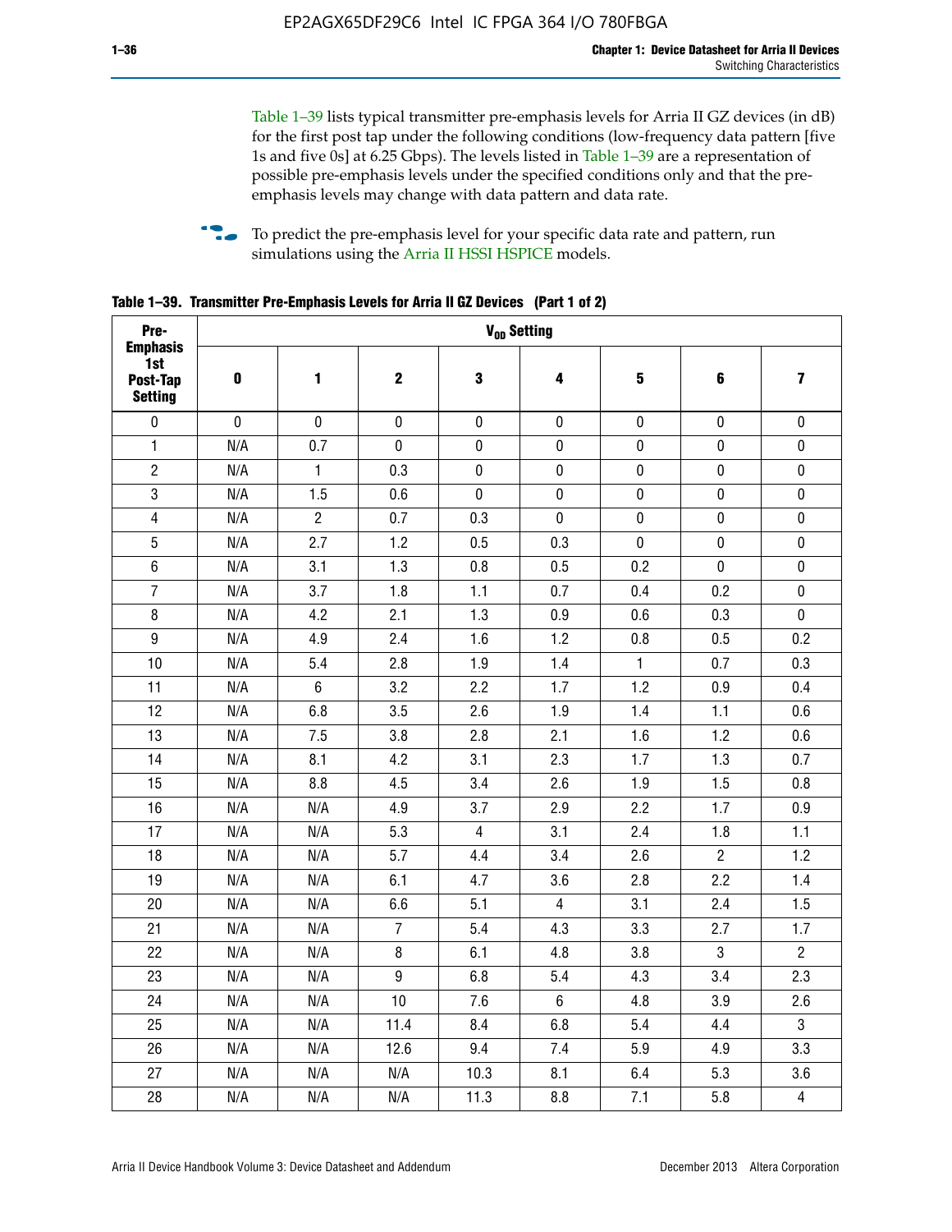Table 1–39 lists typical transmitter pre-emphasis levels for Arria II GZ devices (in dB) for the first post tap under the following conditions (low-frequency data pattern [five 1s and five 0s] at 6.25 Gbps). The levels listed in Table 1–39 are a representation of possible pre-emphasis levels under the specified conditions only and that the pre-emphasis levels may change with data pattern and data rate.

To predict the pre-emphasis level for your specific data rate and pattern, run simulations using the Arria II HSSI HSPICE models.

**Table 1–39. Transmitter Pre-Emphasis Levels for Arria II GZ Devices (Part 1 of 2)**

| Pre-Emphasis 1st Post-Tap Setting | $V_{OD}$ Setting | | | | | | | |
|---|---|---|---|---|---|---|---|---|
| | 0 | 1 | 2 | 3 | 4 | 5 | 6 | 7 |
| 0 | 0 | 0 | 0 | 0 | 0 | 0 | 0 | 0 |
| 1 | N/A | 0.7 | 0 | 0 | 0 | 0 | 0 | 0 |
| 2 | N/A | 1 | 0.3 | 0 | 0 | 0 | 0 | 0 |
| 3 | N/A | 1.5 | 0.6 | 0 | 0 | 0 | 0 | 0 |
| 4 | N/A | 2 | 0.7 | 0.3 | 0 | 0 | 0 | 0 |
| 5 | N/A | 2.7 | 1.2 | 0.5 | 0.3 | 0 | 0 | 0 |
| 6 | N/A | 3.1 | 1.3 | 0.8 | 0.5 | 0.2 | 0 | 0 |
| 7 | N/A | 3.7 | 1.8 | 1.1 | 0.7 | 0.4 | 0.2 | 0 |
| 8 | N/A | 4.2 | 2.1 | 1.3 | 0.9 | 0.6 | 0.3 | 0 |
| 9 | N/A | 4.9 | 2.4 | 1.6 | 1.2 | 0.8 | 0.5 | 0.2 |
| 10 | N/A | 5.4 | 2.8 | 1.9 | 1.4 | 1 | 0.7 | 0.3 |
| 11 | N/A | 6 | 3.2 | 2.2 | 1.7 | 1.2 | 0.9 | 0.4 |
| 12 | N/A | 6.8 | 3.5 | 2.6 | 1.9 | 1.4 | 1.1 | 0.6 |
| 13 | N/A | 7.5 | 3.8 | 2.8 | 2.1 | 1.6 | 1.2 | 0.6 |
| 14 | N/A | 8.1 | 4.2 | 3.1 | 2.3 | 1.7 | 1.3 | 0.7 |
| 15 | N/A | 8.8 | 4.5 | 3.4 | 2.6 | 1.9 | 1.5 | 0.8 |
| 16 | N/A | N/A | 4.9 | 3.7 | 2.9 | 2.2 | 1.7 | 0.9 |
| 17 | N/A | N/A | 5.3 | 4 | 3.1 | 2.4 | 1.8 | 1.1 |
| 18 | N/A | N/A | 5.7 | 4.4 | 3.4 | 2.6 | 2 | 1.2 |
| 19 | N/A | N/A | 6.1 | 4.7 | 3.6 | 2.8 | 2.2 | 1.4 |
| 20 | N/A | N/A | 6.6 | 5.1 | 4 | 3.1 | 2.4 | 1.5 |
| 21 | N/A | N/A | 7 | 5.4 | 4.3 | 3.3 | 2.7 | 1.7 |
| 22 | N/A | N/A | 8 | 6.1 | 4.8 | 3.8 | 3 | 2 |
| 23 | N/A | N/A | 9 | 6.8 | 5.4 | 4.3 | 3.4 | 2.3 |
| 24 | N/A | N/A | 10 | 7.6 | 6 | 4.8 | 3.9 | 2.6 |
| 25 | N/A | N/A | 11.4 | 8.4 | 6.8 | 5.4 | 4.4 | 3 |
| 26 | N/A | N/A | 12.6 | 9.4 | 7.4 | 5.9 | 4.9 | 3.3 |
| 27 | N/A | N/A | N/A | 10.3 | 8.1 | 6.4 | 5.3 | 3.6 |
| 28 | N/A | N/A | N/A | 11.3 | 8.8 | 7.1 | 5.8 | 4 |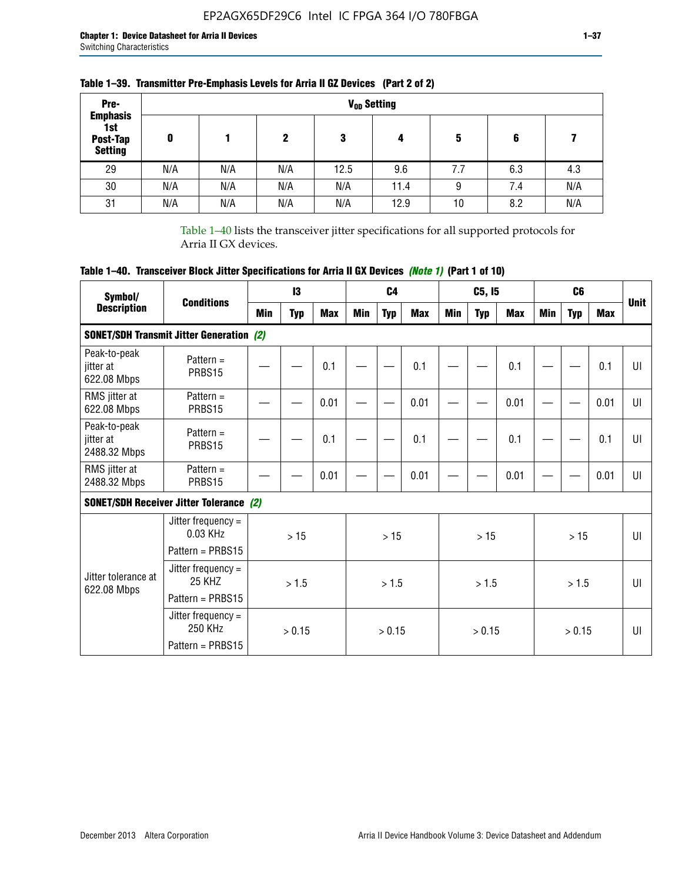**Table 1–39. Transmitter Pre-Emphasis Levels for Arria II GZ Devices (Part 2 of 2)**

| Pre-Emphasis 1st Post-Tap Setting | $V_{OD}$ Setting | | | | | | | |
|---|---|---|---|---|---|---|---|---|
| | 0 | 1 | 2 | 3 | 4 | 5 | 6 | 7 |
| 29 | N/A | N/A | N/A | 12.5 | 9.6 | 7.7 | 6.3 | 4.3 |
| 30 | N/A | N/A | N/A | N/A | 11.4 | 9 | 7.4 | N/A |
| 31 | N/A | N/A | N/A | N/A | 12.9 | 10 | 8.2 | N/A |

Table 1–40 lists the transceiver jitter specifications for all supported protocols for Arria II GX devices.

**Table 1–40. Transceiver Block Jitter Specifications for Arria II GX Devices** ***(Note 1)*** **(Part 1 of 10)**

| Symbol/ Description | Conditions | I3 | | | C4 | | | C5, I5 | | | C6 | | | Unit |
|---|---|---|---|---|---|---|---|---|---|---|---|---|---|---|
| | | Min | Typ | Max | Min | Typ | Max | Min | Typ | Max | Min | Typ | Max | |
| **SONET/SDH Transmit Jitter Generation** ***(2)*** | | | | | | | | | | | | | | |
| Peak-to-peak jitter at 622.08 Mbps | Pattern = PRBS15 | — | — | 0.1 | — | — | 0.1 | — | — | 0.1 | — | — | 0.1 | UI |
| RMS jitter at 622.08 Mbps | Pattern = PRBS15 | — | — | 0.01 | — | — | 0.01 | — | — | 0.01 | — | — | 0.01 | UI |
| Peak-to-peak jitter at 2488.32 Mbps | Pattern = PRBS15 | — | — | 0.1 | — | — | 0.1 | — | — | 0.1 | — | — | 0.1 | UI |
| RMS jitter at 2488.32 Mbps | Pattern = PRBS15 | — | — | 0.01 | — | — | 0.01 | — | — | 0.01 | — | — | 0.01 | UI |
| **SONET/SDH Receiver Jitter Tolerance** ***(2)*** | | | | | | | | | | | | | | |
| Jitter tolerance at 622.08 Mbps | Jitter frequency = 0.03 KHz Pattern = PRBS15 | > 15 | | | > 15 | | | > 15 | | | > 15 | | | UI |
| | Jitter frequency = 25 KHZ Pattern = PRBS15 | > 1.5 | | | > 1.5 | | | > 1.5 | | | > 1.5 | | | UI |
| | Jitter frequency = 250 KHz Pattern = PRBS15 | > 0.15 | | | > 0.15 | | | > 0.15 | | | > 0.15 | | | UI |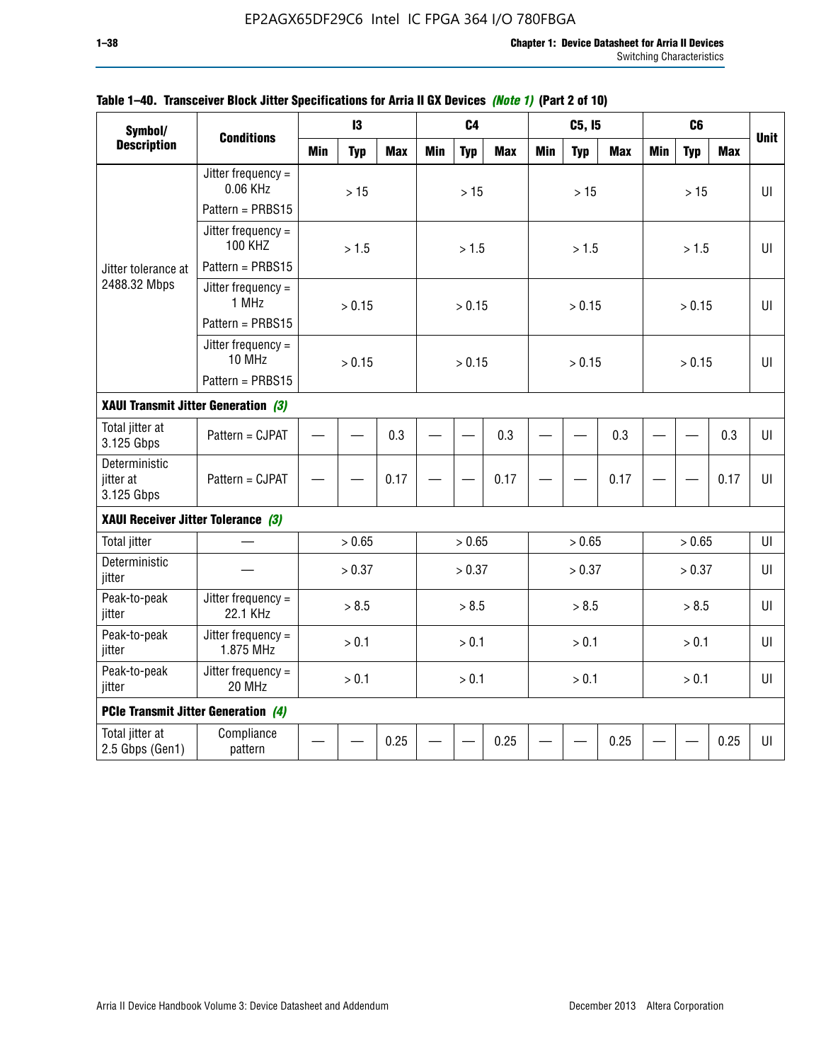**Table 1–40. Transceiver Block Jitter Specifications for Arria II GX Devices *(Note 1)* (Part 2 of 10)**

| Symbol/ Description | Conditions | I3 | | | C4 | | | C5, I5 | | | C6 | | | Unit |
|---|---|---|---|---|---|---|---|---|---|---|---|---|---|---|
| | | Min | Typ | Max | Min | Typ | Max | Min | Typ | Max | Min | Typ | Max | |
| Jitter tolerance at 2488.32 Mbps | Jitter frequency = 0.06 KHz Pattern = PRBS15 | | > 15 | | | > 15 | | | > 15 | | | > 15 | | UI |
| | Jitter frequency = 100 KHZ Pattern = PRBS15 | | > 1.5 | | | > 1.5 | | | > 1.5 | | | > 1.5 | | UI |
| | Jitter frequency = 1 MHz Pattern = PRBS15 | | > 0.15 | | | > 0.15 | | | > 0.15 | | | > 0.15 | | UI |
| | Jitter frequency = 10 MHz Pattern = PRBS15 | | > 0.15 | | | > 0.15 | | | > 0.15 | | | > 0.15 | | UI |
| **XAUI Transmit Jitter Generation *(3)*** | | | | | | | | | | | | | | |
| Total jitter at 3.125 Gbps | Pattern = CJPAT | — | — | 0.3 | — | — | 0.3 | — | — | 0.3 | — | — | 0.3 | UI |
| Deterministic jitter at 3.125 Gbps | Pattern = CJPAT | — | — | 0.17 | — | — | 0.17 | — | — | 0.17 | — | — | 0.17 | UI |
| **XAUI Receiver Jitter Tolerance *(3)*** | | | | | | | | | | | | | | |
| Total jitter | — | | > 0.65 | | | > 0.65 | | | > 0.65 | | | > 0.65 | | UI |
| Deterministic jitter | — | | > 0.37 | | | > 0.37 | | | > 0.37 | | | > 0.37 | | UI |
| Peak-to-peak jitter | Jitter frequency = 22.1 KHz | | > 8.5 | | | > 8.5 | | | > 8.5 | | | > 8.5 | | UI |
| Peak-to-peak jitter | Jitter frequency = 1.875 MHz | | > 0.1 | | | > 0.1 | | | > 0.1 | | | > 0.1 | | UI |
| Peak-to-peak jitter | Jitter frequency = 20 MHz | | > 0.1 | | | > 0.1 | | | > 0.1 | | | > 0.1 | | UI |
| **PCIe Transmit Jitter Generation *(4)*** | | | | | | | | | | | | | | |
| Total jitter at 2.5 Gbps (Gen1) | Compliance pattern | — | — | 0.25 | — | — | 0.25 | — | — | 0.25 | — | — | 0.25 | UI |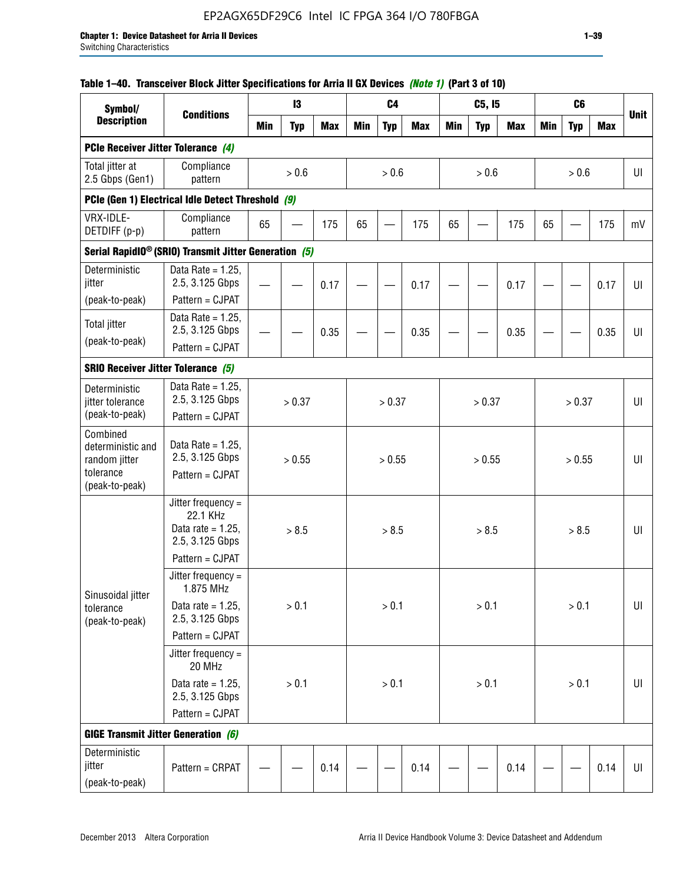**Table 1–40. Transceiver Block Jitter Specifications for Arria II GX Devices *(Note 1)* (Part 3 of 10)**

| Symbol/ Description | Conditions | I3 | | | C4 | | | C5, I5 | | | C6 | | | Unit |
|---|---|---|---|---|---|---|---|---|---|---|---|---|---|---|
| | | Min | Typ | Max | Min | Typ | Max | Min | Typ | Max | Min | Typ | Max | |
| **PCIe Receiver Jitter Tolerance** *(4)* | | | | | | | | | | | | | | |
| Total jitter at 2.5 Gbps (Gen1) | Compliance pattern | | > 0.6 | | | > 0.6 | | | > 0.6 | | | > 0.6 | | UI |
| **PCIe (Gen 1) Electrical Idle Detect Threshold** *(9)* | | | | | | | | | | | | | | |
| VRX-IDLE-DETDIFF (p-p) | Compliance pattern | 65 | — | 175 | 65 | — | 175 | 65 | — | 175 | 65 | — | 175 | mV |
| **Serial RapidIO® (SRIO) Transmit Jitter Generation** *(5)* | | | | | | | | | | | | | | |
| Deterministic jitter (peak-to-peak) | Data Rate = 1.25, 2.5, 3.125 Gbps Pattern = CJPAT | — | — | 0.17 | — | — | 0.17 | — | — | 0.17 | — | — | 0.17 | UI |
| Total jitter (peak-to-peak) | Data Rate = 1.25, 2.5, 3.125 Gbps Pattern = CJPAT | — | — | 0.35 | — | — | 0.35 | — | — | 0.35 | — | — | 0.35 | UI |
| **SRIO Receiver Jitter Tolerance** *(5)* | | | | | | | | | | | | | | |
| Deterministic jitter tolerance (peak-to-peak) | Data Rate = 1.25, 2.5, 3.125 Gbps Pattern = CJPAT | | > 0.37 | | | > 0.37 | | | > 0.37 | | | > 0.37 | | UI |
| Combined deterministic and random jitter tolerance (peak-to-peak) | Data Rate = 1.25, 2.5, 3.125 Gbps Pattern = CJPAT | | > 0.55 | | | > 0.55 | | | > 0.55 | | | > 0.55 | | UI |
| Sinusoidal jitter tolerance (peak-to-peak) | Jitter frequency = 22.1 KHz Data rate = 1.25, 2.5, 3.125 Gbps Pattern = CJPAT | | > 8.5 | | | > 8.5 | | | > 8.5 | | | > 8.5 | | UI |
| | Jitter frequency = 1.875 MHz Data rate = 1.25, 2.5, 3.125 Gbps Pattern = CJPAT | | > 0.1 | | | > 0.1 | | | > 0.1 | | | > 0.1 | | UI |
| | Jitter frequency = 20 MHz Data rate = 1.25, 2.5, 3.125 Gbps Pattern = CJPAT | | > 0.1 | | | > 0.1 | | | > 0.1 | | | > 0.1 | | UI |
| **GIGE Transmit Jitter Generation** *(6)* | | | | | | | | | | | | | | |
| Deterministic jitter (peak-to-peak) | Pattern = CRPAT | — | — | 0.14 | — | — | 0.14 | — | — | 0.14 | — | — | 0.14 | UI |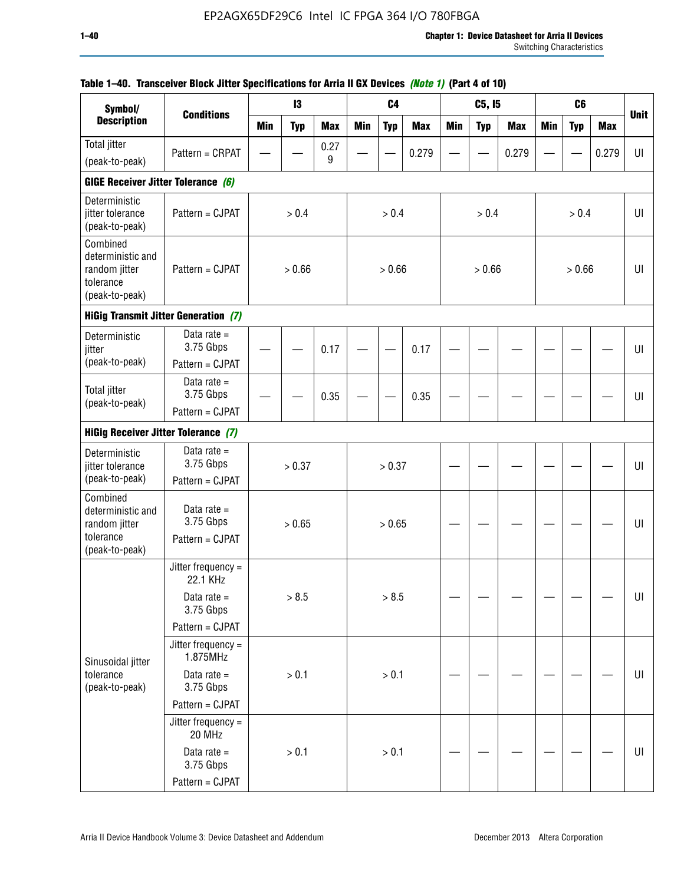**Table 1–40. Transceiver Block Jitter Specifications for Arria II GX Devices *(Note 1)* (Part 4 of 10)**

| Symbol/ Description | Conditions | I3 | | | C4 | | | C5, I5 | | | C6 | | | Unit |
|---|---|---|---|---|---|---|---|---|---|---|---|---|---|---|
| | | Min | Typ | Max | Min | Typ | Max | Min | Typ | Max | Min | Typ | Max | |
| Total jitter (peak-to-peak) | Pattern = CRPAT | — | — | 0.279 | — | — | 0.279 | — | — | 0.279 | — | — | 0.279 | UI |
| **GIGE Receiver Jitter Tolerance *(6)*** | | | | | | | | | | | | | | |
| Deterministic jitter tolerance (peak-to-peak) | Pattern = CJPAT | > 0.4 | | | > 0.4 | | | > 0.4 | | | > 0.4 | | | UI |
| Combined deterministic and random jitter tolerance (peak-to-peak) | Pattern = CJPAT | > 0.66 | | | > 0.66 | | | > 0.66 | | | > 0.66 | | | UI |
| **HiGig Transmit Jitter Generation *(7)*** | | | | | | | | | | | | | | |
| Deterministic jitter (peak-to-peak) | Data rate = 3.75 Gbps Pattern = CJPAT | — | — | 0.17 | — | — | 0.17 | — | — | — | — | — | — | UI |
| Total jitter (peak-to-peak) | Data rate = 3.75 Gbps Pattern = CJPAT | — | — | 0.35 | — | — | 0.35 | — | — | — | — | — | — | UI |
| **HiGig Receiver Jitter Tolerance *(7)*** | | | | | | | | | | | | | | |
| Deterministic jitter tolerance (peak-to-peak) | Data rate = 3.75 Gbps Pattern = CJPAT | > 0.37 | | | > 0.37 | | | — | — | — | — | — | — | UI |
| Combined deterministic and random jitter tolerance (peak-to-peak) | Data rate = 3.75 Gbps Pattern = CJPAT | > 0.65 | | | > 0.65 | | | — | — | — | — | — | — | UI |
| Sinusoidal jitter tolerance (peak-to-peak) | Jitter frequency = 22.1 KHz Data rate = 3.75 Gbps Pattern = CJPAT | > 8.5 | | | > 8.5 | | | — | — | — | — | — | — | UI |
| | Jitter frequency = 1.875MHz Data rate = 3.75 Gbps Pattern = CJPAT | > 0.1 | | | > 0.1 | | | — | — | — | — | — | — | UI |
| | Jitter frequency = 20 MHz Data rate = 3.75 Gbps Pattern = CJPAT | > 0.1 | | | > 0.1 | | | — | — | — | — | — | — | UI |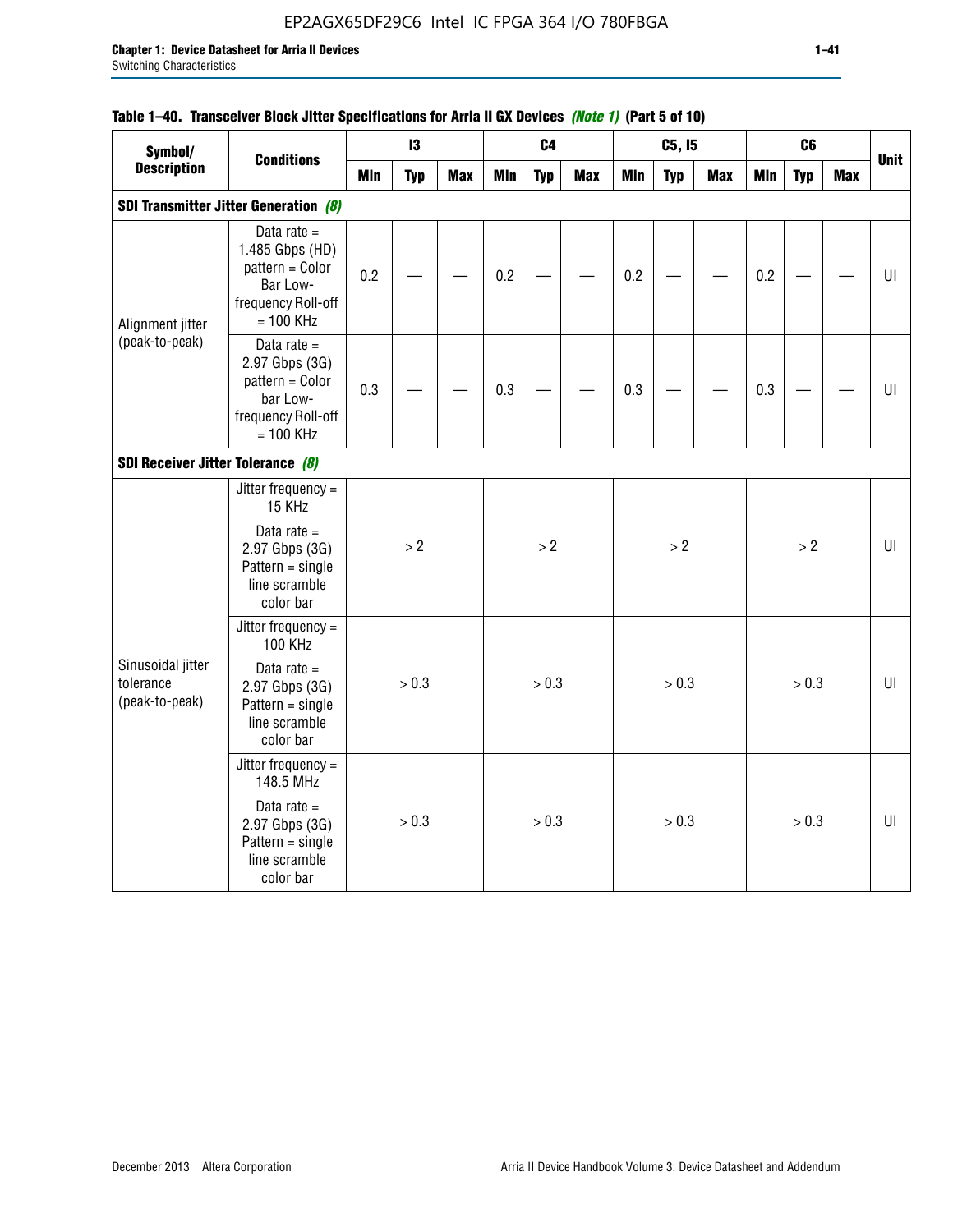**Table 1–40. Transceiver Block Jitter Specifications for Arria II GX Devices *(Note 1)* (Part 5 of 10)**

| Symbol/ Description | Conditions | I3 | | | C4 | | | C5, I5 | | | C6 | | | Unit |
|---|---|---|---|---|---|---|---|---|---|---|---|---|---|---|
| | | Min | Typ | Max | Min | Typ | Max | Min | Typ | Max | Min | Typ | Max | |
| **SDI Transmitter Jitter Generation *(8)*** | | | | | | | | | | | | | | |
| Alignment jitter (peak-to-peak) | Data rate = 1.485 Gbps (HD) pattern = Color Bar Low-frequency Roll-off = 100 KHz | 0.2 | — | — | 0.2 | — | — | 0.2 | — | — | 0.2 | — | — | UI |
| | Data rate = 2.97 Gbps (3G) pattern = Color bar Low-frequency Roll-off = 100 KHz | 0.3 | — | — | 0.3 | — | — | 0.3 | — | — | 0.3 | — | — | UI |
| **SDI Receiver Jitter Tolerance *(8)*** | | | | | | | | | | | | | | |
| Sinusoidal jitter tolerance (peak-to-peak) | Jitter frequency = 15 KHz Data rate = 2.97 Gbps (3G) Pattern = single line scramble color bar | > 2 | | | > 2 | | | > 2 | | | > 2 | | | UI |
| | Jitter frequency = 100 KHz Data rate = 2.97 Gbps (3G) Pattern = single line scramble color bar | > 0.3 | | | > 0.3 | | | > 0.3 | | | > 0.3 | | | UI |
| | Jitter frequency = 148.5 MHz Data rate = 2.97 Gbps (3G) Pattern = single line scramble color bar | > 0.3 | | | > 0.3 | | | > 0.3 | | | > 0.3 | | | UI |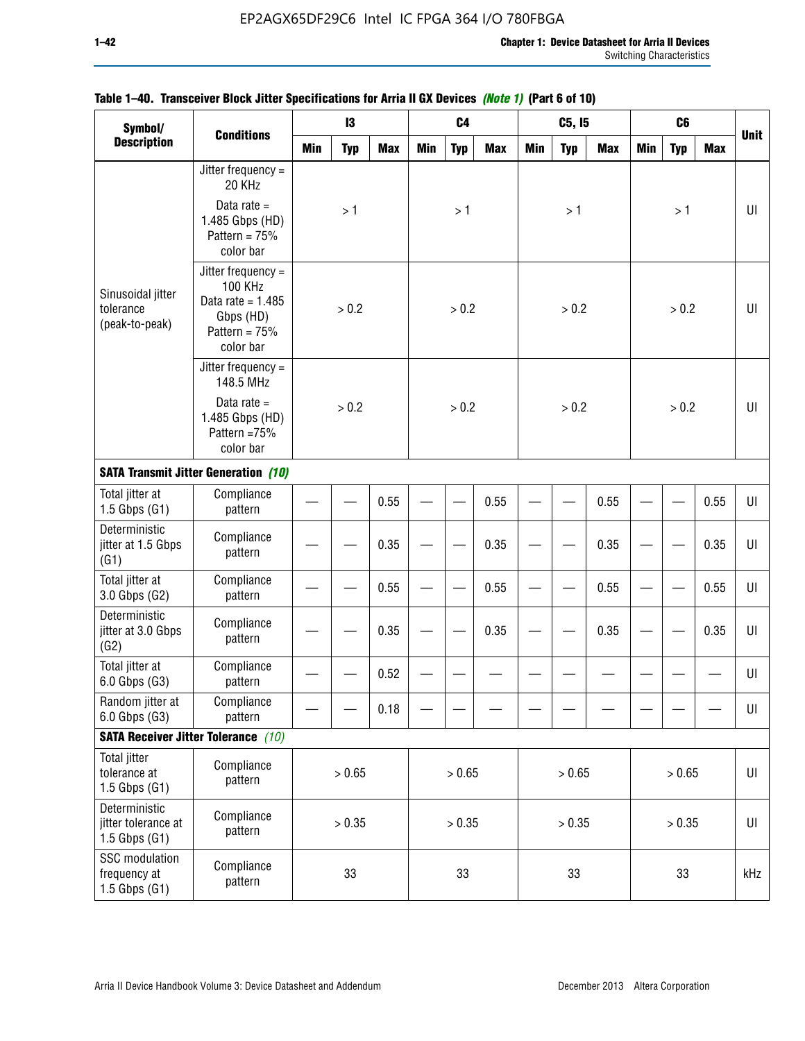**Table 1–40. Transceiver Block Jitter Specifications for Arria II GX Devices *(Note 1)* (Part 6 of 10)**

| Symbol/ Description | Conditions | I3 | | | C4 | | | C5, I5 | | | C6 | | | Unit |
|---|---|---|---|---|---|---|---|---|---|---|---|---|---|---|
| | | Min | Typ | Max | Min | Typ | Max | Min | Typ | Max | Min | Typ | Max | |
| Sinusoidal jitter tolerance (peak-to-peak) | Jitter frequency = 20 KHz Data rate = 1.485 Gbps (HD) Pattern = 75% color bar | | > 1 | | | > 1 | | | > 1 | | | > 1 | | UI |
| | Jitter frequency = 100 KHz Data rate = 1.485 Gbps (HD) Pattern = 75% color bar | | > 0.2 | | | > 0.2 | | | > 0.2 | | | > 0.2 | | UI |
| | Jitter frequency = 148.5 MHz Data rate = 1.485 Gbps (HD) Pattern =75% color bar | | > 0.2 | | | > 0.2 | | | > 0.2 | | | > 0.2 | | UI |
| **SATA Transmit Jitter Generation *(10)*** | | | | | | | | | | | | | | |
| Total jitter at 1.5 Gbps (G1) | Compliance pattern | — | — | 0.55 | — | — | 0.55 | — | — | 0.55 | — | — | 0.55 | UI |
| Deterministic jitter at 1.5 Gbps (G1) | Compliance pattern | — | — | 0.35 | — | — | 0.35 | — | — | 0.35 | — | — | 0.35 | UI |
| Total jitter at 3.0 Gbps (G2) | Compliance pattern | — | — | 0.55 | — | — | 0.55 | — | — | 0.55 | — | — | 0.55 | UI |
| Deterministic jitter at 3.0 Gbps (G2) | Compliance pattern | — | — | 0.35 | — | — | 0.35 | — | — | 0.35 | — | — | 0.35 | UI |
| Total jitter at 6.0 Gbps (G3) | Compliance pattern | — | — | 0.52 | — | — | — | — | — | — | — | — | — | UI |
| Random jitter at 6.0 Gbps (G3) | Compliance pattern | — | — | 0.18 | — | — | — | — | — | — | — | — | — | UI |
| **SATA Receiver Jitter Tolerance *(10)*** | | | | | | | | | | | | | | |
| Total jitter tolerance at 1.5 Gbps (G1) | Compliance pattern | | > 0.65 | | | > 0.65 | | | > 0.65 | | | > 0.65 | | UI |
| Deterministic jitter tolerance at 1.5 Gbps (G1) | Compliance pattern | | > 0.35 | | | > 0.35 | | | > 0.35 | | | > 0.35 | | UI |
| SSC modulation frequency at 1.5 Gbps (G1) | Compliance pattern | | 33 | | | 33 | | | 33 | | | 33 | | kHz |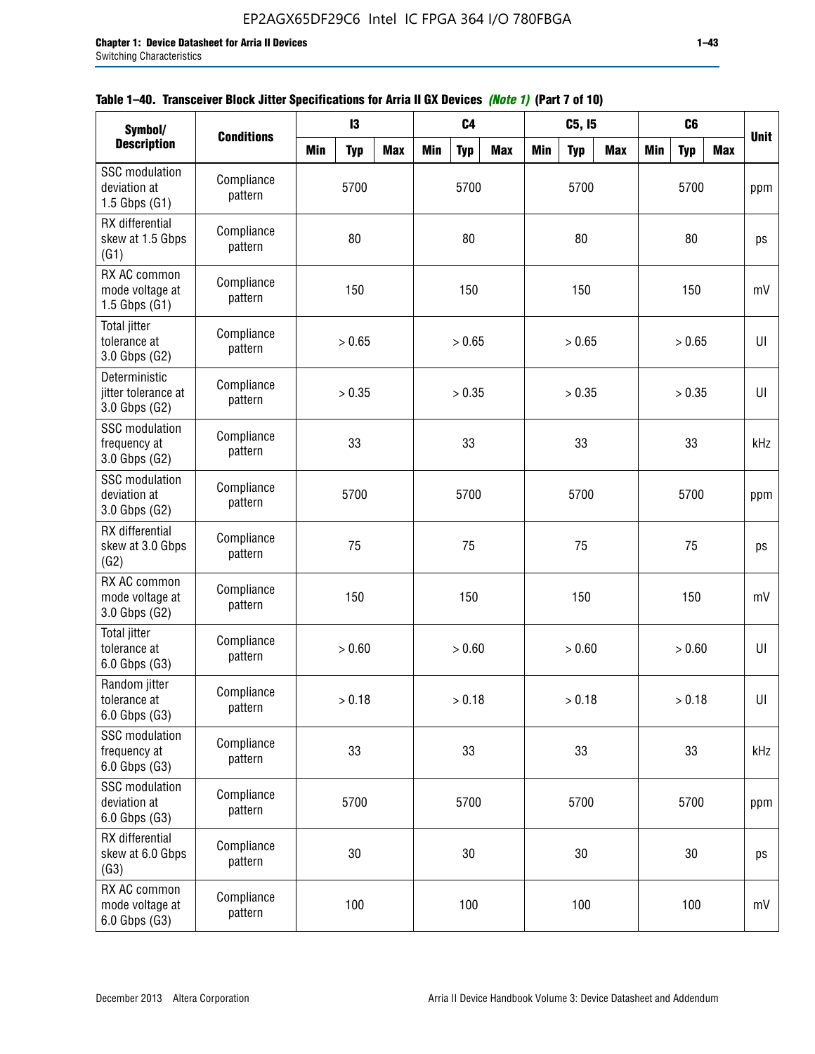**Table 1–40. Transceiver Block Jitter Specifications for Arria II GX Devices *(Note 1)* (Part 7 of 10)**

| Symbol/ Description | Conditions | I3 | | | C4 | | | C5, I5 | | | C6 | | | Unit |
|---|---|---|---|---|---|---|---|---|---|---|---|---|---|---|
| | | Min | Typ | Max | Min | Typ | Max | Min | Typ | Max | Min | Typ | Max | |
| SSC modulation deviation at 1.5 Gbps (G1) | Compliance pattern | | 5700 | | | 5700 | | | 5700 | | | 5700 | | ppm |
| RX differential skew at 1.5 Gbps (G1) | Compliance pattern | | 80 | | | 80 | | | 80 | | | 80 | | ps |
| RX AC common mode voltage at 1.5 Gbps (G1) | Compliance pattern | | 150 | | | 150 | | | 150 | | | 150 | | mV |
| Total jitter tolerance at 3.0 Gbps (G2) | Compliance pattern | | > 0.65 | | | > 0.65 | | | > 0.65 | | | > 0.65 | | UI |
| Deterministic jitter tolerance at 3.0 Gbps (G2) | Compliance pattern | | > 0.35 | | | > 0.35 | | | > 0.35 | | | > 0.35 | | UI |
| SSC modulation frequency at 3.0 Gbps (G2) | Compliance pattern | | 33 | | | 33 | | | 33 | | | 33 | | kHz |
| SSC modulation deviation at 3.0 Gbps (G2) | Compliance pattern | | 5700 | | | 5700 | | | 5700 | | | 5700 | | ppm |
| RX differential skew at 3.0 Gbps (G2) | Compliance pattern | | 75 | | | 75 | | | 75 | | | 75 | | ps |
| RX AC common mode voltage at 3.0 Gbps (G2) | Compliance pattern | | 150 | | | 150 | | | 150 | | | 150 | | mV |
| Total jitter tolerance at 6.0 Gbps (G3) | Compliance pattern | | > 0.60 | | | > 0.60 | | | > 0.60 | | | > 0.60 | | UI |
| Random jitter tolerance at 6.0 Gbps (G3) | Compliance pattern | | > 0.18 | | | > 0.18 | | | > 0.18 | | | > 0.18 | | UI |
| SSC modulation frequency at 6.0 Gbps (G3) | Compliance pattern | | 33 | | | 33 | | | 33 | | | 33 | | kHz |
| SSC modulation deviation at 6.0 Gbps (G3) | Compliance pattern | | 5700 | | | 5700 | | | 5700 | | | 5700 | | ppm |
| RX differential skew at 6.0 Gbps (G3) | Compliance pattern | | 30 | | | 30 | | | 30 | | | 30 | | ps |
| RX AC common mode voltage at 6.0 Gbps (G3) | Compliance pattern | | 100 | | | 100 | | | 100 | | | 100 | | mV |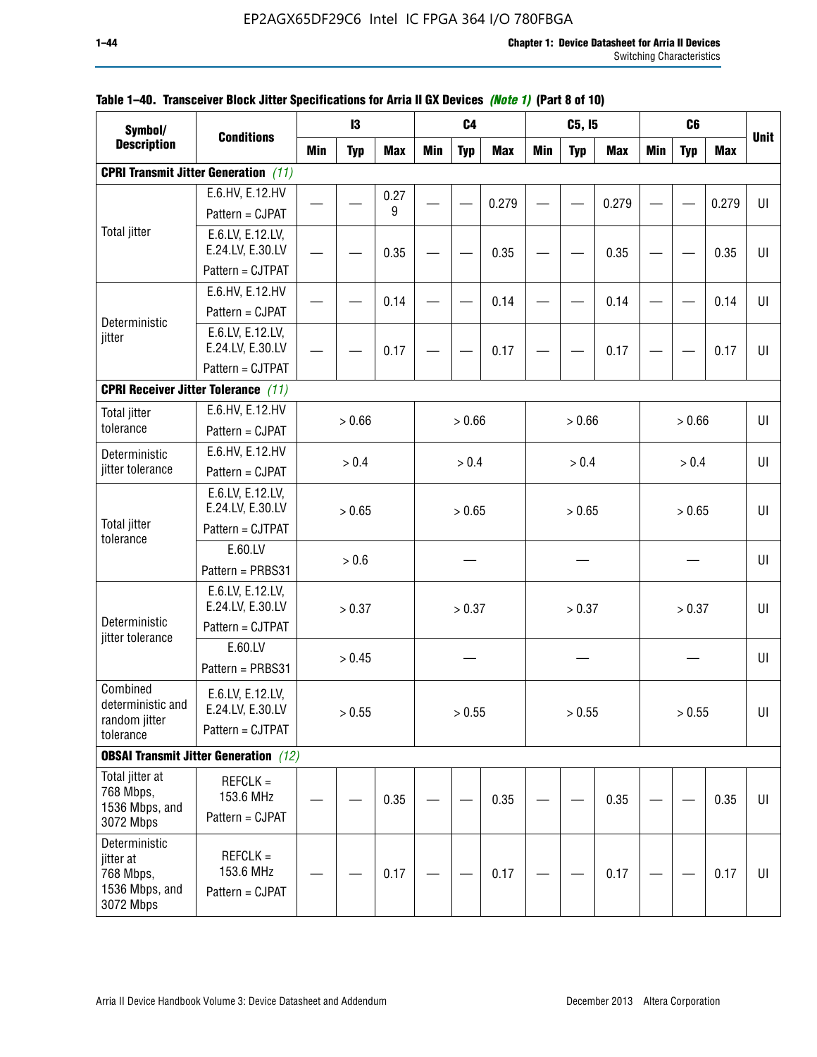**Table 1–40. Transceiver Block Jitter Specifications for Arria II GX Devices *(Note 1)* (Part 8 of 10)**

| Symbol/ Description | Conditions | I3 | | | C4 | | | C5, I5 | | | C6 | | | Unit |
|---|---|---|---|---|---|---|---|---|---|---|---|---|---|---|
| | | Min | Typ | Max | Min | Typ | Max | Min | Typ | Max | Min | Typ | Max | |
| **CPRI Transmit Jitter Generation** *(11)* | | | | | | | | | | | | | | |
| Total jitter | E.6.HV, E.12.HV Pattern = CJPAT | — | — | 0.279 | — | — | 0.279 | — | — | 0.279 | — | — | 0.279 | UI |
| | E.6.LV, E.12.LV, E.24.LV, E.30.LV Pattern = CJTPAT | — | — | 0.35 | — | — | 0.35 | — | — | 0.35 | — | — | 0.35 | UI |
| Deterministic jitter | E.6.HV, E.12.HV Pattern = CJPAT | — | — | 0.14 | — | — | 0.14 | — | — | 0.14 | — | — | 0.14 | UI |
| | E.6.LV, E.12.LV, E.24.LV, E.30.LV Pattern = CJTPAT | — | — | 0.17 | — | — | 0.17 | — | — | 0.17 | — | — | 0.17 | UI |
| **CPRI Receiver Jitter Tolerance** *(11)* | | | | | | | | | | | | | | |
| Total jitter tolerance | E.6.HV, E.12.HV Pattern = CJPAT | > 0.66 | | | > 0.66 | | | > 0.66 | | | > 0.66 | | | UI |
| Deterministic jitter tolerance | E.6.HV, E.12.HV Pattern = CJPAT | > 0.4 | | | > 0.4 | | | > 0.4 | | | > 0.4 | | | UI |
| Total jitter tolerance | E.6.LV, E.12.LV, E.24.LV, E.30.LV Pattern = CJTPAT | > 0.65 | | | > 0.65 | | | > 0.65 | | | > 0.65 | | | UI |
| | E.60.LV Pattern = PRBS31 | > 0.6 | | | — | | | — | | | — | | | UI |
| Deterministic jitter tolerance | E.6.LV, E.12.LV, E.24.LV, E.30.LV Pattern = CJTPAT | > 0.37 | | | > 0.37 | | | > 0.37 | | | > 0.37 | | | UI |
| | E.60.LV Pattern = PRBS31 | > 0.45 | | | — | | | — | | | — | | | UI |
| Combined deterministic and random jitter tolerance | E.6.LV, E.12.LV, E.24.LV, E.30.LV Pattern = CJTPAT | > 0.55 | | | > 0.55 | | | > 0.55 | | | > 0.55 | | | UI |
| **OBSAI Transmit Jitter Generation** *(12)* | | | | | | | | | | | | | | |
| Total jitter at 768 Mbps, 1536 Mbps, and 3072 Mbps | REFCLK = 153.6 MHz Pattern = CJPAT | — | — | 0.35 | — | — | 0.35 | — | — | 0.35 | — | — | 0.35 | UI |
| Deterministic jitter at 768 Mbps, 1536 Mbps, and 3072 Mbps | REFCLK = 153.6 MHz Pattern = CJPAT | — | — | 0.17 | — | — | 0.17 | — | — | 0.17 | — | — | 0.17 | UI |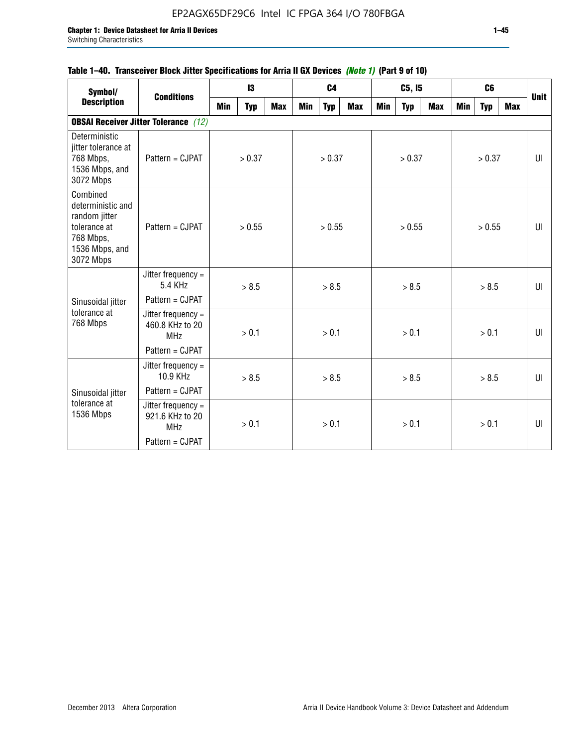**Table 1–40. Transceiver Block Jitter Specifications for Arria II GX Devices** *(Note 1)* **(Part 9 of 10)**

| Symbol/ Description | Conditions | I3 | | | C4 | | | C5, I5 | | | C6 | | | Unit |
|---|---|---|---|---|---|---|---|---|---|---|---|---|---|---|
| | | Min | Typ | Max | Min | Typ | Max | Min | Typ | Max | Min | Typ | Max | |
| **OBSAI Receiver Jitter Tolerance** *(12)* | | | | | | | | | | | | | | |
| Deterministic jitter tolerance at 768 Mbps, 1536 Mbps, and 3072 Mbps | Pattern = CJPAT | | > 0.37 | | | > 0.37 | | | > 0.37 | | | > 0.37 | | UI |
| Combined deterministic and random jitter tolerance at 768 Mbps, 1536 Mbps, and 3072 Mbps | Pattern = CJPAT | | > 0.55 | | | > 0.55 | | | > 0.55 | | | > 0.55 | | UI |
| Sinusoidal jitter tolerance at 768 Mbps | Jitter frequency = 5.4 KHz<br>Pattern = CJPAT | | > 8.5 | | | > 8.5 | | | > 8.5 | | | > 8.5 | | UI |
| | Jitter frequency = 460.8 KHz to 20 MHz<br>Pattern = CJPAT | | > 0.1 | | | > 0.1 | | | > 0.1 | | | > 0.1 | | UI |
| Sinusoidal jitter tolerance at 1536 Mbps | Jitter frequency = 10.9 KHz<br>Pattern = CJPAT | | > 8.5 | | | > 8.5 | | | > 8.5 | | | > 8.5 | | UI |
| | Jitter frequency = 921.6 KHz to 20 MHz<br>Pattern = CJPAT | | > 0.1 | | | > 0.1 | | | > 0.1 | | | > 0.1 | | UI |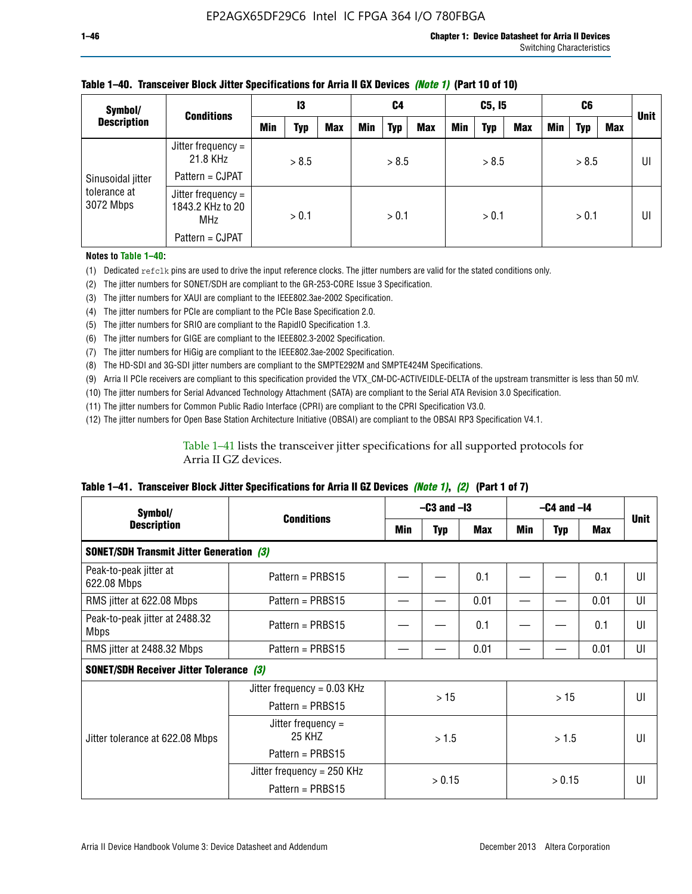**Table 1–40. Transceiver Block Jitter Specifications for Arria II GX Devices *(Note 1)* (Part 10 of 10)**

| Symbol/ Description | Conditions | I3 | | | C4 | | | C5, I5 | | | C6 | | | Unit |
|---|---|---|---|---|---|---|---|---|---|---|---|---|---|---|
| | | Min | Typ | Max | Min | Typ | Max | Min | Typ | Max | Min | Typ | Max | |
| Sinusoidal jitter tolerance at 3072 Mbps | Jitter frequency = 21.8 KHz Pattern = CJPAT | > 8.5 | | | > 8.5 | | | > 8.5 | | | > 8.5 | | | UI |
| | Jitter frequency = 1843.2 KHz to 20 MHz Pattern = CJPAT | > 0.1 | | | > 0.1 | | | > 0.1 | | | > 0.1 | | | UI |

**Notes to Table 1–40:**

(1) Dedicated `refclk` pins are used to drive the input reference clocks. The jitter numbers are valid for the stated conditions only.
(2) The jitter numbers for SONET/SDH are compliant to the GR-253-CORE Issue 3 Specification.
(3) The jitter numbers for XAUI are compliant to the IEEE802.3ae-2002 Specification.
(4) The jitter numbers for PCIe are compliant to the PCIe Base Specification 2.0.
(5) The jitter numbers for SRIO are compliant to the RapidIO Specification 1.3.
(6) The jitter numbers for GIGE are compliant to the IEEE802.3-2002 Specification.
(7) The jitter numbers for HiGig are compliant to the IEEE802.3ae-2002 Specification.
(8) The HD-SDI and 3G-SDI jitter numbers are compliant to the SMPTE292M and SMPTE424M Specifications.
(9) Arria II PCIe receivers are compliant to this specification provided the VTX_CM-DC-ACTIVEIDLE-DELTA of the upstream transmitter is less than 50 mV.
(10) The jitter numbers for Serial Advanced Technology Attachment (SATA) are compliant to the Serial ATA Revision 3.0 Specification.
(11) The jitter numbers for Common Public Radio Interface (CPRI) are compliant to the CPRI Specification V3.0.
(12) The jitter numbers for Open Base Station Architecture Initiative (OBSAI) are compliant to the OBSAI RP3 Specification V4.1.

Table 1–41 lists the transceiver jitter specifications for all supported protocols for Arria II GZ devices.

**Table 1–41. Transceiver Block Jitter Specifications for Arria II GZ Devices *(Note 1)*, *(2)* (Part 1 of 7)**

| Symbol/ Description | Conditions | –C3 and –I3 | | | –C4 and –I4 | | | Unit |
|---|---|---|---|---|---|---|---|---|
| | | Min | Typ | Max | Min | Typ | Max | |
| **SONET/SDH Transmit Jitter Generation *(3)*** | | | | | | | | |
| Peak-to-peak jitter at 622.08 Mbps | Pattern = PRBS15 | — | — | 0.1 | — | — | 0.1 | UI |
| RMS jitter at 622.08 Mbps | Pattern = PRBS15 | — | — | 0.01 | — | — | 0.01 | UI |
| Peak-to-peak jitter at 2488.32 Mbps | Pattern = PRBS15 | — | — | 0.1 | — | — | 0.1 | UI |
| RMS jitter at 2488.32 Mbps | Pattern = PRBS15 | — | — | 0.01 | — | — | 0.01 | UI |
| **SONET/SDH Receiver Jitter Tolerance *(3)*** | | | | | | | | |
| Jitter tolerance at 622.08 Mbps | Jitter frequency = 0.03 KHz Pattern = PRBS15 | > 15 | | | > 15 | | | UI |
| | Jitter frequency = 25 KHZ Pattern = PRBS15 | > 1.5 | | | > 1.5 | | | UI |
| | Jitter frequency = 250 KHz Pattern = PRBS15 | > 0.15 | | | > 0.15 | | | UI |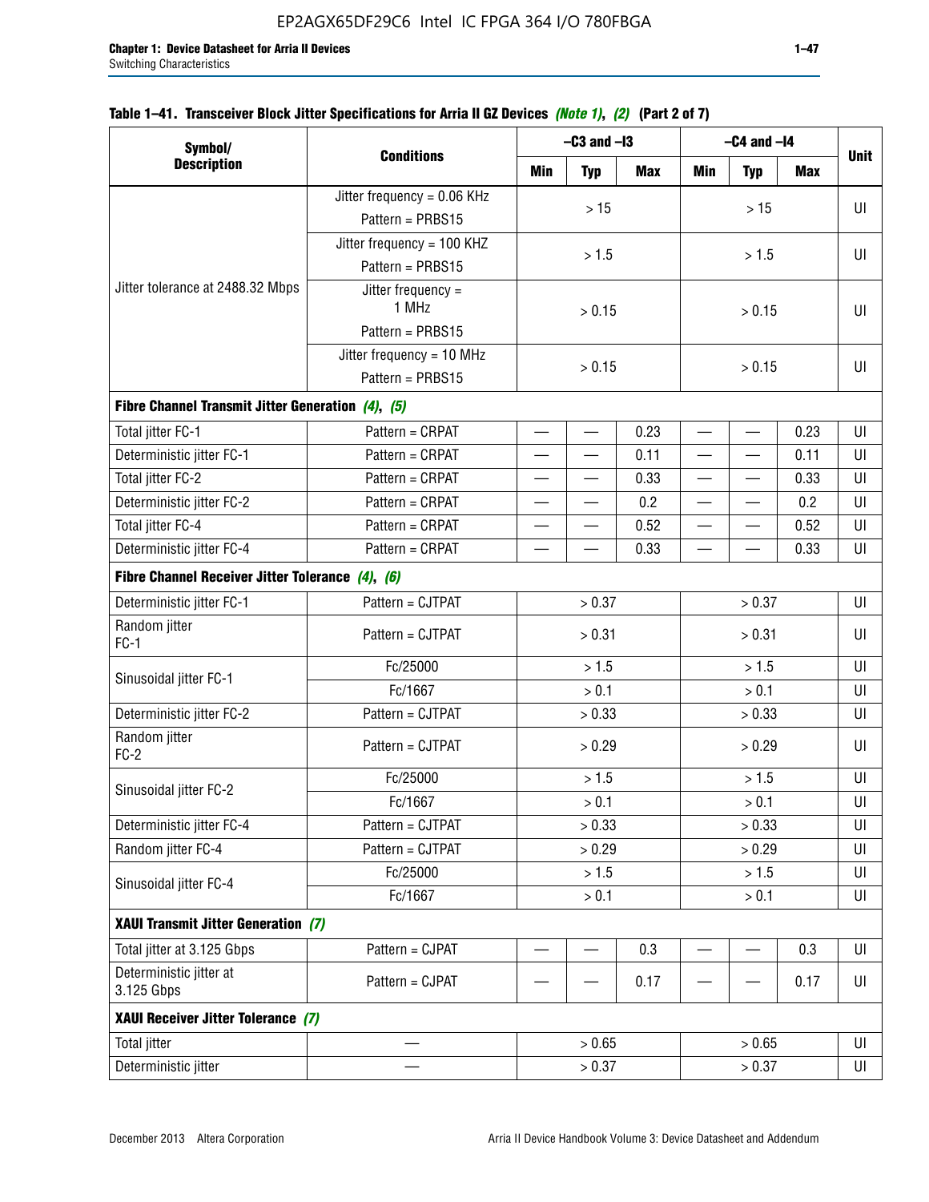**Table 1–41. Transceiver Block Jitter Specifications for Arria II GZ Devices *(Note 1)*, *(2)* (Part 2 of 7)**

| Symbol/ Description | Conditions | –C3 and –I3 | | | –C4 and –I4 | | | Unit |
|---|---|---|---|---|---|---|---|---|
| | | Min | Typ | Max | Min | Typ | Max | |
| Jitter tolerance at 2488.32 Mbps | Jitter frequency = 0.06 KHz Pattern = PRBS15 | > 15 | | | > 15 | | | UI |
| | Jitter frequency = 100 KHZ Pattern = PRBS15 | > 1.5 | | | > 1.5 | | | UI |
| | Jitter frequency = 1 MHz Pattern = PRBS15 | > 0.15 | | | > 0.15 | | | UI |
| | Jitter frequency = 10 MHz Pattern = PRBS15 | > 0.15 | | | > 0.15 | | | UI |
| **Fibre Channel Transmit Jitter Generation *(4)*, *(5)*** | | | | | | | | |
| Total jitter FC-1 | Pattern = CRPAT | — | — | 0.23 | — | — | 0.23 | UI |
| Deterministic jitter FC-1 | Pattern = CRPAT | — | — | 0.11 | — | — | 0.11 | UI |
| Total jitter FC-2 | Pattern = CRPAT | — | — | 0.33 | — | — | 0.33 | UI |
| Deterministic jitter FC-2 | Pattern = CRPAT | — | — | 0.2 | — | — | 0.2 | UI |
| Total jitter FC-4 | Pattern = CRPAT | — | — | 0.52 | — | — | 0.52 | UI |
| Deterministic jitter FC-4 | Pattern = CRPAT | — | — | 0.33 | — | — | 0.33 | UI |
| **Fibre Channel Receiver Jitter Tolerance *(4)*, *(6)*** | | | | | | | | |
| Deterministic jitter FC-1 | Pattern = CJTPAT | > 0.37 | | | > 0.37 | | | UI |
| Random jitter FC-1 | Pattern = CJTPAT | > 0.31 | | | > 0.31 | | | UI |
| Sinusoidal jitter FC-1 | Fc/25000 | > 1.5 | | | > 1.5 | | | UI |
| | Fc/1667 | > 0.1 | | | > 0.1 | | | UI |
| Deterministic jitter FC-2 | Pattern = CJTPAT | > 0.33 | | | > 0.33 | | | UI |
| Random jitter FC-2 | Pattern = CJTPAT | > 0.29 | | | > 0.29 | | | UI |
| Sinusoidal jitter FC-2 | Fc/25000 | > 1.5 | | | > 1.5 | | | UI |
| | Fc/1667 | > 0.1 | | | > 0.1 | | | UI |
| Deterministic jitter FC-4 | Pattern = CJTPAT | > 0.33 | | | > 0.33 | | | UI |
| Random jitter FC-4 | Pattern = CJTPAT | > 0.29 | | | > 0.29 | | | UI |
| Sinusoidal jitter FC-4 | Fc/25000 | > 1.5 | | | > 1.5 | | | UI |
| | Fc/1667 | > 0.1 | | | > 0.1 | | | UI |
| **XAUI Transmit Jitter Generation *(7)*** | | | | | | | | |
| Total jitter at 3.125 Gbps | Pattern = CJPAT | — | — | 0.3 | — | — | 0.3 | UI |
| Deterministic jitter at 3.125 Gbps | Pattern = CJPAT | — | — | 0.17 | — | — | 0.17 | UI |
| **XAUI Receiver Jitter Tolerance *(7)*** | | | | | | | | |
| Total jitter | — | > 0.65 | | | > 0.65 | | | UI |
| Deterministic jitter | — | > 0.37 | | | > 0.37 | | | UI |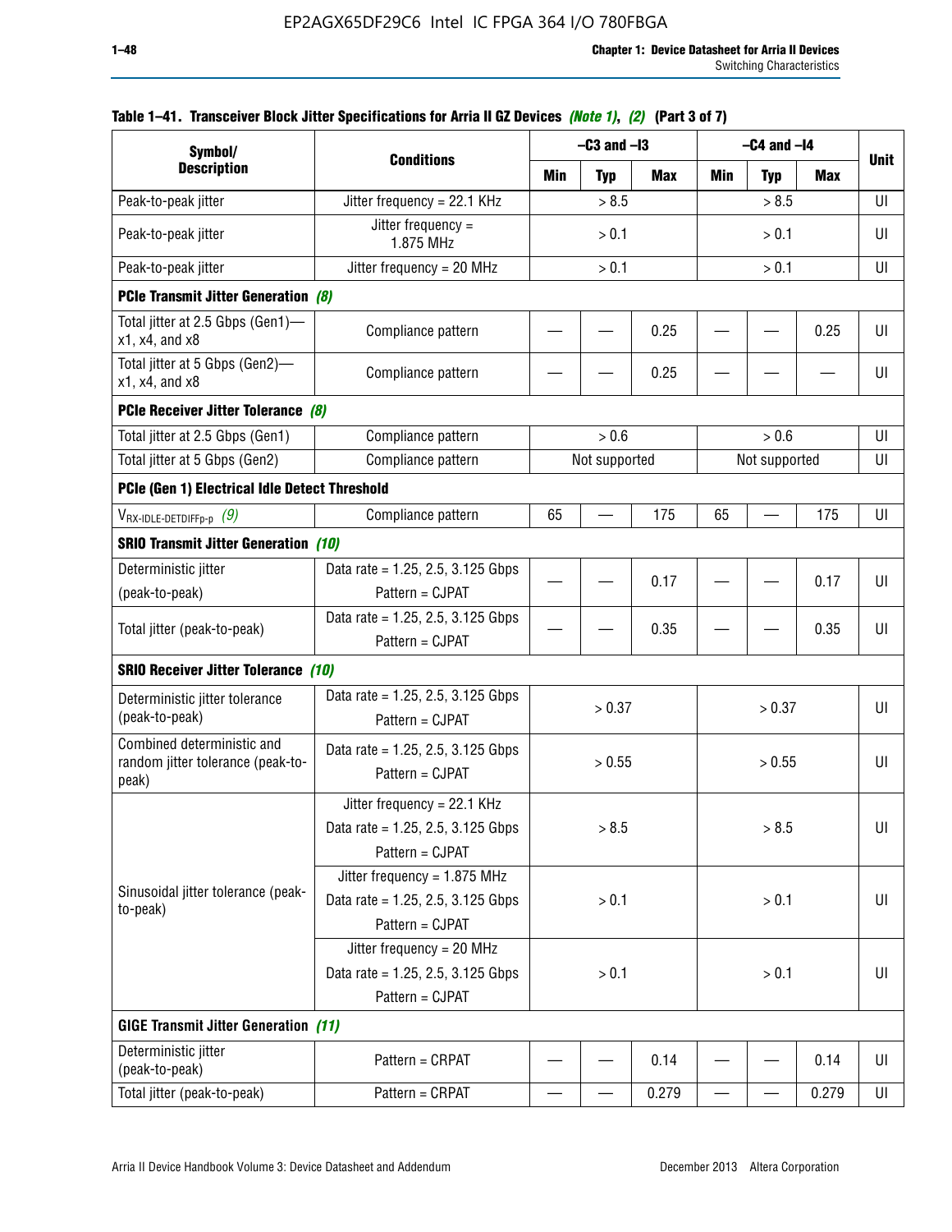**Table 1–41. Transceiver Block Jitter Specifications for Arria II GZ Devices *(Note 1)*, *(2)* (Part 3 of 7)**

| Symbol/ Description | Conditions | –C3 and –I3 | | | –C4 and –I4 | | | Unit |
|---|---|---|---|---|---|---|---|---|
| | | Min | Typ | Max | Min | Typ | Max | |
| Peak-to-peak jitter | Jitter frequency = 22.1 KHz | > 8.5 | | | > 8.5 | | | UI |
| Peak-to-peak jitter | Jitter frequency = 1.875 MHz | > 0.1 | | | > 0.1 | | | UI |
| Peak-to-peak jitter | Jitter frequency = 20 MHz | > 0.1 | | | > 0.1 | | | UI |
| **PCIe Transmit Jitter Generation *(8)*** | | | | | | | | |
| Total jitter at 2.5 Gbps (Gen1)—x1, x4, and x8 | Compliance pattern | — | — | 0.25 | — | — | 0.25 | UI |
| Total jitter at 5 Gbps (Gen2)—x1, x4, and x8 | Compliance pattern | — | — | 0.25 | — | — | — | UI |
| **PCIe Receiver Jitter Tolerance *(8)*** | | | | | | | | |
| Total jitter at 2.5 Gbps (Gen1) | Compliance pattern | > 0.6 | | | > 0.6 | | | UI |
| Total jitter at 5 Gbps (Gen2) | Compliance pattern | Not supported | | | Not supported | | | UI |
| **PCIe (Gen 1) Electrical Idle Detect Threshold** | | | | | | | | |
| $V_{RX\text{-}IDLE\text{-}DETDIFFp\text{-}p}$ *(9)* | Compliance pattern | 65 | — | 175 | 65 | — | 175 | UI |
| **SRIO Transmit Jitter Generation *(10)*** | | | | | | | | |
| Deterministic jitter (peak-to-peak) | Data rate = 1.25, 2.5, 3.125 Gbps Pattern = CJPAT | — | — | 0.17 | — | — | 0.17 | UI |
| Total jitter (peak-to-peak) | Data rate = 1.25, 2.5, 3.125 Gbps Pattern = CJPAT | — | — | 0.35 | — | — | 0.35 | UI |
| **SRIO Receiver Jitter Tolerance *(10)*** | | | | | | | | |
| Deterministic jitter tolerance (peak-to-peak) | Data rate = 1.25, 2.5, 3.125 Gbps Pattern = CJPAT | > 0.37 | | | > 0.37 | | | UI |
| Combined deterministic and random jitter tolerance (peak-to-peak) | Data rate = 1.25, 2.5, 3.125 Gbps Pattern = CJPAT | > 0.55 | | | > 0.55 | | | UI |
| Sinusoidal jitter tolerance (peak-to-peak) | Jitter frequency = 22.1 KHz Data rate = 1.25, 2.5, 3.125 Gbps Pattern = CJPAT | > 8.5 | | | > 8.5 | | | UI |
| | Jitter frequency = 1.875 MHz Data rate = 1.25, 2.5, 3.125 Gbps Pattern = CJPAT | > 0.1 | | | > 0.1 | | | UI |
| | Jitter frequency = 20 MHz Data rate = 1.25, 2.5, 3.125 Gbps Pattern = CJPAT | > 0.1 | | | > 0.1 | | | UI |
| **GIGE Transmit Jitter Generation *(11)*** | | | | | | | | |
| Deterministic jitter (peak-to-peak) | Pattern = CRPAT | — | — | 0.14 | — | — | 0.14 | UI |
| Total jitter (peak-to-peak) | Pattern = CRPAT | — | — | 0.279 | — | — | 0.279 | UI |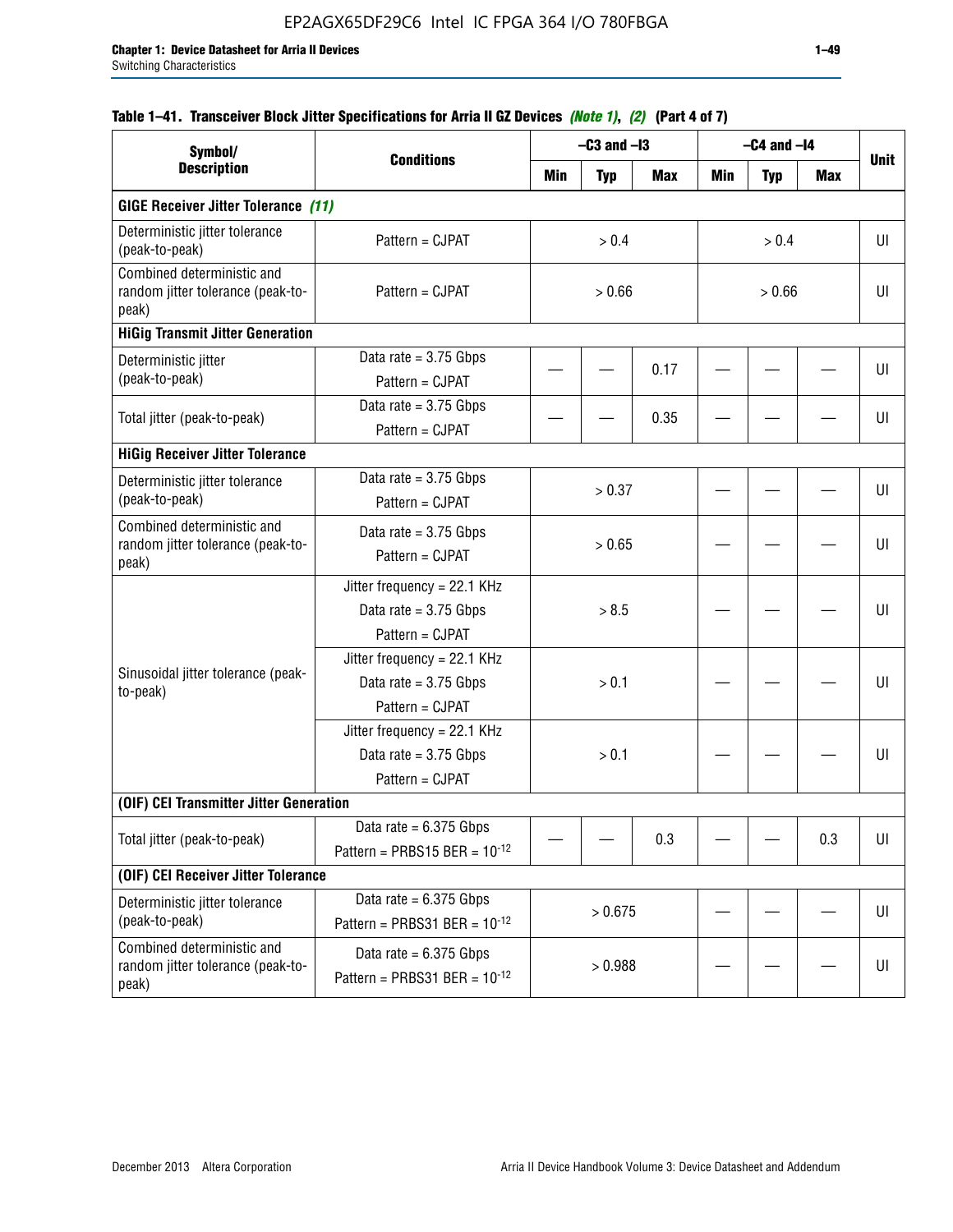**Table 1–41. Transceiver Block Jitter Specifications for Arria II GZ Devices *(Note 1)*, *(2)* (Part 4 of 7)**

| Symbol/ Description | Conditions | –C3 and –I3 | | | –C4 and –I4 | | | Unit |
|---|---|---|---|---|---|---|---|---|
| | | Min | Typ | Max | Min | Typ | Max | |
| **GIGE Receiver Jitter Tolerance *(11)*** | | | | | | | | |
| Deterministic jitter tolerance (peak-to-peak) | Pattern = CJPAT | > 0.4 | | | > 0.4 | | | UI |
| Combined deterministic and random jitter tolerance (peak-to-peak) | Pattern = CJPAT | > 0.66 | | | > 0.66 | | | UI |
| **HiGig Transmit Jitter Generation** | | | | | | | | |
| Deterministic jitter (peak-to-peak) | Data rate = 3.75 Gbps<br>Pattern = CJPAT | — | — | 0.17 | — | — | — | UI |
| Total jitter (peak-to-peak) | Data rate = 3.75 Gbps<br>Pattern = CJPAT | — | — | 0.35 | — | — | — | UI |
| **HiGig Receiver Jitter Tolerance** | | | | | | | | |
| Deterministic jitter tolerance (peak-to-peak) | Data rate = 3.75 Gbps<br>Pattern = CJPAT | > 0.37 | | | — | — | — | UI |
| Combined deterministic and random jitter tolerance (peak-to-peak) | Data rate = 3.75 Gbps<br>Pattern = CJPAT | > 0.65 | | | — | — | — | UI |
| Sinusoidal jitter tolerance (peak-to-peak) | Jitter frequency = 22.1 KHz<br>Data rate = 3.75 Gbps<br>Pattern = CJPAT | > 8.5 | | | — | — | — | UI |
| | Jitter frequency = 22.1 KHz<br>Data rate = 3.75 Gbps<br>Pattern = CJPAT | > 0.1 | | | — | — | — | UI |
| | Jitter frequency = 22.1 KHz<br>Data rate = 3.75 Gbps<br>Pattern = CJPAT | > 0.1 | | | — | — | — | UI |
| **(OIF) CEI Transmitter Jitter Generation** | | | | | | | | |
| Total jitter (peak-to-peak) | Data rate = 6.375 Gbps<br>Pattern = PRBS15 BER = $10^{-12}$ | — | — | 0.3 | — | — | 0.3 | UI |
| **(OIF) CEI Receiver Jitter Tolerance** | | | | | | | | |
| Deterministic jitter tolerance (peak-to-peak) | Data rate = 6.375 Gbps<br>Pattern = PRBS31 BER = $10^{-12}$ | > 0.675 | | | — | — | — | UI |
| Combined deterministic and random jitter tolerance (peak-to-peak) | Data rate = 6.375 Gbps<br>Pattern = PRBS31 BER = $10^{-12}$ | > 0.988 | | | — | — | — | UI |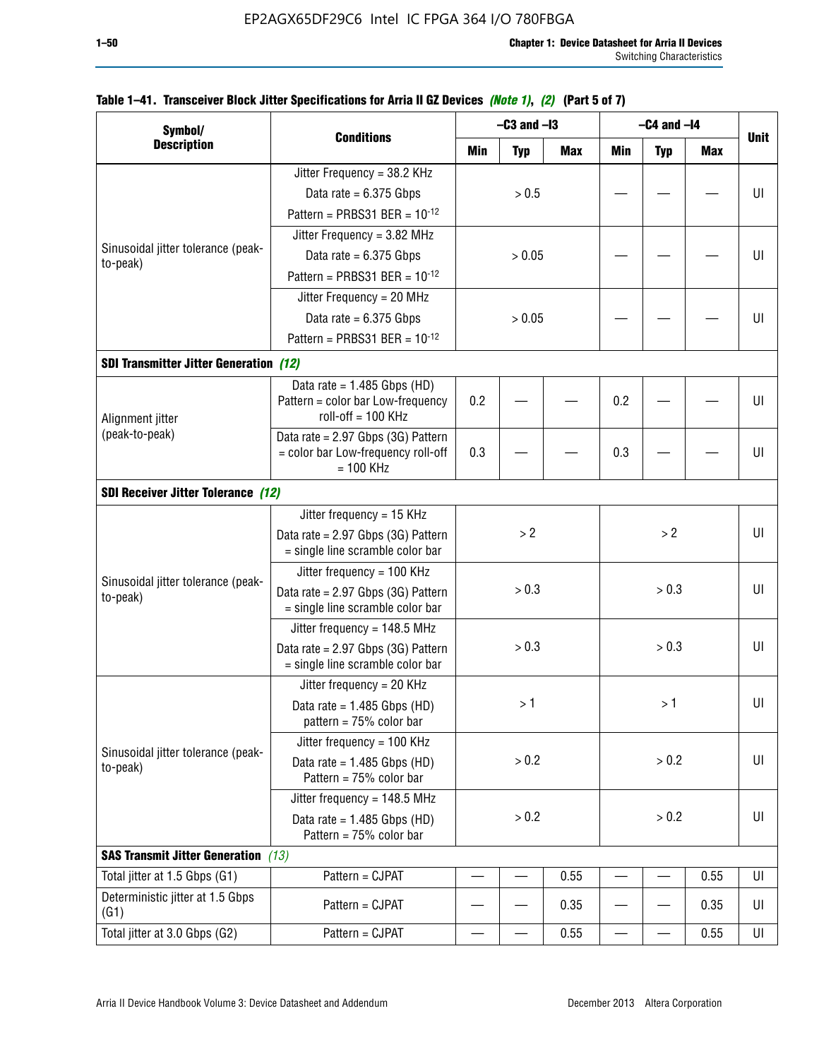**Table 1–41. Transceiver Block Jitter Specifications for Arria II GZ Devices *(Note 1)*, *(2)* (Part 5 of 7)**

| Symbol/ Description | Conditions | –C3 and –I3 | | | –C4 and –I4 | | | Unit |
|---|---|---|---|---|---|---|---|---|
| | | Min | Typ | Max | Min | Typ | Max | |
| Sinusoidal jitter tolerance (peak-to-peak) | Jitter Frequency = 38.2 KHz<br>Data rate = 6.375 Gbps<br>Pattern = PRBS31 BER = $10^{-12}$ | > 0.5 | | | — | — | — | UI |
| | Jitter Frequency = 3.82 MHz<br>Data rate = 6.375 Gbps<br>Pattern = PRBS31 BER = $10^{-12}$ | > 0.05 | | | — | — | — | UI |
| | Jitter Frequency = 20 MHz<br>Data rate = 6.375 Gbps<br>Pattern = PRBS31 BER = $10^{-12}$ | > 0.05 | | | — | — | — | UI |
| **SDI Transmitter Jitter Generation** *(12)* | | | | | | | | |
| Alignment jitter (peak-to-peak) | Data rate = 1.485 Gbps (HD) Pattern = color bar Low-frequency roll-off = 100 KHz | 0.2 | — | — | 0.2 | — | — | UI |
| | Data rate = 2.97 Gbps (3G) Pattern = color bar Low-frequency roll-off = 100 KHz | 0.3 | — | — | 0.3 | — | — | UI |
| **SDI Receiver Jitter Tolerance** *(12)* | | | | | | | | |
| Sinusoidal jitter tolerance (peak-to-peak) | Jitter frequency = 15 KHz<br>Data rate = 2.97 Gbps (3G) Pattern = single line scramble color bar | > 2 | | | > 2 | | | UI |
| | Jitter frequency = 100 KHz<br>Data rate = 2.97 Gbps (3G) Pattern = single line scramble color bar | > 0.3 | | | > 0.3 | | | UI |
| | Jitter frequency = 148.5 MHz<br>Data rate = 2.97 Gbps (3G) Pattern = single line scramble color bar | > 0.3 | | | > 0.3 | | | UI |
| Sinusoidal jitter tolerance (peak-to-peak) | Jitter frequency = 20 KHz<br>Data rate = 1.485 Gbps (HD) pattern = 75% color bar | > 1 | | | > 1 | | | UI |
| | Jitter frequency = 100 KHz<br>Data rate = 1.485 Gbps (HD) Pattern = 75% color bar | > 0.2 | | | > 0.2 | | | UI |
| | Jitter frequency = 148.5 MHz<br>Data rate = 1.485 Gbps (HD) Pattern = 75% color bar | > 0.2 | | | > 0.2 | | | UI |
| **SAS Transmit Jitter Generation** *(13)* | | | | | | | | |
| Total jitter at 1.5 Gbps (G1) | Pattern = CJPAT | — | — | 0.55 | — | — | 0.55 | UI |
| Deterministic jitter at 1.5 Gbps (G1) | Pattern = CJPAT | — | — | 0.35 | — | — | 0.35 | UI |
| Total jitter at 3.0 Gbps (G2) | Pattern = CJPAT | — | — | 0.55 | — | — | 0.55 | UI |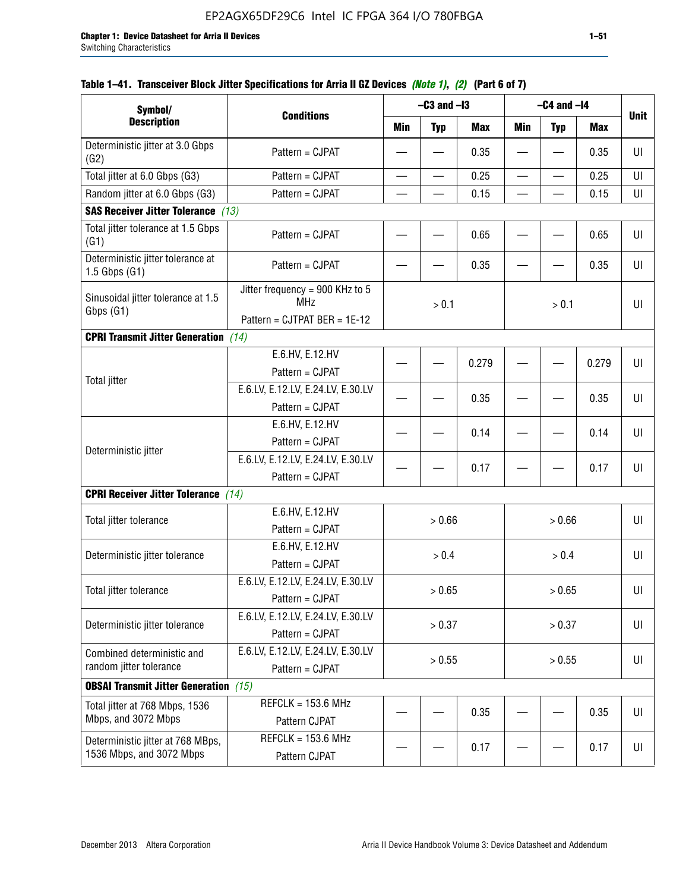**Table 1–41. Transceiver Block Jitter Specifications for Arria II GZ Devices *(Note 1)*, *(2)* (Part 6 of 7)**

| Symbol/ Description | Conditions | –C3 and –I3 | | | –C4 and –I4 | | | Unit |
|---|---|---|---|---|---|---|---|---|
| | | Min | Typ | Max | Min | Typ | Max | |
| Deterministic jitter at 3.0 Gbps (G2) | Pattern = CJPAT | — | — | 0.35 | — | — | 0.35 | UI |
| Total jitter at 6.0 Gbps (G3) | Pattern = CJPAT | — | — | 0.25 | — | — | 0.25 | UI |
| Random jitter at 6.0 Gbps (G3) | Pattern = CJPAT | — | — | 0.15 | — | — | 0.15 | UI |
| **SAS Receiver Jitter Tolerance** *(13)* | | | | | | | | |
| Total jitter tolerance at 1.5 Gbps (G1) | Pattern = CJPAT | — | — | 0.65 | — | — | 0.65 | UI |
| Deterministic jitter tolerance at 1.5 Gbps (G1) | Pattern = CJPAT | — | — | 0.35 | — | — | 0.35 | UI |
| Sinusoidal jitter tolerance at 1.5 Gbps (G1) | Jitter frequency = 900 KHz to 5 MHz<br>Pattern = CJTPAT BER = 1E-12 | > 0.1 | | | > 0.1 | | | UI |
| **CPRI Transmit Jitter Generation** *(14)* | | | | | | | | |
| Total jitter | E.6.HV, E.12.HV<br>Pattern = CJPAT | — | — | 0.279 | — | — | 0.279 | UI |
| | E.6.LV, E.12.LV, E.24.LV, E.30.LV<br>Pattern = CJPAT | — | — | 0.35 | — | — | 0.35 | UI |
| Deterministic jitter | E.6.HV, E.12.HV<br>Pattern = CJPAT | — | — | 0.14 | — | — | 0.14 | UI |
| | E.6.LV, E.12.LV, E.24.LV, E.30.LV<br>Pattern = CJPAT | — | — | 0.17 | — | — | 0.17 | UI |
| **CPRI Receiver Jitter Tolerance** *(14)* | | | | | | | | |
| Total jitter tolerance | E.6.HV, E.12.HV<br>Pattern = CJPAT | > 0.66 | | | > 0.66 | | | UI |
| Deterministic jitter tolerance | E.6.HV, E.12.HV<br>Pattern = CJPAT | > 0.4 | | | > 0.4 | | | UI |
| Total jitter tolerance | E.6.LV, E.12.LV, E.24.LV, E.30.LV<br>Pattern = CJPAT | > 0.65 | | | > 0.65 | | | UI |
| Deterministic jitter tolerance | E.6.LV, E.12.LV, E.24.LV, E.30.LV<br>Pattern = CJPAT | > 0.37 | | | > 0.37 | | | UI |
| Combined deterministic and random jitter tolerance | E.6.LV, E.12.LV, E.24.LV, E.30.LV<br>Pattern = CJPAT | > 0.55 | | | > 0.55 | | | UI |
| **OBSAI Transmit Jitter Generation** *(15)* | | | | | | | | |
| Total jitter at 768 Mbps, 1536 Mbps, and 3072 Mbps | REFCLK = 153.6 MHz<br>Pattern CJPAT | — | — | 0.35 | — | — | 0.35 | UI |
| Deterministic jitter at 768 MBps, 1536 Mbps, and 3072 Mbps | REFCLK = 153.6 MHz<br>Pattern CJPAT | — | — | 0.17 | — | — | 0.17 | UI |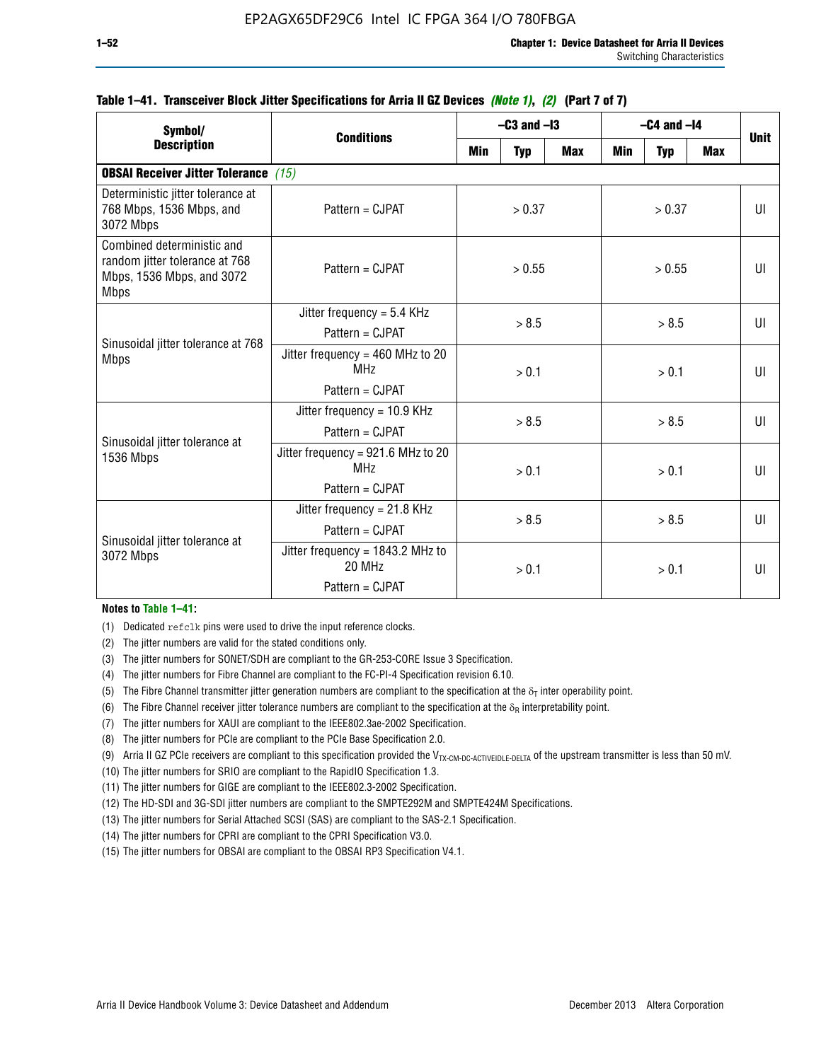**Table 1–41. Transceiver Block Jitter Specifications for Arria II GZ Devices *(Note 1)*, *(2)* (Part 7 of 7)**

| Symbol/ Description | Conditions | –C3 and –I3 | | | –C4 and –I4 | | | Unit |
|---|---|---|---|---|---|---|---|---|
| | | Min | Typ | Max | Min | Typ | Max | |
| **OBSAI Receiver Jitter Tolerance** *(15)* | | | | | | | | |
| Deterministic jitter tolerance at 768 Mbps, 1536 Mbps, and 3072 Mbps | Pattern = CJPAT | > 0.37 | | | > 0.37 | | | UI |
| Combined deterministic and random jitter tolerance at 768 Mbps, 1536 Mbps, and 3072 Mbps | Pattern = CJPAT | > 0.55 | | | > 0.55 | | | UI |
| Sinusoidal jitter tolerance at 768 Mbps | Jitter frequency = 5.4 KHz<br>Pattern = CJPAT | > 8.5 | | | > 8.5 | | | UI |
| | Jitter frequency = 460 MHz to 20 MHz<br>Pattern = CJPAT | > 0.1 | | | > 0.1 | | | UI |
| Sinusoidal jitter tolerance at 1536 Mbps | Jitter frequency = 10.9 KHz<br>Pattern = CJPAT | > 8.5 | | | > 8.5 | | | UI |
| | Jitter frequency = 921.6 MHz to 20 MHz<br>Pattern = CJPAT | > 0.1 | | | > 0.1 | | | UI |
| Sinusoidal jitter tolerance at 3072 Mbps | Jitter frequency = 21.8 KHz<br>Pattern = CJPAT | > 8.5 | | | > 8.5 | | | UI |
| | Jitter frequency = 1843.2 MHz to 20 MHz<br>Pattern = CJPAT | > 0.1 | | | > 0.1 | | | UI |

**Notes to Table 1–41:**

(1) Dedicated `refclk` pins were used to drive the input reference clocks.
(2) The jitter numbers are valid for the stated conditions only.
(3) The jitter numbers for SONET/SDH are compliant to the GR-253-CORE Issue 3 Specification.
(4) The jitter numbers for Fibre Channel are compliant to the FC-PI-4 Specification revision 6.10.
(5) The Fibre Channel transmitter jitter generation numbers are compliant to the specification at the $\delta_T$ inter operability point.
(6) The Fibre Channel receiver jitter tolerance numbers are compliant to the specification at the $\delta_R$ interpretability point.
(7) The jitter numbers for XAUI are compliant to the IEEE802.3ae-2002 Specification.
(8) The jitter numbers for PCIe are compliant to the PCIe Base Specification 2.0.
(9) Arria II GZ PCIe receivers are compliant to this specification provided the $V_{TX\text{-}CM\text{-}DC\text{-}ACTIVEIDLE\text{-}DELTA}$ of the upstream transmitter is less than 50 mV.
(10) The jitter numbers for SRIO are compliant to the RapidIO Specification 1.3.
(11) The jitter numbers for GIGE are compliant to the IEEE802.3-2002 Specification.
(12) The HD-SDI and 3G-SDI jitter numbers are compliant to the SMPTE292M and SMPTE424M Specifications.
(13) The jitter numbers for Serial Attached SCSI (SAS) are compliant to the SAS-2.1 Specification.
(14) The jitter numbers for CPRI are compliant to the CPRI Specification V3.0.
(15) The jitter numbers for OBSAI are compliant to the OBSAI RP3 Specification V4.1.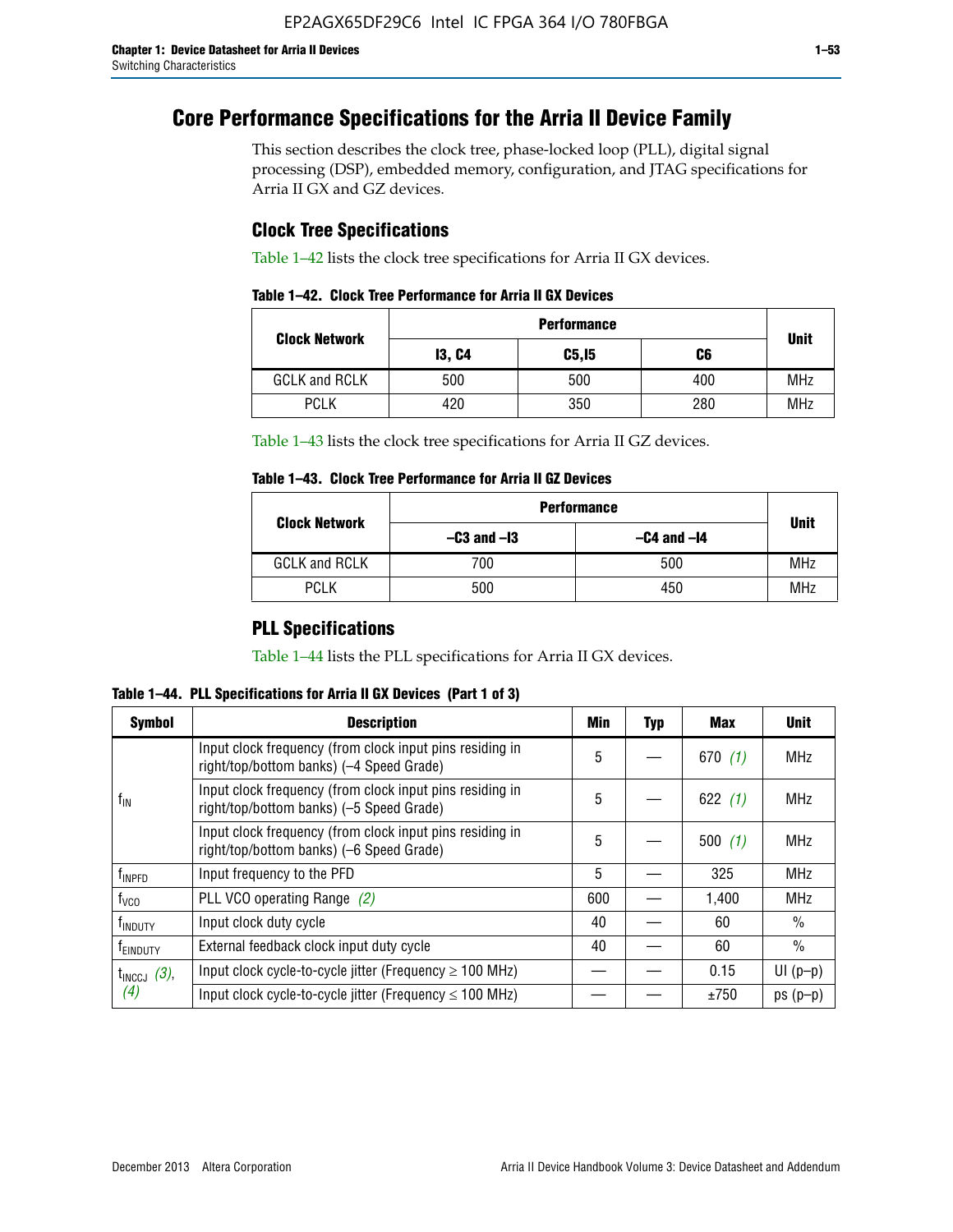# Core Performance Specifications for the Arria II Device Family

This section describes the clock tree, phase-locked loop (PLL), digital signal processing (DSP), embedded memory, configuration, and JTAG specifications for Arria II GX and GZ devices.

## Clock Tree Specifications

Table 1–42 lists the clock tree specifications for Arria II GX devices.

**Table 1–42. Clock Tree Performance for Arria II GX Devices**

| Clock Network | Performance | | | Unit |
|---|---|---|---|---|
| | I3, C4 | C5,I5 | C6 | |
| GCLK and RCLK | 500 | 500 | 400 | MHz |
| PCLK | 420 | 350 | 280 | MHz |

Table 1–43 lists the clock tree specifications for Arria II GZ devices.

**Table 1–43. Clock Tree Performance for Arria II GZ Devices**

| Clock Network | Performance | | Unit |
|---|---|---|---|
| | –C3 and –I3 | –C4 and –I4 | |
| GCLK and RCLK | 700 | 500 | MHz |
| PCLK | 500 | 450 | MHz |

## PLL Specifications

Table 1–44 lists the PLL specifications for Arria II GX devices.

**Table 1–44. PLL Specifications for Arria II GX Devices (Part 1 of 3)**

| Symbol | Description | Min | Typ | Max | Unit |
|---|---|---|---|---|---|
| $f_{IN}$ | Input clock frequency (from clock input pins residing in right/top/bottom banks) (–4 Speed Grade) | 5 | — | 670 *(1)* | MHz |
| | Input clock frequency (from clock input pins residing in right/top/bottom banks) (–5 Speed Grade) | 5 | — | 622 *(1)* | MHz |
| | Input clock frequency (from clock input pins residing in right/top/bottom banks) (–6 Speed Grade) | 5 | — | 500 *(1)* | MHz |
| $f_{INPFD}$ | Input frequency to the PFD | 5 | — | 325 | MHz |
| $f_{VCO}$ | PLL VCO operating Range *(2)* | 600 | — | 1,400 | MHz |
| $f_{INDUTY}$ | Input clock duty cycle | 40 | — | 60 | % |
| $f_{EINDUTY}$ | External feedback clock input duty cycle | 40 | — | 60 | % |
| $t_{INCCJ}$ *(3)*, *(4)* | Input clock cycle-to-cycle jitter (Frequency ≥ 100 MHz) | — | — | 0.15 | UI (p–p) |
| | Input clock cycle-to-cycle jitter (Frequency ≤ 100 MHz) | — | — | ±750 | ps (p–p) |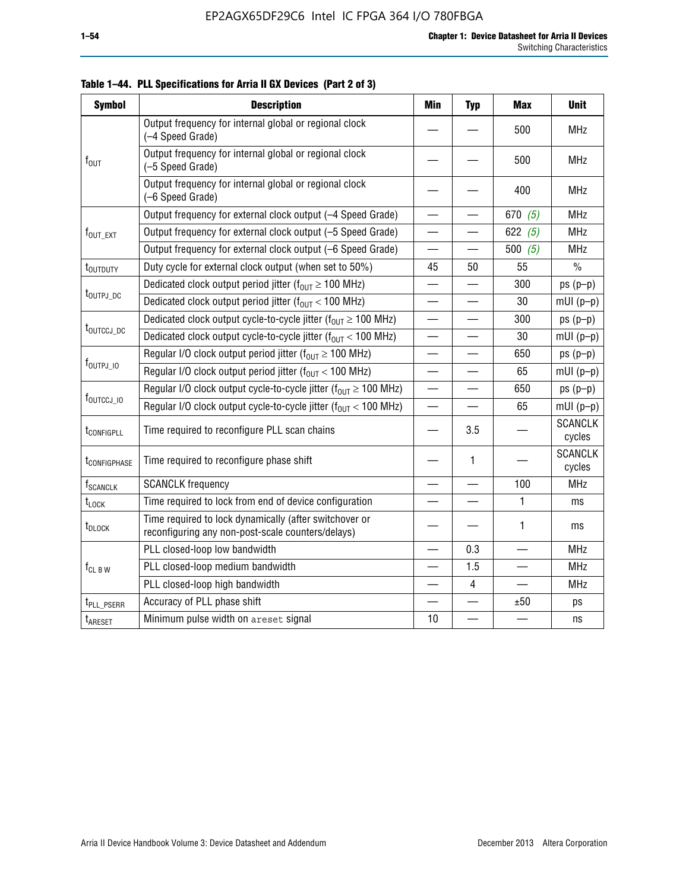**Table 1–44. PLL Specifications for Arria II GX Devices (Part 2 of 3)**

| Symbol | Description | Min | Typ | Max | Unit |
|---|---|---|---|---|---|
| $f_{OUT}$ | Output frequency for internal global or regional clock (–4 Speed Grade) | — | — | 500 | MHz |
| | Output frequency for internal global or regional clock (–5 Speed Grade) | — | — | 500 | MHz |
| | Output frequency for internal global or regional clock (–6 Speed Grade) | — | — | 400 | MHz |
| $f_{OUT\_EXT}$ | Output frequency for external clock output (–4 Speed Grade) | — | — | 670 *(5)* | MHz |
| | Output frequency for external clock output (–5 Speed Grade) | — | — | 622 *(5)* | MHz |
| | Output frequency for external clock output (–6 Speed Grade) | — | — | 500 *(5)* | MHz |
| $t_{OUTDUTY}$ | Duty cycle for external clock output (when set to 50%) | 45 | 50 | 55 | % |
| $t_{OUTPJ\_DC}$ | Dedicated clock output period jitter ($f_{OUT} \geq 100$ MHz) | — | — | 300 | ps (p–p) |
| | Dedicated clock output period jitter ($f_{OUT} < 100$ MHz) | — | — | 30 | mUI (p–p) |
| $t_{OUTCCJ\_DC}$ | Dedicated clock output cycle-to-cycle jitter ($f_{OUT} \geq 100$ MHz) | — | — | 300 | ps (p–p) |
| | Dedicated clock output cycle-to-cycle jitter ($f_{OUT} < 100$ MHz) | — | — | 30 | mUI (p–p) |
| $f_{OUTPJ\_IO}$ | Regular I/O clock output period jitter ($f_{OUT} \geq 100$ MHz) | — | — | 650 | ps (p–p) |
| | Regular I/O clock output period jitter ($f_{OUT} < 100$ MHz) | — | — | 65 | mUI (p–p) |
| $f_{OUTCCJ\_IO}$ | Regular I/O clock output cycle-to-cycle jitter ($f_{OUT} \geq 100$ MHz) | — | — | 650 | ps (p–p) |
| | Regular I/O clock output cycle-to-cycle jitter ($f_{OUT} < 100$ MHz) | — | — | 65 | mUI (p–p) |
| $t_{CONFIGPLL}$ | Time required to reconfigure PLL scan chains | — | 3.5 | — | SCANCLK cycles |
| $t_{CONFIGPHASE}$ | Time required to reconfigure phase shift | — | 1 | — | SCANCLK cycles |
| $f_{SCANCLK}$ | SCANCLK frequency | — | — | 100 | MHz |
| $t_{LOCK}$ | Time required to lock from end of device configuration | — | — | 1 | ms |
| $t_{DLOCK}$ | Time required to lock dynamically (after switchover or reconfiguring any non-post-scale counters/delays) | — | — | 1 | ms |
| $f_{CL\ B\ W}$ | PLL closed-loop low bandwidth | — | 0.3 | — | MHz |
| | PLL closed-loop medium bandwidth | — | 1.5 | — | MHz |
| | PLL closed-loop high bandwidth | — | 4 | — | MHz |
| $t_{PLL\_PSERR}$ | Accuracy of PLL phase shift | — | — | ±50 | ps |
| $t_{ARESET}$ | Minimum pulse width on areset signal | 10 | — | — | ns |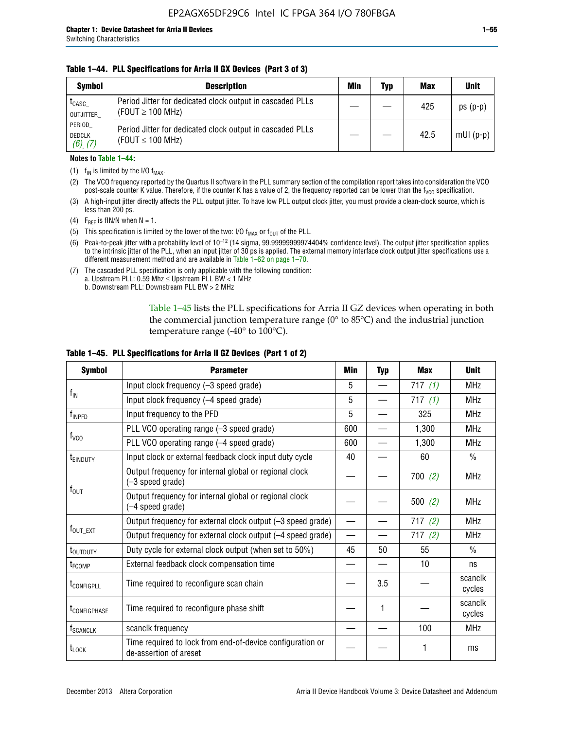**Table 1–44. PLL Specifications for Arria II GX Devices (Part 3 of 3)**

| Symbol | Description | Min | Typ | Max | Unit |
|---|---|---|---|---|---|
| $t_{CASC\_OUTJITTER\_PERIOD\_DEDCLK}$ *(6)*, *(7)* | Period Jitter for dedicated clock output in cascaded PLLs (FOUT ≥ 100 MHz) | — | — | 425 | ps (p-p) |
| | Period Jitter for dedicated clock output in cascaded PLLs (FOUT ≤ 100 MHz) | — | — | 42.5 | mUI (p-p) |

**Notes to Table 1–44:**

(1) $f_{IN}$ is limited by the I/O $f_{MAX}$.

(2) The VCO frequency reported by the Quartus II software in the PLL summary section of the compilation report takes into consideration the VCO post-scale counter K value. Therefore, if the counter K has a value of 2, the frequency reported can be lower than the $f_{VCO}$ specification.

(3) A high-input jitter directly affects the PLL output jitter. To have low PLL output clock jitter, you must provide a clean-clock source, which is less than 200 ps.

(4) $F_{REF}$ is fIN/N when N = 1.

(5) This specification is limited by the lower of the two: I/O $f_{MAX}$ or $f_{OUT}$ of the PLL.

(6) Peak-to-peak jitter with a probability level of $10^{-12}$ (14 sigma, 99.99999999974404% confidence level). The output jitter specification applies to the intrinsic jitter of the PLL, when an input jitter of 30 ps is applied. The external memory interface clock output jitter specifications use a different measurement method and are available in Table 1–62 on page 1–70.

(7) The cascaded PLL specification is only applicable with the following condition:
a. Upstream PLL: 0.59 Mhz ≤ Upstream PLL BW < 1 MHz
b. Downstream PLL: Downstream PLL BW > 2 MHz

Table 1–45 lists the PLL specifications for Arria II GZ devices when operating in both the commercial junction temperature range (0° to 85°C) and the industrial junction temperature range (-40° to 100°C).

**Table 1–45. PLL Specifications for Arria II GZ Devices (Part 1 of 2)**

| Symbol | Parameter | Min | Typ | Max | Unit |
|---|---|---|---|---|---|
| $f_{IN}$ | Input clock frequency (–3 speed grade) | 5 | — | 717 *(1)* | MHz |
| | Input clock frequency (–4 speed grade) | 5 | — | 717 *(1)* | MHz |
| $f_{INPFD}$ | Input frequency to the PFD | 5 | — | 325 | MHz |
| $f_{VCO}$ | PLL VCO operating range (–3 speed grade) | 600 | — | 1,300 | MHz |
| | PLL VCO operating range (–4 speed grade) | 600 | — | 1,300 | MHz |
| $t_{EINDUTY}$ | Input clock or external feedback clock input duty cycle | 40 | — | 60 | % |
| $f_{OUT}$ | Output frequency for internal global or regional clock (–3 speed grade) | — | — | 700 *(2)* | MHz |
| | Output frequency for internal global or regional clock (–4 speed grade) | — | — | 500 *(2)* | MHz |
| $f_{OUT\_EXT}$ | Output frequency for external clock output (–3 speed grade) | — | — | 717 *(2)* | MHz |
| | Output frequency for external clock output (–4 speed grade) | — | — | 717 *(2)* | MHz |
| $t_{OUTDUTY}$ | Duty cycle for external clock output (when set to 50%) | 45 | 50 | 55 | % |
| $t_{FCOMP}$ | External feedback clock compensation time | — | — | 10 | ns |
| $t_{CONFIGPLL}$ | Time required to reconfigure scan chain | — | 3.5 | — | scanclk cycles |
| $t_{CONFIGPHASE}$ | Time required to reconfigure phase shift | — | 1 | — | scanclk cycles |
| $f_{SCANCLK}$ | scanclk frequency | — | — | 100 | MHz |
| $t_{LOCK}$ | Time required to lock from end-of-device configuration or de-assertion of areset | — | — | 1 | ms |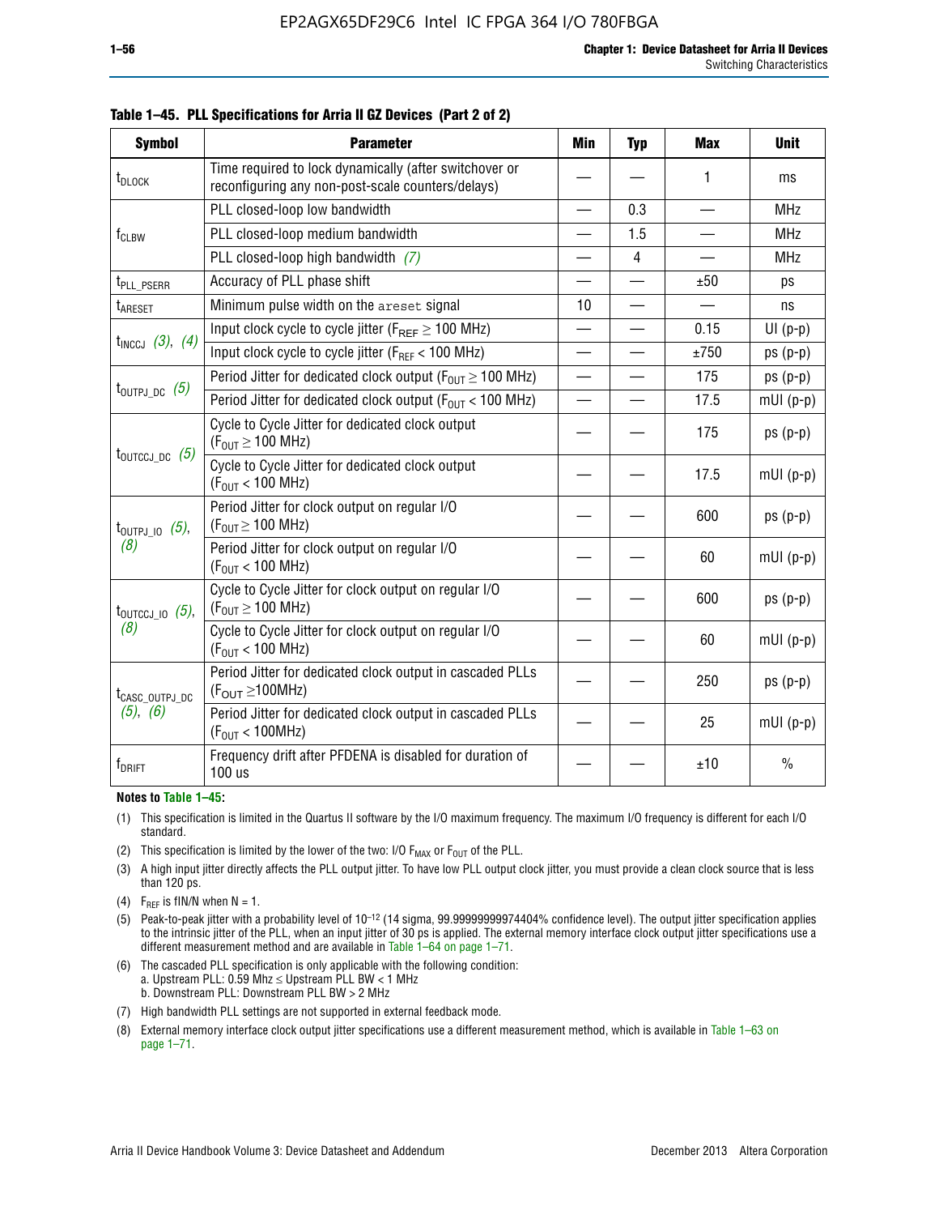**Table 1–45. PLL Specifications for Arria II GZ Devices (Part 2 of 2)**

| Symbol | Parameter | Min | Typ | Max | Unit |
|---|---|---|---|---|---|
| $t_{DLOCK}$ | Time required to lock dynamically (after switchover or reconfiguring any non-post-scale counters/delays) | — | — | 1 | ms |
| $f_{CLBW}$ | PLL closed-loop low bandwidth | — | 0.3 | — | MHz |
| | PLL closed-loop medium bandwidth | — | 1.5 | — | MHz |
| | PLL closed-loop high bandwidth *(7)* | — | 4 | — | MHz |
| $t_{PLL\_PSERR}$ | Accuracy of PLL phase shift | — | — | ±50 | ps |
| $t_{ARESET}$ | Minimum pulse width on the areset signal | 10 | — | — | ns |
| $t_{INCCJ}$ *(3)*, *(4)* | Input clock cycle to cycle jitter ($F_{REF} \geq 100$ MHz) | — | — | 0.15 | UI (p-p) |
| | Input clock cycle to cycle jitter ($F_{REF} < 100$ MHz) | — | — | ±750 | ps (p-p) |
| $t_{OUTPJ\_DC}$ *(5)* | Period Jitter for dedicated clock output ($F_{OUT} \geq 100$ MHz) | — | — | 175 | ps (p-p) |
| | Period Jitter for dedicated clock output ($F_{OUT} < 100$ MHz) | — | — | 17.5 | mUI (p-p) |
| $t_{OUTCCJ\_DC}$ *(5)* | Cycle to Cycle Jitter for dedicated clock output ($F_{OUT} \geq 100$ MHz) | — | — | 175 | ps (p-p) |
| | Cycle to Cycle Jitter for dedicated clock output ($F_{OUT} < 100$ MHz) | — | — | 17.5 | mUI (p-p) |
| $t_{OUTPJ\_IO}$ *(5)*, *(8)* | Period Jitter for clock output on regular I/O ($F_{OUT} \geq 100$ MHz) | — | — | 600 | ps (p-p) |
| | Period Jitter for clock output on regular I/O ($F_{OUT} < 100$ MHz) | — | — | 60 | mUI (p-p) |
| $t_{OUTCCJ\_IO}$ *(5)*, *(8)* | Cycle to Cycle Jitter for clock output on regular I/O ($F_{OUT} \geq 100$ MHz) | — | — | 600 | ps (p-p) |
| | Cycle to Cycle Jitter for clock output on regular I/O ($F_{OUT} < 100$ MHz) | — | — | 60 | mUI (p-p) |
| $t_{CASC\_OUTPJ\_DC}$ *(5)*, *(6)* | Period Jitter for dedicated clock output in cascaded PLLs ($F_{OUT} \geq$100MHz) | — | — | 250 | ps (p-p) |
| | Period Jitter for dedicated clock output in cascaded PLLs ($F_{OUT} <$ 100MHz) | — | — | 25 | mUI (p-p) |
| $f_{DRIFT}$ | Frequency drift after PFDENA is disabled for duration of 100 us | — | — | ±10 | % |

**Notes to Table 1–45:**

(1) This specification is limited in the Quartus II software by the I/O maximum frequency. The maximum I/O frequency is different for each I/O standard.

(2) This specification is limited by the lower of the two: I/O $F_{MAX}$ or $F_{OUT}$ of the PLL.

(3) A high input jitter directly affects the PLL output jitter. To have low PLL output clock jitter, you must provide a clean clock source that is less than 120 ps.

(4) $F_{REF}$ is fIN/N when N = 1.

(5) Peak-to-peak jitter with a probability level of $10^{-12}$ (14 sigma, 99.99999999974404% confidence level). The output jitter specification applies to the intrinsic jitter of the PLL, when an input jitter of 30 ps is applied. The external memory interface clock output jitter specifications use a different measurement method and are available in Table 1–64 on page 1–71.

(6) The cascaded PLL specification is only applicable with the following condition:
a. Upstream PLL: 0.59 Mhz ≤ Upstream PLL BW < 1 MHz
b. Downstream PLL: Downstream PLL BW > 2 MHz

(7) High bandwidth PLL settings are not supported in external feedback mode.

(8) External memory interface clock output jitter specifications use a different measurement method, which is available in Table 1–63 on page 1–71.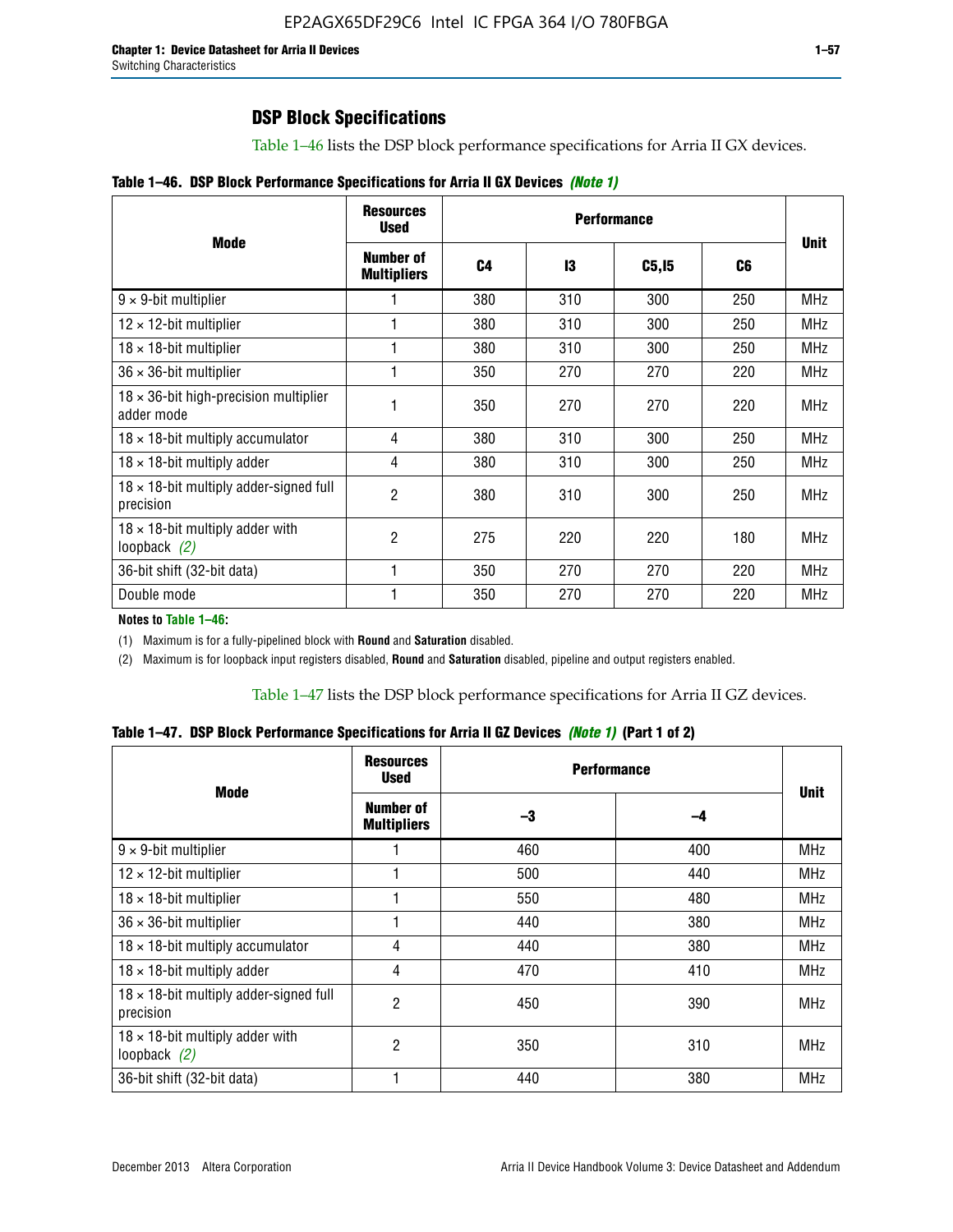## DSP Block Specifications

Table 1–46 lists the DSP block performance specifications for Arria II GX devices.

**Table 1–46. DSP Block Performance Specifications for Arria II GX Devices** ***(Note 1)***

| Mode | Resources Used | Performance | | | | Unit |
|---|---|---|---|---|---|---|
| | Number of Multipliers | C4 | I3 | C5,I5 | C6 | |
| 9 × 9-bit multiplier | 1 | 380 | 310 | 300 | 250 | MHz |
| 12 × 12-bit multiplier | 1 | 380 | 310 | 300 | 250 | MHz |
| 18 × 18-bit multiplier | 1 | 380 | 310 | 300 | 250 | MHz |
| 36 × 36-bit multiplier | 1 | 350 | 270 | 270 | 220 | MHz |
| 18 × 36-bit high-precision multiplier adder mode | 1 | 350 | 270 | 270 | 220 | MHz |
| 18 × 18-bit multiply accumulator | 4 | 380 | 310 | 300 | 250 | MHz |
| 18 × 18-bit multiply adder | 4 | 380 | 310 | 300 | 250 | MHz |
| 18 × 18-bit multiply adder-signed full precision | 2 | 380 | 310 | 300 | 250 | MHz |
| 18 × 18-bit multiply adder with loopback *(2)* | 2 | 275 | 220 | 220 | 180 | MHz |
| 36-bit shift (32-bit data) | 1 | 350 | 270 | 270 | 220 | MHz |
| Double mode | 1 | 350 | 270 | 270 | 220 | MHz |

**Notes to Table 1–46:**

(1) Maximum is for a fully-pipelined block with **Round** and **Saturation** disabled.

(2) Maximum is for loopback input registers disabled, **Round** and **Saturation** disabled, pipeline and output registers enabled.

Table 1–47 lists the DSP block performance specifications for Arria II GZ devices.

**Table 1–47. DSP Block Performance Specifications for Arria II GZ Devices** ***(Note 1)*** **(Part 1 of 2)**

| Mode | Resources Used | Performance | | Unit |
|---|---|---|---|---|
| | Number of Multipliers | –3 | –4 | |
| 9 × 9-bit multiplier | 1 | 460 | 400 | MHz |
| 12 × 12-bit multiplier | 1 | 500 | 440 | MHz |
| 18 × 18-bit multiplier | 1 | 550 | 480 | MHz |
| 36 × 36-bit multiplier | 1 | 440 | 380 | MHz |
| 18 × 18-bit multiply accumulator | 4 | 440 | 380 | MHz |
| 18 × 18-bit multiply adder | 4 | 470 | 410 | MHz |
| 18 × 18-bit multiply adder-signed full precision | 2 | 450 | 390 | MHz |
| 18 × 18-bit multiply adder with loopback *(2)* | 2 | 350 | 310 | MHz |
| 36-bit shift (32-bit data) | 1 | 440 | 380 | MHz |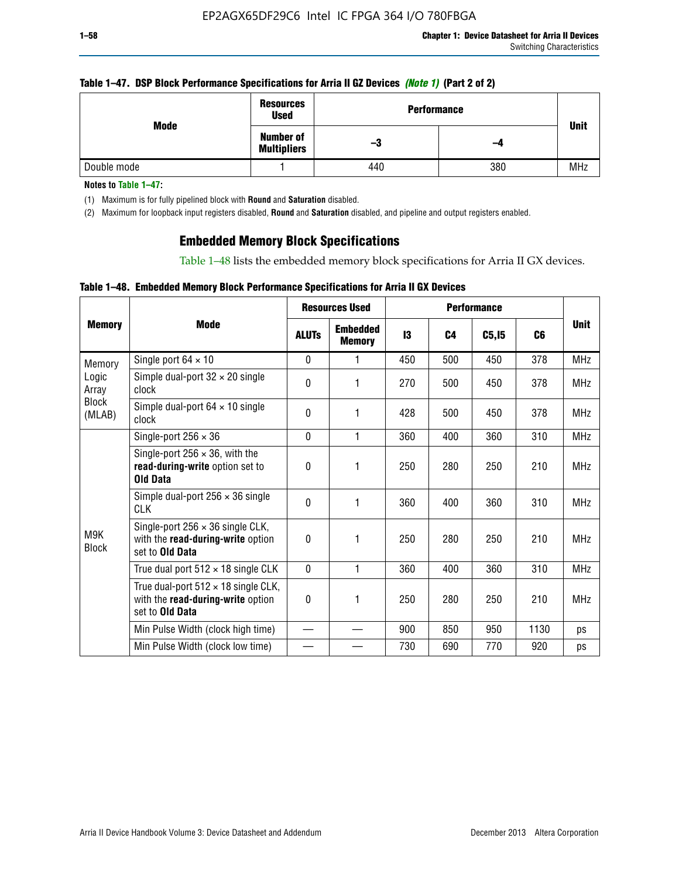**Table 1–47. DSP Block Performance Specifications for Arria II GZ Devices *(Note 1)* (Part 2 of 2)**

| Mode | Resources Used | Performance | | Unit |
|---|---|---|---|---|
| | Number of Multipliers | –3 | –4 | |
| Double mode | 1 | 440 | 380 | MHz |

**Notes to Table 1–47:**

(1) Maximum is for fully pipelined block with **Round** and **Saturation** disabled.

(2) Maximum for loopback input registers disabled, **Round** and **Saturation** disabled, and pipeline and output registers enabled.

## Embedded Memory Block Specifications

Table 1–48 lists the embedded memory block specifications for Arria II GX devices.

**Table 1–48. Embedded Memory Block Performance Specifications for Arria II GX Devices**

| Memory | Mode | Resources Used | | Performance | | | | Unit |
|---|---|---|---|---|---|---|---|---|
| | | ALUTs | Embedded Memory | I3 | C4 | C5,I5 | C6 | |
| Memory Logic Array Block (MLAB) | Single port 64 × 10 | 0 | 1 | 450 | 500 | 450 | 378 | MHz |
| | Simple dual-port 32 × 20 single clock | 0 | 1 | 270 | 500 | 450 | 378 | MHz |
| | Simple dual-port 64 × 10 single clock | 0 | 1 | 428 | 500 | 450 | 378 | MHz |
| M9K Block | Single-port 256 × 36 | 0 | 1 | 360 | 400 | 360 | 310 | MHz |
| | Single-port 256 × 36, with the **read-during-write** option set to **Old Data** | 0 | 1 | 250 | 280 | 250 | 210 | MHz |
| | Simple dual-port 256 × 36 single CLK | 0 | 1 | 360 | 400 | 360 | 310 | MHz |
| | Single-port 256 × 36 single CLK, with the **read-during-write** option set to **Old Data** | 0 | 1 | 250 | 280 | 250 | 210 | MHz |
| | True dual port 512 × 18 single CLK | 0 | 1 | 360 | 400 | 360 | 310 | MHz |
| | True dual-port 512 × 18 single CLK, with the **read-during-write** option set to **Old Data** | 0 | 1 | 250 | 280 | 250 | 210 | MHz |
| | Min Pulse Width (clock high time) | — | — | 900 | 850 | 950 | 1130 | ps |
| | Min Pulse Width (clock low time) | — | — | 730 | 690 | 770 | 920 | ps |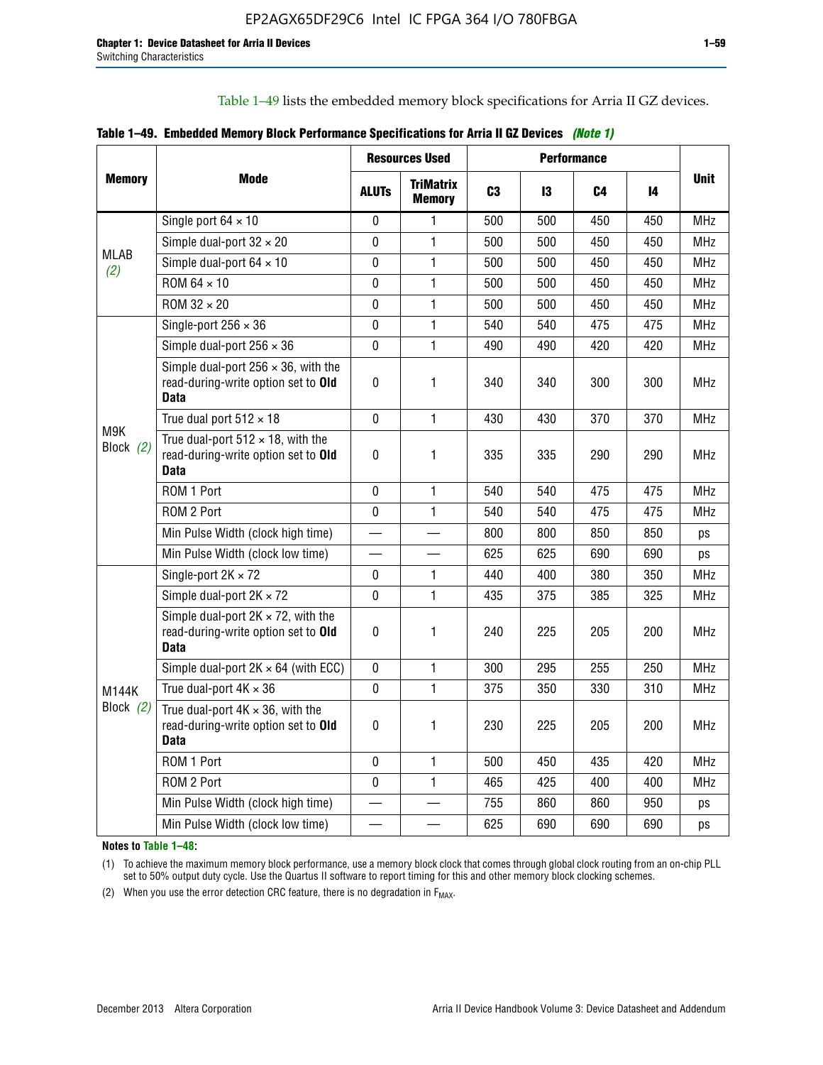Table 1–49 lists the embedded memory block specifications for Arria II GZ devices.

**Table 1–49. Embedded Memory Block Performance Specifications for Arria II GZ Devices** *(Note 1)*

| Memory | Mode | Resources Used | | Performance | | | | Unit |
|---|---|---|---|---|---|---|---|---|
| | | ALUTs | TriMatrix Memory | C3 | I3 | C4 | I4 | |
| MLAB *(2)* | Single port 64 × 10 | 0 | 1 | 500 | 500 | 450 | 450 | MHz |
| | Simple dual-port 32 × 20 | 0 | 1 | 500 | 500 | 450 | 450 | MHz |
| | Simple dual-port 64 × 10 | 0 | 1 | 500 | 500 | 450 | 450 | MHz |
| | ROM 64 × 10 | 0 | 1 | 500 | 500 | 450 | 450 | MHz |
| | ROM 32 × 20 | 0 | 1 | 500 | 500 | 450 | 450 | MHz |
| M9K Block *(2)* | Single-port 256 × 36 | 0 | 1 | 540 | 540 | 475 | 475 | MHz |
| | Simple dual-port 256 × 36 | 0 | 1 | 490 | 490 | 420 | 420 | MHz |
| | Simple dual-port 256 × 36, with the read-during-write option set to **Old Data** | 0 | 1 | 340 | 340 | 300 | 300 | MHz |
| | True dual port 512 × 18 | 0 | 1 | 430 | 430 | 370 | 370 | MHz |
| | True dual-port 512 × 18, with the read-during-write option set to **Old Data** | 0 | 1 | 335 | 335 | 290 | 290 | MHz |
| | ROM 1 Port | 0 | 1 | 540 | 540 | 475 | 475 | MHz |
| | ROM 2 Port | 0 | 1 | 540 | 540 | 475 | 475 | MHz |
| | Min Pulse Width (clock high time) | — | — | 800 | 800 | 850 | 850 | ps |
| | Min Pulse Width (clock low time) | — | — | 625 | 625 | 690 | 690 | ps |
| M144K Block *(2)* | Single-port 2K × 72 | 0 | 1 | 440 | 400 | 380 | 350 | MHz |
| | Simple dual-port 2K × 72 | 0 | 1 | 435 | 375 | 385 | 325 | MHz |
| | Simple dual-port 2K × 72, with the read-during-write option set to **Old Data** | 0 | 1 | 240 | 225 | 205 | 200 | MHz |
| | Simple dual-port 2K × 64 (with ECC) | 0 | 1 | 300 | 295 | 255 | 250 | MHz |
| | True dual-port 4K × 36 | 0 | 1 | 375 | 350 | 330 | 310 | MHz |
| | True dual-port 4K × 36, with the read-during-write option set to **Old Data** | 0 | 1 | 230 | 225 | 205 | 200 | MHz |
| | ROM 1 Port | 0 | 1 | 500 | 450 | 435 | 420 | MHz |
| | ROM 2 Port | 0 | 1 | 465 | 425 | 400 | 400 | MHz |
| | Min Pulse Width (clock high time) | — | — | 755 | 860 | 860 | 950 | ps |
| | Min Pulse Width (clock low time) | — | — | 625 | 690 | 690 | 690 | ps |

**Notes to Table 1–48:**

(1) To achieve the maximum memory block performance, use a memory block clock that comes through global clock routing from an on-chip PLL set to 50% output duty cycle. Use the Quartus II software to report timing for this and other memory block clocking schemes.

(2) When you use the error detection CRC feature, there is no degradation in $F_{MAX}$.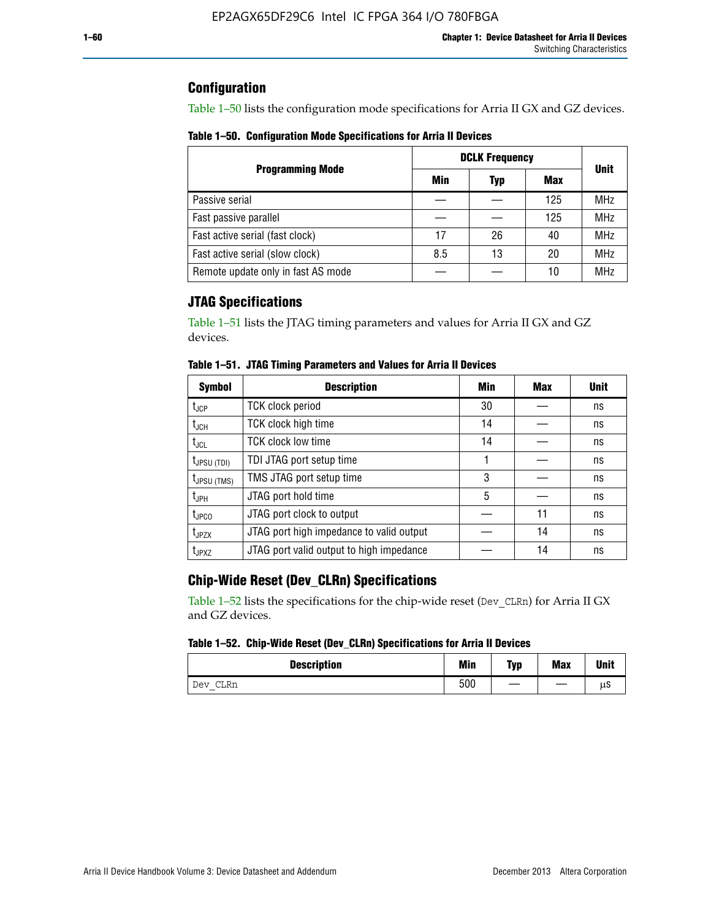## Configuration

Table 1–50 lists the configuration mode specifications for Arria II GX and GZ devices.

**Table 1–50. Configuration Mode Specifications for Arria II Devices**

| Programming Mode | DCLK Frequency | | | Unit |
|---|---|---|---|---|
| | Min | Typ | Max | |
| Passive serial | — | — | 125 | MHz |
| Fast passive parallel | — | — | 125 | MHz |
| Fast active serial (fast clock) | 17 | 26 | 40 | MHz |
| Fast active serial (slow clock) | 8.5 | 13 | 20 | MHz |
| Remote update only in fast AS mode | — | — | 10 | MHz |

## JTAG Specifications

Table 1–51 lists the JTAG timing parameters and values for Arria II GX and GZ devices.

**Table 1–51. JTAG Timing Parameters and Values for Arria II Devices**

| Symbol | Description | Min | Max | Unit |
|---|---|---|---|---|
| $t_{JCP}$ | TCK clock period | 30 | — | ns |
| $t_{JCH}$ | TCK clock high time | 14 | — | ns |
| $t_{JCL}$ | TCK clock low time | 14 | — | ns |
| $t_{JPSU\ (TDI)}$ | TDI JTAG port setup time | 1 | — | ns |
| $t_{JPSU\ (TMS)}$ | TMS JTAG port setup time | 3 | — | ns |
| $t_{JPH}$ | JTAG port hold time | 5 | — | ns |
| $t_{JPCO}$ | JTAG port clock to output | — | 11 | ns |
| $t_{JPZX}$ | JTAG port high impedance to valid output | — | 14 | ns |
| $t_{JPXZ}$ | JTAG port valid output to high impedance | — | 14 | ns |

## Chip-Wide Reset (Dev_CLRn) Specifications

Table 1–52 lists the specifications for the chip-wide reset (`Dev_CLRn`) for Arria II GX and GZ devices.

**Table 1–52. Chip-Wide Reset (Dev_CLRn) Specifications for Arria II Devices**

| Description | Min | Typ | Max | Unit |
|---|---|---|---|---|
| `Dev_CLRn` | 500 | — | — | μs |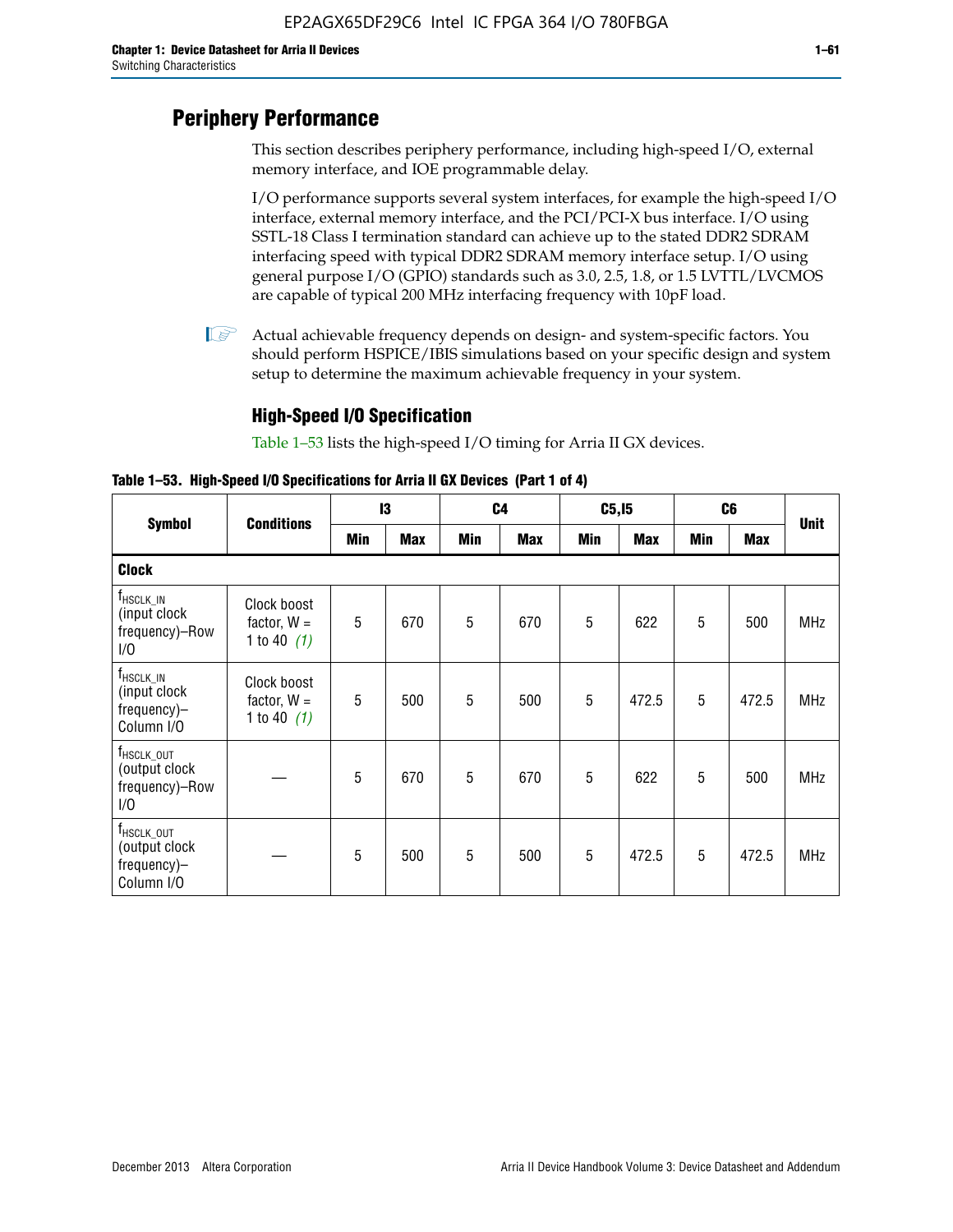# Periphery Performance

This section describes periphery performance, including high-speed I/O, external memory interface, and IOE programmable delay.

I/O performance supports several system interfaces, for example the high-speed I/O interface, external memory interface, and the PCI/PCI-X bus interface. I/O using SSTL-18 Class I termination standard can achieve up to the stated DDR2 SDRAM interfacing speed with typical DDR2 SDRAM memory interface setup. I/O using general purpose I/O (GPIO) standards such as 3.0, 2.5, 1.8, or 1.5 LVTTL/LVCMOS are capable of typical 200 MHz interfacing frequency with 10pF load.

Actual achievable frequency depends on design- and system-specific factors. You should perform HSPICE/IBIS simulations based on your specific design and system setup to determine the maximum achievable frequency in your system.

## High-Speed I/O Specification

Table 1–53 lists the high-speed I/O timing for Arria II GX devices.

**Table 1–53. High-Speed I/O Specifications for Arria II GX Devices (Part 1 of 4)**

| Symbol | Conditions | I3 | | C4 | | C5,I5 | | C6 | | Unit |
|---|---|---|---|---|---|---|---|---|---|---|
| | | Min | Max | Min | Max | Min | Max | Min | Max | |
| **Clock** | | | | | | | | | | |
| $f_{HSCLK\_IN}$ (input clock frequency)–Row I/O | Clock boost factor, W = 1 to 40 *(1)* | 5 | 670 | 5 | 670 | 5 | 622 | 5 | 500 | MHz |
| $f_{HSCLK\_IN}$ (input clock frequency)–Column I/O | Clock boost factor, W = 1 to 40 *(1)* | 5 | 500 | 5 | 500 | 5 | 472.5 | 5 | 472.5 | MHz |
| $f_{HSCLK\_OUT}$ (output clock frequency)–Row I/O | — | 5 | 670 | 5 | 670 | 5 | 622 | 5 | 500 | MHz |
| $f_{HSCLK\_OUT}$ (output clock frequency)–Column I/O | — | 5 | 500 | 5 | 500 | 5 | 472.5 | 5 | 472.5 | MHz |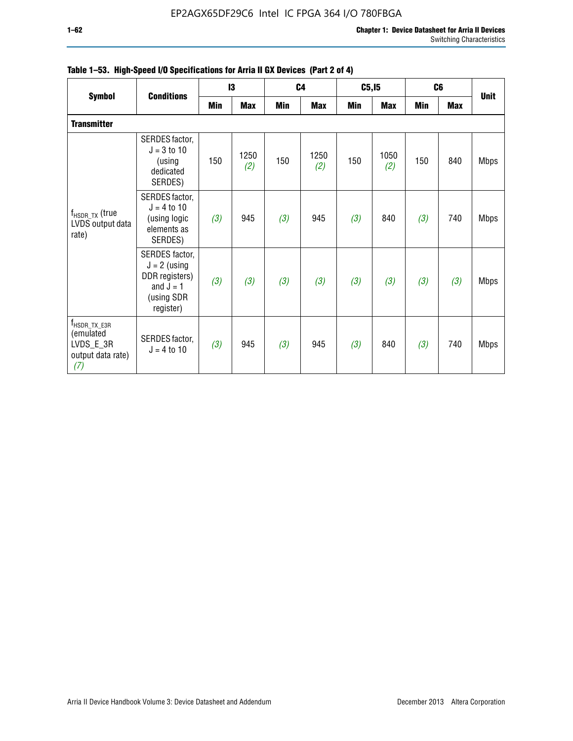**Table 1–53. High-Speed I/O Specifications for Arria II GX Devices (Part 2 of 4)**

| Symbol | Conditions | I3 | | C4 | | C5,I5 | | C6 | | Unit |
|---|---|---|---|---|---|---|---|---|---|---|
| | | Min | Max | Min | Max | Min | Max | Min | Max | |
| **Transmitter** | | | | | | | | | | |
| $f_{HSDR\_TX}$ (true LVDS output data rate) | SERDES factor, J = 3 to 10 (using dedicated SERDES) | 150 | 1250 *(2)* | 150 | 1250 *(2)* | 150 | 1050 *(2)* | 150 | 840 | Mbps |
| | SERDES factor, J = 4 to 10 (using logic elements as SERDES) | *(3)* | 945 | *(3)* | 945 | *(3)* | 840 | *(3)* | 740 | Mbps |
| | SERDES factor, J = 2 (using DDR registers) and J = 1 (using SDR register) | *(3)* | *(3)* | *(3)* | *(3)* | *(3)* | *(3)* | *(3)* | *(3)* | Mbps |
| $f_{HSDR\_TX\_E3R}$ (emulated LVDS_E_3R output data rate) *(7)* | SERDES factor, J = 4 to 10 | *(3)* | 945 | *(3)* | 945 | *(3)* | 840 | *(3)* | 740 | Mbps |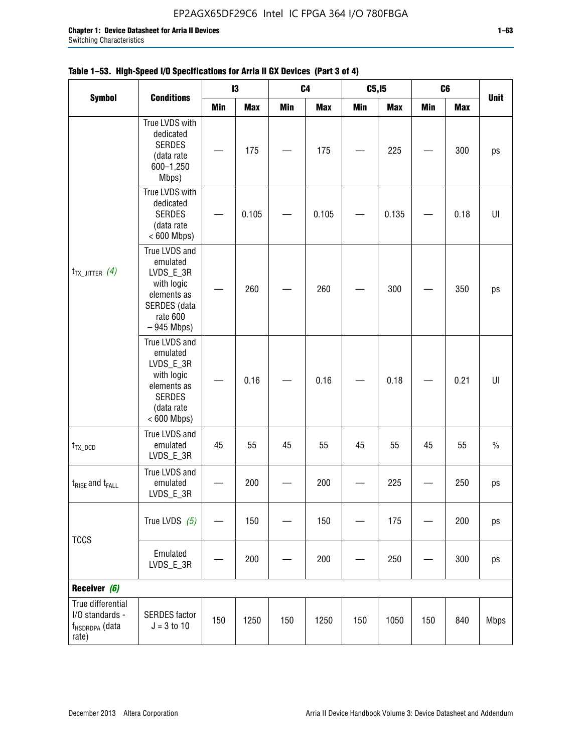**Table 1–53. High-Speed I/O Specifications for Arria II GX Devices (Part 3 of 4)**

| Symbol | Conditions | I3 | | C4 | | C5,I5 | | C6 | | Unit |
|---|---|---|---|---|---|---|---|---|---|---|
| | | Min | Max | Min | Max | Min | Max | Min | Max | |
| $t_{TX\_JITTER}$ *(4)* | True LVDS with dedicated SERDES (data rate 600–1,250 Mbps) | — | 175 | — | 175 | — | 225 | — | 300 | ps |
| | True LVDS with dedicated SERDES (data rate < 600 Mbps) | — | 0.105 | — | 0.105 | — | 0.135 | — | 0.18 | UI |
| | True LVDS and emulated LVDS_E_3R with logic elements as SERDES (data rate 600 – 945 Mbps) | — | 260 | — | 260 | — | 300 | — | 350 | ps |
| | True LVDS and emulated LVDS_E_3R with logic elements as SERDES (data rate < 600 Mbps) | — | 0.16 | — | 0.16 | — | 0.18 | — | 0.21 | UI |
| $t_{TX\_DCD}$ | True LVDS and emulated LVDS_E_3R | 45 | 55 | 45 | 55 | 45 | 55 | 45 | 55 | % |
| $t_{RISE}$ and $t_{FALL}$ | True LVDS and emulated LVDS_E_3R | — | 200 | — | 200 | — | 225 | — | 250 | ps |
| TCCS | True LVDS *(5)* | — | 150 | — | 150 | — | 175 | — | 200 | ps |
| | Emulated LVDS_E_3R | — | 200 | — | 200 | — | 250 | — | 300 | ps |
| **Receiver *(6)*** | | | | | | | | | | |
| True differential I/O standards - $f_{HSDRDPA}$ (data rate) | SERDES factor J = 3 to 10 | 150 | 1250 | 150 | 1250 | 150 | 1050 | 150 | 840 | Mbps |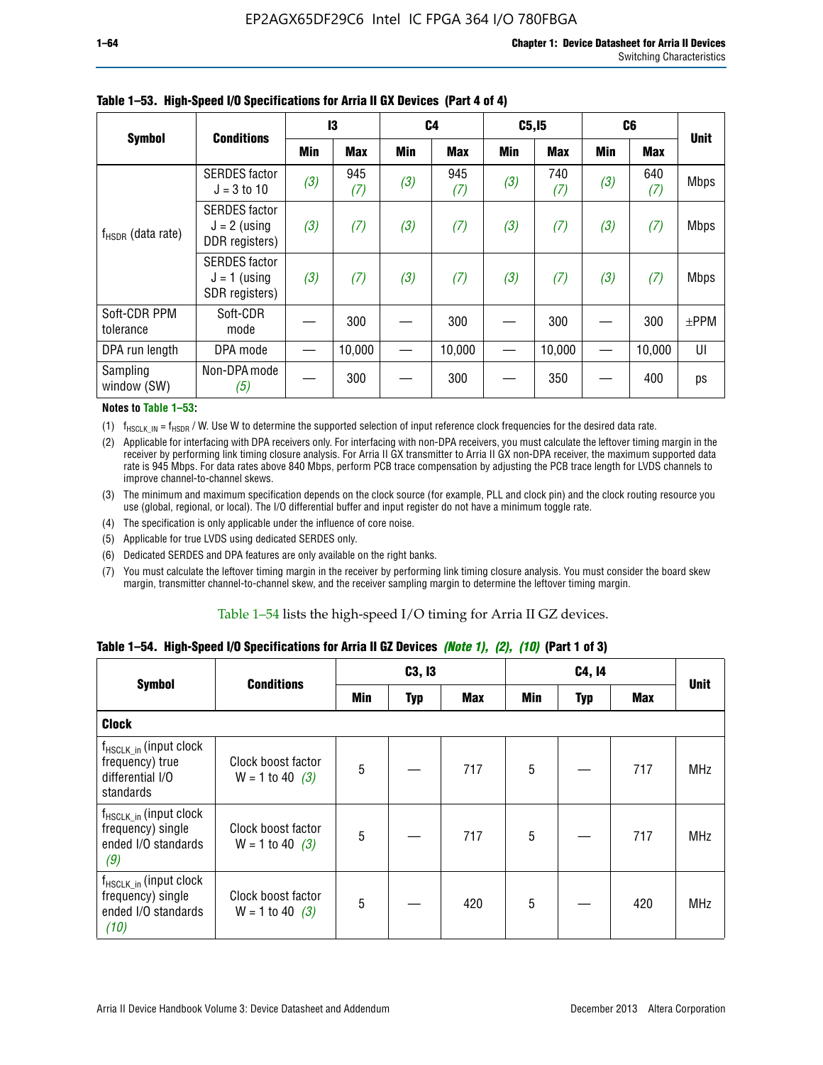**Table 1–53. High-Speed I/O Specifications for Arria II GX Devices (Part 4 of 4)**

| Symbol | Conditions | I3 | | C4 | | C5,I5 | | C6 | | Unit |
|---|---|---|---|---|---|---|---|---|---|---|
| | | Min | Max | Min | Max | Min | Max | Min | Max | |
| $f_{HSDR}$ (data rate) | SERDES factor J = 3 to 10 | *(3)* | 945 *(7)* | *(3)* | 945 *(7)* | *(3)* | 740 *(7)* | *(3)* | 640 *(7)* | Mbps |
| | SERDES factor J = 2 (using DDR registers) | *(3)* | *(7)* | *(3)* | *(7)* | *(3)* | *(7)* | *(3)* | *(7)* | Mbps |
| | SERDES factor J = 1 (using SDR registers) | *(3)* | *(7)* | *(3)* | *(7)* | *(3)* | *(7)* | *(3)* | *(7)* | Mbps |
| Soft-CDR PPM tolerance | Soft-CDR mode | — | 300 | — | 300 | — | 300 | — | 300 | ±PPM |
| DPA run length | DPA mode | — | 10,000 | — | 10,000 | — | 10,000 | — | 10,000 | UI |
| Sampling window (SW) | Non-DPA mode *(5)* | — | 300 | — | 300 | — | 350 | — | 400 | ps |

**Notes to Table 1–53:**

(1) $f_{HSCLK\_IN} = f_{HSDR}$ / W. Use W to determine the supported selection of input reference clock frequencies for the desired data rate.

(2) Applicable for interfacing with DPA receivers only. For interfacing with non-DPA receivers, you must calculate the leftover timing margin in the receiver by performing link timing closure analysis. For Arria II GX transmitter to Arria II GX non-DPA receiver, the maximum supported data rate is 945 Mbps. For data rates above 840 Mbps, perform PCB trace compensation by adjusting the PCB trace length for LVDS channels to improve channel-to-channel skews.

(3) The minimum and maximum specification depends on the clock source (for example, PLL and clock pin) and the clock routing resource you use (global, regional, or local). The I/O differential buffer and input register do not have a minimum toggle rate.

(4) The specification is only applicable under the influence of core noise.

(5) Applicable for true LVDS using dedicated SERDES only.

(6) Dedicated SERDES and DPA features are only available on the right banks.

(7) You must calculate the leftover timing margin in the receiver by performing link timing closure analysis. You must consider the board skew margin, transmitter channel-to-channel skew, and the receiver sampling margin to determine the leftover timing margin.

Table 1–54 lists the high-speed I/O timing for Arria II GZ devices.

**Table 1–54. High-Speed I/O Specifications for Arria II GZ Devices *(Note 1), (2), (10)* (Part 1 of 3)**

| Symbol | Conditions | C3, I3 | | | C4, I4 | | | Unit |
|---|---|---|---|---|---|---|---|---|
| | | Min | Typ | Max | Min | Typ | Max | |
| **Clock** | | | | | | | | |
| $f_{HSCLK\_in}$ (input clock frequency) true differential I/O standards | Clock boost factor W = 1 to 40 *(3)* | 5 | — | 717 | 5 | — | 717 | MHz |
| $f_{HSCLK\_in}$ (input clock frequency) single ended I/O standards *(9)* | Clock boost factor W = 1 to 40 *(3)* | 5 | — | 717 | 5 | — | 717 | MHz |
| $f_{HSCLK\_in}$ (input clock frequency) single ended I/O standards *(10)* | Clock boost factor W = 1 to 40 *(3)* | 5 | — | 420 | 5 | — | 420 | MHz |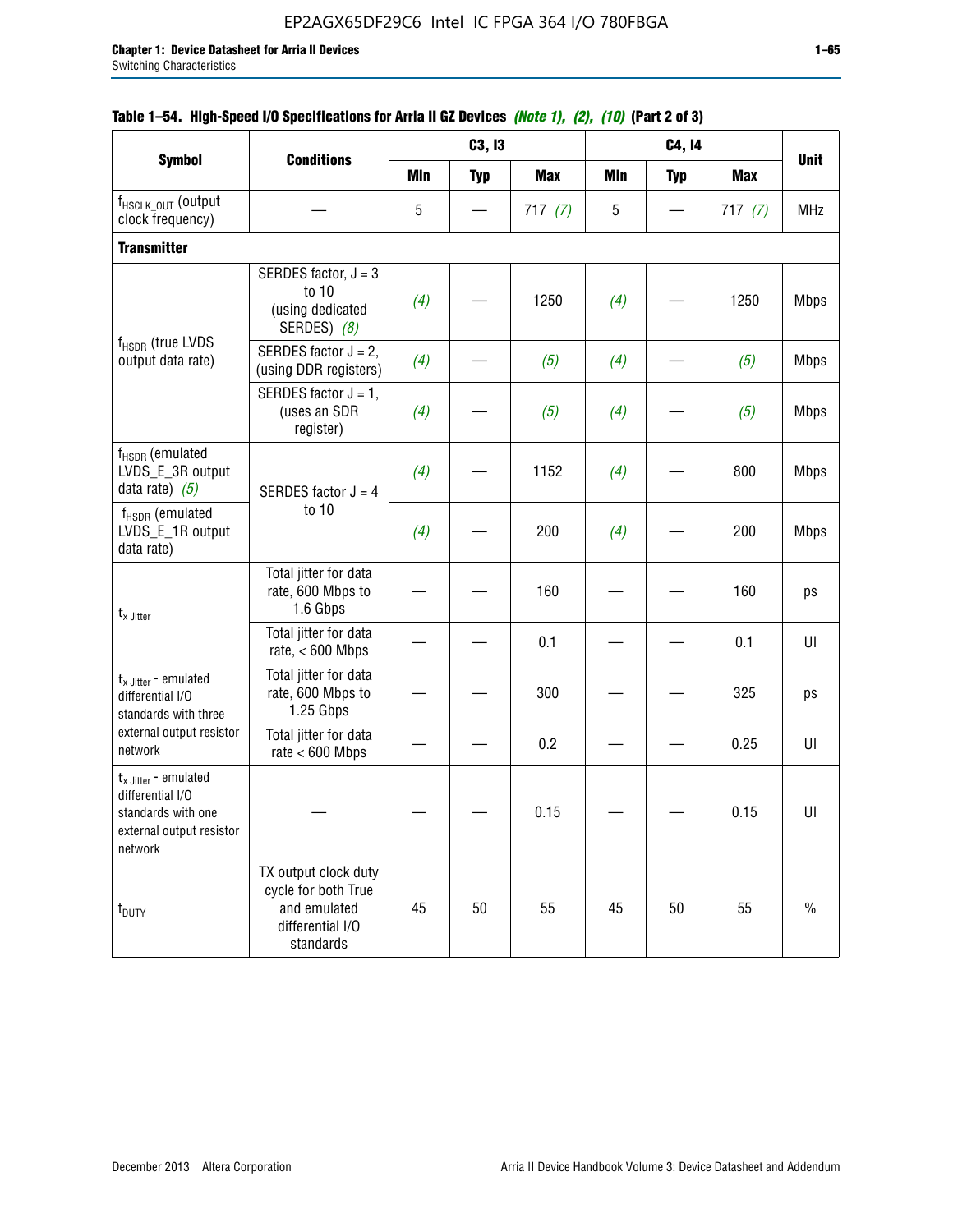**Table 1–54. High-Speed I/O Specifications for Arria II GZ Devices *(Note 1), (2), (10)* (Part 2 of 3)**

| Symbol | Conditions | C3, I3 | | | C4, I4 | | | Unit |
|---|---|---|---|---|---|---|---|---|
| | | Min | Typ | Max | Min | Typ | Max | |
| $f_{HSCLK\_OUT}$ (output clock frequency) | — | 5 | — | 717 *(7)* | 5 | — | 717 *(7)* | MHz |
| **Transmitter** | | | | | | | | |
| $f_{HSDR}$ (true LVDS output data rate) | SERDES factor, J = 3 to 10 (using dedicated SERDES) *(8)* | *(4)* | — | 1250 | *(4)* | — | 1250 | Mbps |
| | SERDES factor J = 2, (using DDR registers) | *(4)* | — | *(5)* | *(4)* | — | *(5)* | Mbps |
| | SERDES factor J = 1, (uses an SDR register) | *(4)* | — | *(5)* | *(4)* | — | *(5)* | Mbps |
| $f_{HSDR}$ (emulated LVDS_E_3R output data rate) *(5)* | SERDES factor J = 4 to 10 | *(4)* | — | 1152 | *(4)* | — | 800 | Mbps |
| $f_{HSDR}$ (emulated LVDS_E_1R output data rate) | | *(4)* | — | 200 | *(4)* | — | 200 | Mbps |
| $t_{x\ Jitter}$ | Total jitter for data rate, 600 Mbps to 1.6 Gbps | — | — | 160 | — | — | 160 | ps |
| | Total jitter for data rate, < 600 Mbps | — | — | 0.1 | — | — | 0.1 | UI |
| $t_{x\ Jitter}$ - emulated differential I/O standards with three external output resistor network | Total jitter for data rate, 600 Mbps to 1.25 Gbps | — | — | 300 | — | — | 325 | ps |
| | Total jitter for data rate < 600 Mbps | — | — | 0.2 | — | — | 0.25 | UI |
| $t_{x\ Jitter}$ - emulated differential I/O standards with one external output resistor network | — | — | — | 0.15 | — | — | 0.15 | UI |
| $t_{DUTY}$ | TX output clock duty cycle for both True and emulated differential I/O standards | 45 | 50 | 55 | 45 | 50 | 55 | % |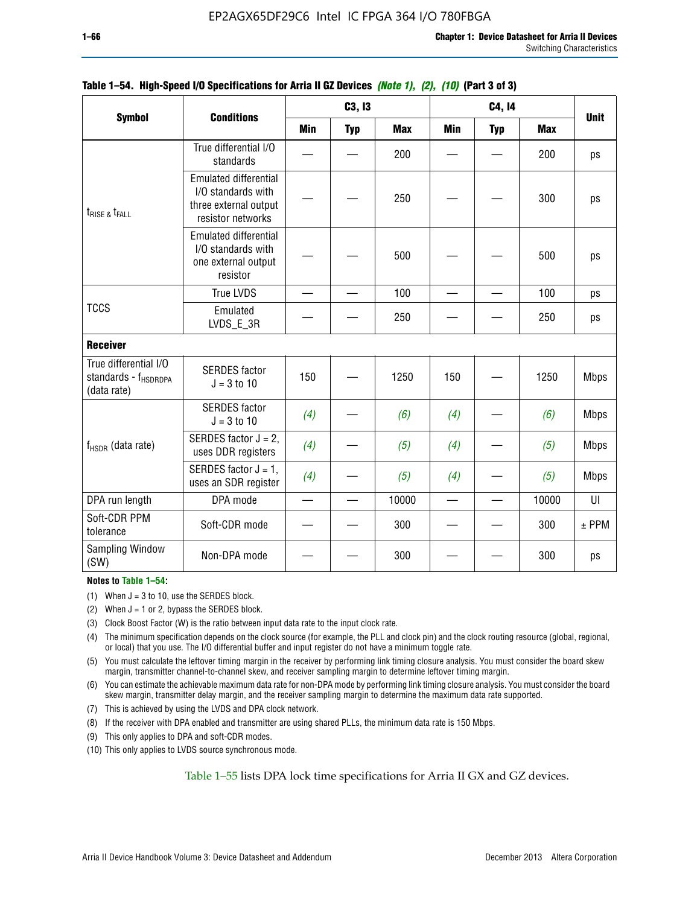**Table 1–54. High-Speed I/O Specifications for Arria II GZ Devices *(Note 1), (2), (10)* (Part 3 of 3)**

| Symbol | Conditions | C3, I3 | | | C4, I4 | | | Unit |
|---|---|---|---|---|---|---|---|---|
| | | Min | Typ | Max | Min | Typ | Max | |
| $t_{RISE}$ & $t_{FALL}$ | True differential I/O standards | — | — | 200 | — | — | 200 | ps |
| | Emulated differential I/O standards with three external output resistor networks | — | — | 250 | — | — | 300 | ps |
| | Emulated differential I/O standards with one external output resistor | — | — | 500 | — | — | 500 | ps |
| TCCS | True LVDS | — | — | 100 | — | — | 100 | ps |
| | Emulated LVDS_E_3R | — | — | 250 | — | — | 250 | ps |
| **Receiver** | | | | | | | | |
| True differential I/O standards - $f_{HSDRDPA}$ (data rate) | SERDES factor J = 3 to 10 | 150 | — | 1250 | 150 | — | 1250 | Mbps |
| $f_{HSDR}$ (data rate) | SERDES factor J = 3 to 10 | *(4)* | — | *(6)* | *(4)* | — | *(6)* | Mbps |
| | SERDES factor J = 2, uses DDR registers | *(4)* | — | *(5)* | *(4)* | — | *(5)* | Mbps |
| | SERDES factor J = 1, uses an SDR register | *(4)* | — | *(5)* | *(4)* | — | *(5)* | Mbps |
| DPA run length | DPA mode | — | — | 10000 | — | — | 10000 | UI |
| Soft-CDR PPM tolerance | Soft-CDR mode | — | — | 300 | — | — | 300 | ± PPM |
| Sampling Window (SW) | Non-DPA mode | — | — | 300 | — | — | 300 | ps |

**Notes to Table 1–54:**

(1) When J = 3 to 10, use the SERDES block.

(2) When J = 1 or 2, bypass the SERDES block.

(3) Clock Boost Factor (W) is the ratio between input data rate to the input clock rate.

(4) The minimum specification depends on the clock source (for example, the PLL and clock pin) and the clock routing resource (global, regional, or local) that you use. The I/O differential buffer and input register do not have a minimum toggle rate.

(5) You must calculate the leftover timing margin in the receiver by performing link timing closure analysis. You must consider the board skew margin, transmitter channel-to-channel skew, and receiver sampling margin to determine leftover timing margin.

(6) You can estimate the achievable maximum data rate for non-DPA mode by performing link timing closure analysis. You must consider the board skew margin, transmitter delay margin, and the receiver sampling margin to determine the maximum data rate supported.

(7) This is achieved by using the LVDS and DPA clock network.

(8) If the receiver with DPA enabled and transmitter are using shared PLLs, the minimum data rate is 150 Mbps.

(9) This only applies to DPA and soft-CDR modes.

(10) This only applies to LVDS source synchronous mode.

Table 1–55 lists DPA lock time specifications for Arria II GX and GZ devices.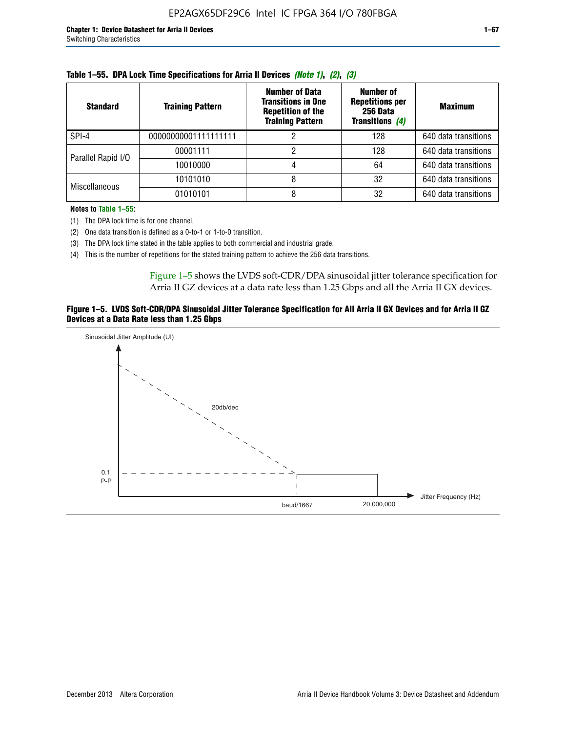**Table 1–55. DPA Lock Time Specifications for Arria II Devices** *(Note 1)*, *(2)*, *(3)*

| Standard | Training Pattern | Number of Data Transitions in One Repetition of the Training Pattern | Number of Repetitions per 256 Data Transitions *(4)* | Maximum |
|---|---|---|---|---|
| SPI-4 | 00000000001111111111 | 2 | 128 | 640 data transitions |
| Parallel Rapid I/O | 00001111 | 2 | 128 | 640 data transitions |
| | 10010000 | 4 | 64 | 640 data transitions |
| Miscellaneous | 10101010 | 8 | 32 | 640 data transitions |
| | 01010101 | 8 | 32 | 640 data transitions |

**Notes to Table 1–55:**

(1) The DPA lock time is for one channel.

(2) One data transition is defined as a 0-to-1 or 1-to-0 transition.

(3) The DPA lock time stated in the table applies to both commercial and industrial grade.

(4) This is the number of repetitions for the stated training pattern to achieve the 256 data transitions.

Figure 1–5 shows the LVDS soft-CDR/DPA sinusoidal jitter tolerance specification for Arria II GZ devices at a data rate less than 1.25 Gbps and all the Arria II GX devices.

**Figure 1–5. LVDS Soft-CDR/DPA Sinusoidal Jitter Tolerance Specification for All Arria II GX Devices and for Arria II GZ Devices at a Data Rate less than 1.25 Gbps**

Sinusoidal Jitter Amplitude (UI)

20db/dec

0.1 P-P

baud/1667

20,000,000

Jitter Frequency (Hz)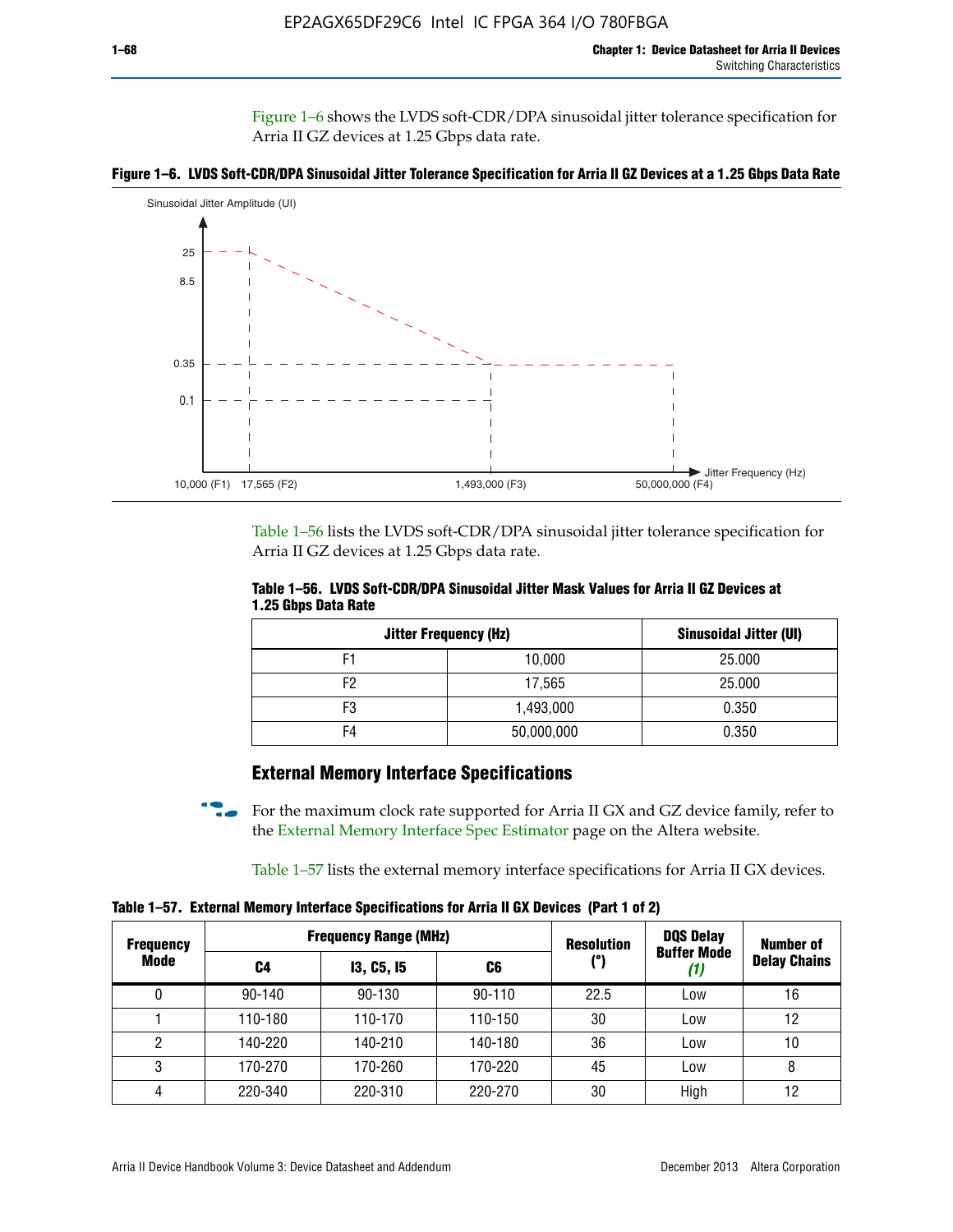Figure 1–6 shows the LVDS soft-CDR/DPA sinusoidal jitter tolerance specification for Arria II GZ devices at 1.25 Gbps data rate.

**Figure 1–6. LVDS Soft-CDR/DPA Sinusoidal Jitter Tolerance Specification for Arria II GZ Devices at a 1.25 Gbps Data Rate**

Table 1–56 lists the LVDS soft-CDR/DPA sinusoidal jitter tolerance specification for Arria II GZ devices at 1.25 Gbps data rate.

**Table 1–56. LVDS Soft-CDR/DPA Sinusoidal Jitter Mask Values for Arria II GZ Devices at 1.25 Gbps Data Rate**

| Jitter Frequency (Hz) | | Sinusoidal Jitter (UI) |
|---|---|---|
| F1 | 10,000 | 25.000 |
| F2 | 17,565 | 25.000 |
| F3 | 1,493,000 | 0.350 |
| F4 | 50,000,000 | 0.350 |

## External Memory Interface Specifications

For the maximum clock rate supported for Arria II GX and GZ device family, refer to the External Memory Interface Spec Estimator page on the Altera website.

Table 1–57 lists the external memory interface specifications for Arria II GX devices.

**Table 1–57. External Memory Interface Specifications for Arria II GX Devices (Part 1 of 2)**

| Frequency Mode | Frequency Range (MHz) | | | Resolution (°) | DQS Delay Buffer Mode *(1)* | Number of Delay Chains |
|---|---|---|---|---|---|---|
| | C4 | I3, C5, I5 | C6 | | | |
| 0 | 90-140 | 90-130 | 90-110 | 22.5 | Low | 16 |
| 1 | 110-180 | 110-170 | 110-150 | 30 | Low | 12 |
| 2 | 140-220 | 140-210 | 140-180 | 36 | Low | 10 |
| 3 | 170-270 | 170-260 | 170-220 | 45 | Low | 8 |
| 4 | 220-340 | 220-310 | 220-270 | 30 | High | 12 |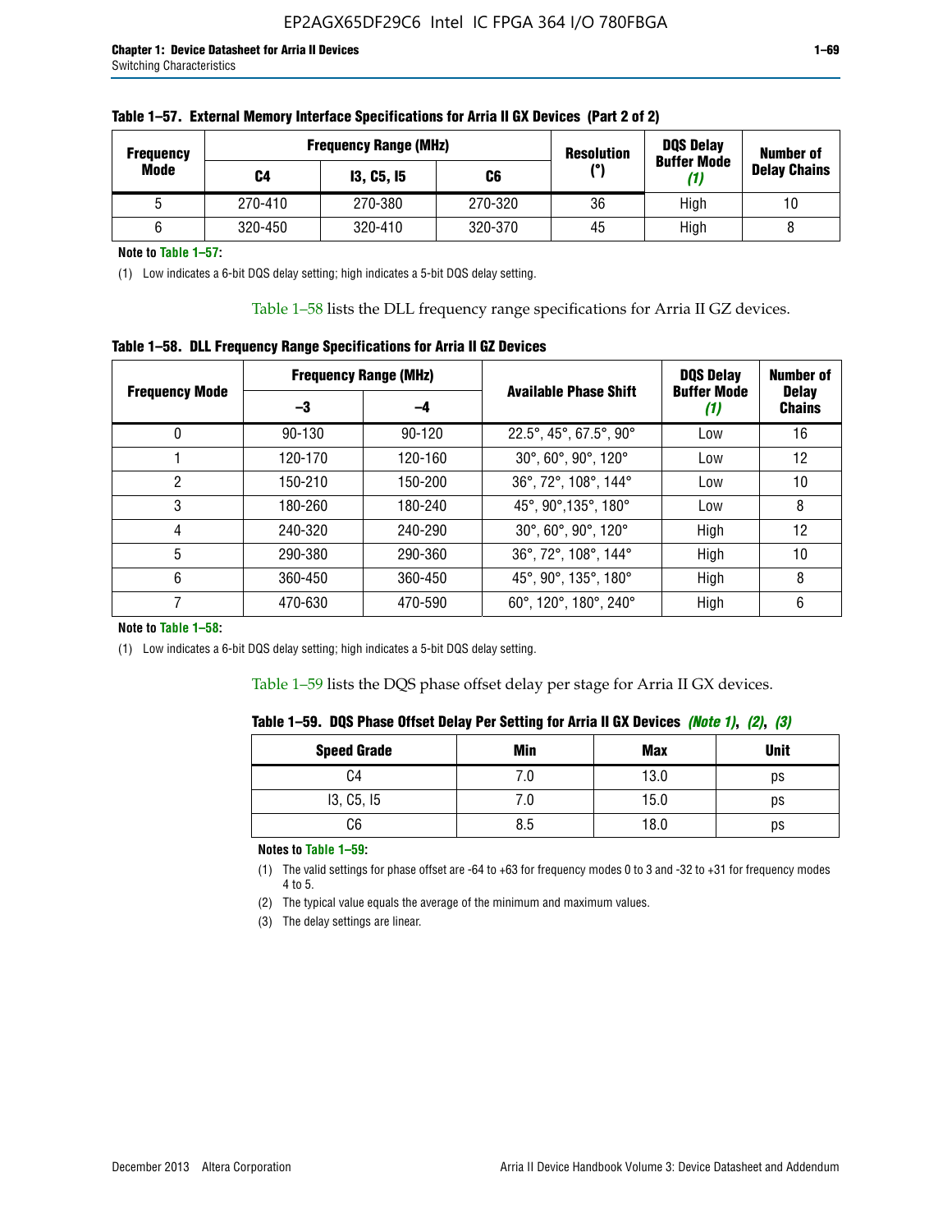**Table 1–57. External Memory Interface Specifications for Arria II GX Devices (Part 2 of 2)**

| Frequency Mode | Frequency Range (MHz) | | | Resolution (°) | DQS Delay Buffer Mode (1) | Number of Delay Chains |
|---|---|---|---|---|---|---|
| | C4 | I3, C5, I5 | C6 | | | |
| 5 | 270-410 | 270-380 | 270-320 | 36 | High | 10 |
| 6 | 320-450 | 320-410 | 320-370 | 45 | High | 8 |

**Note to Table 1–57:**

(1) Low indicates a 6-bit DQS delay setting; high indicates a 5-bit DQS delay setting.

Table 1–58 lists the DLL frequency range specifications for Arria II GZ devices.

**Table 1–58. DLL Frequency Range Specifications for Arria II GZ Devices**

| Frequency Mode | Frequency Range (MHz) | | Available Phase Shift | DQS Delay Buffer Mode (1) | Number of Delay Chains |
|---|---|---|---|---|---|
| | –3 | –4 | | | |
| 0 | 90-130 | 90-120 | 22.5°, 45°, 67.5°, 90° | Low | 16 |
| 1 | 120-170 | 120-160 | 30°, 60°, 90°, 120° | Low | 12 |
| 2 | 150-210 | 150-200 | 36°, 72°, 108°, 144° | Low | 10 |
| 3 | 180-260 | 180-240 | 45°, 90°,135°, 180° | Low | 8 |
| 4 | 240-320 | 240-290 | 30°, 60°, 90°, 120° | High | 12 |
| 5 | 290-380 | 290-360 | 36°, 72°, 108°, 144° | High | 10 |
| 6 | 360-450 | 360-450 | 45°, 90°, 135°, 180° | High | 8 |
| 7 | 470-630 | 470-590 | 60°, 120°, 180°, 240° | High | 6 |

**Note to Table 1–58:**

(1) Low indicates a 6-bit DQS delay setting; high indicates a 5-bit DQS delay setting.

Table 1–59 lists the DQS phase offset delay per stage for Arria II GX devices.

**Table 1–59. DQS Phase Offset Delay Per Setting for Arria II GX Devices *(Note 1)*, *(2)*, *(3)***

| Speed Grade | Min | Max | Unit |
|---|---|---|---|
| C4 | 7.0 | 13.0 | ps |
| I3, C5, I5 | 7.0 | 15.0 | ps |
| C6 | 8.5 | 18.0 | ps |

**Notes to Table 1–59:**

(1) The valid settings for phase offset are -64 to +63 for frequency modes 0 to 3 and -32 to +31 for frequency modes 4 to 5.

(2) The typical value equals the average of the minimum and maximum values.

(3) The delay settings are linear.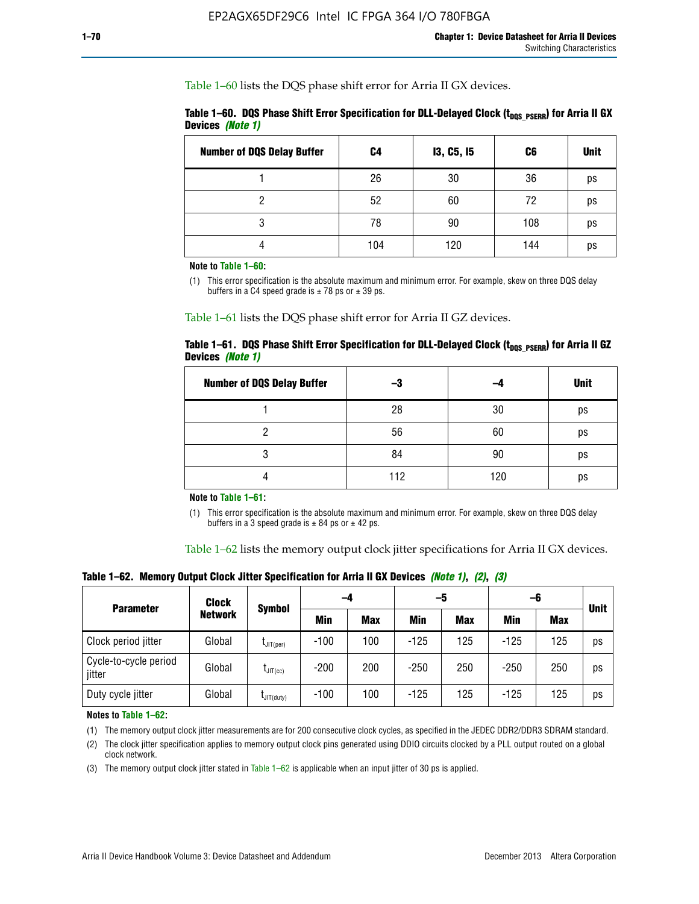Table 1–60 lists the DQS phase shift error for Arria II GX devices.

**Table 1–60. DQS Phase Shift Error Specification for DLL-Delayed Clock ($t_{DQS\_PSERR}$) for Arria II GX Devices *(Note 1)***

| Number of DQS Delay Buffer | C4 | I3, C5, I5 | C6 | Unit |
|---|---|---|---|---|
| 1 | 26 | 30 | 36 | ps |
| 2 | 52 | 60 | 72 | ps |
| 3 | 78 | 90 | 108 | ps |
| 4 | 104 | 120 | 144 | ps |

**Note to Table 1–60:**

(1) This error specification is the absolute maximum and minimum error. For example, skew on three DQS delay buffers in a C4 speed grade is ± 78 ps or ± 39 ps.

Table 1–61 lists the DQS phase shift error for Arria II GZ devices.

**Table 1–61. DQS Phase Shift Error Specification for DLL-Delayed Clock ($t_{DQS\_PSERR}$) for Arria II GZ Devices *(Note 1)***

| Number of DQS Delay Buffer | –3 | –4 | Unit |
|---|---|---|---|
| 1 | 28 | 30 | ps |
| 2 | 56 | 60 | ps |
| 3 | 84 | 90 | ps |
| 4 | 112 | 120 | ps |

**Note to Table 1–61:**

(1) This error specification is the absolute maximum and minimum error. For example, skew on three DQS delay buffers in a 3 speed grade is ± 84 ps or ± 42 ps.

Table 1–62 lists the memory output clock jitter specifications for Arria II GX devices.

**Table 1–62. Memory Output Clock Jitter Specification for Arria II GX Devices *(Note 1)*, *(2)*, *(3)***

| Parameter | Clock Network | Symbol | –4 | | –5 | | –6 | | Unit |
|---|---|---|---|---|---|---|---|---|---|
| | | | Min | Max | Min | Max | Min | Max | |
| Clock period jitter | Global | $t_{JIT(per)}$ | -100 | 100 | -125 | 125 | -125 | 125 | ps |
| Cycle-to-cycle period jitter | Global | $t_{JIT(cc)}$ | -200 | 200 | -250 | 250 | -250 | 250 | ps |
| Duty cycle jitter | Global | $t_{JIT(duty)}$ | -100 | 100 | -125 | 125 | -125 | 125 | ps |

**Notes to Table 1–62:**

(1) The memory output clock jitter measurements are for 200 consecutive clock cycles, as specified in the JEDEC DDR2/DDR3 SDRAM standard.

(2) The clock jitter specification applies to memory output clock pins generated using DDIO circuits clocked by a PLL output routed on a global clock network.

(3) The memory output clock jitter stated in Table 1–62 is applicable when an input jitter of 30 ps is applied.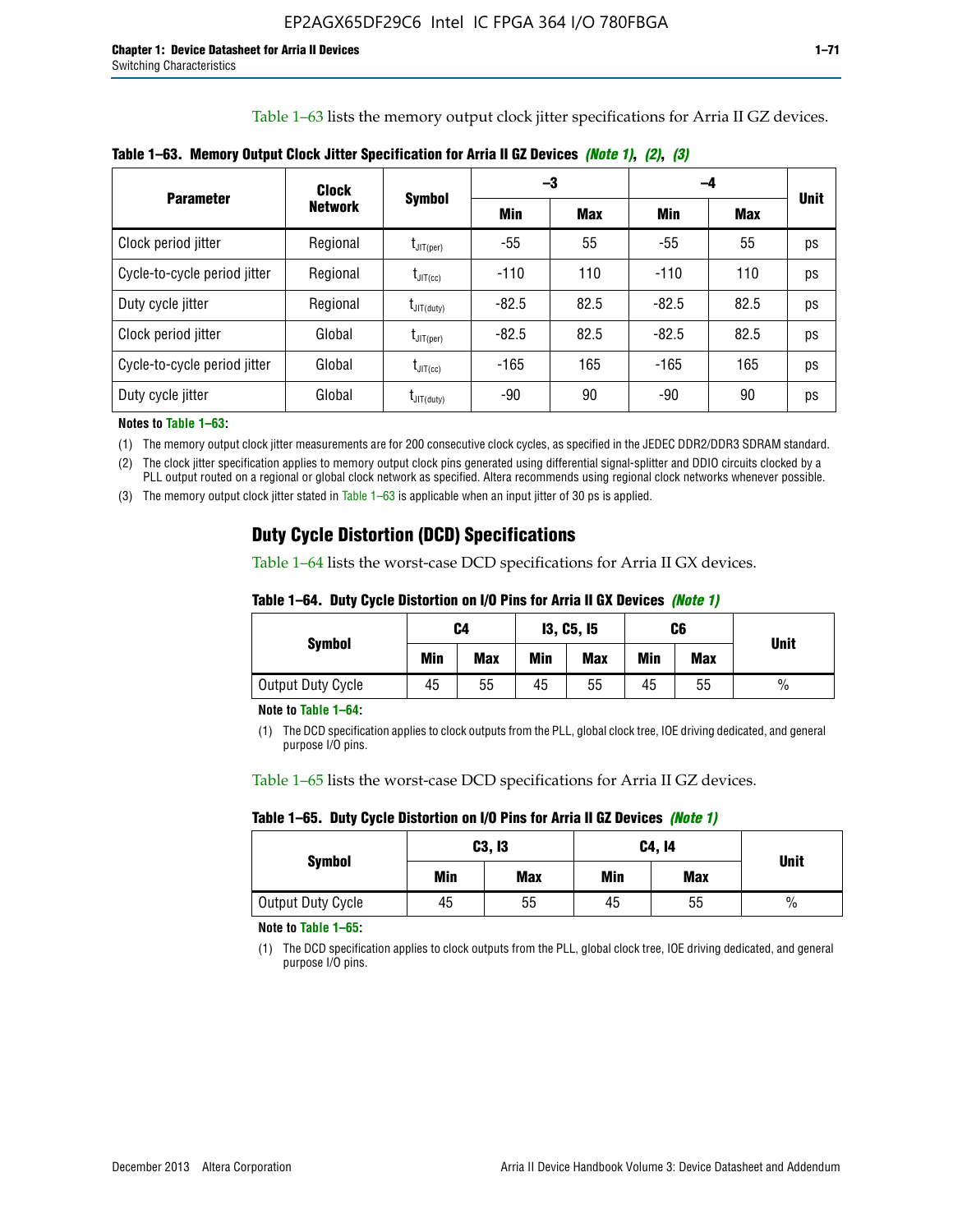Table 1–63 lists the memory output clock jitter specifications for Arria II GZ devices.

**Table 1–63. Memory Output Clock Jitter Specification for Arria II GZ Devices *(Note 1)*, *(2)*, *(3)***

| Parameter | Clock Network | Symbol | –3 | | –4 | | Unit |
|---|---|---|---|---|---|---|---|
| | | | Min | Max | Min | Max | |
| Clock period jitter | Regional | $t_{JIT(per)}$ | -55 | 55 | -55 | 55 | ps |
| Cycle-to-cycle period jitter | Regional | $t_{JIT(cc)}$ | -110 | 110 | -110 | 110 | ps |
| Duty cycle jitter | Regional | $t_{JIT(duty)}$ | -82.5 | 82.5 | -82.5 | 82.5 | ps |
| Clock period jitter | Global | $t_{JIT(per)}$ | -82.5 | 82.5 | -82.5 | 82.5 | ps |
| Cycle-to-cycle period jitter | Global | $t_{JIT(cc)}$ | -165 | 165 | -165 | 165 | ps |
| Duty cycle jitter | Global | $t_{JIT(duty)}$ | -90 | 90 | -90 | 90 | ps |

**Notes to Table 1–63:**

(1) The memory output clock jitter measurements are for 200 consecutive clock cycles, as specified in the JEDEC DDR2/DDR3 SDRAM standard.

(2) The clock jitter specification applies to memory output clock pins generated using differential signal-splitter and DDIO circuits clocked by a PLL output routed on a regional or global clock network as specified. Altera recommends using regional clock networks whenever possible.

(3) The memory output clock jitter stated in Table 1–63 is applicable when an input jitter of 30 ps is applied.

## Duty Cycle Distortion (DCD) Specifications

Table 1–64 lists the worst-case DCD specifications for Arria II GX devices.

**Table 1–64. Duty Cycle Distortion on I/O Pins for Arria II GX Devices *(Note 1)***

| Symbol | C4 | | I3, C5, I5 | | C6 | | Unit |
|---|---|---|---|---|---|---|---|
| | Min | Max | Min | Max | Min | Max | |
| Output Duty Cycle | 45 | 55 | 45 | 55 | 45 | 55 | % |

**Note to Table 1–64:**

(1) The DCD specification applies to clock outputs from the PLL, global clock tree, IOE driving dedicated, and general purpose I/O pins.

Table 1–65 lists the worst-case DCD specifications for Arria II GZ devices.

**Table 1–65. Duty Cycle Distortion on I/O Pins for Arria II GZ Devices *(Note 1)***

| Symbol | C3, I3 | | C4, I4 | | Unit |
|---|---|---|---|---|---|
| | Min | Max | Min | Max | |
| Output Duty Cycle | 45 | 55 | 45 | 55 | % |

**Note to Table 1–65:**

(1) The DCD specification applies to clock outputs from the PLL, global clock tree, IOE driving dedicated, and general purpose I/O pins.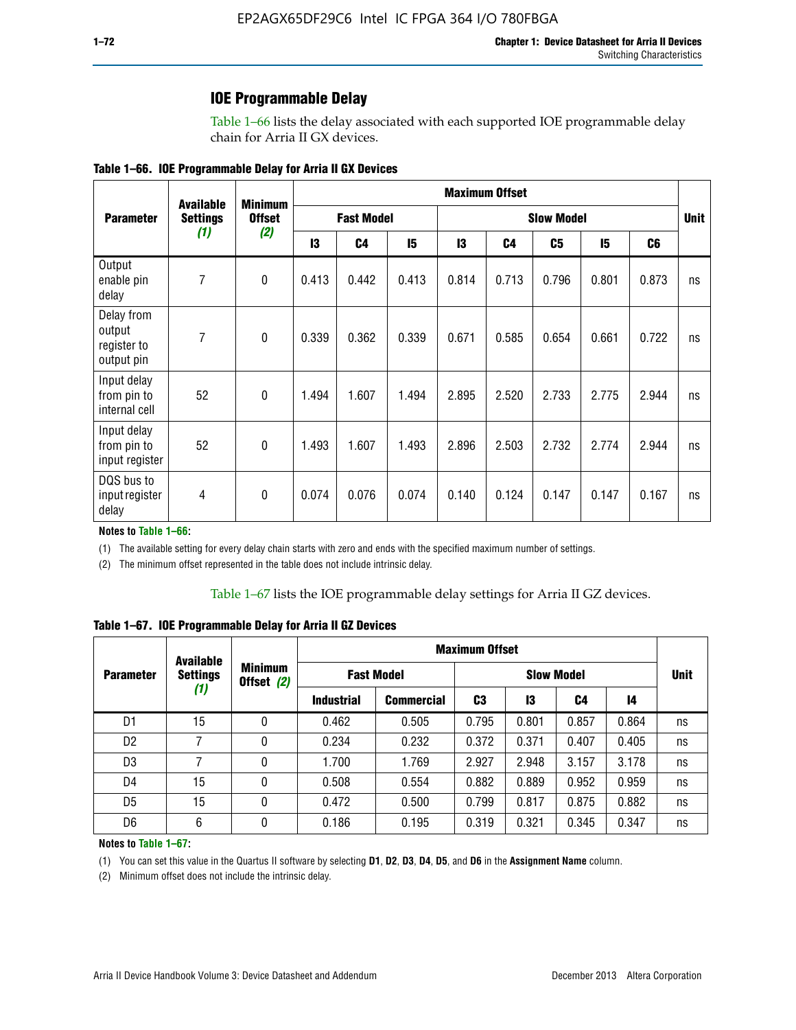## IOE Programmable Delay

Table 1–66 lists the delay associated with each supported IOE programmable delay chain for Arria II GX devices.

**Table 1–66. IOE Programmable Delay for Arria II GX Devices**

| Parameter | Available Settings *(1)* | Minimum Offset *(2)* | Maximum Offset | | | | | | | | Unit |
|---|---|---|---|---|---|---|---|---|---|---|---|
| | | | Fast Model | | | Slow Model | | | | | |
| | | | I3 | C4 | I5 | I3 | C4 | C5 | I5 | C6 | |
| Output enable pin delay | 7 | 0 | 0.413 | 0.442 | 0.413 | 0.814 | 0.713 | 0.796 | 0.801 | 0.873 | ns |
| Delay from output register to output pin | 7 | 0 | 0.339 | 0.362 | 0.339 | 0.671 | 0.585 | 0.654 | 0.661 | 0.722 | ns |
| Input delay from pin to internal cell | 52 | 0 | 1.494 | 1.607 | 1.494 | 2.895 | 2.520 | 2.733 | 2.775 | 2.944 | ns |
| Input delay from pin to input register | 52 | 0 | 1.493 | 1.607 | 1.493 | 2.896 | 2.503 | 2.732 | 2.774 | 2.944 | ns |
| DQS bus to input register delay | 4 | 0 | 0.074 | 0.076 | 0.074 | 0.140 | 0.124 | 0.147 | 0.147 | 0.167 | ns |

**Notes to Table 1–66:**

(1) The available setting for every delay chain starts with zero and ends with the specified maximum number of settings.

(2) The minimum offset represented in the table does not include intrinsic delay.

Table 1–67 lists the IOE programmable delay settings for Arria II GZ devices.

**Table 1–67. IOE Programmable Delay for Arria II GZ Devices**

| Parameter | Available Settings *(1)* | Minimum Offset *(2)* | Maximum Offset | | | | | | Unit |
|---|---|---|---|---|---|---|---|---|---|
| | | | Fast Model | | Slow Model | | | | |
| | | | Industrial | Commercial | C3 | I3 | C4 | I4 | |
| D1 | 15 | 0 | 0.462 | 0.505 | 0.795 | 0.801 | 0.857 | 0.864 | ns |
| D2 | 7 | 0 | 0.234 | 0.232 | 0.372 | 0.371 | 0.407 | 0.405 | ns |
| D3 | 7 | 0 | 1.700 | 1.769 | 2.927 | 2.948 | 3.157 | 3.178 | ns |
| D4 | 15 | 0 | 0.508 | 0.554 | 0.882 | 0.889 | 0.952 | 0.959 | ns |
| D5 | 15 | 0 | 0.472 | 0.500 | 0.799 | 0.817 | 0.875 | 0.882 | ns |
| D6 | 6 | 0 | 0.186 | 0.195 | 0.319 | 0.321 | 0.345 | 0.347 | ns |

**Notes to Table 1–67:**

(1) You can set this value in the Quartus II software by selecting **D1**, **D2**, **D3**, **D4**, **D5**, and **D6** in the **Assignment Name** column.

(2) Minimum offset does not include the intrinsic delay.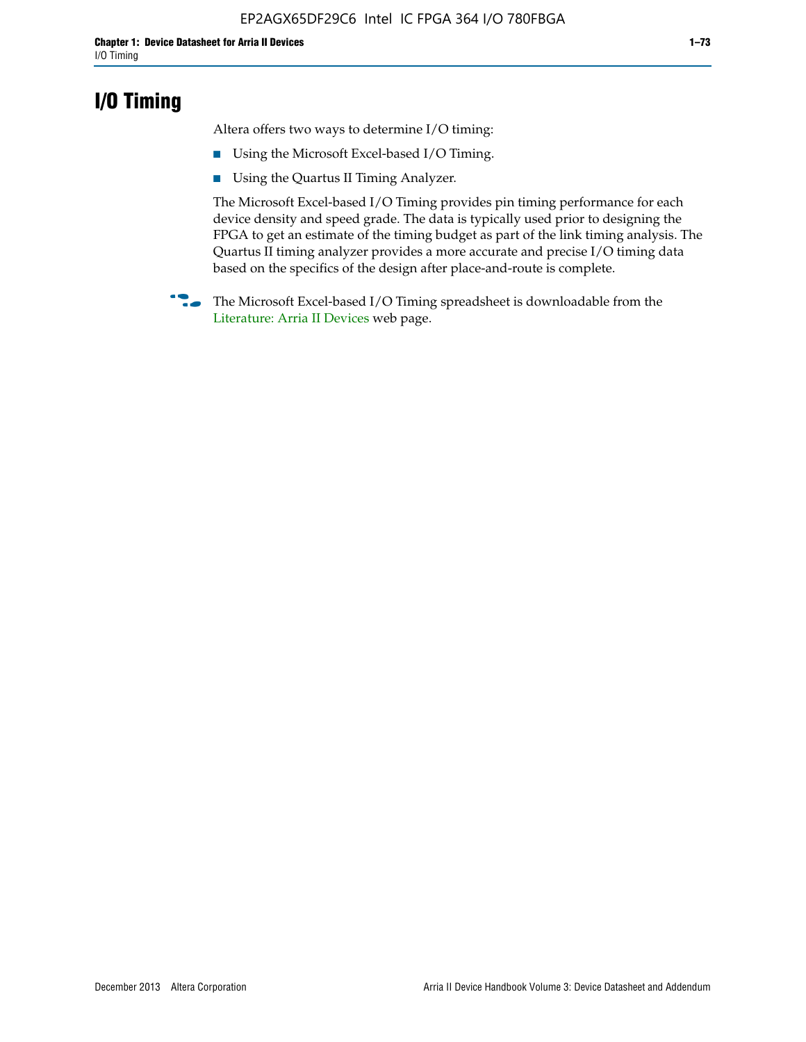# I/O Timing

Altera offers two ways to determine I/O timing:

- Using the Microsoft Excel-based I/O Timing.
- Using the Quartus II Timing Analyzer.

The Microsoft Excel-based I/O Timing provides pin timing performance for each device density and speed grade. The data is typically used prior to designing the FPGA to get an estimate of the timing budget as part of the link timing analysis. The Quartus II timing analyzer provides a more accurate and precise I/O timing data based on the specifics of the design after place-and-route is complete.

The Microsoft Excel-based I/O Timing spreadsheet is downloadable from the Literature: Arria II Devices web page.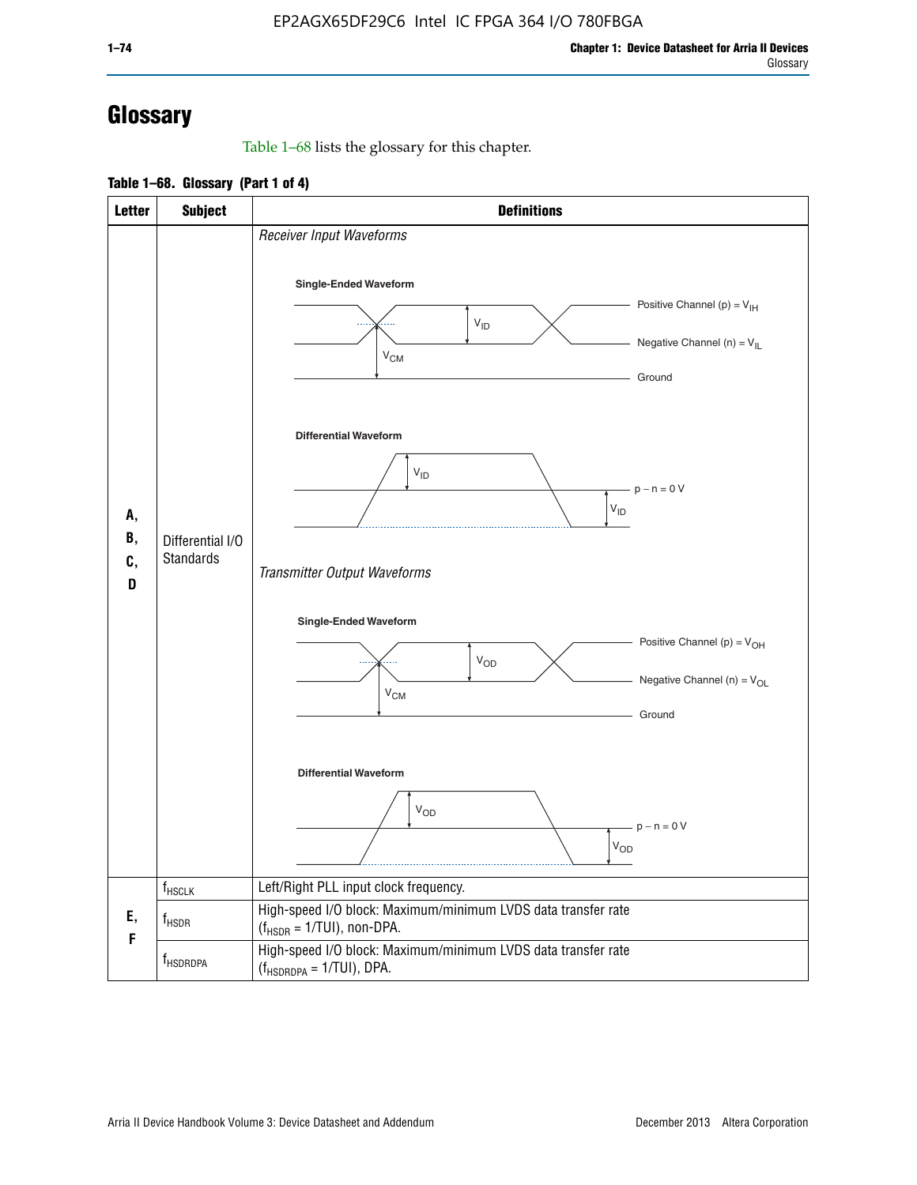# Glossary

Table 1–68 lists the glossary for this chapter.

**Table 1–68. Glossary (Part 1 of 4)**

| Letter | Subject | Definitions |
|---|---|---|
| A, B, C, D | Differential I/O Standards | *Receiver Input Waveforms*<br><br>**Single-Ended Waveform**<br>Positive Channel (p) = $V_{IH}$<br>Negative Channel (n) = $V_{IL}$<br>Ground<br>$V_{ID}$, $V_{CM}$<br><br>**Differential Waveform**<br>$V_{ID}$<br>p − n = 0 V<br>$V_{ID}$<br><br>*Transmitter Output Waveforms*<br><br>**Single-Ended Waveform**<br>Positive Channel (p) = $V_{OH}$<br>Negative Channel (n) = $V_{OL}$<br>Ground<br>$V_{OD}$, $V_{CM}$<br><br>**Differential Waveform**<br>$V_{OD}$<br>p − n = 0 V<br>$V_{OD}$ |
| E, F | $f_{HSCLK}$ | Left/Right PLL input clock frequency. |
| | $f_{HSDR}$ | High-speed I/O block: Maximum/minimum LVDS data transfer rate ($f_{HSDR}$ = 1/TUI), non-DPA. |
| | $f_{HSDRDPA}$ | High-speed I/O block: Maximum/minimum LVDS data transfer rate ($f_{HSDRDPA}$ = 1/TUI), DPA. |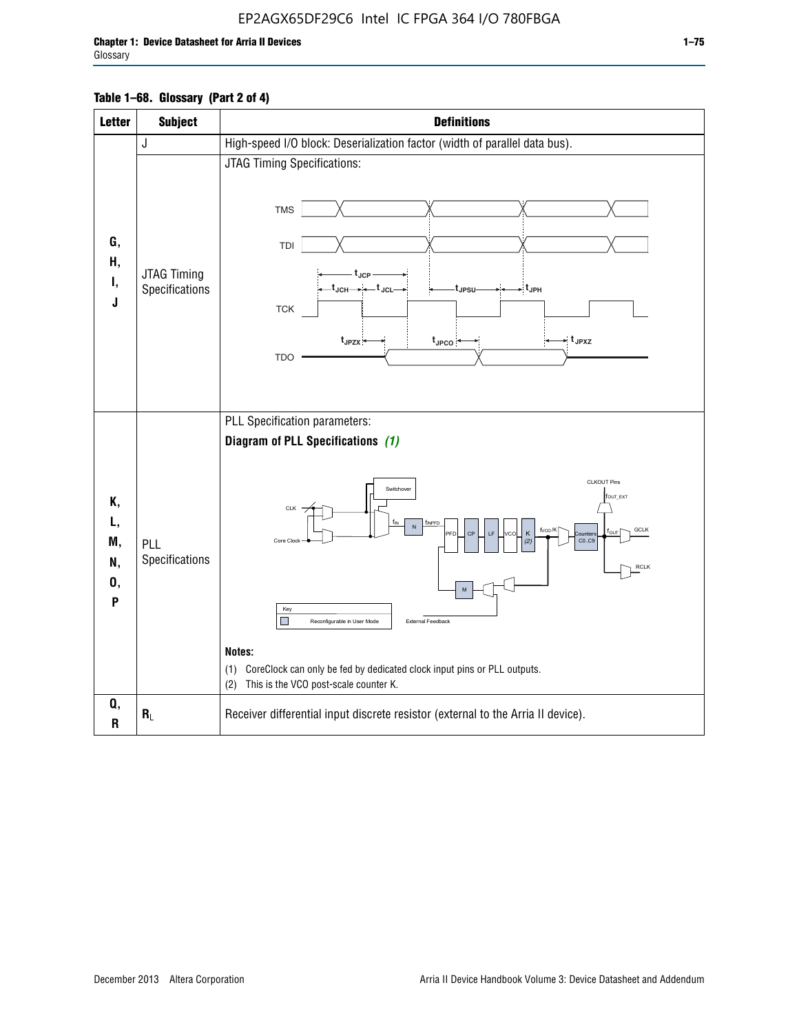**Table 1–68. Glossary (Part 2 of 4)**

| Letter | Subject | Definitions |
|---|---|---|
| G, H, I, J | J | High-speed I/O block: Deserialization factor (width of parallel data bus). |
| | JTAG Timing Specifications | JTAG Timing Specifications: TMS, TDI, TCK, TDO ($t_{JCP}$, $t_{JCH}$, $t_{JCL}$, $t_{JPSU}$, $t_{JPH}$, $t_{JPZX}$, $t_{JPCO}$, $t_{JPXZ}$) |
| K, L, M, N, O, P | PLL Specifications | PLL Specification parameters: **Diagram of PLL Specifications** *(1)* Notes: (1) CoreClock can only be fed by dedicated clock input pins or PLL outputs. (2) This is the VCO post-scale counter K. |
| Q, R | $R_L$ | Receiver differential input discrete resistor (external to the Arria II device). |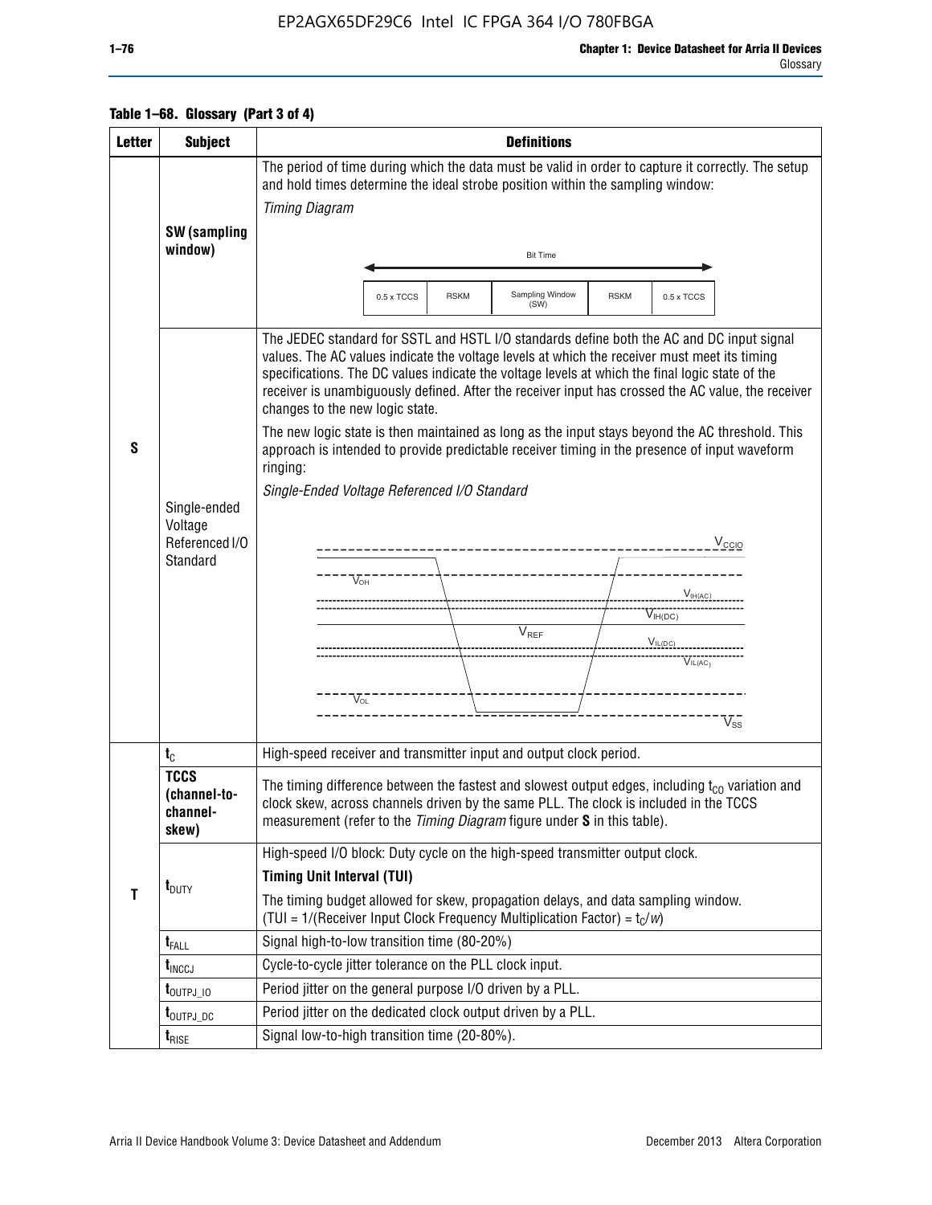**Table 1–68. Glossary (Part 3 of 4)**

| Letter | Subject | Definitions |
|---|---|---|
| S | **SW (sampling window)** | The period of time during which the data must be valid in order to capture it correctly. The setup and hold times determine the ideal strobe position within the sampling window: *Timing Diagram* Bit Time: 0.5 x TCCS, RSKM, Sampling Window (SW), RSKM, 0.5 x TCCS |
| | Single-ended Voltage Referenced I/O Standard | The JEDEC standard for SSTL and HSTL I/O standards define both the AC and DC input signal values. The AC values indicate the voltage levels at which the receiver must meet its timing specifications. The DC values indicate the voltage levels at which the final logic state of the receiver is unambiguously defined. After the receiver input has crossed the AC value, the receiver changes to the new logic state. The new logic state is then maintained as long as the input stays beyond the AC threshold. This approach is intended to provide predictable receiver timing in the presence of input waveform ringing: *Single-Ended Voltage Referenced I/O Standard* ($V_{CCIO}$, $V_{OH}$, $V_{IH(AC)}$, $V_{IH(DC)}$, $V_{REF}$, $V_{IL(DC)}$, $V_{IL(AC)}$, $V_{OL}$, $V_{SS}$) |
| T | $t_C$ | High-speed receiver and transmitter input and output clock period. |
| | **TCCS (channel-to-channel-skew)** | The timing difference between the fastest and slowest output edges, including $t_{CO}$ variation and clock skew, across channels driven by the same PLL. The clock is included in the TCCS measurement (refer to the *Timing Diagram* figure under **S** in this table). |
| | $t_{DUTY}$ | High-speed I/O block: Duty cycle on the high-speed transmitter output clock. **Timing Unit Interval (TUI)** The timing budget allowed for skew, propagation delays, and data sampling window. (TUI = 1/(Receiver Input Clock Frequency Multiplication Factor) = $t_C/w$) |
| | $t_{FALL}$ | Signal high-to-low transition time (80-20%) |
| | $t_{INCCJ}$ | Cycle-to-cycle jitter tolerance on the PLL clock input. |
| | $t_{OUTPJ\_IO}$ | Period jitter on the general purpose I/O driven by a PLL. |
| | $t_{OUTPJ\_DC}$ | Period jitter on the dedicated clock output driven by a PLL. |
| | $t_{RISE}$ | Signal low-to-high transition time (20-80%). |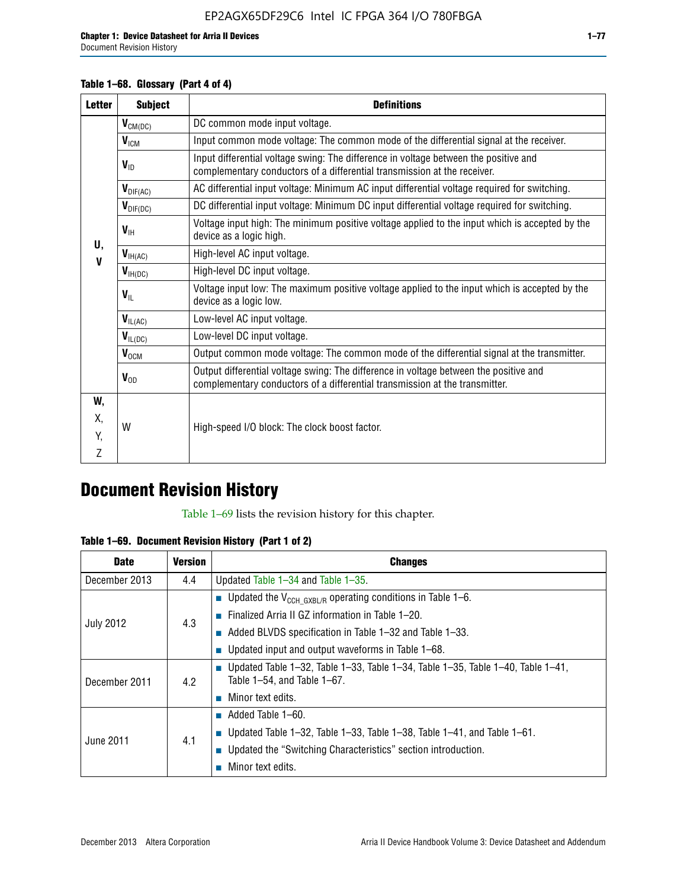**Table 1–68. Glossary (Part 4 of 4)**

| Letter | Subject | Definitions |
|---|---|---|
| U, V | $V_{CM(DC)}$ | DC common mode input voltage. |
| | $V_{ICM}$ | Input common mode voltage: The common mode of the differential signal at the receiver. |
| | $V_{ID}$ | Input differential voltage swing: The difference in voltage between the positive and complementary conductors of a differential transmission at the receiver. |
| | $V_{DIF(AC)}$ | AC differential input voltage: Minimum AC input differential voltage required for switching. |
| | $V_{DIF(DC)}$ | DC differential input voltage: Minimum DC input differential voltage required for switching. |
| | $V_{IH}$ | Voltage input high: The minimum positive voltage applied to the input which is accepted by the device as a logic high. |
| | $V_{IH(AC)}$ | High-level AC input voltage. |
| | $V_{IH(DC)}$ | High-level DC input voltage. |
| | $V_{IL}$ | Voltage input low: The maximum positive voltage applied to the input which is accepted by the device as a logic low. |
| | $V_{IL(AC)}$ | Low-level AC input voltage. |
| | $V_{IL(DC)}$ | Low-level DC input voltage. |
| | $V_{OCM}$ | Output common mode voltage: The common mode of the differential signal at the transmitter. |
| | $V_{OD}$ | Output differential voltage swing: The difference in voltage between the positive and complementary conductors of a differential transmission at the transmitter. |
| W, X, Y, Z | W | High-speed I/O block: The clock boost factor. |

# Document Revision History

Table 1–69 lists the revision history for this chapter.

**Table 1–69. Document Revision History (Part 1 of 2)**

| Date | Version | Changes |
|---|---|---|
| December 2013 | 4.4 | Updated Table 1–34 and Table 1–35. |
| July 2012 | 4.3 | ■ Updated the $V_{CCH\_GXBL/R}$ operating conditions in Table 1–6.<br>■ Finalized Arria II GZ information in Table 1–20.<br>■ Added BLVDS specification in Table 1–32 and Table 1–33.<br>■ Updated input and output waveforms in Table 1–68. |
| December 2011 | 4.2 | ■ Updated Table 1–32, Table 1–33, Table 1–34, Table 1–35, Table 1–40, Table 1–41, Table 1–54, and Table 1–67.<br>■ Minor text edits. |
| June 2011 | 4.1 | ■ Added Table 1–60.<br>■ Updated Table 1–32, Table 1–33, Table 1–38, Table 1–41, and Table 1–61.<br>■ Updated the "Switching Characteristics" section introduction.<br>■ Minor text edits. |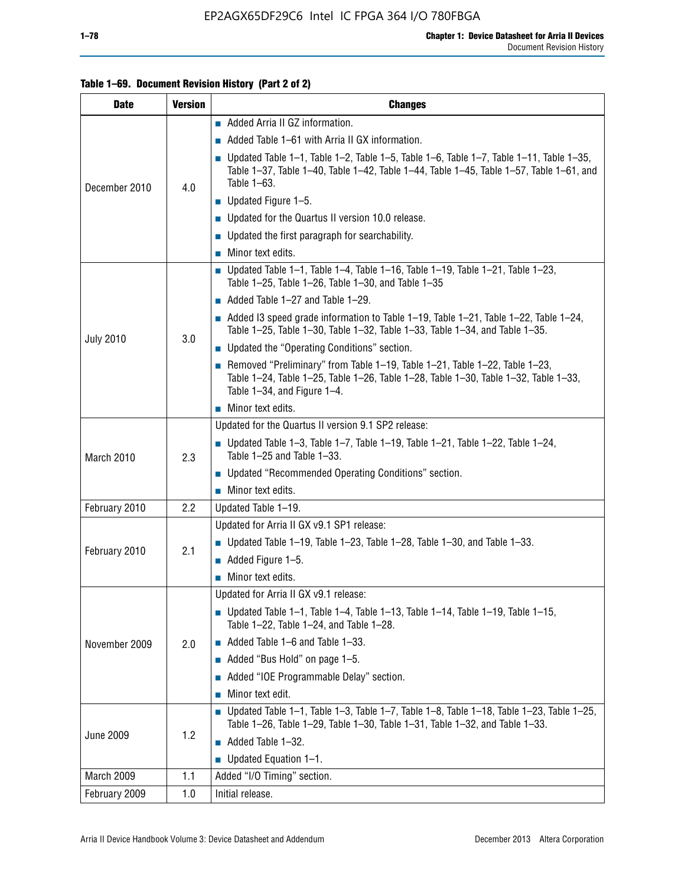**Table 1–69. Document Revision History (Part 2 of 2)**

| Date | Version | Changes |
|---|---|---|
| December 2010 | 4.0 | ■ Added Arria II GZ information.<br>■ Added Table 1–61 with Arria II GX information.<br>■ Updated Table 1–1, Table 1–2, Table 1–5, Table 1–6, Table 1–7, Table 1–11, Table 1–35, Table 1–37, Table 1–40, Table 1–42, Table 1–44, Table 1–45, Table 1–57, Table 1–61, and Table 1–63.<br>■ Updated Figure 1–5.<br>■ Updated for the Quartus II version 10.0 release.<br>■ Updated the first paragraph for searchability.<br>■ Minor text edits. |
| July 2010 | 3.0 | ■ Updated Table 1–1, Table 1–4, Table 1–16, Table 1–19, Table 1–21, Table 1–23, Table 1–25, Table 1–26, Table 1–30, and Table 1–35<br>■ Added Table 1–27 and Table 1–29.<br>■ Added I3 speed grade information to Table 1–19, Table 1–21, Table 1–22, Table 1–24, Table 1–25, Table 1–30, Table 1–32, Table 1–33, Table 1–34, and Table 1–35.<br>■ Updated the "Operating Conditions" section.<br>■ Removed "Preliminary" from Table 1–19, Table 1–21, Table 1–22, Table 1–23, Table 1–24, Table 1–25, Table 1–26, Table 1–28, Table 1–30, Table 1–32, Table 1–33, Table 1–34, and Figure 1–4.<br>■ Minor text edits. |
| March 2010 | 2.3 | Updated for the Quartus II version 9.1 SP2 release:<br>■ Updated Table 1–3, Table 1–7, Table 1–19, Table 1–21, Table 1–22, Table 1–24, Table 1–25 and Table 1–33.<br>■ Updated "Recommended Operating Conditions" section.<br>■ Minor text edits. |
| February 2010 | 2.2 | Updated Table 1–19. |
| February 2010 | 2.1 | Updated for Arria II GX v9.1 SP1 release:<br>■ Updated Table 1–19, Table 1–23, Table 1–28, Table 1–30, and Table 1–33.<br>■ Added Figure 1–5.<br>■ Minor text edits. |
| November 2009 | 2.0 | Updated for Arria II GX v9.1 release:<br>■ Updated Table 1–1, Table 1–4, Table 1–13, Table 1–14, Table 1–19, Table 1–15, Table 1–22, Table 1–24, and Table 1–28.<br>■ Added Table 1–6 and Table 1–33.<br>■ Added "Bus Hold" on page 1–5.<br>■ Added "IOE Programmable Delay" section.<br>■ Minor text edit. |
| June 2009 | 1.2 | ■ Updated Table 1–1, Table 1–3, Table 1–7, Table 1–8, Table 1–18, Table 1–23, Table 1–25, Table 1–26, Table 1–29, Table 1–30, Table 1–31, Table 1–32, and Table 1–33.<br>■ Added Table 1–32.<br>■ Updated Equation 1–1. |
| March 2009 | 1.1 | Added "I/O Timing" section. |
| February 2009 | 1.0 | Initial release. |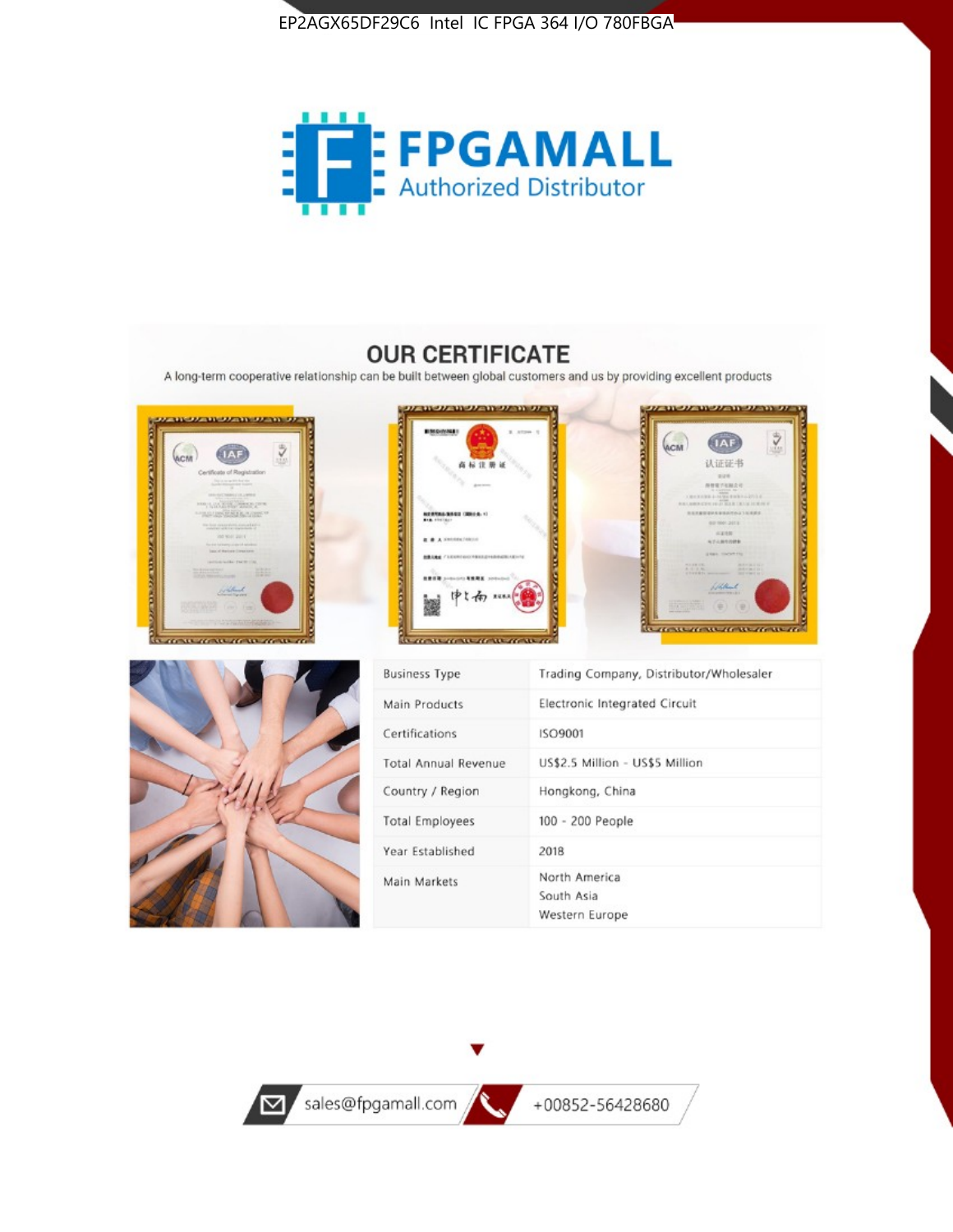FPGAMALL

Authorized Distributor

## OUR CERTIFICATE

A long-term cooperative relationship can be built between global customers and us by providing excellent products

| | |
|---|---|
| Business Type | Trading Company, Distributor/Wholesaler |
| Main Products | Electronic Integrated Circuit |
| Certifications | ISO9001 |
| Total Annual Revenue | US$2.5 Million - US$5 Million |
| Country / Region | Hongkong, China |
| Total Employees | 100 - 200 People |
| Year Established | 2018 |
| Main Markets | North America<br>South Asia<br>Western Europe |

sales@fpgamall.com

+00852-56428680